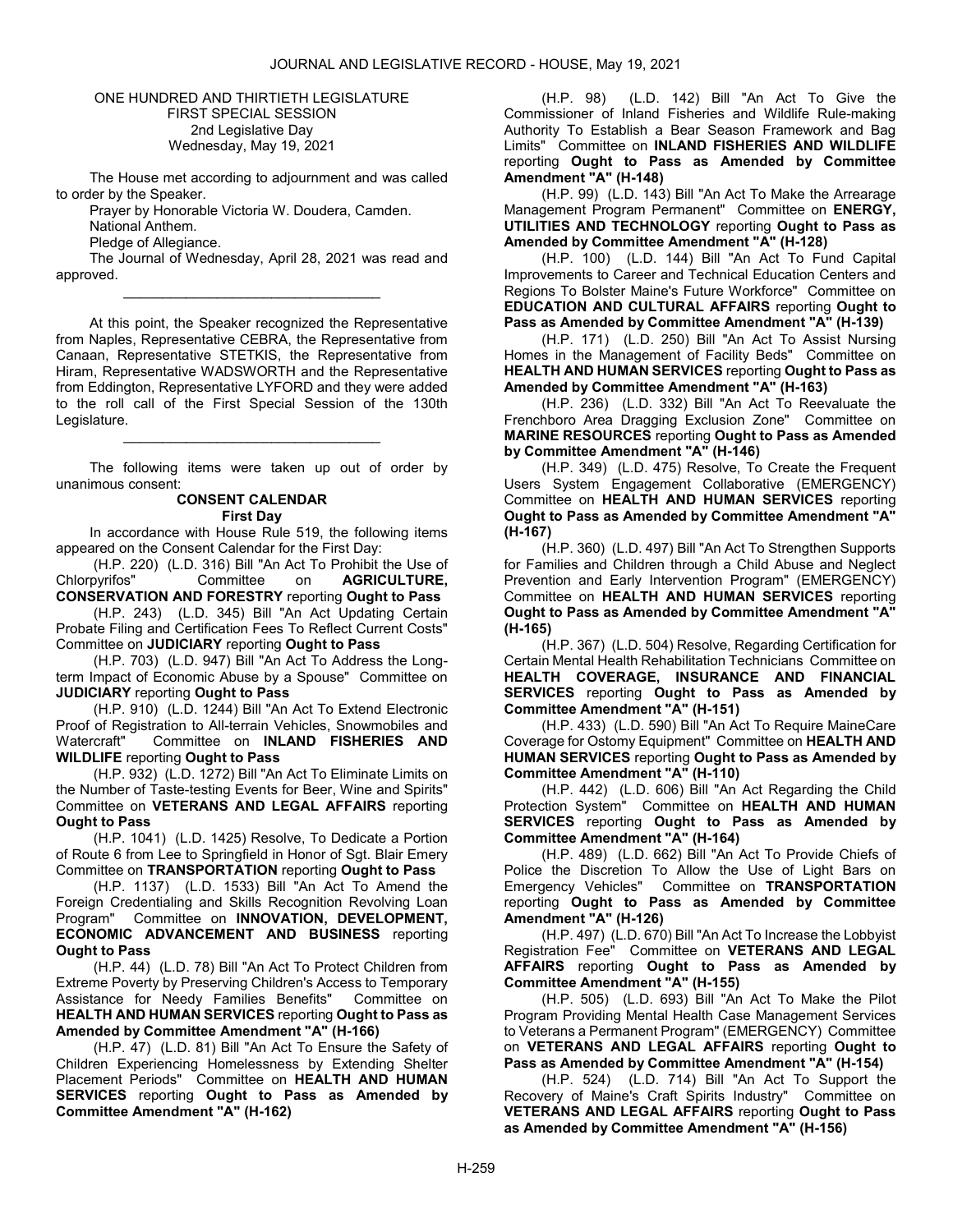ONE HUNDRED AND THIRTIETH LEGISLATURE
FIRST SPECIAL SESSION
2nd Legislative Day
Wednesday, May 19, 2021

The House met according to adjournment and was called to order by the Speaker.

Prayer by Honorable Victoria W. Doudera, Camden.

National Anthem.

Pledge of Allegiance.

The Journal of Wednesday, April 28, 2021 was read and approved.

_________________________________

At this point, the Speaker recognized the Representative from Naples, Representative CEBRA, the Representative from Canaan, Representative STETKIS, the Representative from Hiram, Representative WADSWORTH and the Representative from Eddington, Representative LYFORD and they were added to the roll call of the First Special Session of the 130th Legislature.

_________________________________

The following items were taken up out of order by unanimous consent:

**CONSENT CALENDAR**
**First Day**

In accordance with House Rule 519, the following items appeared on the Consent Calendar for the First Day:

(H.P. 220) (L.D. 316) Bill "An Act To Prohibit the Use of Chlorpyrifos" Committee on **AGRICULTURE, CONSERVATION AND FORESTRY** reporting **Ought to Pass**

(H.P. 243) (L.D. 345) Bill "An Act Updating Certain Probate Filing and Certification Fees To Reflect Current Costs" Committee on **JUDICIARY** reporting **Ought to Pass**

(H.P. 703) (L.D. 947) Bill "An Act To Address the Long-term Impact of Economic Abuse by a Spouse" Committee on **JUDICIARY** reporting **Ought to Pass**

(H.P. 910) (L.D. 1244) Bill "An Act To Extend Electronic Proof of Registration to All-terrain Vehicles, Snowmobiles and Watercraft" Committee on **INLAND FISHERIES AND WILDLIFE** reporting **Ought to Pass**

(H.P. 932) (L.D. 1272) Bill "An Act To Eliminate Limits on the Number of Taste-testing Events for Beer, Wine and Spirits" Committee on **VETERANS AND LEGAL AFFAIRS** reporting **Ought to Pass**

(H.P. 1041) (L.D. 1425) Resolve, To Dedicate a Portion of Route 6 from Lee to Springfield in Honor of Sgt. Blair Emery Committee on **TRANSPORTATION** reporting **Ought to Pass**

(H.P. 1137) (L.D. 1533) Bill "An Act To Amend the Foreign Credentialing and Skills Recognition Revolving Loan Program" Committee on **INNOVATION, DEVELOPMENT, ECONOMIC ADVANCEMENT AND BUSINESS** reporting **Ought to Pass**

(H.P. 44) (L.D. 78) Bill "An Act To Protect Children from Extreme Poverty by Preserving Children's Access to Temporary Assistance for Needy Families Benefits" Committee on **HEALTH AND HUMAN SERVICES** reporting **Ought to Pass as Amended by Committee Amendment "A" (H-166)**

(H.P. 47) (L.D. 81) Bill "An Act To Ensure the Safety of Children Experiencing Homelessness by Extending Shelter Placement Periods" Committee on **HEALTH AND HUMAN SERVICES** reporting **Ought to Pass as Amended by Committee Amendment "A" (H-162)**

(H.P. 98) (L.D. 142) Bill "An Act To Give the Commissioner of Inland Fisheries and Wildlife Rule-making Authority To Establish a Bear Season Framework and Bag Limits" Committee on **INLAND FISHERIES AND WILDLIFE** reporting **Ought to Pass as Amended by Committee Amendment "A" (H-148)**

(H.P. 99) (L.D. 143) Bill "An Act To Make the Arrearage Management Program Permanent" Committee on **ENERGY, UTILITIES AND TECHNOLOGY** reporting **Ought to Pass as Amended by Committee Amendment "A" (H-128)**

(H.P. 100) (L.D. 144) Bill "An Act To Fund Capital Improvements to Career and Technical Education Centers and Regions To Bolster Maine's Future Workforce" Committee on **EDUCATION AND CULTURAL AFFAIRS** reporting **Ought to Pass as Amended by Committee Amendment "A" (H-139)**

(H.P. 171) (L.D. 250) Bill "An Act To Assist Nursing Homes in the Management of Facility Beds" Committee on **HEALTH AND HUMAN SERVICES** reporting **Ought to Pass as Amended by Committee Amendment "A" (H-163)**

(H.P. 236) (L.D. 332) Bill "An Act To Reevaluate the Frenchboro Area Dragging Exclusion Zone" Committee on **MARINE RESOURCES** reporting **Ought to Pass as Amended by Committee Amendment "A" (H-146)**

(H.P. 349) (L.D. 475) Resolve, To Create the Frequent Users System Engagement Collaborative (EMERGENCY) Committee on **HEALTH AND HUMAN SERVICES** reporting **Ought to Pass as Amended by Committee Amendment "A" (H-167)**

(H.P. 360) (L.D. 497) Bill "An Act To Strengthen Supports for Families and Children through a Child Abuse and Neglect Prevention and Early Intervention Program" (EMERGENCY) Committee on **HEALTH AND HUMAN SERVICES** reporting **Ought to Pass as Amended by Committee Amendment "A" (H-165)**

(H.P. 367) (L.D. 504) Resolve, Regarding Certification for Certain Mental Health Rehabilitation Technicians Committee on **HEALTH COVERAGE, INSURANCE AND FINANCIAL SERVICES** reporting **Ought to Pass as Amended by Committee Amendment "A" (H-151)**

(H.P. 433) (L.D. 590) Bill "An Act To Require MaineCare Coverage for Ostomy Equipment" Committee on **HEALTH AND HUMAN SERVICES** reporting **Ought to Pass as Amended by Committee Amendment "A" (H-110)**

(H.P. 442) (L.D. 606) Bill "An Act Regarding the Child Protection System" Committee on **HEALTH AND HUMAN SERVICES** reporting **Ought to Pass as Amended by Committee Amendment "A" (H-164)**

(H.P. 489) (L.D. 662) Bill "An Act To Provide Chiefs of Police the Discretion To Allow the Use of Light Bars on Emergency Vehicles" Committee on **TRANSPORTATION** reporting **Ought to Pass as Amended by Committee Amendment "A" (H-126)**

(H.P. 497) (L.D. 670) Bill "An Act To Increase the Lobbyist Registration Fee" Committee on **VETERANS AND LEGAL AFFAIRS** reporting **Ought to Pass as Amended by Committee Amendment "A" (H-155)**

(H.P. 505) (L.D. 693) Bill "An Act To Make the Pilot Program Providing Mental Health Case Management Services to Veterans a Permanent Program" (EMERGENCY) Committee on **VETERANS AND LEGAL AFFAIRS** reporting **Ought to Pass as Amended by Committee Amendment "A" (H-154)**

(H.P. 524) (L.D. 714) Bill "An Act To Support the Recovery of Maine's Craft Spirits Industry" Committee on **VETERANS AND LEGAL AFFAIRS** reporting **Ought to Pass as Amended by Committee Amendment "A" (H-156)**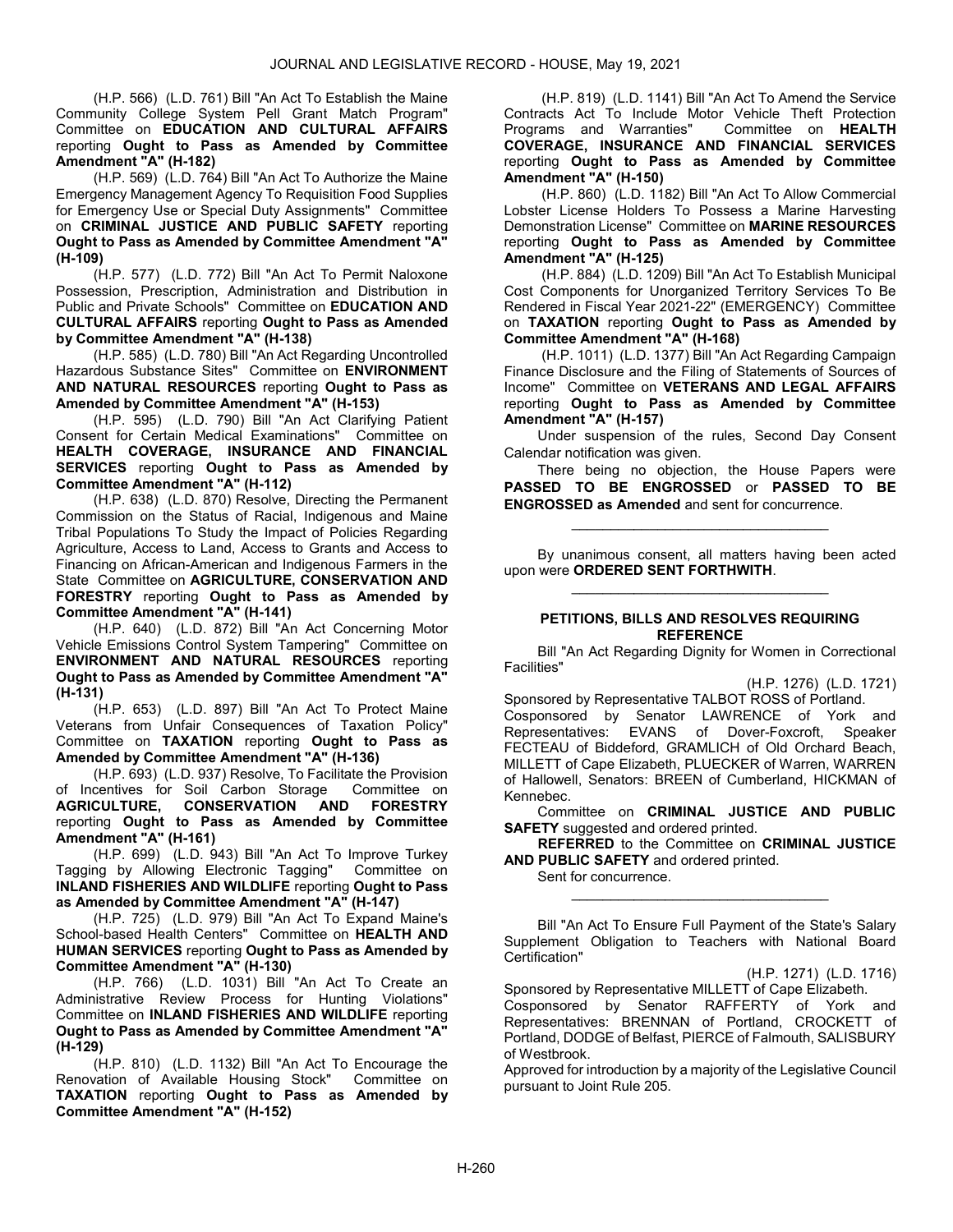(H.P. 566) (L.D. 761) Bill "An Act To Establish the Maine Community College System Pell Grant Match Program" Committee on **EDUCATION AND CULTURAL AFFAIRS** reporting **Ought to Pass as Amended by Committee Amendment "A" (H-182)**

(H.P. 569) (L.D. 764) Bill "An Act To Authorize the Maine Emergency Management Agency To Requisition Food Supplies for Emergency Use or Special Duty Assignments" Committee on **CRIMINAL JUSTICE AND PUBLIC SAFETY** reporting **Ought to Pass as Amended by Committee Amendment "A" (H-109)**

(H.P. 577) (L.D. 772) Bill "An Act To Permit Naloxone Possession, Prescription, Administration and Distribution in Public and Private Schools" Committee on **EDUCATION AND CULTURAL AFFAIRS** reporting **Ought to Pass as Amended by Committee Amendment "A" (H-138)**

(H.P. 585) (L.D. 780) Bill "An Act Regarding Uncontrolled Hazardous Substance Sites" Committee on **ENVIRONMENT AND NATURAL RESOURCES** reporting **Ought to Pass as Amended by Committee Amendment "A" (H-153)**

(H.P. 595) (L.D. 790) Bill "An Act Clarifying Patient Consent for Certain Medical Examinations" Committee on **HEALTH COVERAGE, INSURANCE AND FINANCIAL SERVICES** reporting **Ought to Pass as Amended by Committee Amendment "A" (H-112)**

(H.P. 638) (L.D. 870) Resolve, Directing the Permanent Commission on the Status of Racial, Indigenous and Maine Tribal Populations To Study the Impact of Policies Regarding Agriculture, Access to Land, Access to Grants and Access to Financing on African-American and Indigenous Farmers in the State Committee on **AGRICULTURE, CONSERVATION AND FORESTRY** reporting **Ought to Pass as Amended by Committee Amendment "A" (H-141)**

(H.P. 640) (L.D. 872) Bill "An Act Concerning Motor Vehicle Emissions Control System Tampering" Committee on **ENVIRONMENT AND NATURAL RESOURCES** reporting **Ought to Pass as Amended by Committee Amendment "A" (H-131)**

(H.P. 653) (L.D. 897) Bill "An Act To Protect Maine Veterans from Unfair Consequences of Taxation Policy" Committee on **TAXATION** reporting **Ought to Pass as Amended by Committee Amendment "A" (H-136)**

(H.P. 693) (L.D. 937) Resolve, To Facilitate the Provision of Incentives for Soil Carbon Storage Committee on **AGRICULTURE, CONSERVATION AND FORESTRY** reporting **Ought to Pass as Amended by Committee Amendment "A" (H-161)**

(H.P. 699) (L.D. 943) Bill "An Act To Improve Turkey Tagging by Allowing Electronic Tagging" Committee on **INLAND FISHERIES AND WILDLIFE** reporting **Ought to Pass as Amended by Committee Amendment "A" (H-147)**

(H.P. 725) (L.D. 979) Bill "An Act To Expand Maine's School-based Health Centers" Committee on **HEALTH AND HUMAN SERVICES** reporting **Ought to Pass as Amended by Committee Amendment "A" (H-130)**

(H.P. 766) (L.D. 1031) Bill "An Act To Create an Administrative Review Process for Hunting Violations" Committee on **INLAND FISHERIES AND WILDLIFE** reporting **Ought to Pass as Amended by Committee Amendment "A" (H-129)**

(H.P. 810) (L.D. 1132) Bill "An Act To Encourage the Renovation of Available Housing Stock" Committee on **TAXATION** reporting **Ought to Pass as Amended by Committee Amendment "A" (H-152)**

(H.P. 819) (L.D. 1141) Bill "An Act To Amend the Service Contracts Act To Include Motor Vehicle Theft Protection Programs and Warranties" Committee on **HEALTH COVERAGE, INSURANCE AND FINANCIAL SERVICES** reporting **Ought to Pass as Amended by Committee Amendment "A" (H-150)**

(H.P. 860) (L.D. 1182) Bill "An Act To Allow Commercial Lobster License Holders To Possess a Marine Harvesting Demonstration License" Committee on **MARINE RESOURCES** reporting **Ought to Pass as Amended by Committee Amendment "A" (H-125)**

(H.P. 884) (L.D. 1209) Bill "An Act To Establish Municipal Cost Components for Unorganized Territory Services To Be Rendered in Fiscal Year 2021-22" (EMERGENCY) Committee on **TAXATION** reporting **Ought to Pass as Amended by Committee Amendment "A" (H-168)**

(H.P. 1011) (L.D. 1377) Bill "An Act Regarding Campaign Finance Disclosure and the Filing of Statements of Sources of Income" Committee on **VETERANS AND LEGAL AFFAIRS** reporting **Ought to Pass as Amended by Committee Amendment "A" (H-157)**

Under suspension of the rules, Second Day Consent Calendar notification was given.

There being no objection, the House Papers were **PASSED TO BE ENGROSSED** or **PASSED TO BE ENGROSSED as Amended** and sent for concurrence.

_________________________________

By unanimous consent, all matters having been acted upon were **ORDERED SENT FORTHWITH**.

_________________________________

**PETITIONS, BILLS AND RESOLVES REQUIRING REFERENCE**

Bill "An Act Regarding Dignity for Women in Correctional Facilities"

(H.P. 1276) (L.D. 1721)

Sponsored by Representative TALBOT ROSS of Portland.
Cosponsored by Senator LAWRENCE of York and Representatives: EVANS of Dover-Foxcroft, Speaker FECTEAU of Biddeford, GRAMLICH of Old Orchard Beach, MILLETT of Cape Elizabeth, PLUECKER of Warren, WARREN of Hallowell, Senators: BREEN of Cumberland, HICKMAN of Kennebec.

Committee on **CRIMINAL JUSTICE AND PUBLIC SAFETY** suggested and ordered printed.

**REFERRED** to the Committee on **CRIMINAL JUSTICE AND PUBLIC SAFETY** and ordered printed.

Sent for concurrence.

_________________________________

Bill "An Act To Ensure Full Payment of the State's Salary Supplement Obligation to Teachers with National Board Certification"

(H.P. 1271) (L.D. 1716)

Sponsored by Representative MILLETT of Cape Elizabeth.
Cosponsored by Senator RAFFERTY of York and Representatives: BRENNAN of Portland, CROCKETT of Portland, DODGE of Belfast, PIERCE of Falmouth, SALISBURY of Westbrook.
Approved for introduction by a majority of the Legislative Council pursuant to Joint Rule 205.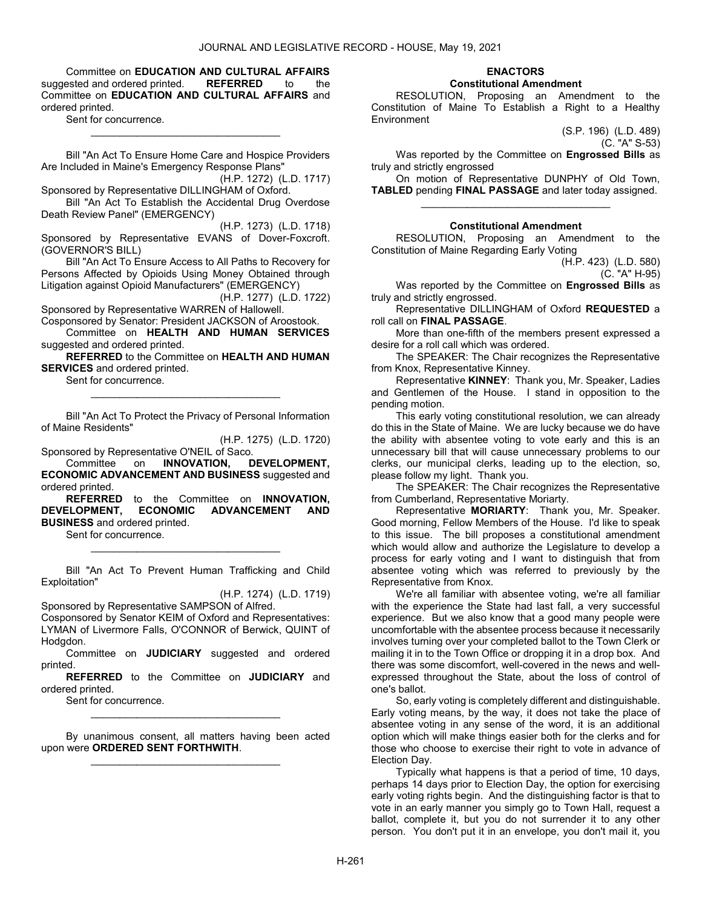Committee on **EDUCATION AND CULTURAL AFFAIRS** suggested and ordered printed. **REFERRED** to the Committee on **EDUCATION AND CULTURAL AFFAIRS** and ordered printed.

Sent for concurrence.

_________________________________

Bill "An Act To Ensure Home Care and Hospice Providers Are Included in Maine's Emergency Response Plans"

(H.P. 1272) (L.D. 1717)

Sponsored by Representative DILLINGHAM of Oxford.

Bill "An Act To Establish the Accidental Drug Overdose Death Review Panel" (EMERGENCY)

(H.P. 1273) (L.D. 1718)

Sponsored by Representative EVANS of Dover-Foxcroft. (GOVERNOR'S BILL)

Bill "An Act To Ensure Access to All Paths to Recovery for Persons Affected by Opioids Using Money Obtained through Litigation against Opioid Manufacturers" (EMERGENCY)

(H.P. 1277) (L.D. 1722)

Sponsored by Representative WARREN of Hallowell.
Cosponsored by Senator: President JACKSON of Aroostook.

Committee on **HEALTH AND HUMAN SERVICES** suggested and ordered printed.

**REFERRED** to the Committee on **HEALTH AND HUMAN SERVICES** and ordered printed.

Sent for concurrence.

_________________________________

Bill "An Act To Protect the Privacy of Personal Information of Maine Residents"

(H.P. 1275) (L.D. 1720)

Sponsored by Representative O'NEIL of Saco.

Committee on **INNOVATION, DEVELOPMENT, ECONOMIC ADVANCEMENT AND BUSINESS** suggested and ordered printed.

**REFERRED** to the Committee on **INNOVATION, DEVELOPMENT, ECONOMIC ADVANCEMENT AND BUSINESS** and ordered printed.

Sent for concurrence.

_________________________________

Bill "An Act To Prevent Human Trafficking and Child Exploitation"

(H.P. 1274) (L.D. 1719)

Sponsored by Representative SAMPSON of Alfred.
Cosponsored by Senator KEIM of Oxford and Representatives: LYMAN of Livermore Falls, O'CONNOR of Berwick, QUINT of Hodgdon.

Committee on **JUDICIARY** suggested and ordered printed.

**REFERRED** to the Committee on **JUDICIARY** and ordered printed.

Sent for concurrence.

_________________________________

By unanimous consent, all matters having been acted upon were **ORDERED SENT FORTHWITH**.

_________________________________

## ENACTORS

### Constitutional Amendment

RESOLUTION, Proposing an Amendment to the Constitution of Maine To Establish a Right to a Healthy Environment

(S.P. 196) (L.D. 489)
(C. "A" S-53)

Was reported by the Committee on **Engrossed Bills** as truly and strictly engrossed

On motion of Representative DUNPHY of Old Town, **TABLED** pending **FINAL PASSAGE** and later today assigned.

_________________________________

### Constitutional Amendment

RESOLUTION, Proposing an Amendment to the Constitution of Maine Regarding Early Voting

(H.P. 423) (L.D. 580)
(C. "A" H-95)

Was reported by the Committee on **Engrossed Bills** as truly and strictly engrossed.

Representative DILLINGHAM of Oxford **REQUESTED** a roll call on **FINAL PASSAGE**.

More than one-fifth of the members present expressed a desire for a roll call which was ordered.

The SPEAKER: The Chair recognizes the Representative from Knox, Representative Kinney.

Representative **KINNEY**: Thank you, Mr. Speaker, Ladies and Gentlemen of the House. I stand in opposition to the pending motion.

This early voting constitutional resolution, we can already do this in the State of Maine. We are lucky because we do have the ability with absentee voting to vote early and this is an unnecessary bill that will cause unnecessary problems to our clerks, our municipal clerks, leading up to the election, so, please follow my light. Thank you.

The SPEAKER: The Chair recognizes the Representative from Cumberland, Representative Moriarty.

Representative **MORIARTY**: Thank you, Mr. Speaker. Good morning, Fellow Members of the House. I'd like to speak to this issue. The bill proposes a constitutional amendment which would allow and authorize the Legislature to develop a process for early voting and I want to distinguish that from absentee voting which was referred to previously by the Representative from Knox.

We're all familiar with absentee voting, we're all familiar with the experience the State had last fall, a very successful experience. But we also know that a good many people were uncomfortable with the absentee process because it necessarily involves turning over your completed ballot to the Town Clerk or mailing it in to the Town Office or dropping it in a drop box. And there was some discomfort, well-covered in the news and well-expressed throughout the State, about the loss of control of one's ballot.

So, early voting is completely different and distinguishable. Early voting means, by the way, it does not take the place of absentee voting in any sense of the word, it is an additional option which will make things easier both for the clerks and for those who choose to exercise their right to vote in advance of Election Day.

Typically what happens is that a period of time, 10 days, perhaps 14 days prior to Election Day, the option for exercising early voting rights begin. And the distinguishing factor is that to vote in an early manner you simply go to Town Hall, request a ballot, complete it, but you do not surrender it to any other person. You don't put it in an envelope, you don't mail it, you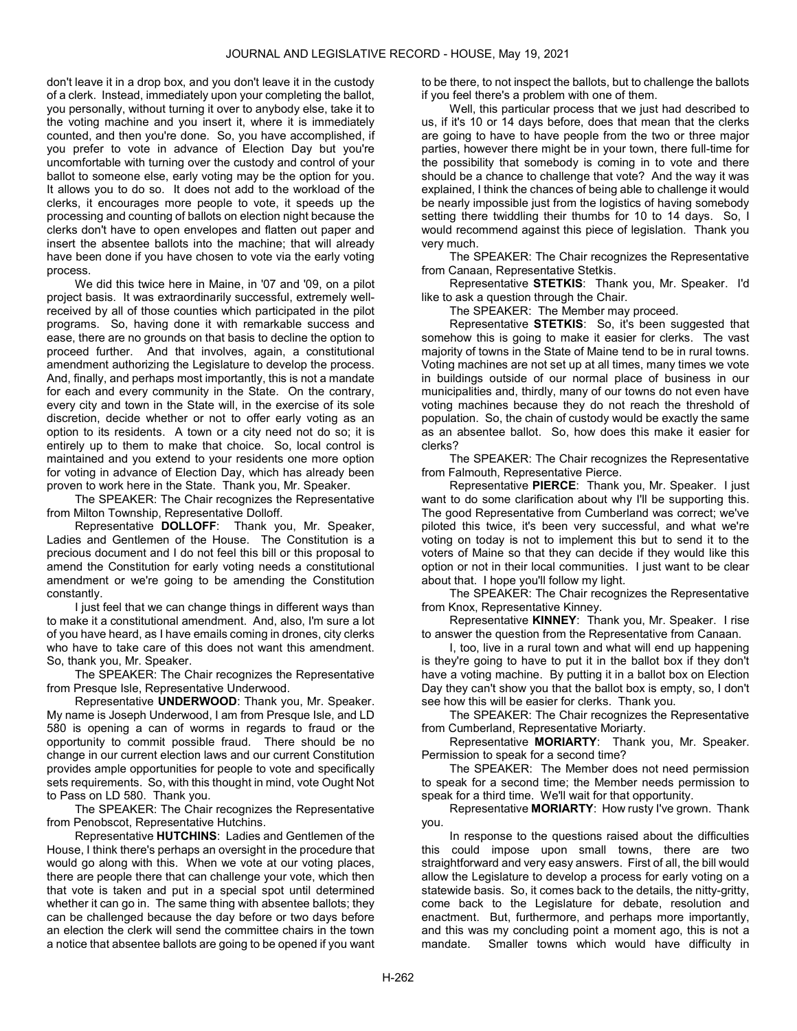don't leave it in a drop box, and you don't leave it in the custody of a clerk. Instead, immediately upon your completing the ballot, you personally, without turning it over to anybody else, take it to the voting machine and you insert it, where it is immediately counted, and then you're done. So, you have accomplished, if you prefer to vote in advance of Election Day but you're uncomfortable with turning over the custody and control of your ballot to someone else, early voting may be the option for you. It allows you to do so. It does not add to the workload of the clerks, it encourages more people to vote, it speeds up the processing and counting of ballots on election night because the clerks don't have to open envelopes and flatten out paper and insert the absentee ballots into the machine; that will already have been done if you have chosen to vote via the early voting process.

We did this twice here in Maine, in '07 and '09, on a pilot project basis. It was extraordinarily successful, extremely well-received by all of those counties which participated in the pilot programs. So, having done it with remarkable success and ease, there are no grounds on that basis to decline the option to proceed further. And that involves, again, a constitutional amendment authorizing the Legislature to develop the process. And, finally, and perhaps most importantly, this is not a mandate for each and every community in the State. On the contrary, every city and town in the State will, in the exercise of its sole discretion, decide whether or not to offer early voting as an option to its residents. A town or a city need not do so; it is entirely up to them to make that choice. So, local control is maintained and you extend to your residents one more option for voting in advance of Election Day, which has already been proven to work here in the State. Thank you, Mr. Speaker.

The SPEAKER: The Chair recognizes the Representative from Milton Township, Representative Dolloff.

Representative **DOLLOFF**: Thank you, Mr. Speaker, Ladies and Gentlemen of the House. The Constitution is a precious document and I do not feel this bill or this proposal to amend the Constitution for early voting needs a constitutional amendment or we're going to be amending the Constitution constantly.

I just feel that we can change things in different ways than to make it a constitutional amendment. And, also, I'm sure a lot of you have heard, as I have emails coming in drones, city clerks who have to take care of this does not want this amendment. So, thank you, Mr. Speaker.

The SPEAKER: The Chair recognizes the Representative from Presque Isle, Representative Underwood.

Representative **UNDERWOOD**: Thank you, Mr. Speaker. My name is Joseph Underwood, I am from Presque Isle, and LD 580 is opening a can of worms in regards to fraud or the opportunity to commit possible fraud. There should be no change in our current election laws and our current Constitution provides ample opportunities for people to vote and specifically sets requirements. So, with this thought in mind, vote Ought Not to Pass on LD 580. Thank you.

The SPEAKER: The Chair recognizes the Representative from Penobscot, Representative Hutchins.

Representative **HUTCHINS**: Ladies and Gentlemen of the House, I think there's perhaps an oversight in the procedure that would go along with this. When we vote at our voting places, there are people there that can challenge your vote, which then that vote is taken and put in a special spot until determined whether it can go in. The same thing with absentee ballots; they can be challenged because the day before or two days before an election the clerk will send the committee chairs in the town a notice that absentee ballots are going to be opened if you want to be there, to not inspect the ballots, but to challenge the ballots if you feel there's a problem with one of them.

Well, this particular process that we just had described to us, if it's 10 or 14 days before, does that mean that the clerks are going to have to have people from the two or three major parties, however there might be in your town, there full-time for the possibility that somebody is coming in to vote and there should be a chance to challenge that vote? And the way it was explained, I think the chances of being able to challenge it would be nearly impossible just from the logistics of having somebody setting there twiddling their thumbs for 10 to 14 days. So, I would recommend against this piece of legislation. Thank you very much.

The SPEAKER: The Chair recognizes the Representative from Canaan, Representative Stetkis.

Representative **STETKIS**: Thank you, Mr. Speaker. I'd like to ask a question through the Chair.

The SPEAKER: The Member may proceed.

Representative **STETKIS**: So, it's been suggested that somehow this is going to make it easier for clerks. The vast majority of towns in the State of Maine tend to be in rural towns. Voting machines are not set up at all times, many times we vote in buildings outside of our normal place of business in our municipalities and, thirdly, many of our towns do not even have voting machines because they do not reach the threshold of population. So, the chain of custody would be exactly the same as an absentee ballot. So, how does this make it easier for clerks?

The SPEAKER: The Chair recognizes the Representative from Falmouth, Representative Pierce.

Representative **PIERCE**: Thank you, Mr. Speaker. I just want to do some clarification about why I'll be supporting this. The good Representative from Cumberland was correct; we've piloted this twice, it's been very successful, and what we're voting on today is not to implement this but to send it to the voters of Maine so that they can decide if they would like this option or not in their local communities. I just want to be clear about that. I hope you'll follow my light.

The SPEAKER: The Chair recognizes the Representative from Knox, Representative Kinney.

Representative **KINNEY**: Thank you, Mr. Speaker. I rise to answer the question from the Representative from Canaan.

I, too, live in a rural town and what will end up happening is they're going to have to put it in the ballot box if they don't have a voting machine. By putting it in a ballot box on Election Day they can't show you that the ballot box is empty, so, I don't see how this will be easier for clerks. Thank you.

The SPEAKER: The Chair recognizes the Representative from Cumberland, Representative Moriarty.

Representative **MORIARTY**: Thank you, Mr. Speaker. Permission to speak for a second time?

The SPEAKER: The Member does not need permission to speak for a second time; the Member needs permission to speak for a third time. We'll wait for that opportunity.

Representative **MORIARTY**: How rusty I've grown. Thank you.

In response to the questions raised about the difficulties this could impose upon small towns, there are two straightforward and very easy answers. First of all, the bill would allow the Legislature to develop a process for early voting on a statewide basis. So, it comes back to the details, the nitty-gritty, come back to the Legislature for debate, resolution and enactment. But, furthermore, and perhaps more importantly, and this was my concluding point a moment ago, this is not a mandate. Smaller towns which would have difficulty in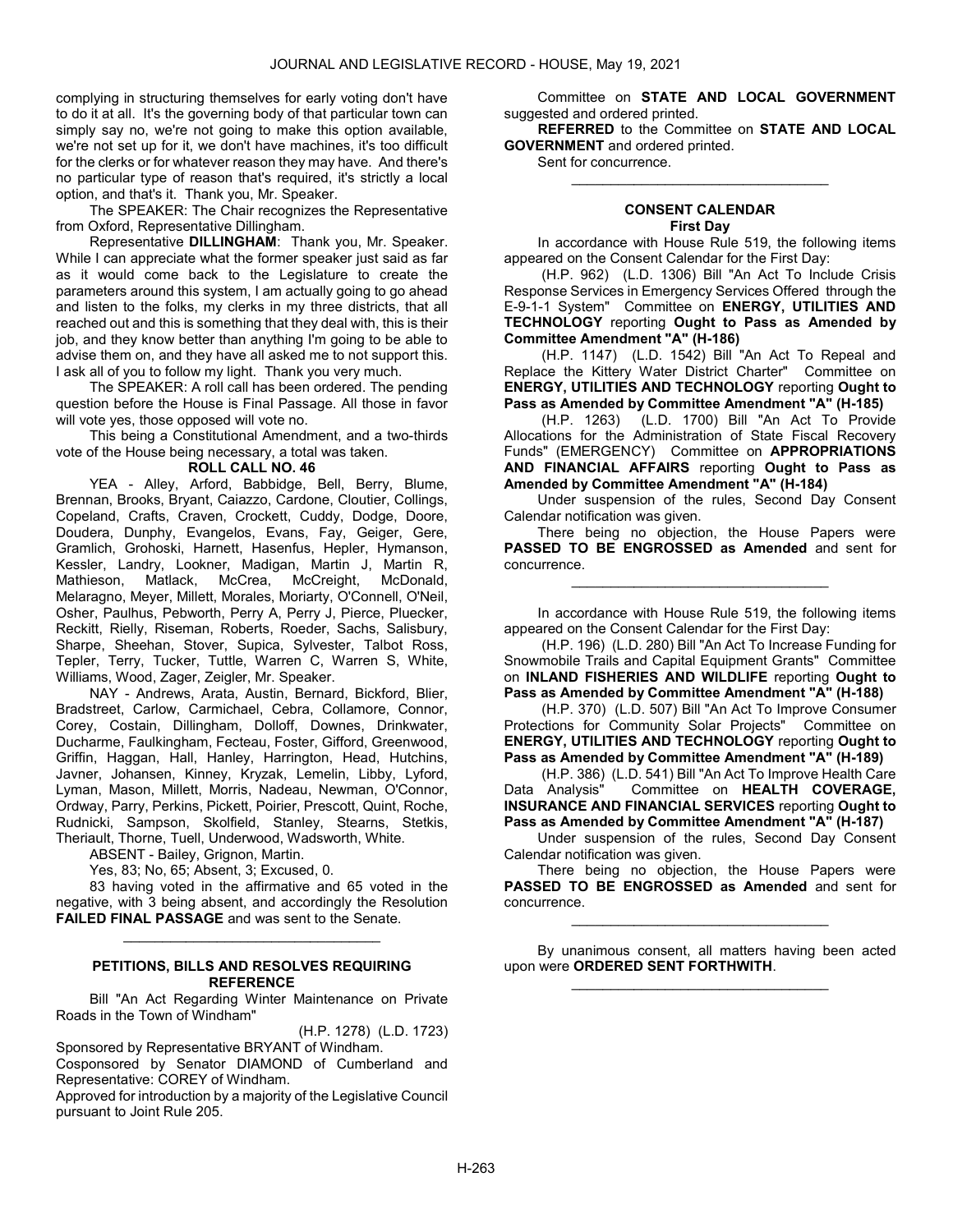complying in structuring themselves for early voting don't have to do it at all. It's the governing body of that particular town can simply say no, we're not going to make this option available, we're not set up for it, we don't have machines, it's too difficult for the clerks or for whatever reason they may have. And there's no particular type of reason that's required, it's strictly a local option, and that's it. Thank you, Mr. Speaker.

The SPEAKER: The Chair recognizes the Representative from Oxford, Representative Dillingham.

Representative **DILLINGHAM**: Thank you, Mr. Speaker. While I can appreciate what the former speaker just said as far as it would come back to the Legislature to create the parameters around this system, I am actually going to go ahead and listen to the folks, my clerks in my three districts, that all reached out and this is something that they deal with, this is their job, and they know better than anything I'm going to be able to advise them on, and they have all asked me to not support this. I ask all of you to follow my light. Thank you very much.

The SPEAKER: A roll call has been ordered. The pending question before the House is Final Passage. All those in favor will vote yes, those opposed will vote no.

This being a Constitutional Amendment, and a two-thirds vote of the House being necessary, a total was taken.

**ROLL CALL NO. 46**

YEA - Alley, Arford, Babbidge, Bell, Berry, Blume, Brennan, Brooks, Bryant, Caiazzo, Cardone, Cloutier, Collings, Copeland, Crafts, Craven, Crockett, Cuddy, Dodge, Doore, Doudera, Dunphy, Evangelos, Evans, Fay, Geiger, Gere, Gramlich, Grohoski, Harnett, Hasenfus, Hepler, Hymanson, Kessler, Landry, Lookner, Madigan, Martin J, Martin R, Mathieson, Matlack, McCrea, McCreight, McDonald, Melaragno, Meyer, Millett, Morales, Moriarty, O'Connell, O'Neil, Osher, Paulhus, Pebworth, Perry A, Perry J, Pierce, Pluecker, Reckitt, Rielly, Riseman, Roberts, Roeder, Sachs, Salisbury, Sharpe, Sheehan, Stover, Supica, Sylvester, Talbot Ross, Tepler, Terry, Tucker, Tuttle, Warren C, Warren S, White, Williams, Wood, Zager, Zeigler, Mr. Speaker.

NAY - Andrews, Arata, Austin, Bernard, Bickford, Blier, Bradstreet, Carlow, Carmichael, Cebra, Collamore, Connor, Corey, Costain, Dillingham, Dolloff, Downes, Drinkwater, Ducharme, Faulkingham, Fecteau, Foster, Gifford, Greenwood, Griffin, Haggan, Hall, Hanley, Harrington, Head, Hutchins, Javner, Johansen, Kinney, Kryzak, Lemelin, Libby, Lyford, Lyman, Mason, Millett, Morris, Nadeau, Newman, O'Connor, Ordway, Parry, Perkins, Pickett, Poirier, Prescott, Quint, Roche, Rudnicki, Sampson, Skolfield, Stanley, Stearns, Stetkis, Theriault, Thorne, Tuell, Underwood, Wadsworth, White.

ABSENT - Bailey, Grignon, Martin.

Yes, 83; No, 65; Absent, 3; Excused, 0.

83 having voted in the affirmative and 65 voted in the negative, with 3 being absent, and accordingly the Resolution **FAILED FINAL PASSAGE** and was sent to the Senate.

_________________________________

**PETITIONS, BILLS AND RESOLVES REQUIRING REFERENCE**

Bill "An Act Regarding Winter Maintenance on Private Roads in the Town of Windham"

(H.P. 1278) (L.D. 1723)

Sponsored by Representative BRYANT of Windham.
Cosponsored by Senator DIAMOND of Cumberland and Representative: COREY of Windham.
Approved for introduction by a majority of the Legislative Council pursuant to Joint Rule 205.

Committee on **STATE AND LOCAL GOVERNMENT** suggested and ordered printed.

**REFERRED** to the Committee on **STATE AND LOCAL GOVERNMENT** and ordered printed.

Sent for concurrence.

_________________________________

**CONSENT CALENDAR**
**First Day**

In accordance with House Rule 519, the following items appeared on the Consent Calendar for the First Day:

(H.P. 962) (L.D. 1306) Bill "An Act To Include Crisis Response Services in Emergency Services Offered through the E-9-1-1 System" Committee on **ENERGY, UTILITIES AND TECHNOLOGY** reporting **Ought to Pass as Amended by Committee Amendment "A" (H-186)**

(H.P. 1147) (L.D. 1542) Bill "An Act To Repeal and Replace the Kittery Water District Charter" Committee on **ENERGY, UTILITIES AND TECHNOLOGY** reporting **Ought to Pass as Amended by Committee Amendment "A" (H-185)**

(H.P. 1263) (L.D. 1700) Bill "An Act To Provide Allocations for the Administration of State Fiscal Recovery Funds" (EMERGENCY) Committee on **APPROPRIATIONS AND FINANCIAL AFFAIRS** reporting **Ought to Pass as Amended by Committee Amendment "A" (H-184)**

Under suspension of the rules, Second Day Consent Calendar notification was given.

There being no objection, the House Papers were **PASSED TO BE ENGROSSED as Amended** and sent for concurrence.

_________________________________

In accordance with House Rule 519, the following items appeared on the Consent Calendar for the First Day:

(H.P. 196) (L.D. 280) Bill "An Act To Increase Funding for Snowmobile Trails and Capital Equipment Grants" Committee on **INLAND FISHERIES AND WILDLIFE** reporting **Ought to Pass as Amended by Committee Amendment "A" (H-188)**

(H.P. 370) (L.D. 507) Bill "An Act To Improve Consumer Protections for Community Solar Projects" Committee on **ENERGY, UTILITIES AND TECHNOLOGY** reporting **Ought to Pass as Amended by Committee Amendment "A" (H-189)**

(H.P. 386) (L.D. 541) Bill "An Act To Improve Health Care Data Analysis" Committee on **HEALTH COVERAGE, INSURANCE AND FINANCIAL SERVICES** reporting **Ought to Pass as Amended by Committee Amendment "A" (H-187)**

Under suspension of the rules, Second Day Consent Calendar notification was given.

There being no objection, the House Papers were **PASSED TO BE ENGROSSED as Amended** and sent for concurrence.

_________________________________

By unanimous consent, all matters having been acted upon were **ORDERED SENT FORTHWITH**.

_________________________________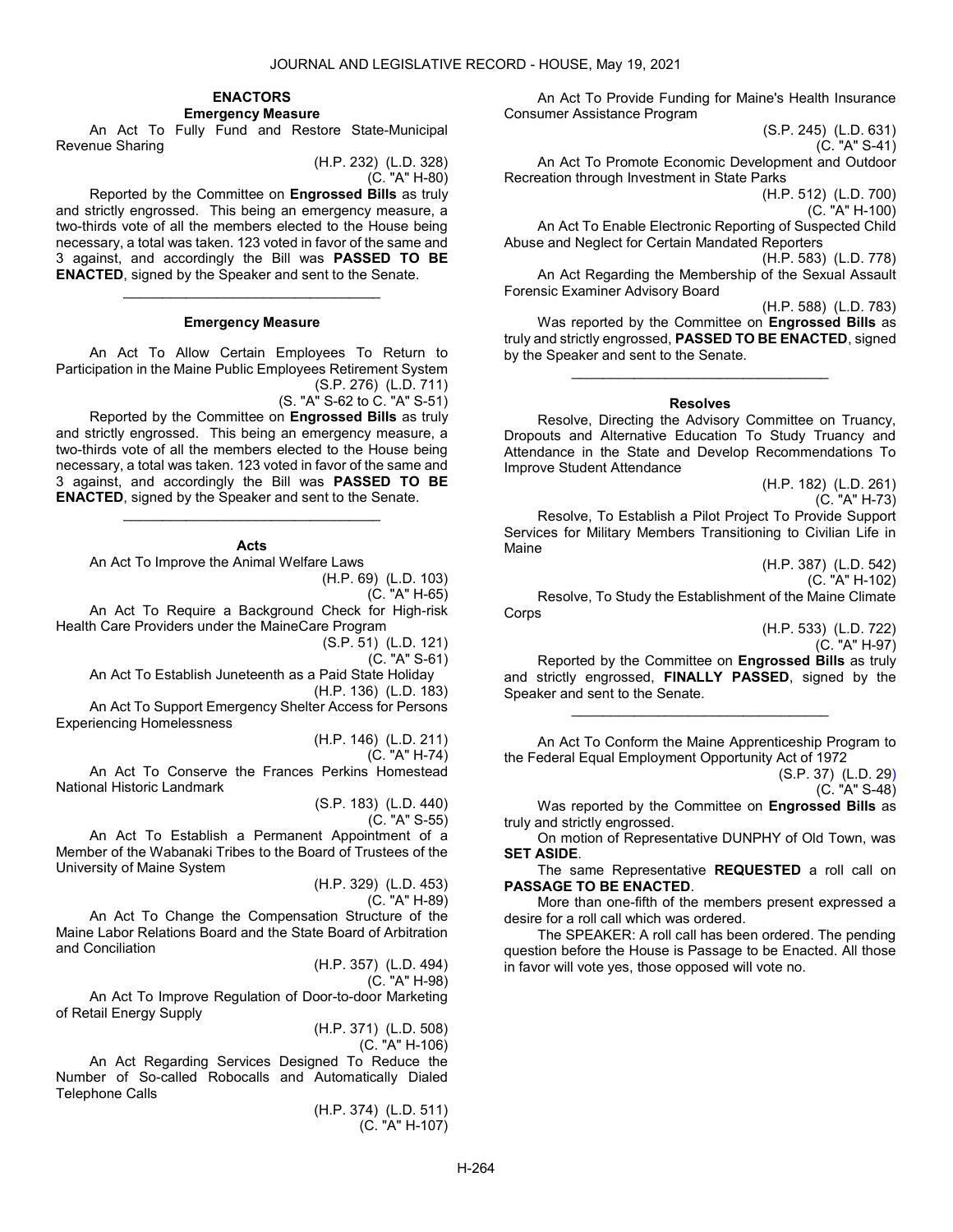## ENACTORS

### Emergency Measure

An Act To Fully Fund and Restore State-Municipal Revenue Sharing

(H.P. 232) (L.D. 328)
(C. "A" H-80)

Reported by the Committee on **Engrossed Bills** as truly and strictly engrossed. This being an emergency measure, a two-thirds vote of all the members elected to the House being necessary, a total was taken. 123 voted in favor of the same and 3 against, and accordingly the Bill was **PASSED TO BE ENACTED**, signed by the Speaker and sent to the Senate.

\_\_\_\_\_\_\_\_\_\_\_\_\_\_\_\_\_\_\_\_\_\_\_\_\_\_\_\_\_\_\_\_\_

### Emergency Measure

An Act To Allow Certain Employees To Return to Participation in the Maine Public Employees Retirement System

(S.P. 276) (L.D. 711)
(S. "A" S-62 to C. "A" S-51)

Reported by the Committee on **Engrossed Bills** as truly and strictly engrossed. This being an emergency measure, a two-thirds vote of all the members elected to the House being necessary, a total was taken. 123 voted in favor of the same and 3 against, and accordingly the Bill was **PASSED TO BE ENACTED**, signed by the Speaker and sent to the Senate.

\_\_\_\_\_\_\_\_\_\_\_\_\_\_\_\_\_\_\_\_\_\_\_\_\_\_\_\_\_\_\_\_\_

### Acts

An Act To Improve the Animal Welfare Laws

(H.P. 69) (L.D. 103)
(C. "A" H-65)

An Act To Require a Background Check for High-risk Health Care Providers under the MaineCare Program

(S.P. 51) (L.D. 121)
(C. "A" S-61)

An Act To Establish Juneteenth as a Paid State Holiday

(H.P. 136) (L.D. 183)

An Act To Support Emergency Shelter Access for Persons Experiencing Homelessness

(H.P. 146) (L.D. 211)
(C. "A" H-74)

An Act To Conserve the Frances Perkins Homestead National Historic Landmark

(S.P. 183) (L.D. 440)
(C. "A" S-55)

An Act To Establish a Permanent Appointment of a Member of the Wabanaki Tribes to the Board of Trustees of the University of Maine System

(H.P. 329) (L.D. 453)
(C. "A" H-89)

An Act To Change the Compensation Structure of the Maine Labor Relations Board and the State Board of Arbitration and Conciliation

(H.P. 357) (L.D. 494)
(C. "A" H-98)

An Act To Improve Regulation of Door-to-door Marketing of Retail Energy Supply

(H.P. 371) (L.D. 508)
(C. "A" H-106)

An Act Regarding Services Designed To Reduce the Number of So-called Robocalls and Automatically Dialed Telephone Calls

(H.P. 374) (L.D. 511)
(C. "A" H-107)

An Act To Provide Funding for Maine's Health Insurance Consumer Assistance Program

(S.P. 245) (L.D. 631)
(C. "A" S-41)

An Act To Promote Economic Development and Outdoor Recreation through Investment in State Parks

(H.P. 512) (L.D. 700)
(C. "A" H-100)

An Act To Enable Electronic Reporting of Suspected Child Abuse and Neglect for Certain Mandated Reporters

(H.P. 583) (L.D. 778)

An Act Regarding the Membership of the Sexual Assault Forensic Examiner Advisory Board

(H.P. 588) (L.D. 783)

Was reported by the Committee on **Engrossed Bills** as truly and strictly engrossed, **PASSED TO BE ENACTED**, signed by the Speaker and sent to the Senate.

\_\_\_\_\_\_\_\_\_\_\_\_\_\_\_\_\_\_\_\_\_\_\_\_\_\_\_\_\_\_\_\_\_

### Resolves

Resolve, Directing the Advisory Committee on Truancy, Dropouts and Alternative Education To Study Truancy and Attendance in the State and Develop Recommendations To Improve Student Attendance

(H.P. 182) (L.D. 261)
(C. "A" H-73)

Resolve, To Establish a Pilot Project To Provide Support Services for Military Members Transitioning to Civilian Life in Maine

(H.P. 387) (L.D. 542)
(C. "A" H-102)

Resolve, To Study the Establishment of the Maine Climate Corps

(H.P. 533) (L.D. 722)
(C. "A" H-97)

Reported by the Committee on **Engrossed Bills** as truly and strictly engrossed, **FINALLY PASSED**, signed by the Speaker and sent to the Senate.

\_\_\_\_\_\_\_\_\_\_\_\_\_\_\_\_\_\_\_\_\_\_\_\_\_\_\_\_\_\_\_\_\_

An Act To Conform the Maine Apprenticeship Program to the Federal Equal Employment Opportunity Act of 1972

(S.P. 37) (L.D. 29)
(C. "A" S-48)

Was reported by the Committee on **Engrossed Bills** as truly and strictly engrossed.

On motion of Representative DUNPHY of Old Town, was **SET ASIDE**.

The same Representative **REQUESTED** a roll call on **PASSAGE TO BE ENACTED**.

More than one-fifth of the members present expressed a desire for a roll call which was ordered.

The SPEAKER: A roll call has been ordered. The pending question before the House is Passage to be Enacted. All those in favor will vote yes, those opposed will vote no.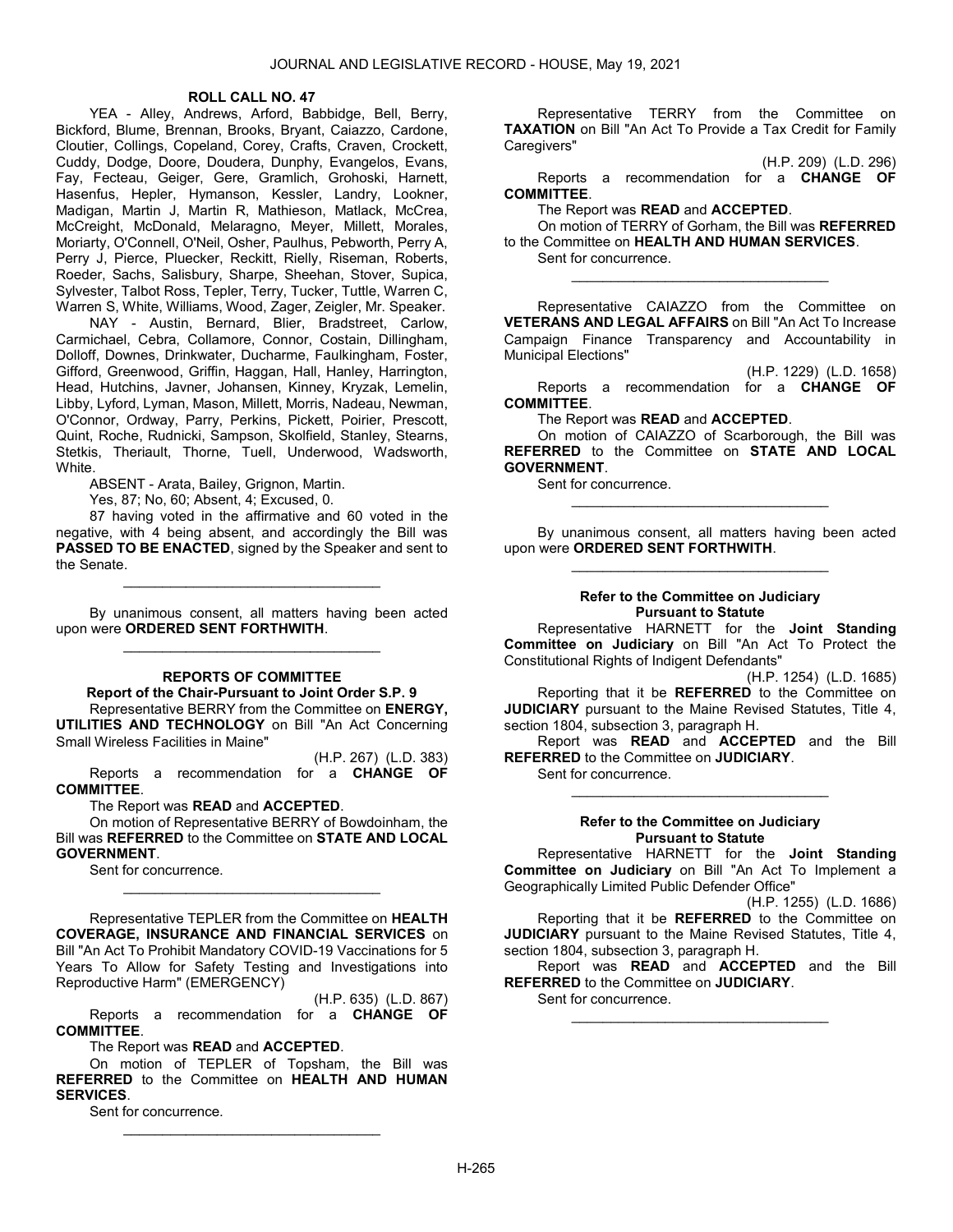**ROLL CALL NO. 47**

YEA - Alley, Andrews, Arford, Babbidge, Bell, Berry, Bickford, Blume, Brennan, Brooks, Bryant, Caiazzo, Cardone, Cloutier, Collings, Copeland, Corey, Crafts, Craven, Crockett, Cuddy, Dodge, Doore, Doudera, Dunphy, Evangelos, Evans, Fay, Fecteau, Geiger, Gere, Gramlich, Grohoski, Harnett, Hasenfus, Hepler, Hymanson, Kessler, Landry, Lookner, Madigan, Martin J, Martin R, Mathieson, Matlack, McCrea, McCreight, McDonald, Melaragno, Meyer, Millett, Morales, Moriarty, O'Connell, O'Neil, Osher, Paulhus, Pebworth, Perry A, Perry J, Pierce, Pluecker, Reckitt, Rielly, Riseman, Roberts, Roeder, Sachs, Salisbury, Sharpe, Sheehan, Stover, Supica, Sylvester, Talbot Ross, Tepler, Terry, Tucker, Tuttle, Warren C, Warren S, White, Williams, Wood, Zager, Zeigler, Mr. Speaker.

NAY - Austin, Bernard, Blier, Bradstreet, Carlow, Carmichael, Cebra, Collamore, Connor, Costain, Dillingham, Dolloff, Downes, Drinkwater, Ducharme, Faulkingham, Foster, Gifford, Greenwood, Griffin, Haggan, Hall, Hanley, Harrington, Head, Hutchins, Javner, Johansen, Kinney, Kryzak, Lemelin, Libby, Lyford, Lyman, Mason, Millett, Morris, Nadeau, Newman, O'Connor, Ordway, Parry, Perkins, Pickett, Poirier, Prescott, Quint, Roche, Rudnicki, Sampson, Skolfield, Stanley, Stearns, Stetkis, Theriault, Thorne, Tuell, Underwood, Wadsworth, White.

ABSENT - Arata, Bailey, Grignon, Martin.

Yes, 87; No, 60; Absent, 4; Excused, 0.

87 having voted in the affirmative and 60 voted in the negative, with 4 being absent, and accordingly the Bill was **PASSED TO BE ENACTED**, signed by the Speaker and sent to the Senate.

_________________________________

By unanimous consent, all matters having been acted upon were **ORDERED SENT FORTHWITH**.

_________________________________

**REPORTS OF COMMITTEE**

**Report of the Chair-Pursuant to Joint Order S.P. 9**

Representative BERRY from the Committee on **ENERGY, UTILITIES AND TECHNOLOGY** on Bill "An Act Concerning Small Wireless Facilities in Maine"

(H.P. 267) (L.D. 383)

Reports a recommendation for a **CHANGE OF COMMITTEE**.

The Report was **READ** and **ACCEPTED**.

On motion of Representative BERRY of Bowdoinham, the Bill was **REFERRED** to the Committee on **STATE AND LOCAL GOVERNMENT**.

Sent for concurrence.

_________________________________

Representative TEPLER from the Committee on **HEALTH COVERAGE, INSURANCE AND FINANCIAL SERVICES** on Bill "An Act To Prohibit Mandatory COVID-19 Vaccinations for 5 Years To Allow for Safety Testing and Investigations into Reproductive Harm" (EMERGENCY)

(H.P. 635) (L.D. 867)

Reports a recommendation for a **CHANGE OF COMMITTEE**.

The Report was **READ** and **ACCEPTED**.

On motion of TEPLER of Topsham, the Bill was **REFERRED** to the Committee on **HEALTH AND HUMAN SERVICES**.

Sent for concurrence.

_________________________________

Representative TERRY from the Committee on **TAXATION** on Bill "An Act To Provide a Tax Credit for Family Caregivers"

(H.P. 209) (L.D. 296)

Reports a recommendation for a **CHANGE OF COMMITTEE**.

The Report was **READ** and **ACCEPTED**.

On motion of TERRY of Gorham, the Bill was **REFERRED** to the Committee on **HEALTH AND HUMAN SERVICES**.

Sent for concurrence.

_________________________________

Representative CAIAZZO from the Committee on **VETERANS AND LEGAL AFFAIRS** on Bill "An Act To Increase Campaign Finance Transparency and Accountability in Municipal Elections"

(H.P. 1229) (L.D. 1658)

Reports a recommendation for a **CHANGE OF COMMITTEE**.

The Report was **READ** and **ACCEPTED**.

On motion of CAIAZZO of Scarborough, the Bill was **REFERRED** to the Committee on **STATE AND LOCAL GOVERNMENT**.

Sent for concurrence.

_________________________________

By unanimous consent, all matters having been acted upon were **ORDERED SENT FORTHWITH**.

_________________________________

**Refer to the Committee on Judiciary Pursuant to Statute**

Representative HARNETT for the **Joint Standing Committee on Judiciary** on Bill "An Act To Protect the Constitutional Rights of Indigent Defendants"

(H.P. 1254) (L.D. 1685)

Reporting that it be **REFERRED** to the Committee on **JUDICIARY** pursuant to the Maine Revised Statutes, Title 4, section 1804, subsection 3, paragraph H.

Report was **READ** and **ACCEPTED** and the Bill **REFERRED** to the Committee on **JUDICIARY**.

Sent for concurrence.

_________________________________

**Refer to the Committee on Judiciary Pursuant to Statute**

Representative HARNETT for the **Joint Standing Committee on Judiciary** on Bill "An Act To Implement a Geographically Limited Public Defender Office"

(H.P. 1255) (L.D. 1686)

Reporting that it be **REFERRED** to the Committee on **JUDICIARY** pursuant to the Maine Revised Statutes, Title 4, section 1804, subsection 3, paragraph H.

Report was **READ** and **ACCEPTED** and the Bill **REFERRED** to the Committee on **JUDICIARY**.

Sent for concurrence.

_________________________________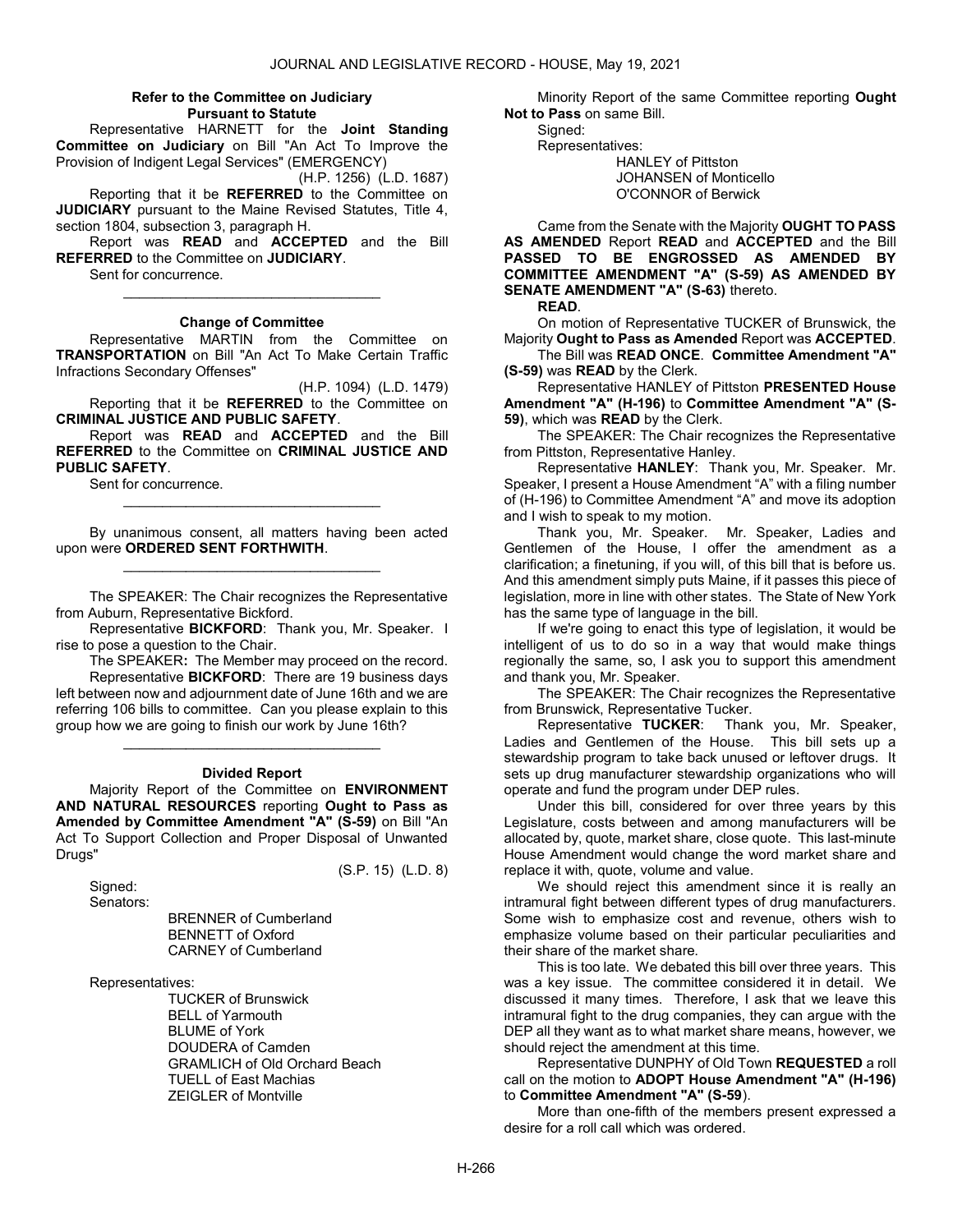**Refer to the Committee on Judiciary Pursuant to Statute**

Representative HARNETT for the **Joint Standing Committee on Judiciary** on Bill "An Act To Improve the Provision of Indigent Legal Services" (EMERGENCY)

(H.P. 1256) (L.D. 1687)

Reporting that it be **REFERRED** to the Committee on **JUDICIARY** pursuant to the Maine Revised Statutes, Title 4, section 1804, subsection 3, paragraph H.

Report was **READ** and **ACCEPTED** and the Bill **REFERRED** to the Committee on **JUDICIARY**.

Sent for concurrence.

\_\_\_\_\_\_\_\_\_\_\_\_\_\_\_\_\_\_\_\_\_\_\_\_\_\_\_\_\_\_\_\_\_

**Change of Committee**

Representative MARTIN from the Committee on **TRANSPORTATION** on Bill "An Act To Make Certain Traffic Infractions Secondary Offenses"

(H.P. 1094) (L.D. 1479)

Reporting that it be **REFERRED** to the Committee on **CRIMINAL JUSTICE AND PUBLIC SAFETY**.

Report was **READ** and **ACCEPTED** and the Bill **REFERRED** to the Committee on **CRIMINAL JUSTICE AND PUBLIC SAFETY**.

Sent for concurrence.

\_\_\_\_\_\_\_\_\_\_\_\_\_\_\_\_\_\_\_\_\_\_\_\_\_\_\_\_\_\_\_\_\_

By unanimous consent, all matters having been acted upon were **ORDERED SENT FORTHWITH**.

\_\_\_\_\_\_\_\_\_\_\_\_\_\_\_\_\_\_\_\_\_\_\_\_\_\_\_\_\_\_\_\_\_

The SPEAKER: The Chair recognizes the Representative from Auburn, Representative Bickford.

Representative **BICKFORD**: Thank you, Mr. Speaker. I rise to pose a question to the Chair.

The SPEAKER**:** The Member may proceed on the record.

Representative **BICKFORD**: There are 19 business days left between now and adjournment date of June 16th and we are referring 106 bills to committee. Can you please explain to this group how we are going to finish our work by June 16th?

\_\_\_\_\_\_\_\_\_\_\_\_\_\_\_\_\_\_\_\_\_\_\_\_\_\_\_\_\_\_\_\_\_

**Divided Report**

Majority Report of the Committee on **ENVIRONMENT AND NATURAL RESOURCES** reporting **Ought to Pass as Amended by Committee Amendment "A" (S-59)** on Bill "An Act To Support Collection and Proper Disposal of Unwanted Drugs"

(S.P. 15) (L.D. 8)

Signed:

Senators:

BRENNER of Cumberland
BENNETT of Oxford
CARNEY of Cumberland

Representatives:

TUCKER of Brunswick
BELL of Yarmouth
BLUME of York
DOUDERA of Camden
GRAMLICH of Old Orchard Beach
TUELL of East Machias
ZEIGLER of Montville

Minority Report of the same Committee reporting **Ought Not to Pass** on same Bill.

Signed:

Representatives:

HANLEY of Pittston
JOHANSEN of Monticello
O'CONNOR of Berwick

Came from the Senate with the Majority **OUGHT TO PASS AS AMENDED** Report **READ** and **ACCEPTED** and the Bill **PASSED TO BE ENGROSSED AS AMENDED BY COMMITTEE AMENDMENT "A" (S-59) AS AMENDED BY SENATE AMENDMENT "A" (S-63)** thereto.

**READ**.

On motion of Representative TUCKER of Brunswick, the Majority **Ought to Pass as Amended** Report was **ACCEPTED**.

The Bill was **READ ONCE**. **Committee Amendment "A" (S-59)** was **READ** by the Clerk.

Representative HANLEY of Pittston **PRESENTED House Amendment "A" (H-196)** to **Committee Amendment "A" (S-59)**, which was **READ** by the Clerk.

The SPEAKER: The Chair recognizes the Representative from Pittston, Representative Hanley.

Representative **HANLEY**: Thank you, Mr. Speaker. Mr. Speaker, I present a House Amendment "A" with a filing number of (H-196) to Committee Amendment "A" and move its adoption and I wish to speak to my motion.

Thank you, Mr. Speaker. Mr. Speaker, Ladies and Gentlemen of the House, I offer the amendment as a clarification; a finetuning, if you will, of this bill that is before us. And this amendment simply puts Maine, if it passes this piece of legislation, more in line with other states. The State of New York has the same type of language in the bill.

If we're going to enact this type of legislation, it would be intelligent of us to do so in a way that would make things regionally the same, so, I ask you to support this amendment and thank you, Mr. Speaker.

The SPEAKER: The Chair recognizes the Representative from Brunswick, Representative Tucker.

Representative **TUCKER**: Thank you, Mr. Speaker, Ladies and Gentlemen of the House. This bill sets up a stewardship program to take back unused or leftover drugs. It sets up drug manufacturer stewardship organizations who will operate and fund the program under DEP rules.

Under this bill, considered for over three years by this Legislature, costs between and among manufacturers will be allocated by, quote, market share, close quote. This last-minute House Amendment would change the word market share and replace it with, quote, volume and value.

We should reject this amendment since it is really an intramural fight between different types of drug manufacturers. Some wish to emphasize cost and revenue, others wish to emphasize volume based on their particular peculiarities and their share of the market share.

This is too late. We debated this bill over three years. This was a key issue. The committee considered it in detail. We discussed it many times. Therefore, I ask that we leave this intramural fight to the drug companies, they can argue with the DEP all they want as to what market share means, however, we should reject the amendment at this time.

Representative DUNPHY of Old Town **REQUESTED** a roll call on the motion to **ADOPT House Amendment "A" (H-196)** to **Committee Amendment "A" (S-59**).

More than one-fifth of the members present expressed a desire for a roll call which was ordered.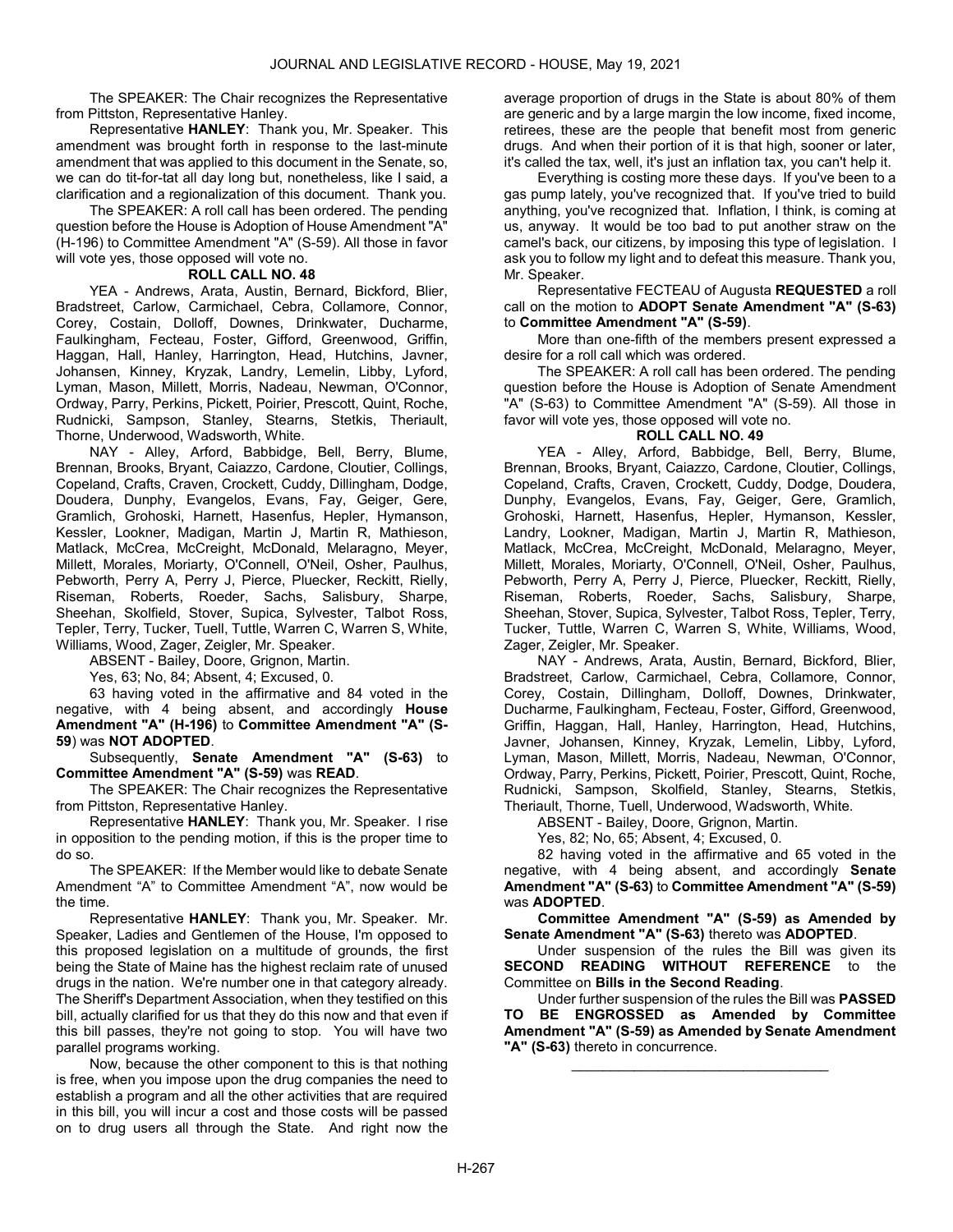The SPEAKER: The Chair recognizes the Representative from Pittston, Representative Hanley.

Representative **HANLEY**: Thank you, Mr. Speaker. This amendment was brought forth in response to the last-minute amendment that was applied to this document in the Senate, so, we can do tit-for-tat all day long but, nonetheless, like I said, a clarification and a regionalization of this document. Thank you.

The SPEAKER: A roll call has been ordered. The pending question before the House is Adoption of House Amendment "A" (H-196) to Committee Amendment "A" (S-59). All those in favor will vote yes, those opposed will vote no.

**ROLL CALL NO. 48**

YEA - Andrews, Arata, Austin, Bernard, Bickford, Blier, Bradstreet, Carlow, Carmichael, Cebra, Collamore, Connor, Corey, Costain, Dolloff, Downes, Drinkwater, Ducharme, Faulkingham, Fecteau, Foster, Gifford, Greenwood, Griffin, Haggan, Hall, Hanley, Harrington, Head, Hutchins, Javner, Johansen, Kinney, Kryzak, Landry, Lemelin, Libby, Lyford, Lyman, Mason, Millett, Morris, Nadeau, Newman, O'Connor, Ordway, Parry, Perkins, Pickett, Poirier, Prescott, Quint, Roche, Rudnicki, Sampson, Stanley, Stearns, Stetkis, Theriault, Thorne, Underwood, Wadsworth, White.

NAY - Alley, Arford, Babbidge, Bell, Berry, Blume, Brennan, Brooks, Bryant, Caiazzo, Cardone, Cloutier, Collings, Copeland, Crafts, Craven, Crockett, Cuddy, Dillingham, Dodge, Doudera, Dunphy, Evangelos, Evans, Fay, Geiger, Gere, Gramlich, Grohoski, Harnett, Hasenfus, Hepler, Hymanson, Kessler, Lookner, Madigan, Martin J, Martin R, Mathieson, Matlack, McCrea, McCreight, McDonald, Melaragno, Meyer, Millett, Morales, Moriarty, O'Connell, O'Neil, Osher, Paulhus, Pebworth, Perry A, Perry J, Pierce, Pluecker, Reckitt, Rielly, Riseman, Roberts, Roeder, Sachs, Salisbury, Sharpe, Sheehan, Skolfield, Stover, Supica, Sylvester, Talbot Ross, Tepler, Terry, Tucker, Tuell, Tuttle, Warren C, Warren S, White, Williams, Wood, Zager, Zeigler, Mr. Speaker.

ABSENT - Bailey, Doore, Grignon, Martin.

Yes, 63; No, 84; Absent, 4; Excused, 0.

63 having voted in the affirmative and 84 voted in the negative, with 4 being absent, and accordingly **House Amendment "A" (H-196)** to **Committee Amendment "A" (S-59)** was **NOT ADOPTED**.

Subsequently, **Senate Amendment "A" (S-63)** to **Committee Amendment "A" (S-59)** was **READ**.

The SPEAKER: The Chair recognizes the Representative from Pittston, Representative Hanley.

Representative **HANLEY**: Thank you, Mr. Speaker. I rise in opposition to the pending motion, if this is the proper time to do so.

The SPEAKER: If the Member would like to debate Senate Amendment "A" to Committee Amendment "A", now would be the time.

Representative **HANLEY**: Thank you, Mr. Speaker. Mr. Speaker, Ladies and Gentlemen of the House, I'm opposed to this proposed legislation on a multitude of grounds, the first being the State of Maine has the highest reclaim rate of unused drugs in the nation. We're number one in that category already. The Sheriff's Department Association, when they testified on this bill, actually clarified for us that they do this now and that even if this bill passes, they're not going to stop. You will have two parallel programs working.

Now, because the other component to this is that nothing is free, when you impose upon the drug companies the need to establish a program and all the other activities that are required in this bill, you will incur a cost and those costs will be passed on to drug users all through the State. And right now the average proportion of drugs in the State is about 80% of them are generic and by a large margin the low income, fixed income, retirees, these are the people that benefit most from generic drugs. And when their portion of it is that high, sooner or later, it's called the tax, well, it's just an inflation tax, you can't help it.

Everything is costing more these days. If you've been to a gas pump lately, you've recognized that. If you've tried to build anything, you've recognized that. Inflation, I think, is coming at us, anyway. It would be too bad to put another straw on the camel's back, our citizens, by imposing this type of legislation. I ask you to follow my light and to defeat this measure. Thank you, Mr. Speaker.

Representative FECTEAU of Augusta **REQUESTED** a roll call on the motion to **ADOPT Senate Amendment "A" (S-63)** to **Committee Amendment "A" (S-59)**.

More than one-fifth of the members present expressed a desire for a roll call which was ordered.

The SPEAKER: A roll call has been ordered. The pending question before the House is Adoption of Senate Amendment "A" (S-63) to Committee Amendment "A" (S-59). All those in favor will vote yes, those opposed will vote no.

**ROLL CALL NO. 49**

YEA - Alley, Arford, Babbidge, Bell, Berry, Blume, Brennan, Brooks, Bryant, Caiazzo, Cardone, Cloutier, Collings, Copeland, Crafts, Craven, Crockett, Cuddy, Dodge, Doudera, Dunphy, Evangelos, Evans, Fay, Geiger, Gere, Gramlich, Grohoski, Harnett, Hasenfus, Hepler, Hymanson, Kessler, Landry, Lookner, Madigan, Martin J, Martin R, Mathieson, Matlack, McCrea, McCreight, McDonald, Melaragno, Meyer, Millett, Morales, Moriarty, O'Connell, O'Neil, Osher, Paulhus, Pebworth, Perry A, Perry J, Pierce, Pluecker, Reckitt, Rielly, Riseman, Roberts, Roeder, Sachs, Salisbury, Sharpe, Sheehan, Stover, Supica, Sylvester, Talbot Ross, Tepler, Terry, Tucker, Tuttle, Warren C, Warren S, White, Williams, Wood, Zager, Zeigler, Mr. Speaker.

NAY - Andrews, Arata, Austin, Bernard, Bickford, Blier, Bradstreet, Carlow, Carmichael, Cebra, Collamore, Connor, Corey, Costain, Dillingham, Dolloff, Downes, Drinkwater, Ducharme, Faulkingham, Fecteau, Foster, Gifford, Greenwood, Griffin, Haggan, Hall, Hanley, Harrington, Head, Hutchins, Javner, Johansen, Kinney, Kryzak, Lemelin, Libby, Lyford, Lyman, Mason, Millett, Morris, Nadeau, Newman, O'Connor, Ordway, Parry, Perkins, Pickett, Poirier, Prescott, Quint, Roche, Rudnicki, Sampson, Skolfield, Stanley, Stearns, Stetkis, Theriault, Thorne, Tuell, Underwood, Wadsworth, White.

ABSENT - Bailey, Doore, Grignon, Martin.

Yes, 82; No, 65; Absent, 4; Excused, 0.

82 having voted in the affirmative and 65 voted in the negative, with 4 being absent, and accordingly **Senate Amendment "A" (S-63)** to **Committee Amendment "A" (S-59)** was **ADOPTED**.

**Committee Amendment "A" (S-59) as Amended by Senate Amendment "A" (S-63)** thereto was **ADOPTED**.

Under suspension of the rules the Bill was given its **SECOND READING WITHOUT REFERENCE** to the Committee on **Bills in the Second Reading**.

Under further suspension of the rules the Bill was **PASSED TO BE ENGROSSED as Amended by Committee Amendment "A" (S-59) as Amended by Senate Amendment "A" (S-63)** thereto in concurrence.

_________________________________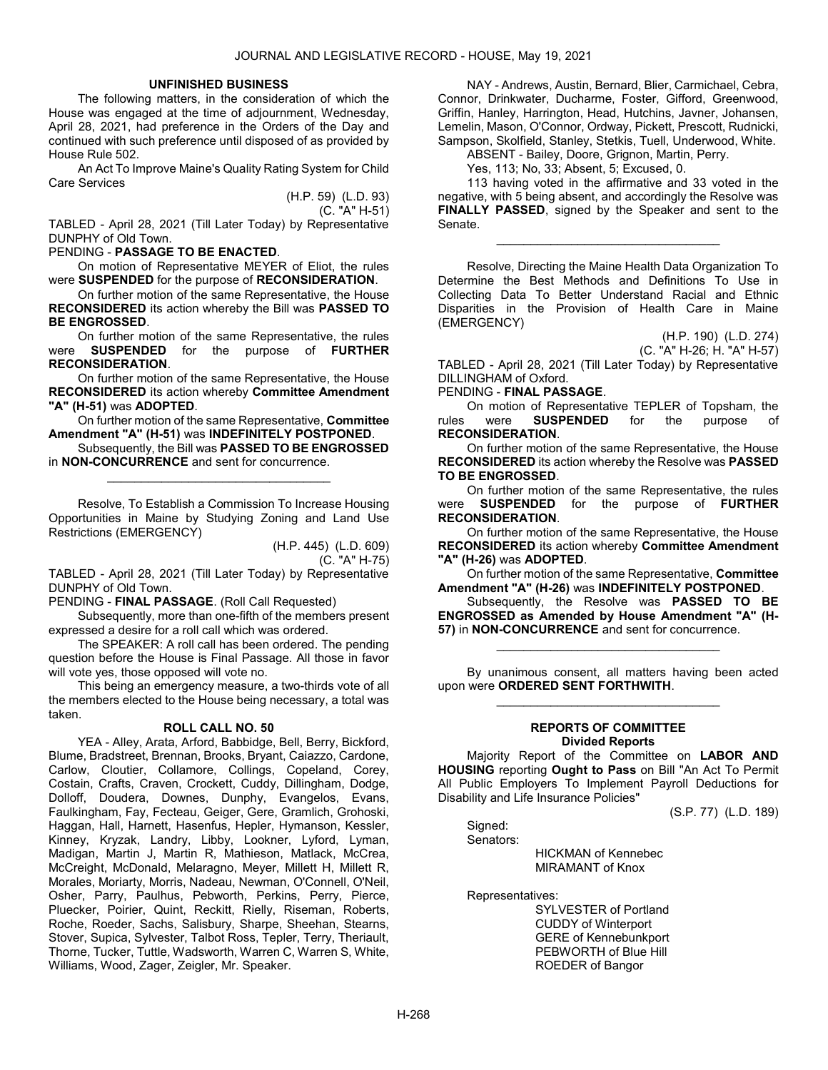### UNFINISHED BUSINESS

The following matters, in the consideration of which the House was engaged at the time of adjournment, Wednesday, April 28, 2021, had preference in the Orders of the Day and continued with such preference until disposed of as provided by House Rule 502.

An Act To Improve Maine's Quality Rating System for Child Care Services

(H.P. 59) (L.D. 93)
(C. "A" H-51)

TABLED - April 28, 2021 (Till Later Today) by Representative DUNPHY of Old Town.

PENDING - **PASSAGE TO BE ENACTED**.

On motion of Representative MEYER of Eliot, the rules were **SUSPENDED** for the purpose of **RECONSIDERATION**.

On further motion of the same Representative, the House **RECONSIDERED** its action whereby the Bill was **PASSED TO BE ENGROSSED**.

On further motion of the same Representative, the rules were **SUSPENDED** for the purpose of **FURTHER RECONSIDERATION**.

On further motion of the same Representative, the House **RECONSIDERED** its action whereby **Committee Amendment "A" (H-51)** was **ADOPTED**.

On further motion of the same Representative, **Committee Amendment "A" (H-51)** was **INDEFINITELY POSTPONED**.

Subsequently, the Bill was **PASSED TO BE ENGROSSED** in **NON-CONCURRENCE** and sent for concurrence.

_________________________________

Resolve, To Establish a Commission To Increase Housing Opportunities in Maine by Studying Zoning and Land Use Restrictions (EMERGENCY)

(H.P. 445) (L.D. 609)
(C. "A" H-75)

TABLED - April 28, 2021 (Till Later Today) by Representative DUNPHY of Old Town.

PENDING - **FINAL PASSAGE**. (Roll Call Requested)

Subsequently, more than one-fifth of the members present expressed a desire for a roll call which was ordered.

The SPEAKER: A roll call has been ordered. The pending question before the House is Final Passage. All those in favor will vote yes, those opposed will vote no.

This being an emergency measure, a two-thirds vote of all the members elected to the House being necessary, a total was taken.

#### ROLL CALL NO. 50

YEA - Alley, Arata, Arford, Babbidge, Bell, Berry, Bickford, Blume, Bradstreet, Brennan, Brooks, Bryant, Caiazzo, Cardone, Carlow, Cloutier, Collamore, Collings, Copeland, Corey, Costain, Crafts, Craven, Crockett, Cuddy, Dillingham, Dodge, Dolloff, Doudera, Downes, Dunphy, Evangelos, Evans, Faulkingham, Fay, Fecteau, Geiger, Gere, Gramlich, Grohoski, Haggan, Hall, Harnett, Hasenfus, Hepler, Hymanson, Kessler, Kinney, Kryzak, Landry, Libby, Lookner, Lyford, Lyman, Madigan, Martin J, Martin R, Mathieson, Matlack, McCrea, McCreight, McDonald, Melaragno, Meyer, Millett H, Millett R, Morales, Moriarty, Morris, Nadeau, Newman, O'Connell, O'Neil, Osher, Parry, Paulhus, Pebworth, Perkins, Perry, Pierce, Pluecker, Poirier, Quint, Reckitt, Rielly, Riseman, Roberts, Roche, Roeder, Sachs, Salisbury, Sharpe, Sheehan, Stearns, Stover, Supica, Sylvester, Talbot Ross, Tepler, Terry, Theriault, Thorne, Tucker, Tuttle, Wadsworth, Warren C, Warren S, White, Williams, Wood, Zager, Zeigler, Mr. Speaker.

NAY - Andrews, Austin, Bernard, Blier, Carmichael, Cebra, Connor, Drinkwater, Ducharme, Foster, Gifford, Greenwood, Griffin, Hanley, Harrington, Head, Hutchins, Javner, Johansen, Lemelin, Mason, O'Connor, Ordway, Pickett, Prescott, Rudnicki, Sampson, Skolfield, Stanley, Stetkis, Tuell, Underwood, White.

ABSENT - Bailey, Doore, Grignon, Martin, Perry.

Yes, 113; No, 33; Absent, 5; Excused, 0.

113 having voted in the affirmative and 33 voted in the negative, with 5 being absent, and accordingly the Resolve was **FINALLY PASSED**, signed by the Speaker and sent to the Senate.

_________________________________

Resolve, Directing the Maine Health Data Organization To Determine the Best Methods and Definitions To Use in Collecting Data To Better Understand Racial and Ethnic Disparities in the Provision of Health Care in Maine (EMERGENCY)

(H.P. 190) (L.D. 274)
(C. "A" H-26; H. "A" H-57)

TABLED - April 28, 2021 (Till Later Today) by Representative DILLINGHAM of Oxford.

PENDING - **FINAL PASSAGE**.

On motion of Representative TEPLER of Topsham, the rules were **SUSPENDED** for the purpose of **RECONSIDERATION**.

On further motion of the same Representative, the House **RECONSIDERED** its action whereby the Resolve was **PASSED TO BE ENGROSSED**.

On further motion of the same Representative, the rules were **SUSPENDED** for the purpose of **FURTHER RECONSIDERATION**.

On further motion of the same Representative, the House **RECONSIDERED** its action whereby **Committee Amendment "A" (H-26)** was **ADOPTED**.

On further motion of the same Representative, **Committee Amendment "A" (H-26)** was **INDEFINITELY POSTPONED**.

Subsequently, the Resolve was **PASSED TO BE ENGROSSED as Amended by House Amendment "A" (H-57)** in **NON-CONCURRENCE** and sent for concurrence.

_________________________________

By unanimous consent, all matters having been acted upon were **ORDERED SENT FORTHWITH**.

_________________________________

### REPORTS OF COMMITTEE
#### Divided Reports

Majority Report of the Committee on **LABOR AND HOUSING** reporting **Ought to Pass** on Bill "An Act To Permit All Public Employers To Implement Payroll Deductions for Disability and Life Insurance Policies"

(S.P. 77) (L.D. 189)

Signed:

Senators:

HICKMAN of Kennebec
MIRAMANT of Knox

Representatives:

SYLVESTER of Portland
CUDDY of Winterport
GERE of Kennebunkport
PEBWORTH of Blue Hill
ROEDER of Bangor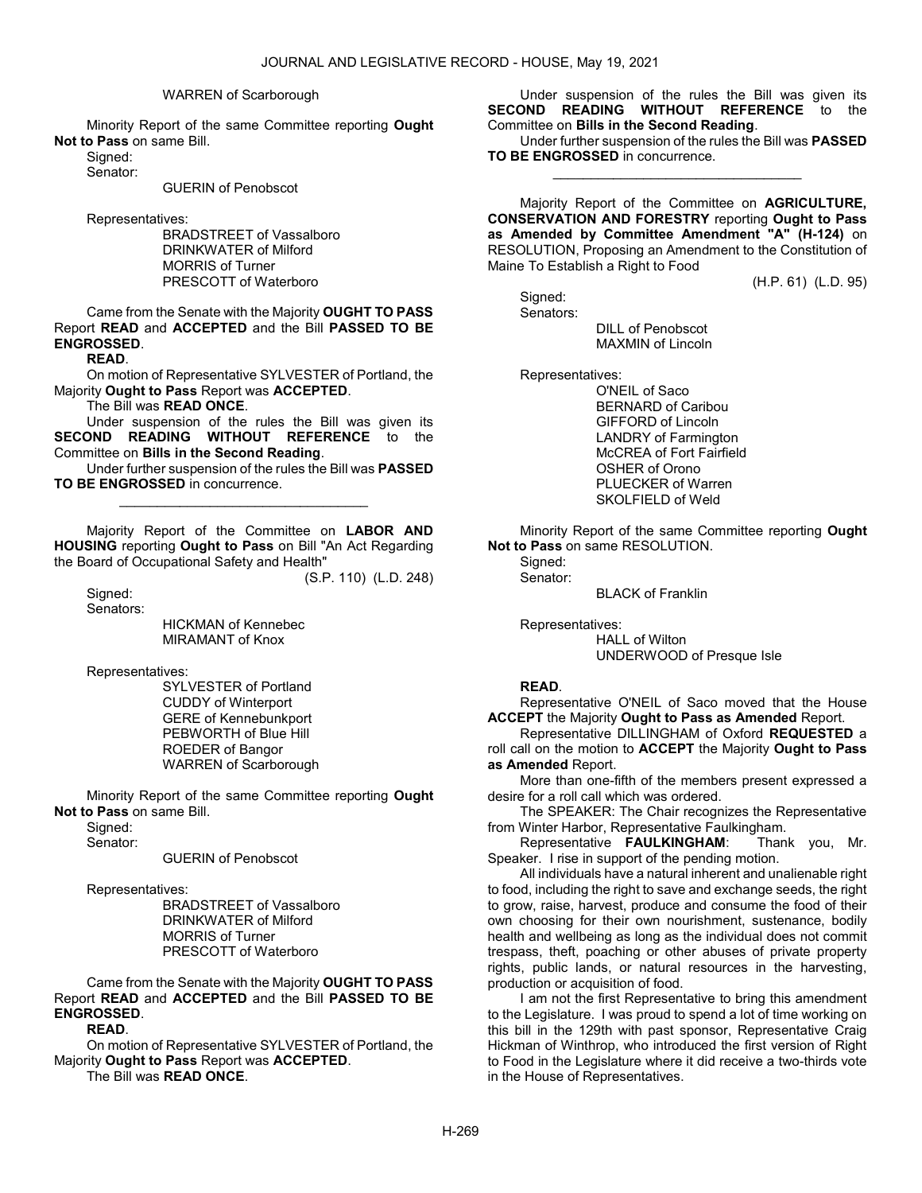WARREN of Scarborough

Minority Report of the same Committee reporting **Ought Not to Pass** on same Bill.

Signed:

Senator:

GUERIN of Penobscot

Representatives:

BRADSTREET of Vassalboro
DRINKWATER of Milford
MORRIS of Turner
PRESCOTT of Waterboro

Came from the Senate with the Majority **OUGHT TO PASS** Report **READ** and **ACCEPTED** and the Bill **PASSED TO BE ENGROSSED**.

**READ**.

On motion of Representative SYLVESTER of Portland, the Majority **Ought to Pass** Report was **ACCEPTED**.

The Bill was **READ ONCE**.

Under suspension of the rules the Bill was given its **SECOND READING WITHOUT REFERENCE** to the Committee on **Bills in the Second Reading**.

Under further suspension of the rules the Bill was **PASSED TO BE ENGROSSED** in concurrence.

---

Majority Report of the Committee on **LABOR AND HOUSING** reporting **Ought to Pass** on Bill "An Act Regarding the Board of Occupational Safety and Health"

(S.P. 110) (L.D. 248)

Signed:

Senators:

HICKMAN of Kennebec
MIRAMANT of Knox

Representatives:

SYLVESTER of Portland
CUDDY of Winterport
GERE of Kennebunkport
PEBWORTH of Blue Hill
ROEDER of Bangor
WARREN of Scarborough

Minority Report of the same Committee reporting **Ought Not to Pass** on same Bill.

Signed:

Senator:

GUERIN of Penobscot

Representatives:

BRADSTREET of Vassalboro
DRINKWATER of Milford
MORRIS of Turner
PRESCOTT of Waterboro

Came from the Senate with the Majority **OUGHT TO PASS** Report **READ** and **ACCEPTED** and the Bill **PASSED TO BE ENGROSSED**.

**READ**.

On motion of Representative SYLVESTER of Portland, the Majority **Ought to Pass** Report was **ACCEPTED**.

The Bill was **READ ONCE**.

Under suspension of the rules the Bill was given its **SECOND READING WITHOUT REFERENCE** to the Committee on **Bills in the Second Reading**.

Under further suspension of the rules the Bill was **PASSED TO BE ENGROSSED** in concurrence.

---

Majority Report of the Committee on **AGRICULTURE, CONSERVATION AND FORESTRY** reporting **Ought to Pass as Amended by Committee Amendment "A" (H-124)** on RESOLUTION, Proposing an Amendment to the Constitution of Maine To Establish a Right to Food

(H.P. 61) (L.D. 95)

Signed:

Senators:

DILL of Penobscot
MAXMIN of Lincoln

Representatives:

O'NEIL of Saco
BERNARD of Caribou
GIFFORD of Lincoln
LANDRY of Farmington
McCREA of Fort Fairfield
OSHER of Orono
PLUECKER of Warren
SKOLFIELD of Weld

Minority Report of the same Committee reporting **Ought Not to Pass** on same RESOLUTION.

Signed:

Senator:

BLACK of Franklin

Representatives:

HALL of Wilton
UNDERWOOD of Presque Isle

**READ**.

Representative O'NEIL of Saco moved that the House **ACCEPT** the Majority **Ought to Pass as Amended** Report.

Representative DILLINGHAM of Oxford **REQUESTED** a roll call on the motion to **ACCEPT** the Majority **Ought to Pass as Amended** Report.

More than one-fifth of the members present expressed a desire for a roll call which was ordered.

The SPEAKER: The Chair recognizes the Representative from Winter Harbor, Representative Faulkingham.

Representative **FAULKINGHAM**: Thank you, Mr. Speaker. I rise in support of the pending motion.

All individuals have a natural inherent and unalienable right to food, including the right to save and exchange seeds, the right to grow, raise, harvest, produce and consume the food of their own choosing for their own nourishment, sustenance, bodily health and wellbeing as long as the individual does not commit trespass, theft, poaching or other abuses of private property rights, public lands, or natural resources in the harvesting, production or acquisition of food.

I am not the first Representative to bring this amendment to the Legislature. I was proud to spend a lot of time working on this bill in the 129th with past sponsor, Representative Craig Hickman of Winthrop, who introduced the first version of Right to Food in the Legislature where it did receive a two-thirds vote in the House of Representatives.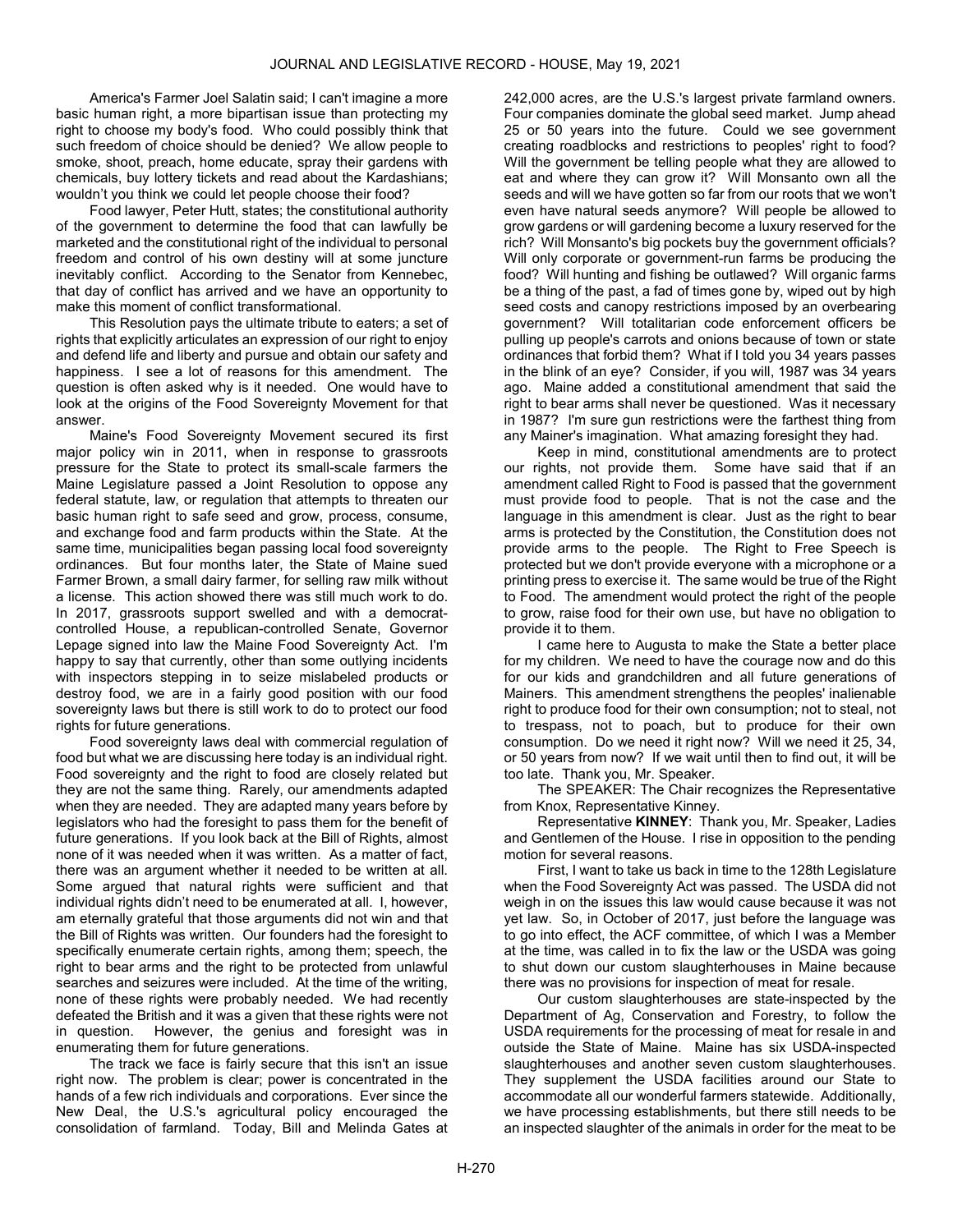America's Farmer Joel Salatin said; I can't imagine a more basic human right, a more bipartisan issue than protecting my right to choose my body's food. Who could possibly think that such freedom of choice should be denied? We allow people to smoke, shoot, preach, home educate, spray their gardens with chemicals, buy lottery tickets and read about the Kardashians; wouldn't you think we could let people choose their food?

Food lawyer, Peter Hutt, states; the constitutional authority of the government to determine the food that can lawfully be marketed and the constitutional right of the individual to personal freedom and control of his own destiny will at some juncture inevitably conflict. According to the Senator from Kennebec, that day of conflict has arrived and we have an opportunity to make this moment of conflict transformational.

This Resolution pays the ultimate tribute to eaters; a set of rights that explicitly articulates an expression of our right to enjoy and defend life and liberty and pursue and obtain our safety and happiness. I see a lot of reasons for this amendment. The question is often asked why is it needed. One would have to look at the origins of the Food Sovereignty Movement for that answer.

Maine's Food Sovereignty Movement secured its first major policy win in 2011, when in response to grassroots pressure for the State to protect its small-scale farmers the Maine Legislature passed a Joint Resolution to oppose any federal statute, law, or regulation that attempts to threaten our basic human right to safe seed and grow, process, consume, and exchange food and farm products within the State. At the same time, municipalities began passing local food sovereignty ordinances. But four months later, the State of Maine sued Farmer Brown, a small dairy farmer, for selling raw milk without a license. This action showed there was still much work to do. In 2017, grassroots support swelled and with a democrat-controlled House, a republican-controlled Senate, Governor Lepage signed into law the Maine Food Sovereignty Act. I'm happy to say that currently, other than some outlying incidents with inspectors stepping in to seize mislabeled products or destroy food, we are in a fairly good position with our food sovereignty laws but there is still work to do to protect our food rights for future generations.

Food sovereignty laws deal with commercial regulation of food but what we are discussing here today is an individual right. Food sovereignty and the right to food are closely related but they are not the same thing. Rarely, our amendments adapted when they are needed. They are adapted many years before by legislators who had the foresight to pass them for the benefit of future generations. If you look back at the Bill of Rights, almost none of it was needed when it was written. As a matter of fact, there was an argument whether it needed to be written at all. Some argued that natural rights were sufficient and that individual rights didn't need to be enumerated at all. I, however, am eternally grateful that those arguments did not win and that the Bill of Rights was written. Our founders had the foresight to specifically enumerate certain rights, among them; speech, the right to bear arms and the right to be protected from unlawful searches and seizures were included. At the time of the writing, none of these rights were probably needed. We had recently defeated the British and it was a given that these rights were not in question. However, the genius and foresight was in enumerating them for future generations.

The track we face is fairly secure that this isn't an issue right now. The problem is clear; power is concentrated in the hands of a few rich individuals and corporations. Ever since the New Deal, the U.S.'s agricultural policy encouraged the consolidation of farmland. Today, Bill and Melinda Gates at 242,000 acres, are the U.S.'s largest private farmland owners. Four companies dominate the global seed market. Jump ahead 25 or 50 years into the future. Could we see government creating roadblocks and restrictions to peoples' right to food? Will the government be telling people what they are allowed to eat and where they can grow it? Will Monsanto own all the seeds and will we have gotten so far from our roots that we won't even have natural seeds anymore? Will people be allowed to grow gardens or will gardening become a luxury reserved for the rich? Will Monsanto's big pockets buy the government officials? Will only corporate or government-run farms be producing the food? Will hunting and fishing be outlawed? Will organic farms be a thing of the past, a fad of times gone by, wiped out by high seed costs and canopy restrictions imposed by an overbearing government? Will totalitarian code enforcement officers be pulling up people's carrots and onions because of town or state ordinances that forbid them? What if I told you 34 years passes in the blink of an eye? Consider, if you will, 1987 was 34 years ago. Maine added a constitutional amendment that said the right to bear arms shall never be questioned. Was it necessary in 1987? I'm sure gun restrictions were the farthest thing from any Mainer's imagination. What amazing foresight they had.

Keep in mind, constitutional amendments are to protect our rights, not provide them. Some have said that if an amendment called Right to Food is passed that the government must provide food to people. That is not the case and the language in this amendment is clear. Just as the right to bear arms is protected by the Constitution, the Constitution does not provide arms to the people. The Right to Free Speech is protected but we don't provide everyone with a microphone or a printing press to exercise it. The same would be true of the Right to Food. The amendment would protect the right of the people to grow, raise food for their own use, but have no obligation to provide it to them.

I came here to Augusta to make the State a better place for my children. We need to have the courage now and do this for our kids and grandchildren and all future generations of Mainers. This amendment strengthens the peoples' inalienable right to produce food for their own consumption; not to steal, not to trespass, not to poach, but to produce for their own consumption. Do we need it right now? Will we need it 25, 34, or 50 years from now? If we wait until then to find out, it will be too late. Thank you, Mr. Speaker.

The SPEAKER: The Chair recognizes the Representative from Knox, Representative Kinney.

Representative **KINNEY**: Thank you, Mr. Speaker, Ladies and Gentlemen of the House. I rise in opposition to the pending motion for several reasons.

First, I want to take us back in time to the 128th Legislature when the Food Sovereignty Act was passed. The USDA did not weigh in on the issues this law would cause because it was not yet law. So, in October of 2017, just before the language was to go into effect, the ACF committee, of which I was a Member at the time, was called in to fix the law or the USDA was going to shut down our custom slaughterhouses in Maine because there was no provisions for inspection of meat for resale.

Our custom slaughterhouses are state-inspected by the Department of Ag, Conservation and Forestry, to follow the USDA requirements for the processing of meat for resale in and outside the State of Maine. Maine has six USDA-inspected slaughterhouses and another seven custom slaughterhouses. They supplement the USDA facilities around our State to accommodate all our wonderful farmers statewide. Additionally, we have processing establishments, but there still needs to be an inspected slaughter of the animals in order for the meat to be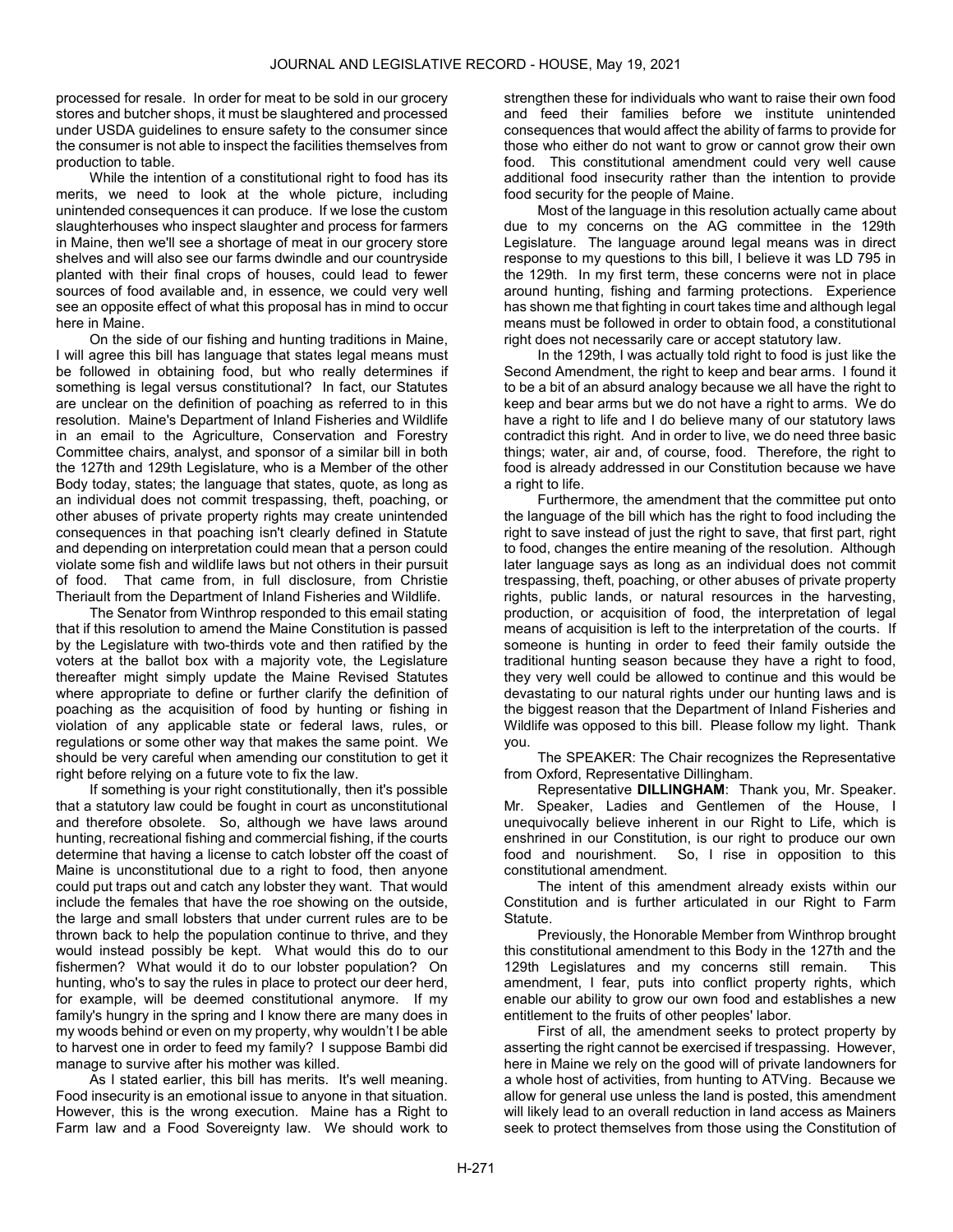processed for resale. In order for meat to be sold in our grocery stores and butcher shops, it must be slaughtered and processed under USDA guidelines to ensure safety to the consumer since the consumer is not able to inspect the facilities themselves from production to table.

While the intention of a constitutional right to food has its merits, we need to look at the whole picture, including unintended consequences it can produce. If we lose the custom slaughterhouses who inspect slaughter and process for farmers in Maine, then we'll see a shortage of meat in our grocery store shelves and will also see our farms dwindle and our countryside planted with their final crops of houses, could lead to fewer sources of food available and, in essence, we could very well see an opposite effect of what this proposal has in mind to occur here in Maine.

On the side of our fishing and hunting traditions in Maine, I will agree this bill has language that states legal means must be followed in obtaining food, but who really determines if something is legal versus constitutional? In fact, our Statutes are unclear on the definition of poaching as referred to in this resolution. Maine's Department of Inland Fisheries and Wildlife in an email to the Agriculture, Conservation and Forestry Committee chairs, analyst, and sponsor of a similar bill in both the 127th and 129th Legislature, who is a Member of the other Body today, states; the language that states, quote, as long as an individual does not commit trespassing, theft, poaching, or other abuses of private property rights may create unintended consequences in that poaching isn't clearly defined in Statute and depending on interpretation could mean that a person could violate some fish and wildlife laws but not others in their pursuit of food. That came from, in full disclosure, from Christie Theriault from the Department of Inland Fisheries and Wildlife.

The Senator from Winthrop responded to this email stating that if this resolution to amend the Maine Constitution is passed by the Legislature with two-thirds vote and then ratified by the voters at the ballot box with a majority vote, the Legislature thereafter might simply update the Maine Revised Statutes where appropriate to define or further clarify the definition of poaching as the acquisition of food by hunting or fishing in violation of any applicable state or federal laws, rules, or regulations or some other way that makes the same point. We should be very careful when amending our constitution to get it right before relying on a future vote to fix the law.

If something is your right constitutionally, then it's possible that a statutory law could be fought in court as unconstitutional and therefore obsolete. So, although we have laws around hunting, recreational fishing and commercial fishing, if the courts determine that having a license to catch lobster off the coast of Maine is unconstitutional due to a right to food, then anyone could put traps out and catch any lobster they want. That would include the females that have the roe showing on the outside, the large and small lobsters that under current rules are to be thrown back to help the population continue to thrive, and they would instead possibly be kept. What would this do to our fishermen? What would it do to our lobster population? On hunting, who's to say the rules in place to protect our deer herd, for example, will be deemed constitutional anymore. If my family's hungry in the spring and I know there are many does in my woods behind or even on my property, why wouldn't I be able to harvest one in order to feed my family? I suppose Bambi did manage to survive after his mother was killed.

As I stated earlier, this bill has merits. It's well meaning. Food insecurity is an emotional issue to anyone in that situation. However, this is the wrong execution. Maine has a Right to Farm law and a Food Sovereignty law. We should work to strengthen these for individuals who want to raise their own food and feed their families before we institute unintended consequences that would affect the ability of farms to provide for those who either do not want to grow or cannot grow their own food. This constitutional amendment could very well cause additional food insecurity rather than the intention to provide food security for the people of Maine.

Most of the language in this resolution actually came about due to my concerns on the AG committee in the 129th Legislature. The language around legal means was in direct response to my questions to this bill, I believe it was LD 795 in the 129th. In my first term, these concerns were not in place around hunting, fishing and farming protections. Experience has shown me that fighting in court takes time and although legal means must be followed in order to obtain food, a constitutional right does not necessarily care or accept statutory law.

In the 129th, I was actually told right to food is just like the Second Amendment, the right to keep and bear arms. I found it to be a bit of an absurd analogy because we all have the right to keep and bear arms but we do not have a right to arms. We do have a right to life and I do believe many of our statutory laws contradict this right. And in order to live, we do need three basic things; water, air and, of course, food. Therefore, the right to food is already addressed in our Constitution because we have a right to life.

Furthermore, the amendment that the committee put onto the language of the bill which has the right to food including the right to save instead of just the right to save, that first part, right to food, changes the entire meaning of the resolution. Although later language says as long as an individual does not commit trespassing, theft, poaching, or other abuses of private property rights, public lands, or natural resources in the harvesting, production, or acquisition of food, the interpretation of legal means of acquisition is left to the interpretation of the courts. If someone is hunting in order to feed their family outside the traditional hunting season because they have a right to food, they very well could be allowed to continue and this would be devastating to our natural rights under our hunting laws and is the biggest reason that the Department of Inland Fisheries and Wildlife was opposed to this bill. Please follow my light. Thank you.

The SPEAKER: The Chair recognizes the Representative from Oxford, Representative Dillingham.

Representative **DILLINGHAM**: Thank you, Mr. Speaker. Mr. Speaker, Ladies and Gentlemen of the House, I unequivocally believe inherent in our Right to Life, which is enshrined in our Constitution, is our right to produce our own food and nourishment. So, I rise in opposition to this constitutional amendment.

The intent of this amendment already exists within our Constitution and is further articulated in our Right to Farm Statute.

Previously, the Honorable Member from Winthrop brought this constitutional amendment to this Body in the 127th and the 129th Legislatures and my concerns still remain. This amendment, I fear, puts into conflict property rights, which enable our ability to grow our own food and establishes a new entitlement to the fruits of other peoples' labor.

First of all, the amendment seeks to protect property by asserting the right cannot be exercised if trespassing. However, here in Maine we rely on the good will of private landowners for a whole host of activities, from hunting to ATVing. Because we allow for general use unless the land is posted, this amendment will likely lead to an overall reduction in land access as Mainers seek to protect themselves from those using the Constitution of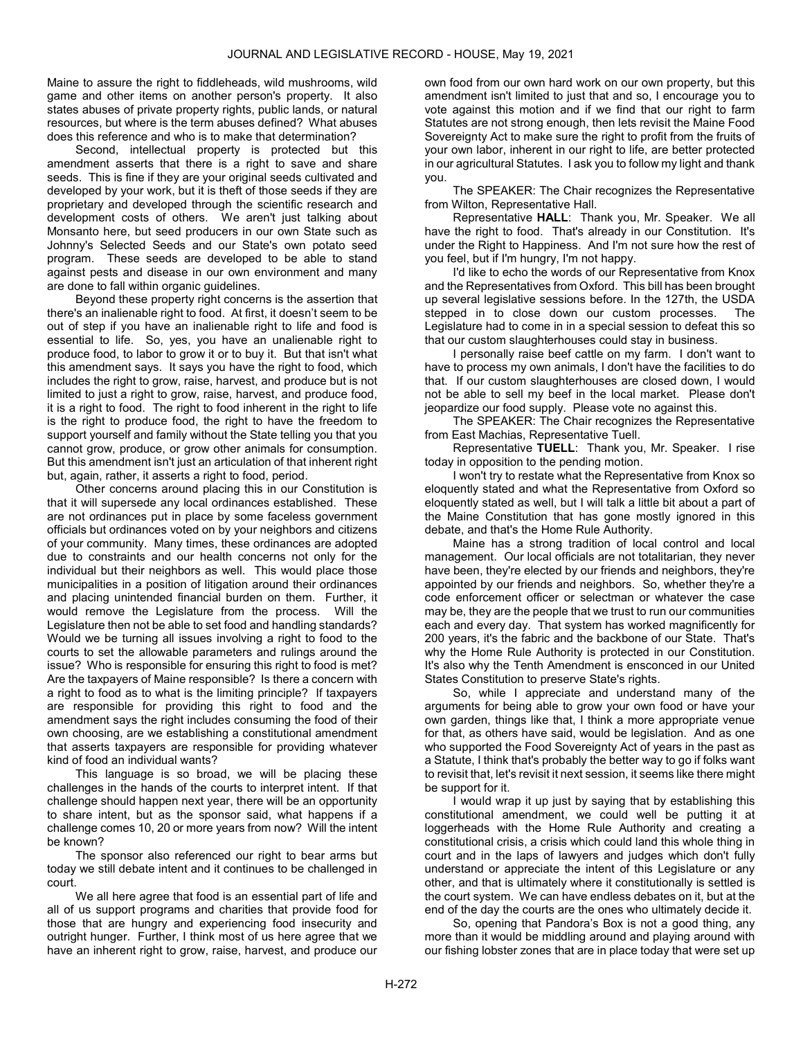Maine to assure the right to fiddleheads, wild mushrooms, wild game and other items on another person's property. It also states abuses of private property rights, public lands, or natural resources, but where is the term abuses defined? What abuses does this reference and who is to make that determination?

Second, intellectual property is protected but this amendment asserts that there is a right to save and share seeds. This is fine if they are your original seeds cultivated and developed by your work, but it is theft of those seeds if they are proprietary and developed through the scientific research and development costs of others. We aren't just talking about Monsanto here, but seed producers in our own State such as Johnny's Selected Seeds and our State's own potato seed program. These seeds are developed to be able to stand against pests and disease in our own environment and many are done to fall within organic guidelines.

Beyond these property right concerns is the assertion that there's an inalienable right to food. At first, it doesn't seem to be out of step if you have an inalienable right to life and food is essential to life. So, yes, you have an unalienable right to produce food, to labor to grow it or to buy it. But that isn't what this amendment says. It says you have the right to food, which includes the right to grow, raise, harvest, and produce but is not limited to just a right to grow, raise, harvest, and produce food, it is a right to food. The right to food inherent in the right to life is the right to produce food, the right to have the freedom to support yourself and family without the State telling you that you cannot grow, produce, or grow other animals for consumption. But this amendment isn't just an articulation of that inherent right but, again, rather, it asserts a right to food, period.

Other concerns around placing this in our Constitution is that it will supersede any local ordinances established. These are not ordinances put in place by some faceless government officials but ordinances voted on by your neighbors and citizens of your community. Many times, these ordinances are adopted due to constraints and our health concerns not only for the individual but their neighbors as well. This would place those municipalities in a position of litigation around their ordinances and placing unintended financial burden on them. Further, it would remove the Legislature from the process. Will the Legislature then not be able to set food and handling standards? Would we be turning all issues involving a right to food to the courts to set the allowable parameters and rulings around the issue? Who is responsible for ensuring this right to food is met? Are the taxpayers of Maine responsible? Is there a concern with a right to food as to what is the limiting principle? If taxpayers are responsible for providing this right to food and the amendment says the right includes consuming the food of their own choosing, are we establishing a constitutional amendment that asserts taxpayers are responsible for providing whatever kind of food an individual wants?

This language is so broad, we will be placing these challenges in the hands of the courts to interpret intent. If that challenge should happen next year, there will be an opportunity to share intent, but as the sponsor said, what happens if a challenge comes 10, 20 or more years from now? Will the intent be known?

The sponsor also referenced our right to bear arms but today we still debate intent and it continues to be challenged in court.

We all here agree that food is an essential part of life and all of us support programs and charities that provide food for those that are hungry and experiencing food insecurity and outright hunger. Further, I think most of us here agree that we have an inherent right to grow, raise, harvest, and produce our own food from our own hard work on our own property, but this amendment isn't limited to just that and so, I encourage you to vote against this motion and if we find that our right to farm Statutes are not strong enough, then lets revisit the Maine Food Sovereignty Act to make sure the right to profit from the fruits of your own labor, inherent in our right to life, are better protected in our agricultural Statutes. I ask you to follow my light and thank you.

The SPEAKER: The Chair recognizes the Representative from Wilton, Representative Hall.

Representative **HALL**: Thank you, Mr. Speaker. We all have the right to food. That's already in our Constitution. It's under the Right to Happiness. And I'm not sure how the rest of you feel, but if I'm hungry, I'm not happy.

I'd like to echo the words of our Representative from Knox and the Representatives from Oxford. This bill has been brought up several legislative sessions before. In the 127th, the USDA stepped in to close down our custom processes. The Legislature had to come in in a special session to defeat this so that our custom slaughterhouses could stay in business.

I personally raise beef cattle on my farm. I don't want to have to process my own animals, I don't have the facilities to do that. If our custom slaughterhouses are closed down, I would not be able to sell my beef in the local market. Please don't jeopardize our food supply. Please vote no against this.

The SPEAKER: The Chair recognizes the Representative from East Machias, Representative Tuell.

Representative **TUELL**: Thank you, Mr. Speaker. I rise today in opposition to the pending motion.

I won't try to restate what the Representative from Knox so eloquently stated and what the Representative from Oxford so eloquently stated as well, but I will talk a little bit about a part of the Maine Constitution that has gone mostly ignored in this debate, and that's the Home Rule Authority.

Maine has a strong tradition of local control and local management. Our local officials are not totalitarian, they never have been, they're elected by our friends and neighbors, they're appointed by our friends and neighbors. So, whether they're a code enforcement officer or selectman or whatever the case may be, they are the people that we trust to run our communities each and every day. That system has worked magnificently for 200 years, it's the fabric and the backbone of our State. That's why the Home Rule Authority is protected in our Constitution. It's also why the Tenth Amendment is ensconced in our United States Constitution to preserve State's rights.

So, while I appreciate and understand many of the arguments for being able to grow your own food or have your own garden, things like that, I think a more appropriate venue for that, as others have said, would be legislation. And as one who supported the Food Sovereignty Act of years in the past as a Statute, I think that's probably the better way to go if folks want to revisit that, let's revisit it next session, it seems like there might be support for it.

I would wrap it up just by saying that by establishing this constitutional amendment, we could well be putting it at loggerheads with the Home Rule Authority and creating a constitutional crisis, a crisis which could land this whole thing in court and in the laps of lawyers and judges which don't fully understand or appreciate the intent of this Legislature or any other, and that is ultimately where it constitutionally is settled is the court system. We can have endless debates on it, but at the end of the day the courts are the ones who ultimately decide it.

So, opening that Pandora's Box is not a good thing, any more than it would be middling around and playing around with our fishing lobster zones that are in place today that were set up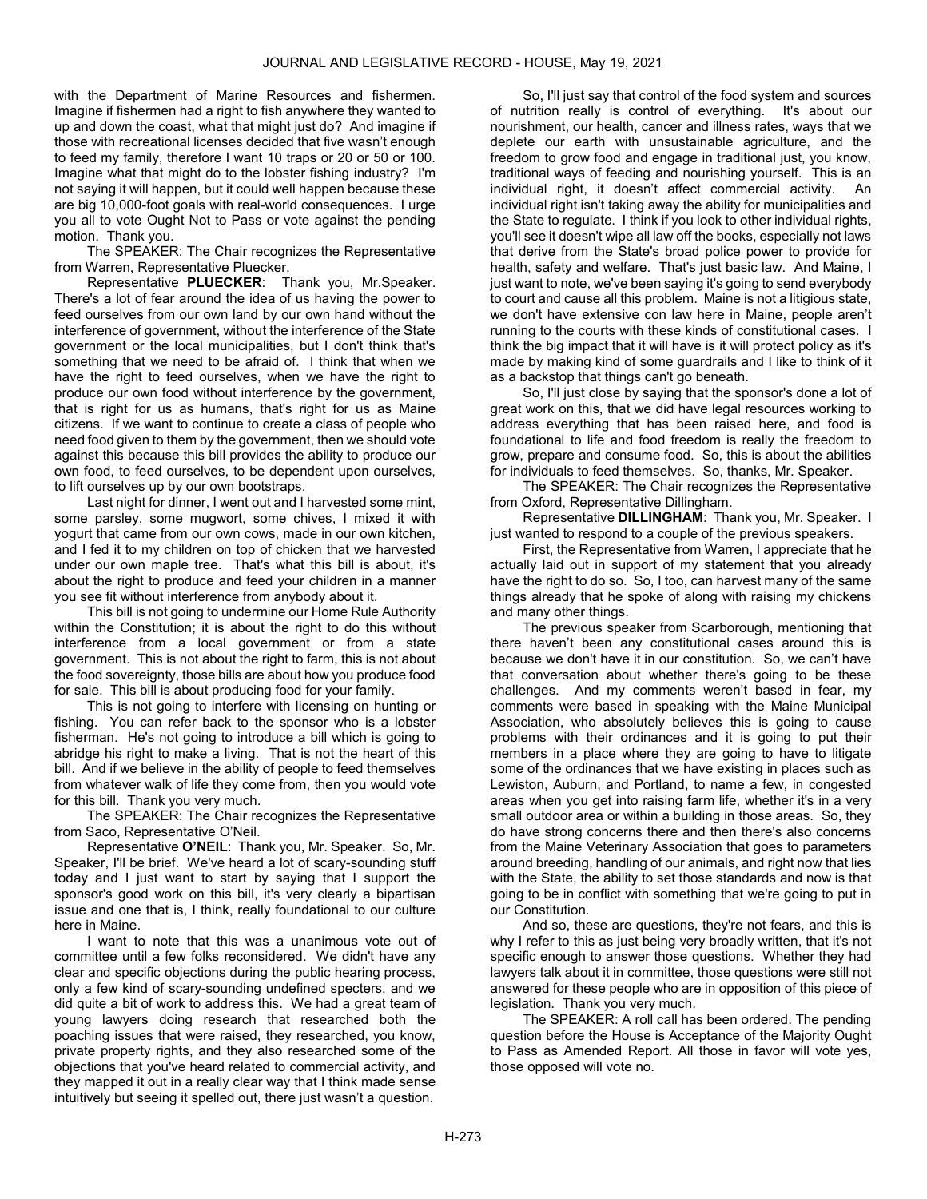with the Department of Marine Resources and fishermen. Imagine if fishermen had a right to fish anywhere they wanted to up and down the coast, what that might just do? And imagine if those with recreational licenses decided that five wasn't enough to feed my family, therefore I want 10 traps or 20 or 50 or 100. Imagine what that might do to the lobster fishing industry? I'm not saying it will happen, but it could well happen because these are big 10,000-foot goals with real-world consequences. I urge you all to vote Ought Not to Pass or vote against the pending motion. Thank you.

The SPEAKER: The Chair recognizes the Representative from Warren, Representative Pluecker.

Representative **PLUECKER**: Thank you, Mr.Speaker. There's a lot of fear around the idea of us having the power to feed ourselves from our own land by our own hand without the interference of government, without the interference of the State government or the local municipalities, but I don't think that's something that we need to be afraid of. I think that when we have the right to feed ourselves, when we have the right to produce our own food without interference by the government, that is right for us as humans, that's right for us as Maine citizens. If we want to continue to create a class of people who need food given to them by the government, then we should vote against this because this bill provides the ability to produce our own food, to feed ourselves, to be dependent upon ourselves, to lift ourselves up by our own bootstraps.

Last night for dinner, I went out and I harvested some mint, some parsley, some mugwort, some chives, I mixed it with yogurt that came from our own cows, made in our own kitchen, and I fed it to my children on top of chicken that we harvested under our own maple tree. That's what this bill is about, it's about the right to produce and feed your children in a manner you see fit without interference from anybody about it.

This bill is not going to undermine our Home Rule Authority within the Constitution; it is about the right to do this without interference from a local government or from a state government. This is not about the right to farm, this is not about the food sovereignty, those bills are about how you produce food for sale. This bill is about producing food for your family.

This is not going to interfere with licensing on hunting or fishing. You can refer back to the sponsor who is a lobster fisherman. He's not going to introduce a bill which is going to abridge his right to make a living. That is not the heart of this bill. And if we believe in the ability of people to feed themselves from whatever walk of life they come from, then you would vote for this bill. Thank you very much.

The SPEAKER: The Chair recognizes the Representative from Saco, Representative O'Neil.

Representative **O'NEIL**: Thank you, Mr. Speaker. So, Mr. Speaker, I'll be brief. We've heard a lot of scary-sounding stuff today and I just want to start by saying that I support the sponsor's good work on this bill, it's very clearly a bipartisan issue and one that is, I think, really foundational to our culture here in Maine.

I want to note that this was a unanimous vote out of committee until a few folks reconsidered. We didn't have any clear and specific objections during the public hearing process, only a few kind of scary-sounding undefined specters, and we did quite a bit of work to address this. We had a great team of young lawyers doing research that researched both the poaching issues that were raised, they researched, you know, private property rights, and they also researched some of the objections that you've heard related to commercial activity, and they mapped it out in a really clear way that I think made sense intuitively but seeing it spelled out, there just wasn't a question.

So, I'll just say that control of the food system and sources of nutrition really is control of everything. It's about our nourishment, our health, cancer and illness rates, ways that we deplete our earth with unsustainable agriculture, and the freedom to grow food and engage in traditional just, you know, traditional ways of feeding and nourishing yourself. This is an individual right, it doesn't affect commercial activity. An individual right isn't taking away the ability for municipalities and the State to regulate. I think if you look to other individual rights, you'll see it doesn't wipe all law off the books, especially not laws that derive from the State's broad police power to provide for health, safety and welfare. That's just basic law. And Maine, I just want to note, we've been saying it's going to send everybody to court and cause all this problem. Maine is not a litigious state, we don't have extensive con law here in Maine, people aren't running to the courts with these kinds of constitutional cases. I think the big impact that it will have is it will protect policy as it's made by making kind of some guardrails and I like to think of it as a backstop that things can't go beneath.

So, I'll just close by saying that the sponsor's done a lot of great work on this, that we did have legal resources working to address everything that has been raised here, and food is foundational to life and food freedom is really the freedom to grow, prepare and consume food. So, this is about the abilities for individuals to feed themselves. So, thanks, Mr. Speaker.

The SPEAKER: The Chair recognizes the Representative from Oxford, Representative Dillingham.

Representative **DILLINGHAM**: Thank you, Mr. Speaker. I just wanted to respond to a couple of the previous speakers.

First, the Representative from Warren, I appreciate that he actually laid out in support of my statement that you already have the right to do so. So, I too, can harvest many of the same things already that he spoke of along with raising my chickens and many other things.

The previous speaker from Scarborough, mentioning that there haven't been any constitutional cases around this is because we don't have it in our constitution. So, we can't have that conversation about whether there's going to be these challenges. And my comments weren't based in fear, my comments were based in speaking with the Maine Municipal Association, who absolutely believes this is going to cause problems with their ordinances and it is going to put their members in a place where they are going to have to litigate some of the ordinances that we have existing in places such as Lewiston, Auburn, and Portland, to name a few, in congested areas when you get into raising farm life, whether it's in a very small outdoor area or within a building in those areas. So, they do have strong concerns there and then there's also concerns from the Maine Veterinary Association that goes to parameters around breeding, handling of our animals, and right now that lies with the State, the ability to set those standards and now is that going to be in conflict with something that we're going to put in our Constitution.

And so, these are questions, they're not fears, and this is why I refer to this as just being very broadly written, that it's not specific enough to answer those questions. Whether they had lawyers talk about it in committee, those questions were still not answered for these people who are in opposition of this piece of legislation. Thank you very much.

The SPEAKER: A roll call has been ordered. The pending question before the House is Acceptance of the Majority Ought to Pass as Amended Report. All those in favor will vote yes, those opposed will vote no.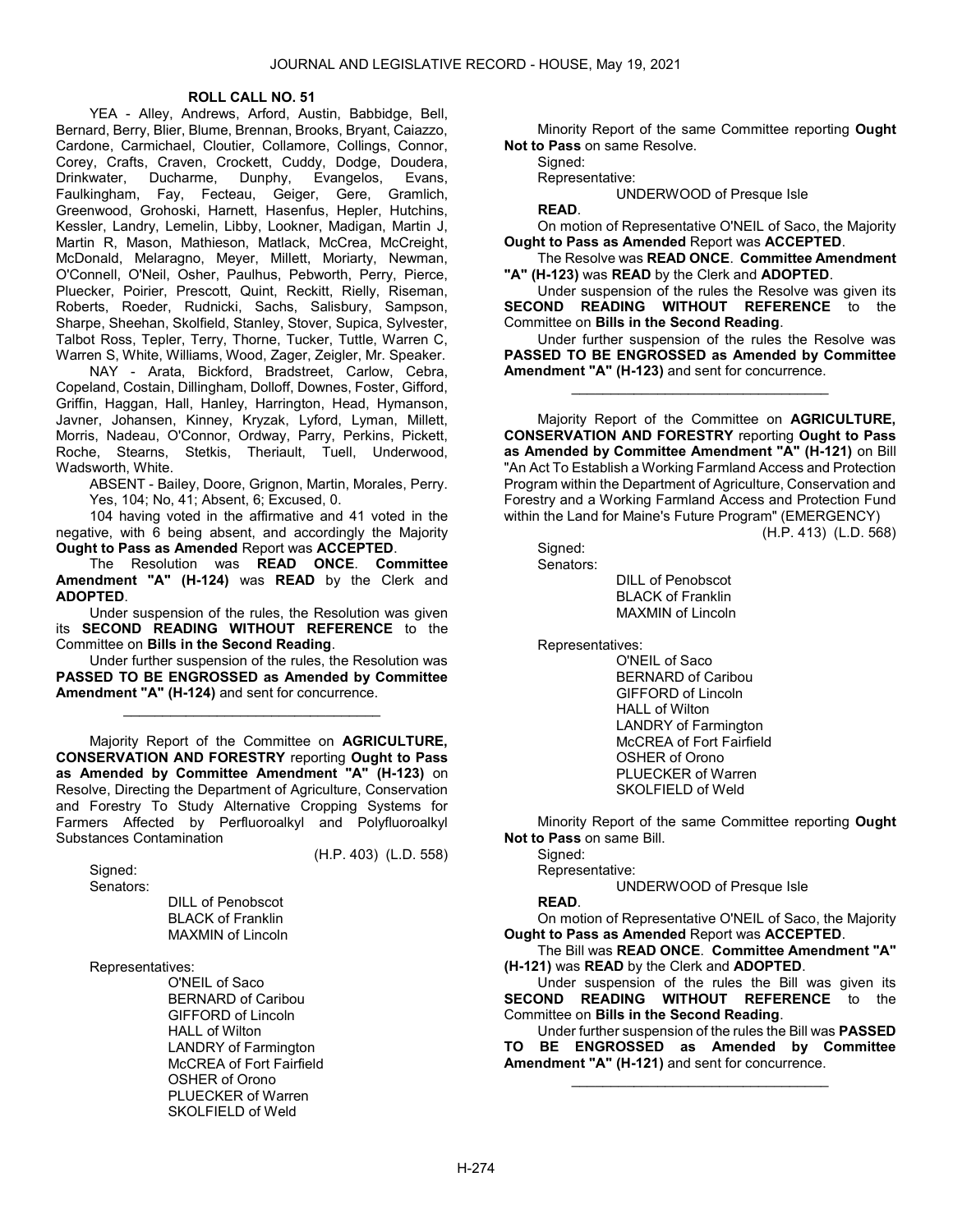**ROLL CALL NO. 51**

YEA - Alley, Andrews, Arford, Austin, Babbidge, Bell, Bernard, Berry, Blier, Blume, Brennan, Brooks, Bryant, Caiazzo, Cardone, Carmichael, Cloutier, Collamore, Collings, Connor, Corey, Crafts, Craven, Crockett, Cuddy, Dodge, Doudera, Drinkwater, Ducharme, Dunphy, Evangelos, Evans, Faulkingham, Fay, Fecteau, Geiger, Gere, Gramlich, Greenwood, Grohoski, Harnett, Hasenfus, Hepler, Hutchins, Kessler, Landry, Lemelin, Libby, Lookner, Madigan, Martin J, Martin R, Mason, Mathieson, Matlack, McCrea, McCreight, McDonald, Melaragno, Meyer, Millett, Moriarty, Newman, O'Connell, O'Neil, Osher, Paulhus, Pebworth, Perry, Pierce, Pluecker, Poirier, Prescott, Quint, Reckitt, Rielly, Riseman, Roberts, Roeder, Rudnicki, Sachs, Salisbury, Sampson, Sharpe, Sheehan, Skolfield, Stanley, Stover, Supica, Sylvester, Talbot Ross, Tepler, Terry, Thorne, Tucker, Tuttle, Warren C, Warren S, White, Williams, Wood, Zager, Zeigler, Mr. Speaker.

NAY - Arata, Bickford, Bradstreet, Carlow, Cebra, Copeland, Costain, Dillingham, Dolloff, Downes, Foster, Gifford, Griffin, Haggan, Hall, Hanley, Harrington, Head, Hymanson, Javner, Johansen, Kinney, Kryzak, Lyford, Lyman, Millett, Morris, Nadeau, O'Connor, Ordway, Parry, Perkins, Pickett, Roche, Stearns, Stetkis, Theriault, Tuell, Underwood, Wadsworth, White.

ABSENT - Bailey, Doore, Grignon, Martin, Morales, Perry.

Yes, 104; No, 41; Absent, 6; Excused, 0.

104 having voted in the affirmative and 41 voted in the negative, with 6 being absent, and accordingly the Majority **Ought to Pass as Amended** Report was **ACCEPTED**.

The Resolution was **READ ONCE**. **Committee Amendment "A" (H-124)** was **READ** by the Clerk and **ADOPTED**.

Under suspension of the rules, the Resolution was given its **SECOND READING WITHOUT REFERENCE** to the Committee on **Bills in the Second Reading**.

Under further suspension of the rules, the Resolution was **PASSED TO BE ENGROSSED as Amended by Committee Amendment "A" (H-124)** and sent for concurrence.

_________________________________

Majority Report of the Committee on **AGRICULTURE, CONSERVATION AND FORESTRY** reporting **Ought to Pass as Amended by Committee Amendment "A" (H-123)** on Resolve, Directing the Department of Agriculture, Conservation and Forestry To Study Alternative Cropping Systems for Farmers Affected by Perfluoroalkyl and Polyfluoroalkyl Substances Contamination

(H.P. 403) (L.D. 558)

Signed:

Senators:

DILL of Penobscot
BLACK of Franklin
MAXMIN of Lincoln

Representatives:

O'NEIL of Saco
BERNARD of Caribou
GIFFORD of Lincoln
HALL of Wilton
LANDRY of Farmington
McCREA of Fort Fairfield
OSHER of Orono
PLUECKER of Warren
SKOLFIELD of Weld

Minority Report of the same Committee reporting **Ought Not to Pass** on same Resolve.

Signed:

Representative:

UNDERWOOD of Presque Isle

**READ**.

On motion of Representative O'NEIL of Saco, the Majority **Ought to Pass as Amended** Report was **ACCEPTED**.

The Resolve was **READ ONCE**. **Committee Amendment "A" (H-123)** was **READ** by the Clerk and **ADOPTED**.

Under suspension of the rules the Resolve was given its **SECOND READING WITHOUT REFERENCE** to the Committee on **Bills in the Second Reading**.

Under further suspension of the rules the Resolve was **PASSED TO BE ENGROSSED as Amended by Committee Amendment "A" (H-123)** and sent for concurrence.

_________________________________

Majority Report of the Committee on **AGRICULTURE, CONSERVATION AND FORESTRY** reporting **Ought to Pass as Amended by Committee Amendment "A" (H-121)** on Bill "An Act To Establish a Working Farmland Access and Protection Program within the Department of Agriculture, Conservation and Forestry and a Working Farmland Access and Protection Fund within the Land for Maine's Future Program" (EMERGENCY)

(H.P. 413) (L.D. 568)

Signed:

Senators:

DILL of Penobscot
BLACK of Franklin
MAXMIN of Lincoln

Representatives:

O'NEIL of Saco
BERNARD of Caribou
GIFFORD of Lincoln
HALL of Wilton
LANDRY of Farmington
McCREA of Fort Fairfield
OSHER of Orono
PLUECKER of Warren
SKOLFIELD of Weld

Minority Report of the same Committee reporting **Ought Not to Pass** on same Bill.

Signed:

Representative:

UNDERWOOD of Presque Isle

**READ**.

On motion of Representative O'NEIL of Saco, the Majority **Ought to Pass as Amended** Report was **ACCEPTED**.

The Bill was **READ ONCE**. **Committee Amendment "A" (H-121)** was **READ** by the Clerk and **ADOPTED**.

Under suspension of the rules the Bill was given its **SECOND READING WITHOUT REFERENCE** to the Committee on **Bills in the Second Reading**.

Under further suspension of the rules the Bill was **PASSED TO BE ENGROSSED as Amended by Committee Amendment "A" (H-121)** and sent for concurrence.

_________________________________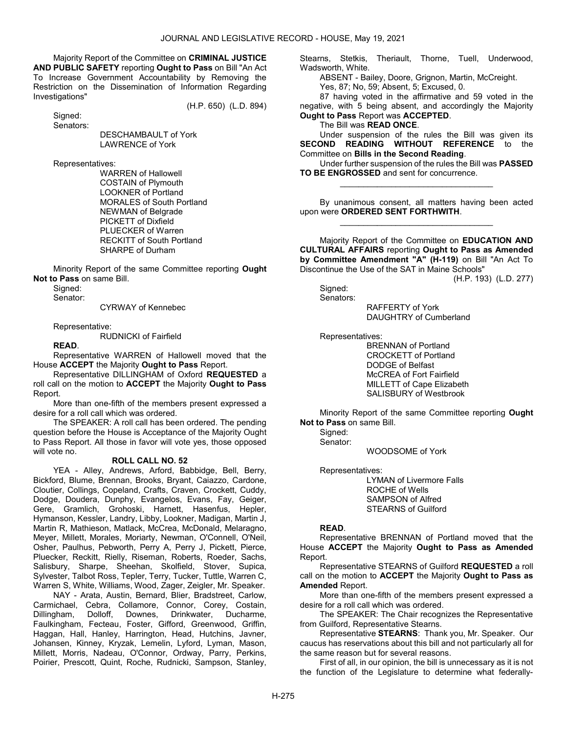Majority Report of the Committee on **CRIMINAL JUSTICE AND PUBLIC SAFETY** reporting **Ought to Pass** on Bill "An Act To Increase Government Accountability by Removing the Restriction on the Dissemination of Information Regarding Investigations"

(H.P. 650) (L.D. 894)

Signed:

Senators:

DESCHAMBAULT of York
LAWRENCE of York

Representatives:

WARREN of Hallowell
COSTAIN of Plymouth
LOOKNER of Portland
MORALES of South Portland
NEWMAN of Belgrade
PICKETT of Dixfield
PLUECKER of Warren
RECKITT of South Portland
SHARPE of Durham

Minority Report of the same Committee reporting **Ought Not to Pass** on same Bill.

Signed:

Senator:

CYRWAY of Kennebec

Representative:

RUDNICKI of Fairfield

**READ**.

Representative WARREN of Hallowell moved that the House **ACCEPT** the Majority **Ought to Pass** Report.

Representative DILLINGHAM of Oxford **REQUESTED** a roll call on the motion to **ACCEPT** the Majority **Ought to Pass** Report.

More than one-fifth of the members present expressed a desire for a roll call which was ordered.

The SPEAKER: A roll call has been ordered. The pending question before the House is Acceptance of the Majority Ought to Pass Report. All those in favor will vote yes, those opposed will vote no.

**ROLL CALL NO. 52**

YEA - Alley, Andrews, Arford, Babbidge, Bell, Berry, Bickford, Blume, Brennan, Brooks, Bryant, Caiazzo, Cardone, Cloutier, Collings, Copeland, Crafts, Craven, Crockett, Cuddy, Dodge, Doudera, Dunphy, Evangelos, Evans, Fay, Geiger, Gere, Gramlich, Grohoski, Harnett, Hasenfus, Hepler, Hymanson, Kessler, Landry, Libby, Lookner, Madigan, Martin J, Martin R, Mathieson, Matlack, McCrea, McDonald, Melaragno, Meyer, Millett, Morales, Moriarty, Newman, O'Connell, O'Neil, Osher, Paulhus, Pebworth, Perry A, Perry J, Pickett, Pierce, Pluecker, Reckitt, Rielly, Riseman, Roberts, Roeder, Sachs, Salisbury, Sharpe, Sheehan, Skolfield, Stover, Supica, Sylvester, Talbot Ross, Tepler, Terry, Tucker, Tuttle, Warren C, Warren S, White, Williams, Wood, Zager, Zeigler, Mr. Speaker.

NAY - Arata, Austin, Bernard, Blier, Bradstreet, Carlow, Carmichael, Cebra, Collamore, Connor, Corey, Costain, Dillingham, Dolloff, Downes, Drinkwater, Ducharme, Faulkingham, Fecteau, Foster, Gifford, Greenwood, Griffin, Haggan, Hall, Hanley, Harrington, Head, Hutchins, Javner, Johansen, Kinney, Kryzak, Lemelin, Lyford, Lyman, Mason, Millett, Morris, Nadeau, O'Connor, Ordway, Parry, Perkins, Poirier, Prescott, Quint, Roche, Rudnicki, Sampson, Stanley, Stearns, Stetkis, Theriault, Thorne, Tuell, Underwood, Wadsworth, White.

ABSENT - Bailey, Doore, Grignon, Martin, McCreight.

Yes, 87; No, 59; Absent, 5; Excused, 0.

87 having voted in the affirmative and 59 voted in the negative, with 5 being absent, and accordingly the Majority **Ought to Pass** Report was **ACCEPTED**.

The Bill was **READ ONCE**.

Under suspension of the rules the Bill was given its **SECOND READING WITHOUT REFERENCE** to the Committee on **Bills in the Second Reading**.

Under further suspension of the rules the Bill was **PASSED TO BE ENGROSSED** and sent for concurrence.

_________________________________

By unanimous consent, all matters having been acted upon were **ORDERED SENT FORTHWITH**.

_________________________________

Majority Report of the Committee on **EDUCATION AND CULTURAL AFFAIRS** reporting **Ought to Pass as Amended by Committee Amendment "A" (H-119)** on Bill "An Act To Discontinue the Use of the SAT in Maine Schools"

(H.P. 193) (L.D. 277)

Signed:

Senators:

RAFFERTY of York
DAUGHTRY of Cumberland

Representatives:

BRENNAN of Portland
CROCKETT of Portland
DODGE of Belfast
McCREA of Fort Fairfield
MILLETT of Cape Elizabeth
SALISBURY of Westbrook

Minority Report of the same Committee reporting **Ought Not to Pass** on same Bill.

Signed:

Senator:

WOODSOME of York

Representatives:

LYMAN of Livermore Falls
ROCHE of Wells
SAMPSON of Alfred
STEARNS of Guilford

**READ**.

Representative BRENNAN of Portland moved that the House **ACCEPT** the Majority **Ought to Pass as Amended** Report.

Representative STEARNS of Guilford **REQUESTED** a roll call on the motion to **ACCEPT** the Majority **Ought to Pass as Amended** Report.

More than one-fifth of the members present expressed a desire for a roll call which was ordered.

The SPEAKER: The Chair recognizes the Representative from Guilford, Representative Stearns.

Representative **STEARNS**: Thank you, Mr. Speaker. Our caucus has reservations about this bill and not particularly all for the same reason but for several reasons.

First of all, in our opinion, the bill is unnecessary as it is not the function of the Legislature to determine what federally-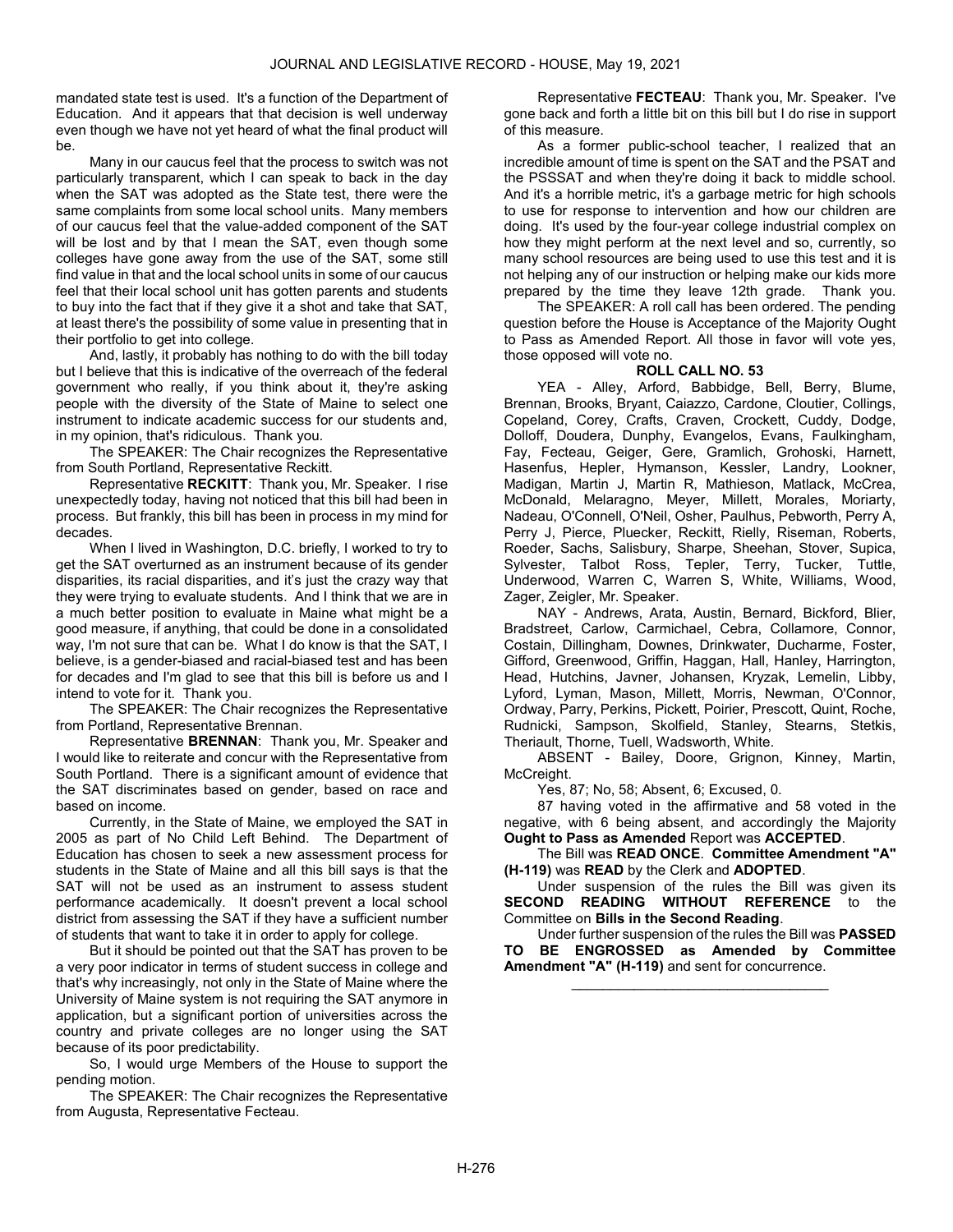mandated state test is used. It's a function of the Department of Education. And it appears that that decision is well underway even though we have not yet heard of what the final product will be.

Many in our caucus feel that the process to switch was not particularly transparent, which I can speak to back in the day when the SAT was adopted as the State test, there were the same complaints from some local school units. Many members of our caucus feel that the value-added component of the SAT will be lost and by that I mean the SAT, even though some colleges have gone away from the use of the SAT, some still find value in that and the local school units in some of our caucus feel that their local school unit has gotten parents and students to buy into the fact that if they give it a shot and take that SAT, at least there's the possibility of some value in presenting that in their portfolio to get into college.

And, lastly, it probably has nothing to do with the bill today but I believe that this is indicative of the overreach of the federal government who really, if you think about it, they're asking people with the diversity of the State of Maine to select one instrument to indicate academic success for our students and, in my opinion, that's ridiculous. Thank you.

The SPEAKER: The Chair recognizes the Representative from South Portland, Representative Reckitt.

Representative **RECKITT**: Thank you, Mr. Speaker. I rise unexpectedly today, having not noticed that this bill had been in process. But frankly, this bill has been in process in my mind for decades.

When I lived in Washington, D.C. briefly, I worked to try to get the SAT overturned as an instrument because of its gender disparities, its racial disparities, and it's just the crazy way that they were trying to evaluate students. And I think that we are in a much better position to evaluate in Maine what might be a good measure, if anything, that could be done in a consolidated way, I'm not sure that can be. What I do know is that the SAT, I believe, is a gender-biased and racial-biased test and has been for decades and I'm glad to see that this bill is before us and I intend to vote for it. Thank you.

The SPEAKER: The Chair recognizes the Representative from Portland, Representative Brennan.

Representative **BRENNAN**: Thank you, Mr. Speaker and I would like to reiterate and concur with the Representative from South Portland. There is a significant amount of evidence that the SAT discriminates based on gender, based on race and based on income.

Currently, in the State of Maine, we employed the SAT in 2005 as part of No Child Left Behind. The Department of Education has chosen to seek a new assessment process for students in the State of Maine and all this bill says is that the SAT will not be used as an instrument to assess student performance academically. It doesn't prevent a local school district from assessing the SAT if they have a sufficient number of students that want to take it in order to apply for college.

But it should be pointed out that the SAT has proven to be a very poor indicator in terms of student success in college and that's why increasingly, not only in the State of Maine where the University of Maine system is not requiring the SAT anymore in application, but a significant portion of universities across the country and private colleges are no longer using the SAT because of its poor predictability.

So, I would urge Members of the House to support the pending motion.

The SPEAKER: The Chair recognizes the Representative from Augusta, Representative Fecteau.

Representative **FECTEAU**: Thank you, Mr. Speaker. I've gone back and forth a little bit on this bill but I do rise in support of this measure.

As a former public-school teacher, I realized that an incredible amount of time is spent on the SAT and the PSAT and the PSSSAT and when they're doing it back to middle school. And it's a horrible metric, it's a garbage metric for high schools to use for response to intervention and how our children are doing. It's used by the four-year college industrial complex on how they might perform at the next level and so, currently, so many school resources are being used to use this test and it is not helping any of our instruction or helping make our kids more prepared by the time they leave 12th grade. Thank you.

The SPEAKER: A roll call has been ordered. The pending question before the House is Acceptance of the Majority Ought to Pass as Amended Report. All those in favor will vote yes, those opposed will vote no.

**ROLL CALL NO. 53**

YEA - Alley, Arford, Babbidge, Bell, Berry, Blume, Brennan, Brooks, Bryant, Caiazzo, Cardone, Cloutier, Collings, Copeland, Corey, Crafts, Craven, Crockett, Cuddy, Dodge, Dolloff, Doudera, Dunphy, Evangelos, Evans, Faulkingham, Fay, Fecteau, Geiger, Gere, Gramlich, Grohoski, Harnett, Hasenfus, Hepler, Hymanson, Kessler, Landry, Lookner, Madigan, Martin J, Martin R, Mathieson, Matlack, McCrea, McDonald, Melaragno, Meyer, Millett, Morales, Moriarty, Nadeau, O'Connell, O'Neil, Osher, Paulhus, Pebworth, Perry A, Perry J, Pierce, Pluecker, Reckitt, Rielly, Riseman, Roberts, Roeder, Sachs, Salisbury, Sharpe, Sheehan, Stover, Supica, Sylvester, Talbot Ross, Tepler, Terry, Tucker, Tuttle, Underwood, Warren C, Warren S, White, Williams, Wood, Zager, Zeigler, Mr. Speaker.

NAY - Andrews, Arata, Austin, Bernard, Bickford, Blier, Bradstreet, Carlow, Carmichael, Cebra, Collamore, Connor, Costain, Dillingham, Downes, Drinkwater, Ducharme, Foster, Gifford, Greenwood, Griffin, Haggan, Hall, Hanley, Harrington, Head, Hutchins, Javner, Johansen, Kryzak, Lemelin, Libby, Lyford, Lyman, Mason, Millett, Morris, Newman, O'Connor, Ordway, Parry, Perkins, Pickett, Poirier, Prescott, Quint, Roche, Rudnicki, Sampson, Skolfield, Stanley, Stearns, Stetkis, Theriault, Thorne, Tuell, Wadsworth, White.

ABSENT - Bailey, Doore, Grignon, Kinney, Martin, McCreight.

Yes, 87; No, 58; Absent, 6; Excused, 0.

87 having voted in the affirmative and 58 voted in the negative, with 6 being absent, and accordingly the Majority **Ought to Pass as Amended** Report was **ACCEPTED**.

The Bill was **READ ONCE**. **Committee Amendment "A" (H-119)** was **READ** by the Clerk and **ADOPTED**.

Under suspension of the rules the Bill was given its **SECOND READING WITHOUT REFERENCE** to the Committee on **Bills in the Second Reading**.

Under further suspension of the rules the Bill was **PASSED TO BE ENGROSSED as Amended by Committee Amendment "A" (H-119)** and sent for concurrence.

\_\_\_\_\_\_\_\_\_\_\_\_\_\_\_\_\_\_\_\_\_\_\_\_\_\_\_\_\_\_\_\_\_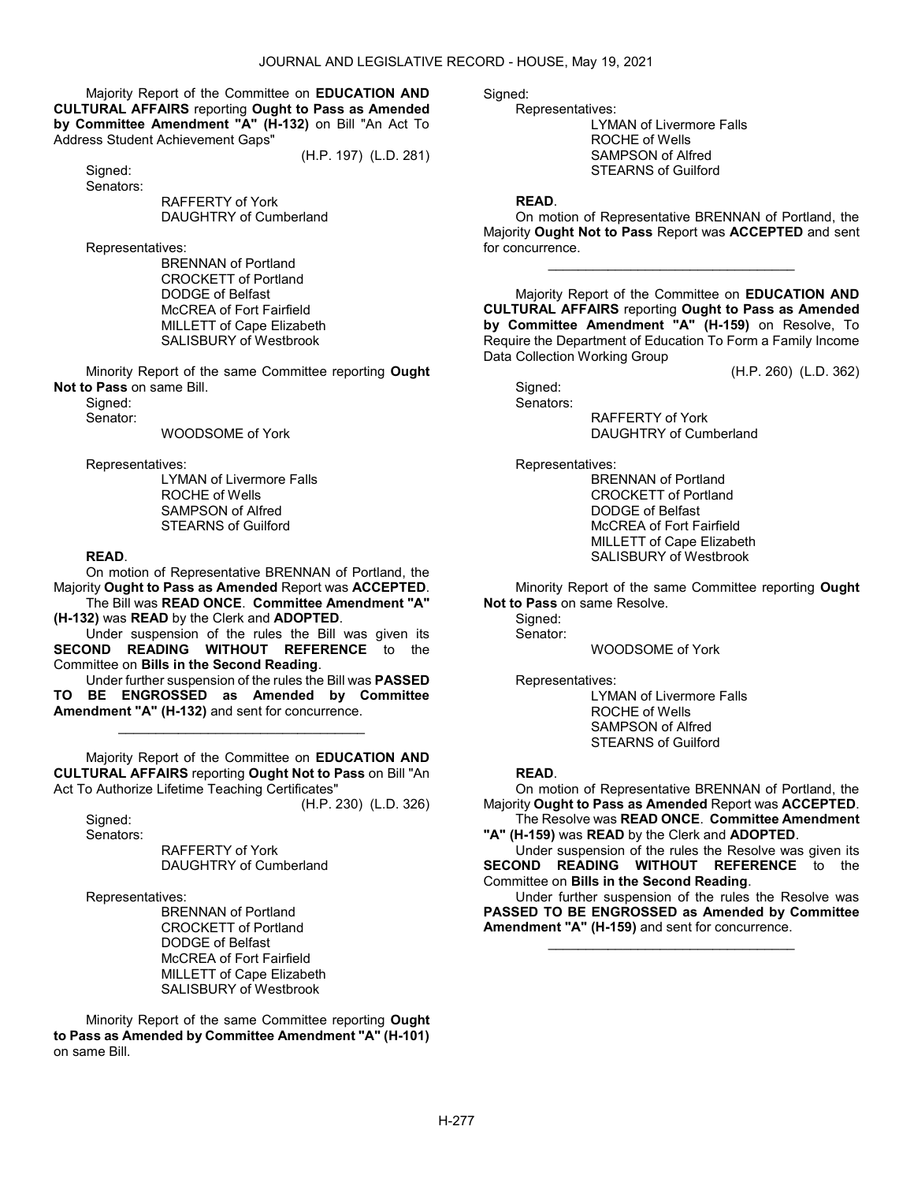Majority Report of the Committee on **EDUCATION AND CULTURAL AFFAIRS** reporting **Ought to Pass as Amended by Committee Amendment "A" (H-132)** on Bill "An Act To Address Student Achievement Gaps"

(H.P. 197) (L.D. 281)

Signed:

Senators:

RAFFERTY of York
DAUGHTRY of Cumberland

Representatives:

BRENNAN of Portland
CROCKETT of Portland
DODGE of Belfast
McCREA of Fort Fairfield
MILLETT of Cape Elizabeth
SALISBURY of Westbrook

Minority Report of the same Committee reporting **Ought Not to Pass** on same Bill.

Signed:

Senator:

WOODSOME of York

Representatives:

LYMAN of Livermore Falls
ROCHE of Wells
SAMPSON of Alfred
STEARNS of Guilford

**READ**.

On motion of Representative BRENNAN of Portland, the Majority **Ought to Pass as Amended** Report was **ACCEPTED**.

The Bill was **READ ONCE**. **Committee Amendment "A" (H-132)** was **READ** by the Clerk and **ADOPTED**.

Under suspension of the rules the Bill was given its **SECOND READING WITHOUT REFERENCE** to the Committee on **Bills in the Second Reading**.

Under further suspension of the rules the Bill was **PASSED TO BE ENGROSSED as Amended by Committee Amendment "A" (H-132)** and sent for concurrence.

\_\_\_\_\_\_\_\_\_\_\_\_\_\_\_\_\_\_\_\_\_\_\_\_\_\_\_\_\_\_\_\_\_

Majority Report of the Committee on **EDUCATION AND CULTURAL AFFAIRS** reporting **Ought Not to Pass** on Bill "An Act To Authorize Lifetime Teaching Certificates"

(H.P. 230) (L.D. 326)

Signed:

Senators:

RAFFERTY of York
DAUGHTRY of Cumberland

Representatives:

BRENNAN of Portland
CROCKETT of Portland
DODGE of Belfast
McCREA of Fort Fairfield
MILLETT of Cape Elizabeth
SALISBURY of Westbrook

Minority Report of the same Committee reporting **Ought to Pass as Amended by Committee Amendment "A" (H-101)** on same Bill.

Signed:

Representatives:

LYMAN of Livermore Falls
ROCHE of Wells
SAMPSON of Alfred
STEARNS of Guilford

**READ**.

On motion of Representative BRENNAN of Portland, the Majority **Ought Not to Pass** Report was **ACCEPTED** and sent for concurrence.

\_\_\_\_\_\_\_\_\_\_\_\_\_\_\_\_\_\_\_\_\_\_\_\_\_\_\_\_\_\_\_\_\_

Majority Report of the Committee on **EDUCATION AND CULTURAL AFFAIRS** reporting **Ought to Pass as Amended by Committee Amendment "A" (H-159)** on Resolve, To Require the Department of Education To Form a Family Income Data Collection Working Group

(H.P. 260) (L.D. 362)

Signed:

Senators:

RAFFERTY of York
DAUGHTRY of Cumberland

Representatives:

BRENNAN of Portland
CROCKETT of Portland
DODGE of Belfast
McCREA of Fort Fairfield
MILLETT of Cape Elizabeth
SALISBURY of Westbrook

Minority Report of the same Committee reporting **Ought Not to Pass** on same Resolve.

Signed:

Senator:

WOODSOME of York

Representatives:

LYMAN of Livermore Falls
ROCHE of Wells
SAMPSON of Alfred
STEARNS of Guilford

**READ**.

On motion of Representative BRENNAN of Portland, the Majority **Ought to Pass as Amended** Report was **ACCEPTED**.

The Resolve was **READ ONCE**. **Committee Amendment "A" (H-159)** was **READ** by the Clerk and **ADOPTED**.

Under suspension of the rules the Resolve was given its **SECOND READING WITHOUT REFERENCE** to the Committee on **Bills in the Second Reading**.

Under further suspension of the rules the Resolve was **PASSED TO BE ENGROSSED as Amended by Committee Amendment "A" (H-159)** and sent for concurrence.

\_\_\_\_\_\_\_\_\_\_\_\_\_\_\_\_\_\_\_\_\_\_\_\_\_\_\_\_\_\_\_\_\_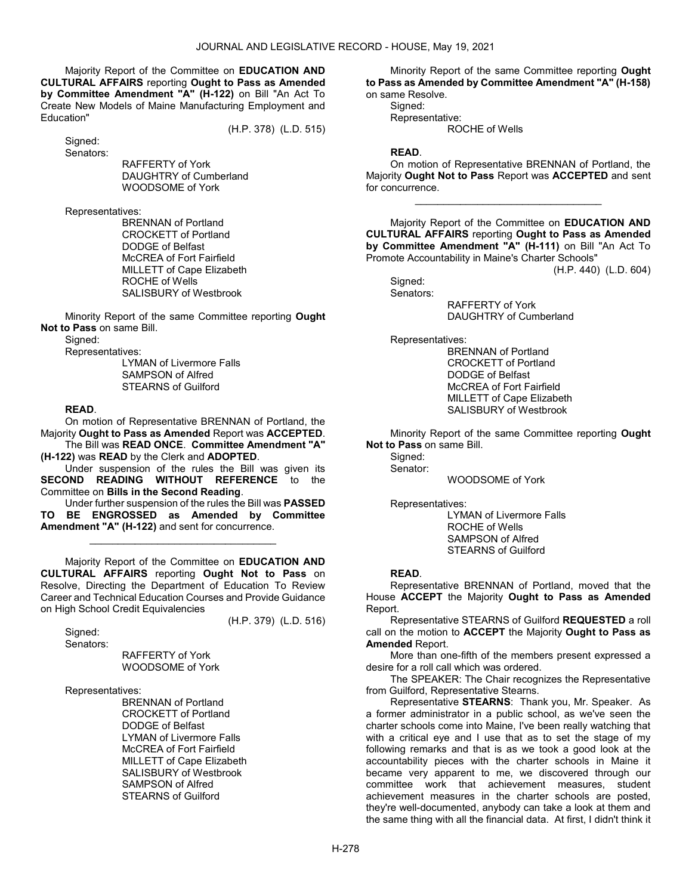Majority Report of the Committee on **EDUCATION AND CULTURAL AFFAIRS** reporting **Ought to Pass as Amended by Committee Amendment "A" (H-122)** on Bill "An Act To Create New Models of Maine Manufacturing Employment and Education"

(H.P. 378) (L.D. 515)

Signed:

Senators:

RAFFERTY of York
DAUGHTRY of Cumberland
WOODSOME of York

Representatives:

BRENNAN of Portland
CROCKETT of Portland
DODGE of Belfast
McCREA of Fort Fairfield
MILLETT of Cape Elizabeth
ROCHE of Wells
SALISBURY of Westbrook

Minority Report of the same Committee reporting **Ought Not to Pass** on same Bill.

Signed:

Representatives:

LYMAN of Livermore Falls
SAMPSON of Alfred
STEARNS of Guilford

**READ**.

On motion of Representative BRENNAN of Portland, the Majority **Ought to Pass as Amended** Report was **ACCEPTED**.

The Bill was **READ ONCE**. **Committee Amendment "A" (H-122)** was **READ** by the Clerk and **ADOPTED**.

Under suspension of the rules the Bill was given its **SECOND READING WITHOUT REFERENCE** to the Committee on **Bills in the Second Reading**.

Under further suspension of the rules the Bill was **PASSED TO BE ENGROSSED as Amended by Committee Amendment "A" (H-122)** and sent for concurrence.

_________________________________

Majority Report of the Committee on **EDUCATION AND CULTURAL AFFAIRS** reporting **Ought Not to Pass** on Resolve, Directing the Department of Education To Review Career and Technical Education Courses and Provide Guidance on High School Credit Equivalencies

(H.P. 379) (L.D. 516)

Signed:

Senators:

RAFFERTY of York
WOODSOME of York

Representatives:

BRENNAN of Portland
CROCKETT of Portland
DODGE of Belfast
LYMAN of Livermore Falls
McCREA of Fort Fairfield
MILLETT of Cape Elizabeth
SALISBURY of Westbrook
SAMPSON of Alfred
STEARNS of Guilford

Minority Report of the same Committee reporting **Ought to Pass as Amended by Committee Amendment "A" (H-158)** on same Resolve.

Signed:

Representative:

ROCHE of Wells

**READ**.

On motion of Representative BRENNAN of Portland, the Majority **Ought Not to Pass** Report was **ACCEPTED** and sent for concurrence.

_________________________________

Majority Report of the Committee on **EDUCATION AND CULTURAL AFFAIRS** reporting **Ought to Pass as Amended by Committee Amendment "A" (H-111)** on Bill "An Act To Promote Accountability in Maine's Charter Schools"

(H.P. 440) (L.D. 604)

Signed:

Senators:

RAFFERTY of York
DAUGHTRY of Cumberland

Representatives:

BRENNAN of Portland
CROCKETT of Portland
DODGE of Belfast
McCREA of Fort Fairfield
MILLETT of Cape Elizabeth
SALISBURY of Westbrook

Minority Report of the same Committee reporting **Ought Not to Pass** on same Bill.

Signed:

Senator:

WOODSOME of York

Representatives:

LYMAN of Livermore Falls
ROCHE of Wells
SAMPSON of Alfred
STEARNS of Guilford

**READ**.

Representative BRENNAN of Portland, moved that the House **ACCEPT** the Majority **Ought to Pass as Amended** Report.

Representative STEARNS of Guilford **REQUESTED** a roll call on the motion to **ACCEPT** the Majority **Ought to Pass as Amended** Report.

More than one-fifth of the members present expressed a desire for a roll call which was ordered.

The SPEAKER: The Chair recognizes the Representative from Guilford, Representative Stearns.

Representative **STEARNS**: Thank you, Mr. Speaker. As a former administrator in a public school, as we've seen the charter schools come into Maine, I've been really watching that with a critical eye and I use that as to set the stage of my following remarks and that is as we took a good look at the accountability pieces with the charter schools in Maine it became very apparent to me, we discovered through our committee work that achievement measures, student achievement measures in the charter schools are posted, they're well-documented, anybody can take a look at them and the same thing with all the financial data. At first, I didn't think it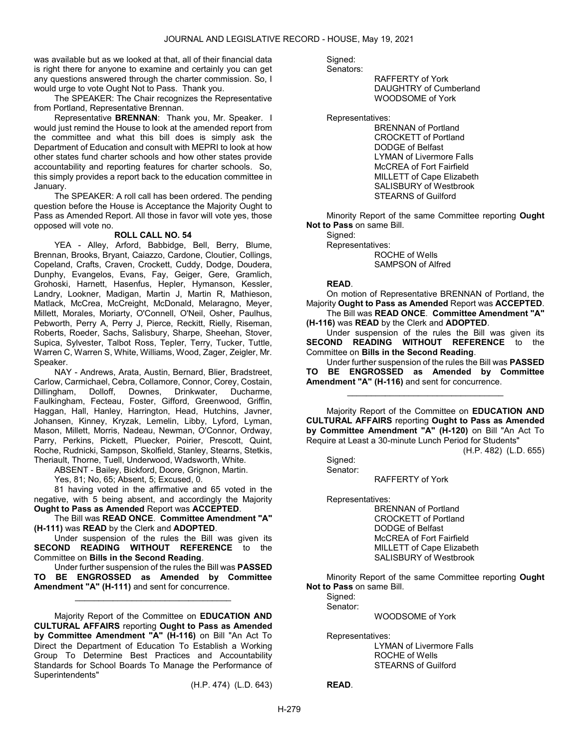was available but as we looked at that, all of their financial data is right there for anyone to examine and certainly you can get any questions answered through the charter commission. So, I would urge to vote Ought Not to Pass. Thank you.

The SPEAKER: The Chair recognizes the Representative from Portland, Representative Brennan.

Representative **BRENNAN**: Thank you, Mr. Speaker. I would just remind the House to look at the amended report from the committee and what this bill does is simply ask the Department of Education and consult with MEPRI to look at how other states fund charter schools and how other states provide accountability and reporting features for charter schools. So, this simply provides a report back to the education committee in January.

The SPEAKER: A roll call has been ordered. The pending question before the House is Acceptance the Majority Ought to Pass as Amended Report. All those in favor will vote yes, those opposed will vote no.

**ROLL CALL NO. 54**

YEA - Alley, Arford, Babbidge, Bell, Berry, Blume, Brennan, Brooks, Bryant, Caiazzo, Cardone, Cloutier, Collings, Copeland, Crafts, Craven, Crockett, Cuddy, Dodge, Doudera, Dunphy, Evangelos, Evans, Fay, Geiger, Gere, Gramlich, Grohoski, Harnett, Hasenfus, Hepler, Hymanson, Kessler, Landry, Lookner, Madigan, Martin J, Martin R, Mathieson, Matlack, McCrea, McCreight, McDonald, Melaragno, Meyer, Millett, Morales, Moriarty, O'Connell, O'Neil, Osher, Paulhus, Pebworth, Perry A, Perry J, Pierce, Reckitt, Rielly, Riseman, Roberts, Roeder, Sachs, Salisbury, Sharpe, Sheehan, Stover, Supica, Sylvester, Talbot Ross, Tepler, Terry, Tucker, Tuttle, Warren C, Warren S, White, Williams, Wood, Zager, Zeigler, Mr. Speaker.

NAY - Andrews, Arata, Austin, Bernard, Blier, Bradstreet, Carlow, Carmichael, Cebra, Collamore, Connor, Corey, Costain, Dillingham, Dolloff, Downes, Drinkwater, Ducharme, Faulkingham, Fecteau, Foster, Gifford, Greenwood, Griffin, Haggan, Hall, Hanley, Harrington, Head, Hutchins, Javner, Johansen, Kinney, Kryzak, Lemelin, Libby, Lyford, Lyman, Mason, Millett, Morris, Nadeau, Newman, O'Connor, Ordway, Parry, Perkins, Pickett, Pluecker, Poirier, Prescott, Quint, Roche, Rudnicki, Sampson, Skolfield, Stanley, Stearns, Stetkis, Theriault, Thorne, Tuell, Underwood, Wadsworth, White.

ABSENT - Bailey, Bickford, Doore, Grignon, Martin.

Yes, 81; No, 65; Absent, 5; Excused, 0.

81 having voted in the affirmative and 65 voted in the negative, with 5 being absent, and accordingly the Majority **Ought to Pass as Amended** Report was **ACCEPTED**.

The Bill was **READ ONCE**. **Committee Amendment "A" (H-111)** was **READ** by the Clerk and **ADOPTED**.

Under suspension of the rules the Bill was given its **SECOND READING WITHOUT REFERENCE** to the Committee on **Bills in the Second Reading**.

Under further suspension of the rules the Bill was **PASSED TO BE ENGROSSED as Amended by Committee Amendment "A" (H-111)** and sent for concurrence.

_________________________________

Majority Report of the Committee on **EDUCATION AND CULTURAL AFFAIRS** reporting **Ought to Pass as Amended by Committee Amendment "A" (H-116)** on Bill "An Act To Direct the Department of Education To Establish a Working Group To Determine Best Practices and Accountability Standards for School Boards To Manage the Performance of Superintendents"

(H.P. 474) (L.D. 643)

Signed:
Senators:
RAFFERTY of York
DAUGHTRY of Cumberland
WOODSOME of York

Representatives:
BRENNAN of Portland
CROCKETT of Portland
DODGE of Belfast
LYMAN of Livermore Falls
McCREA of Fort Fairfield
MILLETT of Cape Elizabeth
SALISBURY of Westbrook
STEARNS of Guilford

Minority Report of the same Committee reporting **Ought Not to Pass** on same Bill.

Signed:
Representatives:
ROCHE of Wells
SAMPSON of Alfred

**READ**.

On motion of Representative BRENNAN of Portland, the Majority **Ought to Pass as Amended** Report was **ACCEPTED**.

The Bill was **READ ONCE**. **Committee Amendment "A" (H-116)** was **READ** by the Clerk and **ADOPTED**.

Under suspension of the rules the Bill was given its **SECOND READING WITHOUT REFERENCE** to the Committee on **Bills in the Second Reading**.

Under further suspension of the rules the Bill was **PASSED TO BE ENGROSSED as Amended by Committee Amendment "A" (H-116)** and sent for concurrence.

_________________________________

Majority Report of the Committee on **EDUCATION AND CULTURAL AFFAIRS** reporting **Ought to Pass as Amended by Committee Amendment "A" (H-120)** on Bill "An Act To Require at Least a 30-minute Lunch Period for Students"

(H.P. 482) (L.D. 655)

Signed:
Senator:
RAFFERTY of York

Representatives:
BRENNAN of Portland
CROCKETT of Portland
DODGE of Belfast
McCREA of Fort Fairfield
MILLETT of Cape Elizabeth
SALISBURY of Westbrook

Minority Report of the same Committee reporting **Ought Not to Pass** on same Bill.

Signed:
Senator:
WOODSOME of York

Representatives:
LYMAN of Livermore Falls
ROCHE of Wells
STEARNS of Guilford

**READ**.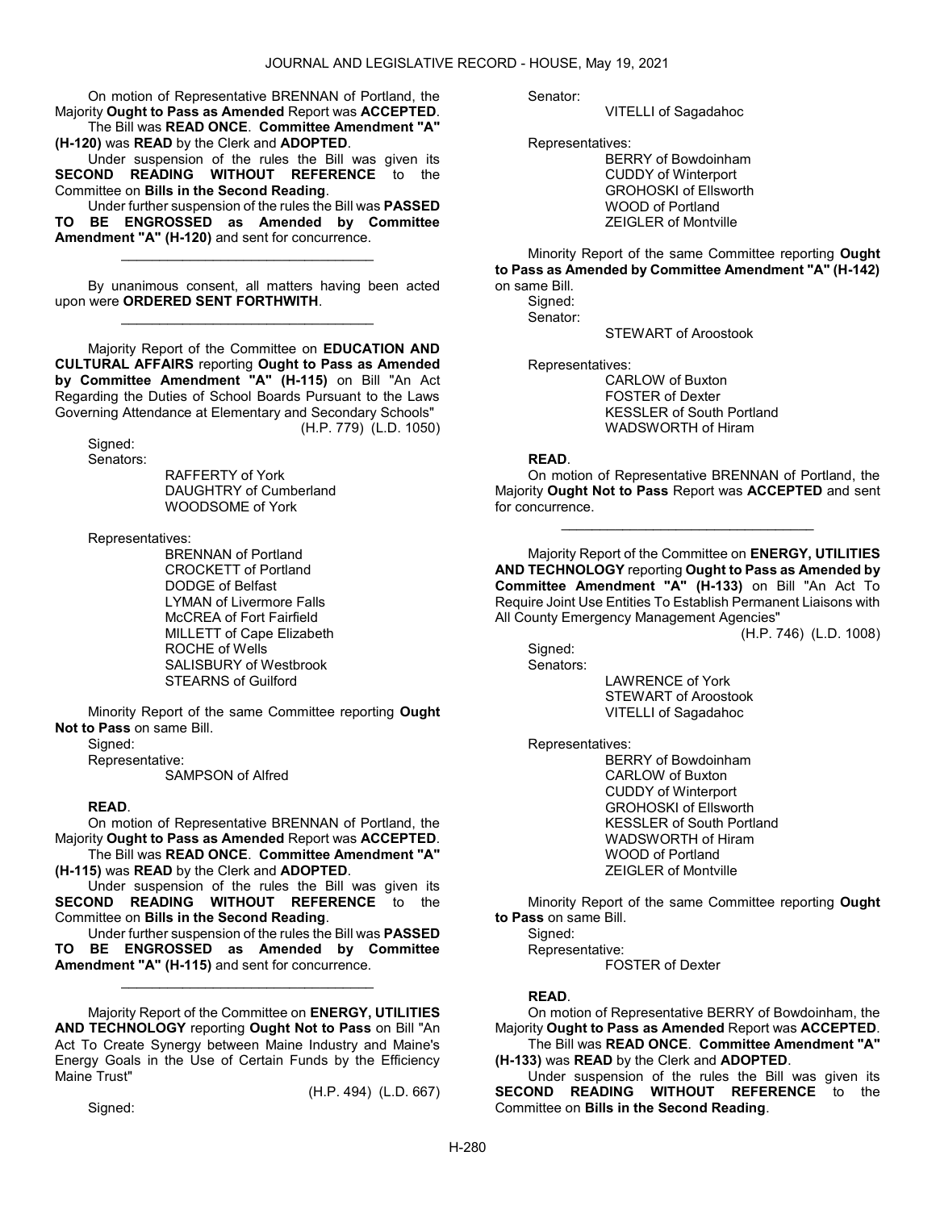On motion of Representative BRENNAN of Portland, the Majority **Ought to Pass as Amended** Report was **ACCEPTED**.

The Bill was **READ ONCE**. **Committee Amendment "A" (H-120)** was **READ** by the Clerk and **ADOPTED**.

Under suspension of the rules the Bill was given its **SECOND READING WITHOUT REFERENCE** to the Committee on **Bills in the Second Reading**.

Under further suspension of the rules the Bill was **PASSED TO BE ENGROSSED as Amended by Committee Amendment "A" (H-120)** and sent for concurrence.

_________________________________

By unanimous consent, all matters having been acted upon were **ORDERED SENT FORTHWITH**.

_________________________________

Majority Report of the Committee on **EDUCATION AND CULTURAL AFFAIRS** reporting **Ought to Pass as Amended by Committee Amendment "A" (H-115)** on Bill "An Act Regarding the Duties of School Boards Pursuant to the Laws Governing Attendance at Elementary and Secondary Schools"

(H.P. 779) (L.D. 1050)

Signed:

Senators:

RAFFERTY of York
DAUGHTRY of Cumberland
WOODSOME of York

Representatives:

BRENNAN of Portland
CROCKETT of Portland
DODGE of Belfast
LYMAN of Livermore Falls
McCREA of Fort Fairfield
MILLETT of Cape Elizabeth
ROCHE of Wells
SALISBURY of Westbrook
STEARNS of Guilford

Minority Report of the same Committee reporting **Ought Not to Pass** on same Bill.

Signed:

Representative:

SAMPSON of Alfred

**READ**.

On motion of Representative BRENNAN of Portland, the Majority **Ought to Pass as Amended** Report was **ACCEPTED**.

The Bill was **READ ONCE**. **Committee Amendment "A" (H-115)** was **READ** by the Clerk and **ADOPTED**.

Under suspension of the rules the Bill was given its **SECOND READING WITHOUT REFERENCE** to the Committee on **Bills in the Second Reading**.

Under further suspension of the rules the Bill was **PASSED TO BE ENGROSSED as Amended by Committee Amendment "A" (H-115)** and sent for concurrence.

_________________________________

Majority Report of the Committee on **ENERGY, UTILITIES AND TECHNOLOGY** reporting **Ought Not to Pass** on Bill "An Act To Create Synergy between Maine Industry and Maine's Energy Goals in the Use of Certain Funds by the Efficiency Maine Trust"

(H.P. 494) (L.D. 667)

Signed:

Senator:

VITELLI of Sagadahoc

Representatives:

BERRY of Bowdoinham
CUDDY of Winterport
GROHOSKI of Ellsworth
WOOD of Portland
ZEIGLER of Montville

Minority Report of the same Committee reporting **Ought to Pass as Amended by Committee Amendment "A" (H-142)** on same Bill.

Signed:

Senator:

STEWART of Aroostook

Representatives:

CARLOW of Buxton
FOSTER of Dexter
KESSLER of South Portland
WADSWORTH of Hiram

**READ**.

On motion of Representative BRENNAN of Portland, the Majority **Ought Not to Pass** Report was **ACCEPTED** and sent for concurrence.

_________________________________

Majority Report of the Committee on **ENERGY, UTILITIES AND TECHNOLOGY** reporting **Ought to Pass as Amended by Committee Amendment "A" (H-133)** on Bill "An Act To Require Joint Use Entities To Establish Permanent Liaisons with All County Emergency Management Agencies"

(H.P. 746) (L.D. 1008)

Signed:

Senators:

LAWRENCE of York
STEWART of Aroostook
VITELLI of Sagadahoc

Representatives:

BERRY of Bowdoinham
CARLOW of Buxton
CUDDY of Winterport
GROHOSKI of Ellsworth
KESSLER of South Portland
WADSWORTH of Hiram
WOOD of Portland
ZEIGLER of Montville

Minority Report of the same Committee reporting **Ought to Pass** on same Bill.

Signed:

Representative:

FOSTER of Dexter

**READ**.

On motion of Representative BERRY of Bowdoinham, the Majority **Ought to Pass as Amended** Report was **ACCEPTED**.

The Bill was **READ ONCE**. **Committee Amendment "A" (H-133)** was **READ** by the Clerk and **ADOPTED**.

Under suspension of the rules the Bill was given its **SECOND READING WITHOUT REFERENCE** to the Committee on **Bills in the Second Reading**.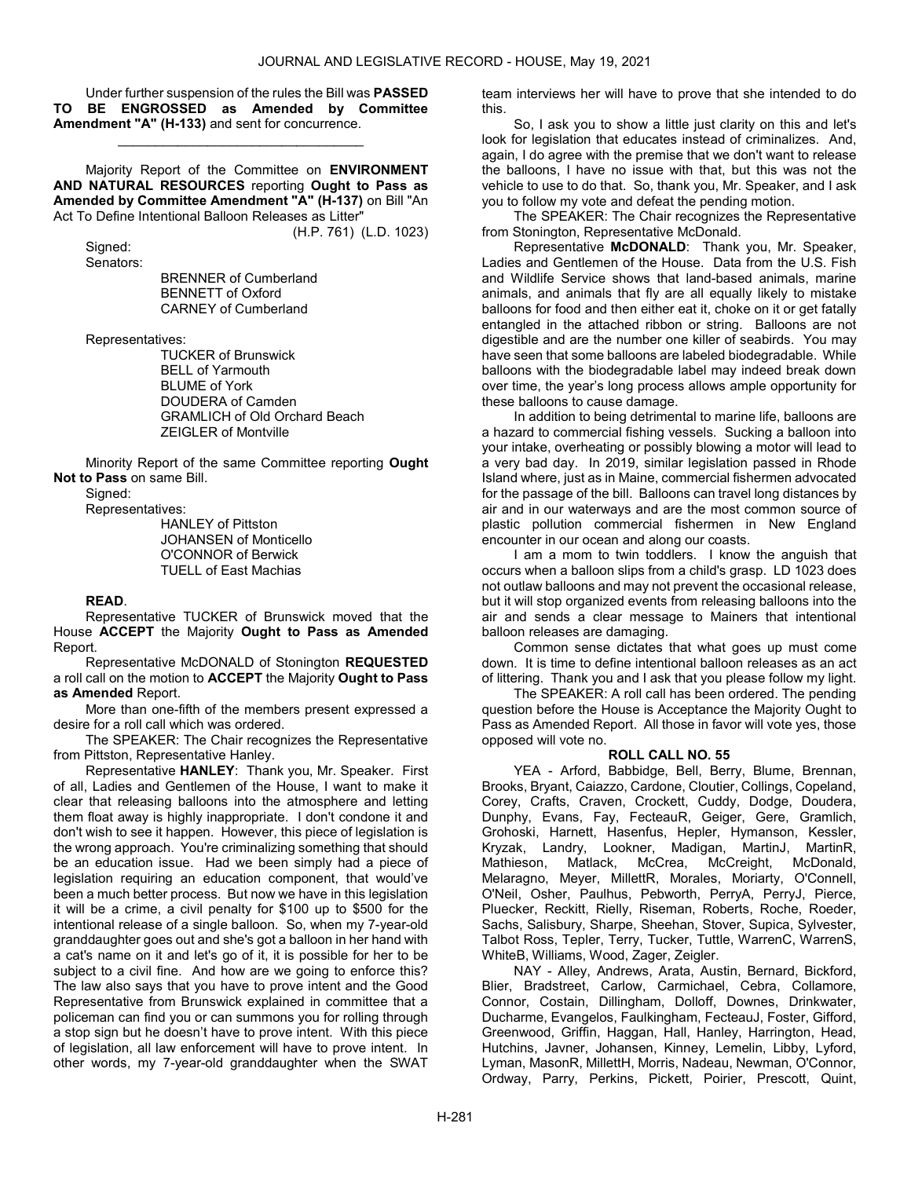Under further suspension of the rules the Bill was **PASSED TO BE ENGROSSED as Amended by Committee Amendment "A" (H-133)** and sent for concurrence.

_________________________________

Majority Report of the Committee on **ENVIRONMENT AND NATURAL RESOURCES** reporting **Ought to Pass as Amended by Committee Amendment "A" (H-137)** on Bill "An Act To Define Intentional Balloon Releases as Litter"

(H.P. 761) (L.D. 1023)

Signed:

Senators:

BRENNER of Cumberland
BENNETT of Oxford
CARNEY of Cumberland

Representatives:

TUCKER of Brunswick
BELL of Yarmouth
BLUME of York
DOUDERA of Camden
GRAMLICH of Old Orchard Beach
ZEIGLER of Montville

Minority Report of the same Committee reporting **Ought Not to Pass** on same Bill.

Signed:

Representatives:

HANLEY of Pittston
JOHANSEN of Monticello
O'CONNOR of Berwick
TUELL of East Machias

**READ**.

Representative TUCKER of Brunswick moved that the House **ACCEPT** the Majority **Ought to Pass as Amended** Report.

Representative McDONALD of Stonington **REQUESTED** a roll call on the motion to **ACCEPT** the Majority **Ought to Pass as Amended** Report.

More than one-fifth of the members present expressed a desire for a roll call which was ordered.

The SPEAKER: The Chair recognizes the Representative from Pittston, Representative Hanley.

Representative **HANLEY**: Thank you, Mr. Speaker. First of all, Ladies and Gentlemen of the House, I want to make it clear that releasing balloons into the atmosphere and letting them float away is highly inappropriate. I don't condone it and don't wish to see it happen. However, this piece of legislation is the wrong approach. You're criminalizing something that should be an education issue. Had we been simply had a piece of legislation requiring an education component, that would've been a much better process. But now we have in this legislation it will be a crime, a civil penalty for $100 up to $500 for the intentional release of a single balloon. So, when my 7-year-old granddaughter goes out and she's got a balloon in her hand with a cat's name on it and let's go of it, it is possible for her to be subject to a civil fine. And how are we going to enforce this? The law also says that you have to prove intent and the Good Representative from Brunswick explained in committee that a policeman can find you or can summons you for rolling through a stop sign but he doesn't have to prove intent. With this piece of legislation, all law enforcement will have to prove intent. In other words, my 7-year-old granddaughter when the SWAT team interviews her will have to prove that she intended to do this.

So, I ask you to show a little just clarity on this and let's look for legislation that educates instead of criminalizes. And, again, I do agree with the premise that we don't want to release the balloons, I have no issue with that, but this was not the vehicle to use to do that. So, thank you, Mr. Speaker, and I ask you to follow my vote and defeat the pending motion.

The SPEAKER: The Chair recognizes the Representative from Stonington, Representative McDonald.

Representative **McDONALD**: Thank you, Mr. Speaker, Ladies and Gentlemen of the House. Data from the U.S. Fish and Wildlife Service shows that land-based animals, marine animals, and animals that fly are all equally likely to mistake balloons for food and then either eat it, choke on it or get fatally entangled in the attached ribbon or string. Balloons are not digestible and are the number one killer of seabirds. You may have seen that some balloons are labeled biodegradable. While balloons with the biodegradable label may indeed break down over time, the year's long process allows ample opportunity for these balloons to cause damage.

In addition to being detrimental to marine life, balloons are a hazard to commercial fishing vessels. Sucking a balloon into your intake, overheating or possibly blowing a motor will lead to a very bad day. In 2019, similar legislation passed in Rhode Island where, just as in Maine, commercial fishermen advocated for the passage of the bill. Balloons can travel long distances by air and in our waterways and are the most common source of plastic pollution commercial fishermen in New England encounter in our ocean and along our coasts.

I am a mom to twin toddlers. I know the anguish that occurs when a balloon slips from a child's grasp. LD 1023 does not outlaw balloons and may not prevent the occasional release, but it will stop organized events from releasing balloons into the air and sends a clear message to Mainers that intentional balloon releases are damaging.

Common sense dictates that what goes up must come down. It is time to define intentional balloon releases as an act of littering. Thank you and I ask that you please follow my light.

The SPEAKER: A roll call has been ordered. The pending question before the House is Acceptance the Majority Ought to Pass as Amended Report. All those in favor will vote yes, those opposed will vote no.

**ROLL CALL NO. 55**

YEA - Arford, Babbidge, Bell, Berry, Blume, Brennan, Brooks, Bryant, Caiazzo, Cardone, Cloutier, Collings, Copeland, Corey, Crafts, Craven, Crockett, Cuddy, Dodge, Doudera, Dunphy, Evans, Fay, FecteauR, Geiger, Gere, Gramlich, Grohoski, Harnett, Hasenfus, Hepler, Hymanson, Kessler, Kryzak, Landry, Lookner, Madigan, MartinJ, MartinR, Mathieson, Matlack, McCrea, McCreight, McDonald, Melaragno, Meyer, MillettR, Morales, Moriarty, O'Connell, O'Neil, Osher, Paulhus, Pebworth, PerryA, PerryJ, Pierce, Pluecker, Reckitt, Rielly, Riseman, Roberts, Roche, Roeder, Sachs, Salisbury, Sharpe, Sheehan, Stover, Supica, Sylvester, Talbot Ross, Tepler, Terry, Tucker, Tuttle, WarrenC, WarrenS, WhiteB, Williams, Wood, Zager, Zeigler.

NAY - Alley, Andrews, Arata, Austin, Bernard, Bickford, Blier, Bradstreet, Carlow, Carmichael, Cebra, Collamore, Connor, Costain, Dillingham, Dolloff, Downes, Drinkwater, Ducharme, Evangelos, Faulkingham, FecteauJ, Foster, Gifford, Greenwood, Griffin, Haggan, Hall, Hanley, Harrington, Head, Hutchins, Javner, Johansen, Kinney, Lemelin, Libby, Lyford, Lyman, MasonR, MillettH, Morris, Nadeau, Newman, O'Connor, Ordway, Parry, Perkins, Pickett, Poirier, Prescott, Quint,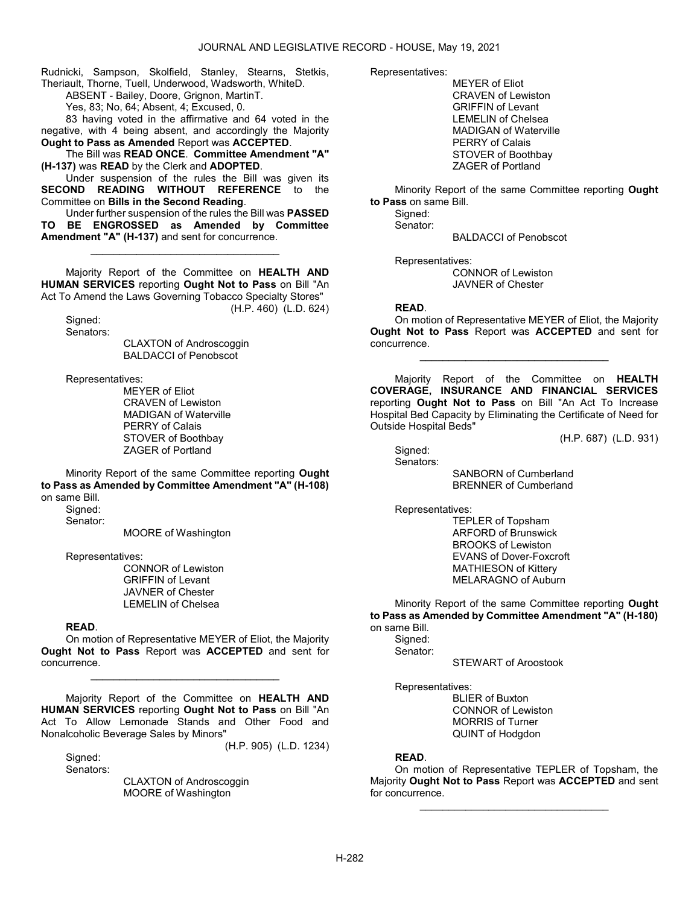Rudnicki, Sampson, Skolfield, Stanley, Stearns, Stetkis, Theriault, Thorne, Tuell, Underwood, Wadsworth, WhiteD.

ABSENT - Bailey, Doore, Grignon, MartinT.

Yes, 83; No, 64; Absent, 4; Excused, 0.

83 having voted in the affirmative and 64 voted in the negative, with 4 being absent, and accordingly the Majority **Ought to Pass as Amended** Report was **ACCEPTED**.

The Bill was **READ ONCE**. **Committee Amendment "A" (H-137)** was **READ** by the Clerk and **ADOPTED**.

Under suspension of the rules the Bill was given its **SECOND READING WITHOUT REFERENCE** to the Committee on **Bills in the Second Reading**.

Under further suspension of the rules the Bill was **PASSED TO BE ENGROSSED as Amended by Committee Amendment "A" (H-137)** and sent for concurrence.

_________________________________

Majority Report of the Committee on **HEALTH AND HUMAN SERVICES** reporting **Ought Not to Pass** on Bill "An Act To Amend the Laws Governing Tobacco Specialty Stores"

(H.P. 460) (L.D. 624)

Signed:
Senators:
CLAXTON of Androscoggin
BALDACCI of Penobscot

Representatives:
MEYER of Eliot
CRAVEN of Lewiston
MADIGAN of Waterville
PERRY of Calais
STOVER of Boothbay
ZAGER of Portland

Minority Report of the same Committee reporting **Ought to Pass as Amended by Committee Amendment "A" (H-108)** on same Bill.

Signed:
Senator:
MOORE of Washington

Representatives:
CONNOR of Lewiston
GRIFFIN of Levant
JAVNER of Chester
LEMELIN of Chelsea

**READ**.

On motion of Representative MEYER of Eliot, the Majority **Ought Not to Pass** Report was **ACCEPTED** and sent for concurrence.

_________________________________

Majority Report of the Committee on **HEALTH AND HUMAN SERVICES** reporting **Ought Not to Pass** on Bill "An Act To Allow Lemonade Stands and Other Food and Nonalcoholic Beverage Sales by Minors"

(H.P. 905) (L.D. 1234)

Signed:
Senators:
CLAXTON of Androscoggin
MOORE of Washington

Representatives:
MEYER of Eliot
CRAVEN of Lewiston
GRIFFIN of Levant
LEMELIN of Chelsea
MADIGAN of Waterville
PERRY of Calais
STOVER of Boothbay
ZAGER of Portland

Minority Report of the same Committee reporting **Ought to Pass** on same Bill.

Signed:
Senator:
BALDACCI of Penobscot

Representatives:
CONNOR of Lewiston
JAVNER of Chester

**READ**.

On motion of Representative MEYER of Eliot, the Majority **Ought Not to Pass** Report was **ACCEPTED** and sent for concurrence.

_________________________________

Majority Report of the Committee on **HEALTH COVERAGE, INSURANCE AND FINANCIAL SERVICES** reporting **Ought Not to Pass** on Bill "An Act To Increase Hospital Bed Capacity by Eliminating the Certificate of Need for Outside Hospital Beds"

(H.P. 687) (L.D. 931)

Signed:
Senators:
SANBORN of Cumberland
BRENNER of Cumberland

Representatives:
TEPLER of Topsham
ARFORD of Brunswick
BROOKS of Lewiston
EVANS of Dover-Foxcroft
MATHIESON of Kittery
MELARAGNO of Auburn

Minority Report of the same Committee reporting **Ought to Pass as Amended by Committee Amendment "A" (H-180)** on same Bill.

Signed:
Senator:
STEWART of Aroostook

Representatives:
BLIER of Buxton
CONNOR of Lewiston
MORRIS of Turner
QUINT of Hodgdon

**READ**.

On motion of Representative TEPLER of Topsham, the Majority **Ought Not to Pass** Report was **ACCEPTED** and sent for concurrence.

_________________________________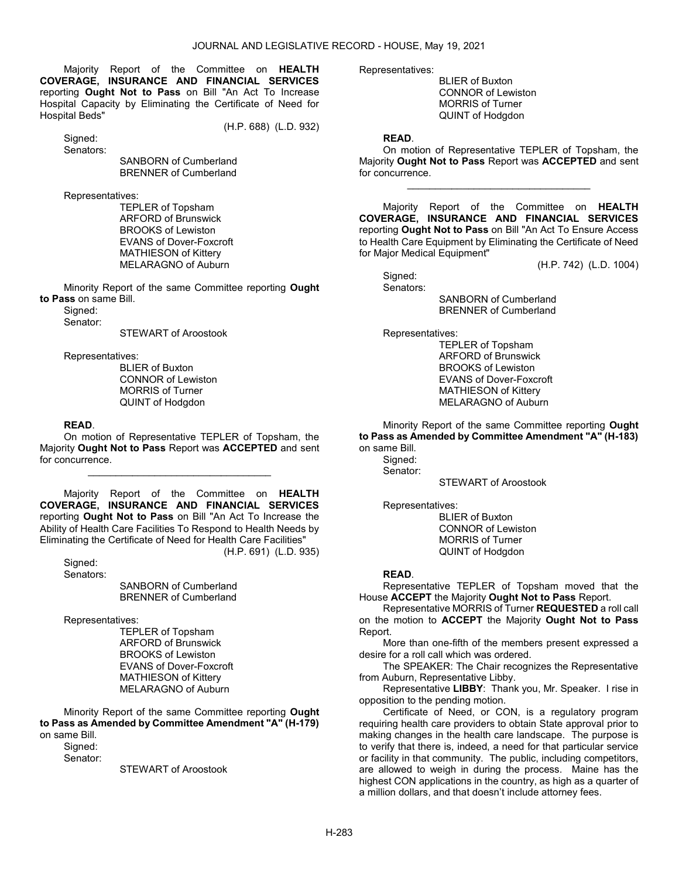Majority Report of the Committee on **HEALTH COVERAGE, INSURANCE AND FINANCIAL SERVICES** reporting **Ought Not to Pass** on Bill "An Act To Increase Hospital Capacity by Eliminating the Certificate of Need for Hospital Beds"

(H.P. 688) (L.D. 932)

Signed:

Senators:

SANBORN of Cumberland
BRENNER of Cumberland

Representatives:

TEPLER of Topsham
ARFORD of Brunswick
BROOKS of Lewiston
EVANS of Dover-Foxcroft
MATHIESON of Kittery
MELARAGNO of Auburn

Minority Report of the same Committee reporting **Ought to Pass** on same Bill.

Signed:

Senator:

STEWART of Aroostook

Representatives:

BLIER of Buxton
CONNOR of Lewiston
MORRIS of Turner
QUINT of Hodgdon

**READ**.

On motion of Representative TEPLER of Topsham, the Majority **Ought Not to Pass** Report was **ACCEPTED** and sent for concurrence.

---

Majority Report of the Committee on **HEALTH COVERAGE, INSURANCE AND FINANCIAL SERVICES** reporting **Ought Not to Pass** on Bill "An Act To Increase the Ability of Health Care Facilities To Respond to Health Needs by Eliminating the Certificate of Need for Health Care Facilities"

(H.P. 691) (L.D. 935)

Signed:

Senators:

SANBORN of Cumberland
BRENNER of Cumberland

Representatives:

TEPLER of Topsham
ARFORD of Brunswick
BROOKS of Lewiston
EVANS of Dover-Foxcroft
MATHIESON of Kittery
MELARAGNO of Auburn

Minority Report of the same Committee reporting **Ought to Pass as Amended by Committee Amendment "A" (H-179)** on same Bill.

Signed:

Senator:

STEWART of Aroostook

Representatives:

BLIER of Buxton
CONNOR of Lewiston
MORRIS of Turner
QUINT of Hodgdon

**READ**.

On motion of Representative TEPLER of Topsham, the Majority **Ought Not to Pass** Report was **ACCEPTED** and sent for concurrence.

---

Majority Report of the Committee on **HEALTH COVERAGE, INSURANCE AND FINANCIAL SERVICES** reporting **Ought Not to Pass** on Bill "An Act To Ensure Access to Health Care Equipment by Eliminating the Certificate of Need for Major Medical Equipment"

(H.P. 742) (L.D. 1004)

Signed:

Senators:

SANBORN of Cumberland
BRENNER of Cumberland

Representatives:

TEPLER of Topsham
ARFORD of Brunswick
BROOKS of Lewiston
EVANS of Dover-Foxcroft
MATHIESON of Kittery
MELARAGNO of Auburn

Minority Report of the same Committee reporting **Ought to Pass as Amended by Committee Amendment "A" (H-183)** on same Bill.

Signed:

Senator:

STEWART of Aroostook

Representatives:

BLIER of Buxton
CONNOR of Lewiston
MORRIS of Turner
QUINT of Hodgdon

**READ**.

Representative TEPLER of Topsham moved that the House **ACCEPT** the Majority **Ought Not to Pass** Report.

Representative MORRIS of Turner **REQUESTED** a roll call on the motion to **ACCEPT** the Majority **Ought Not to Pass** Report.

More than one-fifth of the members present expressed a desire for a roll call which was ordered.

The SPEAKER: The Chair recognizes the Representative from Auburn, Representative Libby.

Representative **LIBBY**: Thank you, Mr. Speaker. I rise in opposition to the pending motion.

Certificate of Need, or CON, is a regulatory program requiring health care providers to obtain State approval prior to making changes in the health care landscape. The purpose is to verify that there is, indeed, a need for that particular service or facility in that community. The public, including competitors, are allowed to weigh in during the process. Maine has the highest CON applications in the country, as high as a quarter of a million dollars, and that doesn't include attorney fees.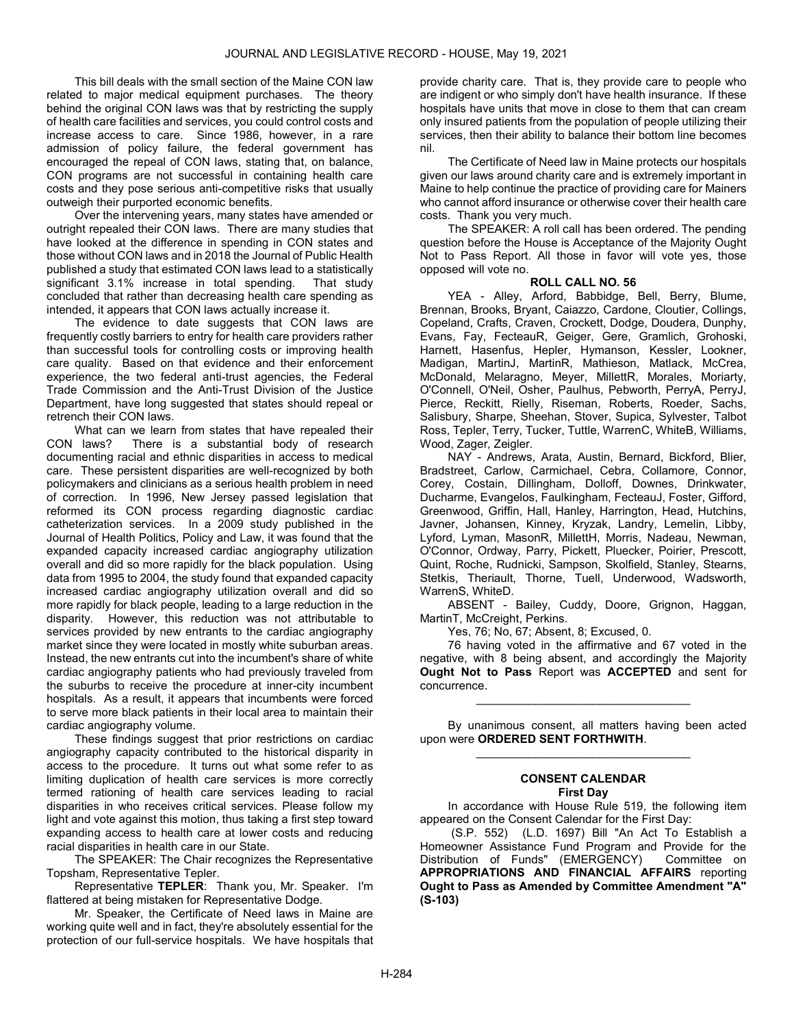This bill deals with the small section of the Maine CON law related to major medical equipment purchases. The theory behind the original CON laws was that by restricting the supply of health care facilities and services, you could control costs and increase access to care. Since 1986, however, in a rare admission of policy failure, the federal government has encouraged the repeal of CON laws, stating that, on balance, CON programs are not successful in containing health care costs and they pose serious anti-competitive risks that usually outweigh their purported economic benefits.

Over the intervening years, many states have amended or outright repealed their CON laws. There are many studies that have looked at the difference in spending in CON states and those without CON laws and in 2018 the Journal of Public Health published a study that estimated CON laws lead to a statistically significant 3.1% increase in total spending. That study concluded that rather than decreasing health care spending as intended, it appears that CON laws actually increase it.

The evidence to date suggests that CON laws are frequently costly barriers to entry for health care providers rather than successful tools for controlling costs or improving health care quality. Based on that evidence and their enforcement experience, the two federal anti-trust agencies, the Federal Trade Commission and the Anti-Trust Division of the Justice Department, have long suggested that states should repeal or retrench their CON laws.

What can we learn from states that have repealed their CON laws? There is a substantial body of research documenting racial and ethnic disparities in access to medical care. These persistent disparities are well-recognized by both policymakers and clinicians as a serious health problem in need of correction. In 1996, New Jersey passed legislation that reformed its CON process regarding diagnostic cardiac catheterization services. In a 2009 study published in the Journal of Health Politics, Policy and Law, it was found that the expanded capacity increased cardiac angiography utilization overall and did so more rapidly for the black population. Using data from 1995 to 2004, the study found that expanded capacity increased cardiac angiography utilization overall and did so more rapidly for black people, leading to a large reduction in the disparity. However, this reduction was not attributable to services provided by new entrants to the cardiac angiography market since they were located in mostly white suburban areas. Instead, the new entrants cut into the incumbent's share of white cardiac angiography patients who had previously traveled from the suburbs to receive the procedure at inner-city incumbent hospitals. As a result, it appears that incumbents were forced to serve more black patients in their local area to maintain their cardiac angiography volume.

These findings suggest that prior restrictions on cardiac angiography capacity contributed to the historical disparity in access to the procedure. It turns out what some refer to as limiting duplication of health care services is more correctly termed rationing of health care services leading to racial disparities in who receives critical services. Please follow my light and vote against this motion, thus taking a first step toward expanding access to health care at lower costs and reducing racial disparities in health care in our State.

The SPEAKER: The Chair recognizes the Representative Topsham, Representative Tepler.

Representative **TEPLER**: Thank you, Mr. Speaker. I'm flattered at being mistaken for Representative Dodge.

Mr. Speaker, the Certificate of Need laws in Maine are working quite well and in fact, they're absolutely essential for the protection of our full-service hospitals. We have hospitals that provide charity care. That is, they provide care to people who are indigent or who simply don't have health insurance. If these hospitals have units that move in close to them that can cream only insured patients from the population of people utilizing their services, then their ability to balance their bottom line becomes nil.

The Certificate of Need law in Maine protects our hospitals given our laws around charity care and is extremely important in Maine to help continue the practice of providing care for Mainers who cannot afford insurance or otherwise cover their health care costs. Thank you very much.

The SPEAKER: A roll call has been ordered. The pending question before the House is Acceptance of the Majority Ought Not to Pass Report. All those in favor will vote yes, those opposed will vote no.

**ROLL CALL NO. 56**

YEA - Alley, Arford, Babbidge, Bell, Berry, Blume, Brennan, Brooks, Bryant, Caiazzo, Cardone, Cloutier, Collings, Copeland, Crafts, Craven, Crockett, Dodge, Doudera, Dunphy, Evans, Fay, FecteauR, Geiger, Gere, Gramlich, Grohoski, Harnett, Hasenfus, Hepler, Hymanson, Kessler, Lookner, Madigan, MartinJ, MartinR, Mathieson, Matlack, McCrea, McDonald, Melaragno, Meyer, MillettR, Morales, Moriarty, O'Connell, O'Neil, Osher, Paulhus, Pebworth, PerryA, PerryJ, Pierce, Reckitt, Rielly, Riseman, Roberts, Roeder, Sachs, Salisbury, Sharpe, Sheehan, Stover, Supica, Sylvester, Talbot Ross, Tepler, Terry, Tucker, Tuttle, WarrenC, WhiteB, Williams, Wood, Zager, Zeigler.

NAY - Andrews, Arata, Austin, Bernard, Bickford, Blier, Bradstreet, Carlow, Carmichael, Cebra, Collamore, Connor, Corey, Costain, Dillingham, Dolloff, Downes, Drinkwater, Ducharme, Evangelos, Faulkingham, FecteauJ, Foster, Gifford, Greenwood, Griffin, Hall, Hanley, Harrington, Head, Hutchins, Javner, Johansen, Kinney, Kryzak, Landry, Lemelin, Libby, Lyford, Lyman, MasonR, MillettH, Morris, Nadeau, Newman, O'Connor, Ordway, Parry, Pickett, Pluecker, Poirier, Prescott, Quint, Roche, Rudnicki, Sampson, Skolfield, Stanley, Stearns, Stetkis, Theriault, Thorne, Tuell, Underwood, Wadsworth, WarrenS, WhiteD.

ABSENT - Bailey, Cuddy, Doore, Grignon, Haggan, MartinT, McCreight, Perkins.

Yes, 76; No, 67; Absent, 8; Excused, 0.

76 having voted in the affirmative and 67 voted in the negative, with 8 being absent, and accordingly the Majority **Ought Not to Pass** Report was **ACCEPTED** and sent for concurrence.

_________________________________

By unanimous consent, all matters having been acted upon were **ORDERED SENT FORTHWITH**.

_________________________________

## CONSENT CALENDAR

### First Day

In accordance with House Rule 519, the following item appeared on the Consent Calendar for the First Day:

(S.P. 552) (L.D. 1697) Bill "An Act To Establish a Homeowner Assistance Fund Program and Provide for the Distribution of Funds" (EMERGENCY) Committee on **APPROPRIATIONS AND FINANCIAL AFFAIRS** reporting **Ought to Pass as Amended by Committee Amendment "A" (S-103)**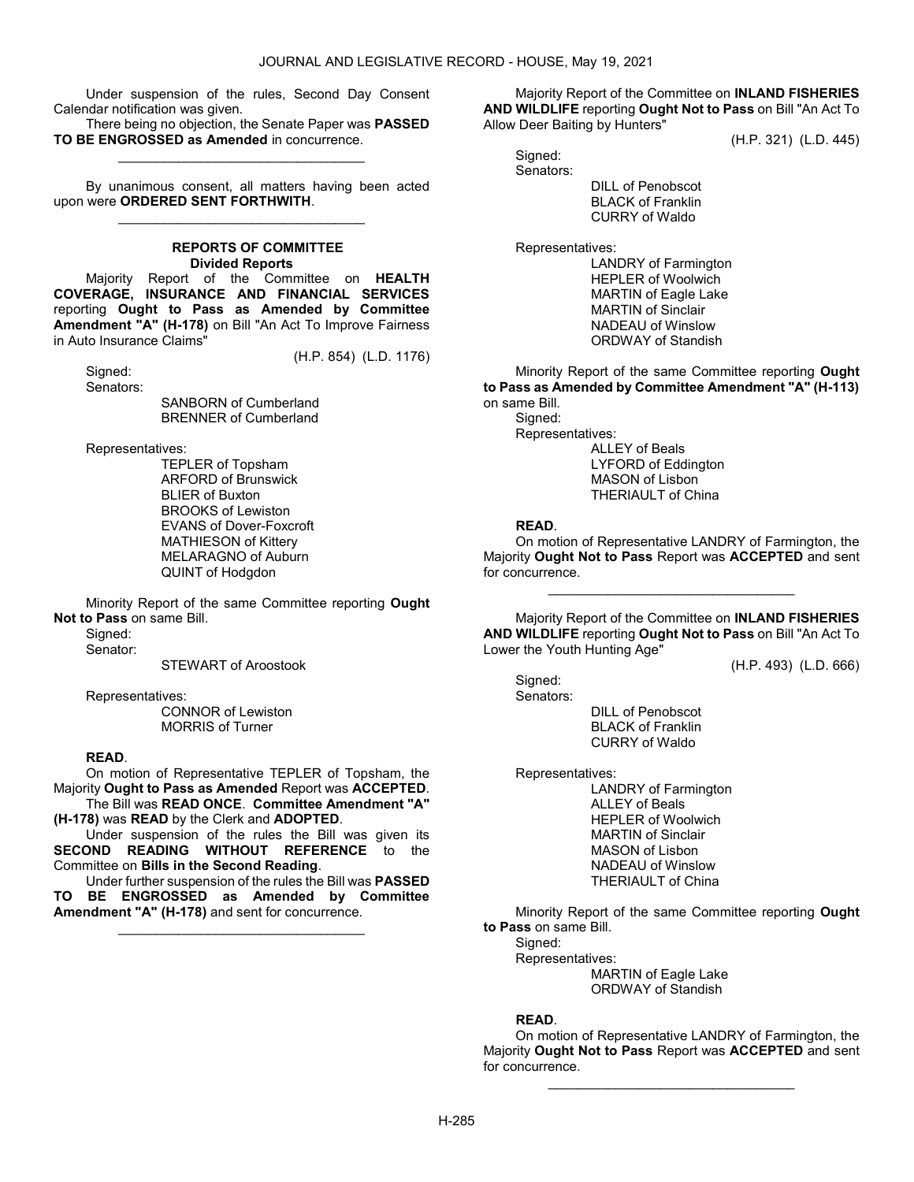Under suspension of the rules, Second Day Consent Calendar notification was given.

There being no objection, the Senate Paper was **PASSED TO BE ENGROSSED as Amended** in concurrence.

\_\_\_\_\_\_\_\_\_\_\_\_\_\_\_\_\_\_\_\_\_\_\_\_\_\_\_\_\_\_\_\_\_

By unanimous consent, all matters having been acted upon were **ORDERED SENT FORTHWITH**.

\_\_\_\_\_\_\_\_\_\_\_\_\_\_\_\_\_\_\_\_\_\_\_\_\_\_\_\_\_\_\_\_\_

## REPORTS OF COMMITTEE

### Divided Reports

Majority Report of the Committee on **HEALTH COVERAGE, INSURANCE AND FINANCIAL SERVICES** reporting **Ought to Pass as Amended by Committee Amendment "A" (H-178)** on Bill "An Act To Improve Fairness in Auto Insurance Claims"

(H.P. 854) (L.D. 1176)

Signed:

Senators:

SANBORN of Cumberland
BRENNER of Cumberland

Representatives:

TEPLER of Topsham
ARFORD of Brunswick
BLIER of Buxton
BROOKS of Lewiston
EVANS of Dover-Foxcroft
MATHIESON of Kittery
MELARAGNO of Auburn
QUINT of Hodgdon

Minority Report of the same Committee reporting **Ought Not to Pass** on same Bill.

Signed:

Senator:

STEWART of Aroostook

Representatives:

CONNOR of Lewiston
MORRIS of Turner

**READ**.

On motion of Representative TEPLER of Topsham, the Majority **Ought to Pass as Amended** Report was **ACCEPTED**.

The Bill was **READ ONCE**. **Committee Amendment "A" (H-178)** was **READ** by the Clerk and **ADOPTED**.

Under suspension of the rules the Bill was given its **SECOND READING WITHOUT REFERENCE** to the Committee on **Bills in the Second Reading**.

Under further suspension of the rules the Bill was **PASSED TO BE ENGROSSED as Amended by Committee Amendment "A" (H-178)** and sent for concurrence.

\_\_\_\_\_\_\_\_\_\_\_\_\_\_\_\_\_\_\_\_\_\_\_\_\_\_\_\_\_\_\_\_\_

Majority Report of the Committee on **INLAND FISHERIES AND WILDLIFE** reporting **Ought Not to Pass** on Bill "An Act To Allow Deer Baiting by Hunters"

(H.P. 321) (L.D. 445)

Signed:

Senators:

DILL of Penobscot
BLACK of Franklin
CURRY of Waldo

Representatives:

LANDRY of Farmington
HEPLER of Woolwich
MARTIN of Eagle Lake
MARTIN of Sinclair
NADEAU of Winslow
ORDWAY of Standish

Minority Report of the same Committee reporting **Ought to Pass as Amended by Committee Amendment "A" (H-113)** on same Bill.

Signed:

Representatives:

ALLEY of Beals
LYFORD of Eddington
MASON of Lisbon
THERIAULT of China

**READ**.

On motion of Representative LANDRY of Farmington, the Majority **Ought Not to Pass** Report was **ACCEPTED** and sent for concurrence.

\_\_\_\_\_\_\_\_\_\_\_\_\_\_\_\_\_\_\_\_\_\_\_\_\_\_\_\_\_\_\_\_\_

Majority Report of the Committee on **INLAND FISHERIES AND WILDLIFE** reporting **Ought Not to Pass** on Bill "An Act To Lower the Youth Hunting Age"

(H.P. 493) (L.D. 666)

Signed:

Senators:

DILL of Penobscot
BLACK of Franklin
CURRY of Waldo

Representatives:

LANDRY of Farmington
ALLEY of Beals
HEPLER of Woolwich
MARTIN of Sinclair
MASON of Lisbon
NADEAU of Winslow
THERIAULT of China

Minority Report of the same Committee reporting **Ought to Pass** on same Bill.

Signed:

Representatives:

MARTIN of Eagle Lake
ORDWAY of Standish

**READ**.

On motion of Representative LANDRY of Farmington, the Majority **Ought Not to Pass** Report was **ACCEPTED** and sent for concurrence.

\_\_\_\_\_\_\_\_\_\_\_\_\_\_\_\_\_\_\_\_\_\_\_\_\_\_\_\_\_\_\_\_\_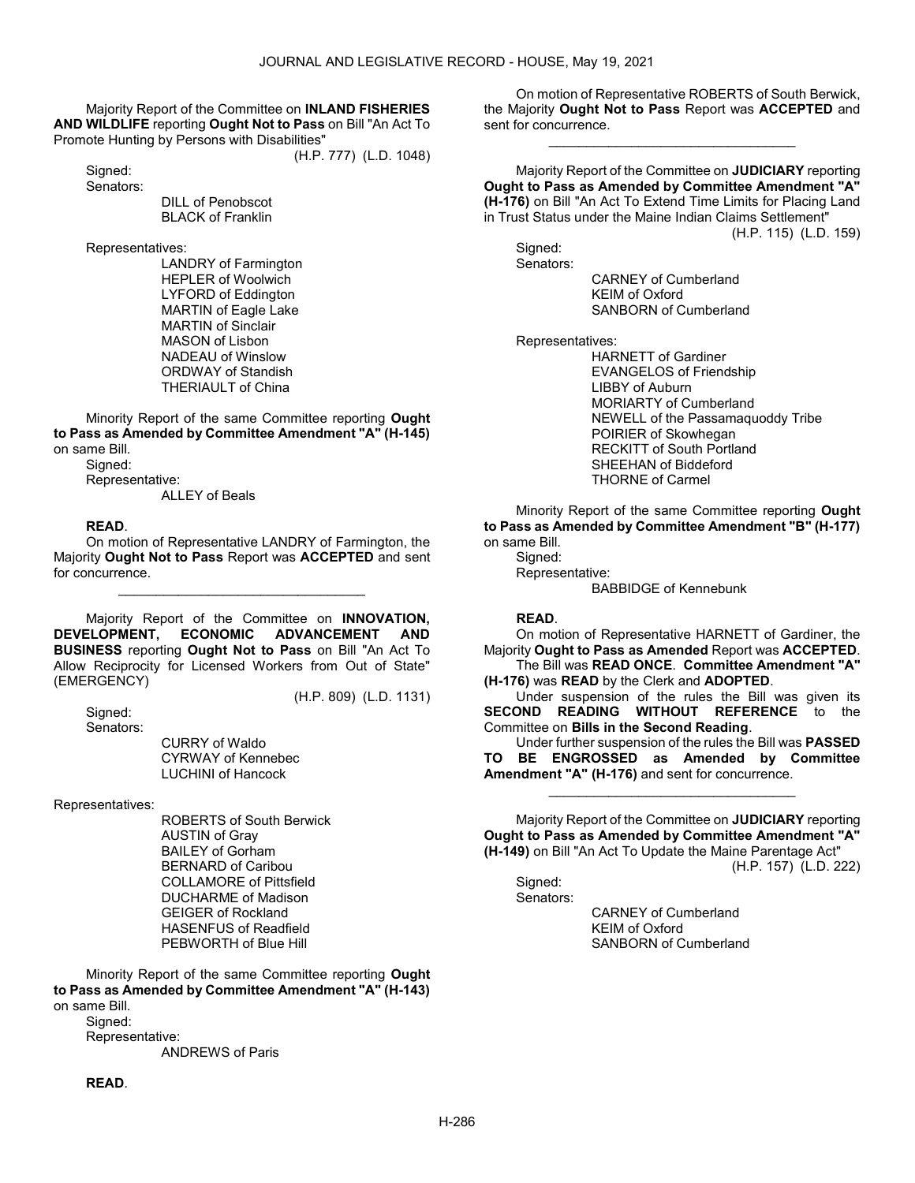Majority Report of the Committee on **INLAND FISHERIES AND WILDLIFE** reporting **Ought Not to Pass** on Bill "An Act To Promote Hunting by Persons with Disabilities"

(H.P. 777) (L.D. 1048)

Signed:

Senators:

DILL of Penobscot
BLACK of Franklin

Representatives:

LANDRY of Farmington
HEPLER of Woolwich
LYFORD of Eddington
MARTIN of Eagle Lake
MARTIN of Sinclair
MASON of Lisbon
NADEAU of Winslow
ORDWAY of Standish
THERIAULT of China

Minority Report of the same Committee reporting **Ought to Pass as Amended by Committee Amendment "A" (H-145)** on same Bill.

Signed:

Representative:

ALLEY of Beals

**READ**.

On motion of Representative LANDRY of Farmington, the Majority **Ought Not to Pass** Report was **ACCEPTED** and sent for concurrence.

_________________________________

Majority Report of the Committee on **INNOVATION, DEVELOPMENT, ECONOMIC ADVANCEMENT AND BUSINESS** reporting **Ought Not to Pass** on Bill "An Act To Allow Reciprocity for Licensed Workers from Out of State" (EMERGENCY)

(H.P. 809) (L.D. 1131)

Signed:

Senators:

CURRY of Waldo
CYRWAY of Kennebec
LUCHINI of Hancock

Representatives:

ROBERTS of South Berwick
AUSTIN of Gray
BAILEY of Gorham
BERNARD of Caribou
COLLAMORE of Pittsfield
DUCHARME of Madison
GEIGER of Rockland
HASENFUS of Readfield
PEBWORTH of Blue Hill

Minority Report of the same Committee reporting **Ought to Pass as Amended by Committee Amendment "A" (H-143)** on same Bill.

Signed:

Representative:

ANDREWS of Paris

**READ**.

On motion of Representative ROBERTS of South Berwick, the Majority **Ought Not to Pass** Report was **ACCEPTED** and sent for concurrence.

_________________________________

Majority Report of the Committee on **JUDICIARY** reporting **Ought to Pass as Amended by Committee Amendment "A" (H-176)** on Bill "An Act To Extend Time Limits for Placing Land in Trust Status under the Maine Indian Claims Settlement"

(H.P. 115) (L.D. 159)

Signed:

Senators:

CARNEY of Cumberland
KEIM of Oxford
SANBORN of Cumberland

Representatives:

HARNETT of Gardiner
EVANGELOS of Friendship
LIBBY of Auburn
MORIARTY of Cumberland
NEWELL of the Passamaquoddy Tribe
POIRIER of Skowhegan
RECKITT of South Portland
SHEEHAN of Biddeford
THORNE of Carmel

Minority Report of the same Committee reporting **Ought to Pass as Amended by Committee Amendment "B" (H-177)** on same Bill.

Signed:

Representative:

BABBIDGE of Kennebunk

**READ**.

On motion of Representative HARNETT of Gardiner, the Majority **Ought to Pass as Amended** Report was **ACCEPTED**.

The Bill was **READ ONCE**. **Committee Amendment "A" (H-176)** was **READ** by the Clerk and **ADOPTED**.

Under suspension of the rules the Bill was given its **SECOND READING WITHOUT REFERENCE** to the Committee on **Bills in the Second Reading**.

Under further suspension of the rules the Bill was **PASSED TO BE ENGROSSED as Amended by Committee Amendment "A" (H-176)** and sent for concurrence.

_________________________________

Majority Report of the Committee on **JUDICIARY** reporting **Ought to Pass as Amended by Committee Amendment "A" (H-149)** on Bill "An Act To Update the Maine Parentage Act"

(H.P. 157) (L.D. 222)

Signed:

Senators:

CARNEY of Cumberland
KEIM of Oxford
SANBORN of Cumberland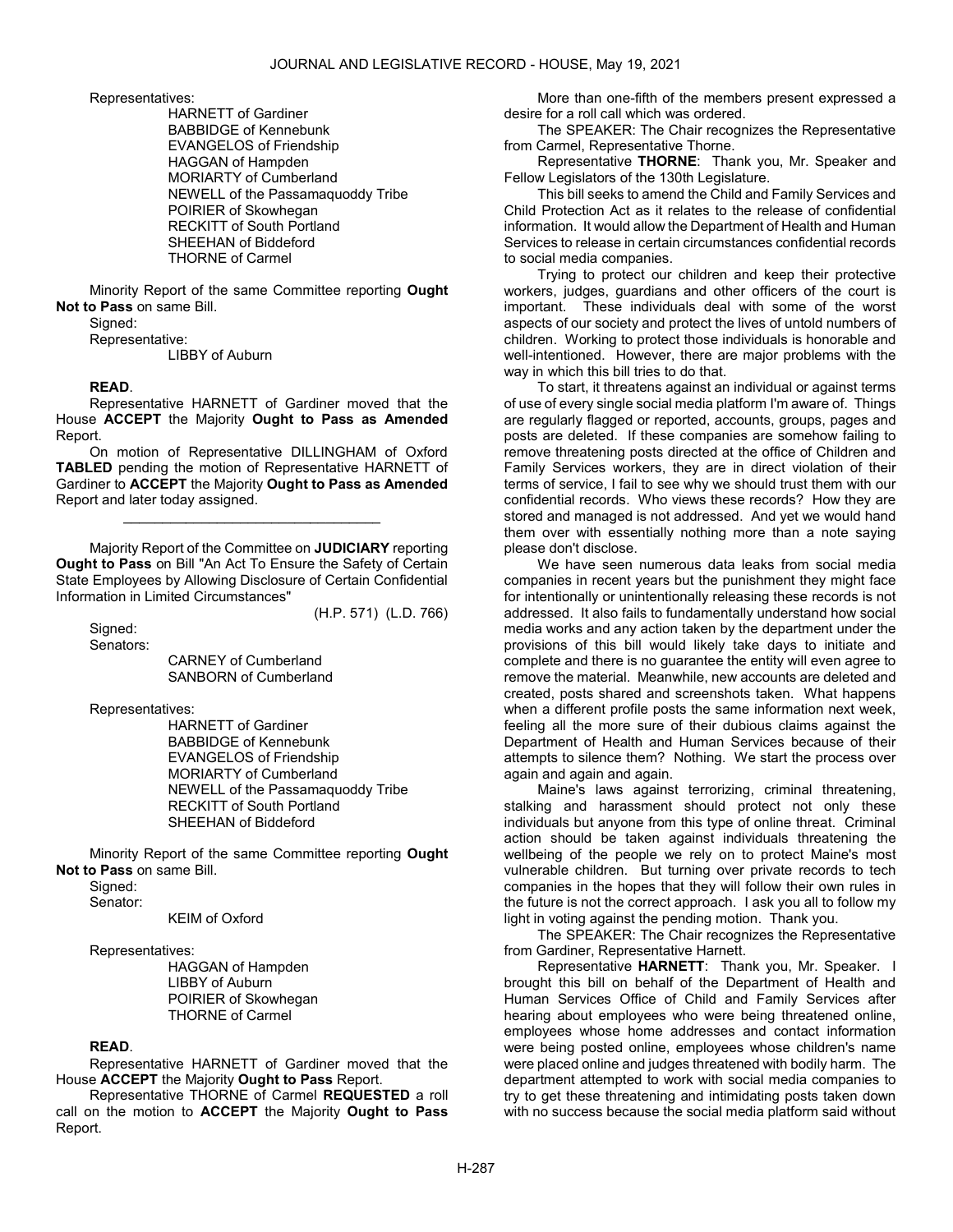Representatives:

HARNETT of Gardiner
BABBIDGE of Kennebunk
EVANGELOS of Friendship
HAGGAN of Hampden
MORIARTY of Cumberland
NEWELL of the Passamaquoddy Tribe
POIRIER of Skowhegan
RECKITT of South Portland
SHEEHAN of Biddeford
THORNE of Carmel

Minority Report of the same Committee reporting **Ought Not to Pass** on same Bill.

Signed:
Representative:

LIBBY of Auburn

**READ**.

Representative HARNETT of Gardiner moved that the House **ACCEPT** the Majority **Ought to Pass as Amended** Report.

On motion of Representative DILLINGHAM of Oxford **TABLED** pending the motion of Representative HARNETT of Gardiner to **ACCEPT** the Majority **Ought to Pass as Amended** Report and later today assigned.

_________________________________

Majority Report of the Committee on **JUDICIARY** reporting **Ought to Pass** on Bill "An Act To Ensure the Safety of Certain State Employees by Allowing Disclosure of Certain Confidential Information in Limited Circumstances"

(H.P. 571) (L.D. 766)

Signed:
Senators:

CARNEY of Cumberland
SANBORN of Cumberland

Representatives:

HARNETT of Gardiner
BABBIDGE of Kennebunk
EVANGELOS of Friendship
MORIARTY of Cumberland
NEWELL of the Passamaquoddy Tribe
RECKITT of South Portland
SHEEHAN of Biddeford

Minority Report of the same Committee reporting **Ought Not to Pass** on same Bill.

Signed:
Senator:

KEIM of Oxford

Representatives:

HAGGAN of Hampden
LIBBY of Auburn
POIRIER of Skowhegan
THORNE of Carmel

**READ**.

Representative HARNETT of Gardiner moved that the House **ACCEPT** the Majority **Ought to Pass** Report.

Representative THORNE of Carmel **REQUESTED** a roll call on the motion to **ACCEPT** the Majority **Ought to Pass** Report.

More than one-fifth of the members present expressed a desire for a roll call which was ordered.

The SPEAKER: The Chair recognizes the Representative from Carmel, Representative Thorne.

Representative **THORNE**: Thank you, Mr. Speaker and Fellow Legislators of the 130th Legislature.

This bill seeks to amend the Child and Family Services and Child Protection Act as it relates to the release of confidential information. It would allow the Department of Health and Human Services to release in certain circumstances confidential records to social media companies.

Trying to protect our children and keep their protective workers, judges, guardians and other officers of the court is important. These individuals deal with some of the worst aspects of our society and protect the lives of untold numbers of children. Working to protect those individuals is honorable and well-intentioned. However, there are major problems with the way in which this bill tries to do that.

To start, it threatens against an individual or against terms of use of every single social media platform I'm aware of. Things are regularly flagged or reported, accounts, groups, pages and posts are deleted. If these companies are somehow failing to remove threatening posts directed at the office of Children and Family Services workers, they are in direct violation of their terms of service, I fail to see why we should trust them with our confidential records. Who views these records? How they are stored and managed is not addressed. And yet we would hand them over with essentially nothing more than a note saying please don't disclose.

We have seen numerous data leaks from social media companies in recent years but the punishment they might face for intentionally or unintentionally releasing these records is not addressed. It also fails to fundamentally understand how social media works and any action taken by the department under the provisions of this bill would likely take days to initiate and complete and there is no guarantee the entity will even agree to remove the material. Meanwhile, new accounts are deleted and created, posts shared and screenshots taken. What happens when a different profile posts the same information next week, feeling all the more sure of their dubious claims against the Department of Health and Human Services because of their attempts to silence them? Nothing. We start the process over again and again and again.

Maine's laws against terrorizing, criminal threatening, stalking and harassment should protect not only these individuals but anyone from this type of online threat. Criminal action should be taken against individuals threatening the wellbeing of the people we rely on to protect Maine's most vulnerable children. But turning over private records to tech companies in the hopes that they will follow their own rules in the future is not the correct approach. I ask you all to follow my light in voting against the pending motion. Thank you.

The SPEAKER: The Chair recognizes the Representative from Gardiner, Representative Harnett.

Representative **HARNETT**: Thank you, Mr. Speaker. I brought this bill on behalf of the Department of Health and Human Services Office of Child and Family Services after hearing about employees who were being threatened online, employees whose home addresses and contact information were being posted online, employees whose children's name were placed online and judges threatened with bodily harm. The department attempted to work with social media companies to try to get these threatening and intimidating posts taken down with no success because the social media platform said without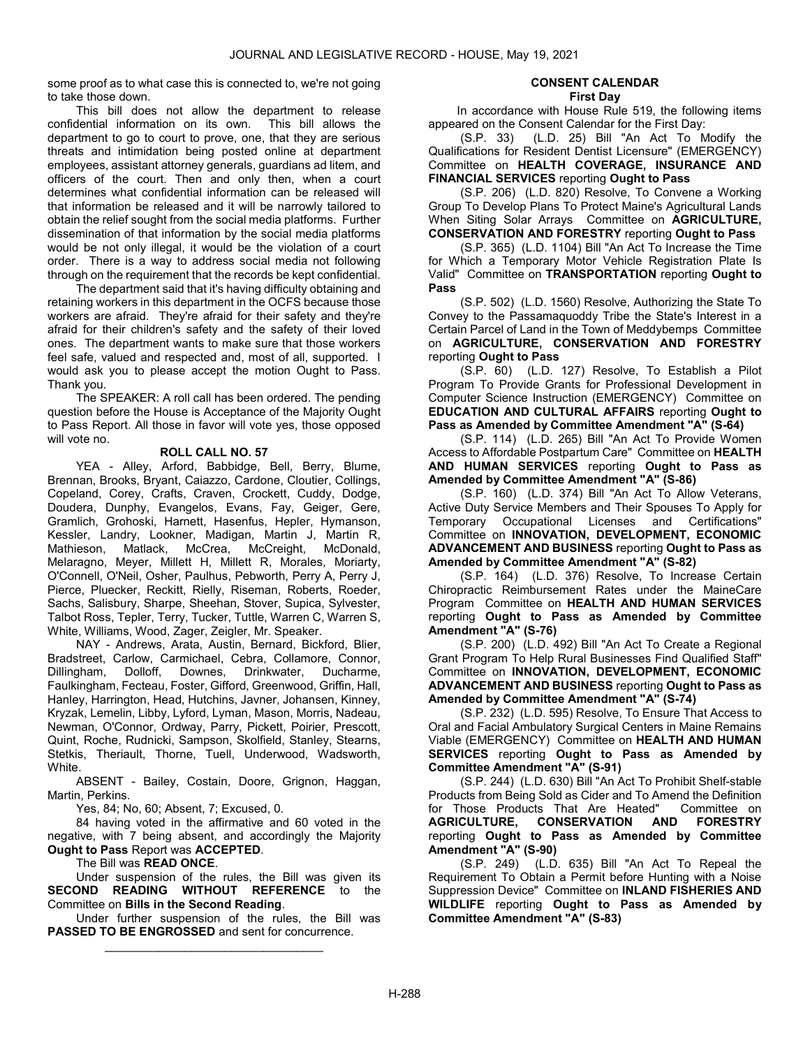some proof as to what case this is connected to, we're not going to take those down.

This bill does not allow the department to release confidential information on its own. This bill allows the department to go to court to prove, one, that they are serious threats and intimidation being posted online at department employees, assistant attorney generals, guardians ad litem, and officers of the court. Then and only then, when a court determines what confidential information can be released will that information be released and it will be narrowly tailored to obtain the relief sought from the social media platforms. Further dissemination of that information by the social media platforms would be not only illegal, it would be the violation of a court order. There is a way to address social media not following through on the requirement that the records be kept confidential.

The department said that it's having difficulty obtaining and retaining workers in this department in the OCFS because those workers are afraid. They're afraid for their safety and they're afraid for their children's safety and the safety of their loved ones. The department wants to make sure that those workers feel safe, valued and respected and, most of all, supported. I would ask you to please accept the motion Ought to Pass. Thank you.

The SPEAKER: A roll call has been ordered. The pending question before the House is Acceptance of the Majority Ought to Pass Report. All those in favor will vote yes, those opposed will vote no.

**ROLL CALL NO. 57**

YEA - Alley, Arford, Babbidge, Bell, Berry, Blume, Brennan, Brooks, Bryant, Caiazzo, Cardone, Cloutier, Collings, Copeland, Corey, Crafts, Craven, Crockett, Cuddy, Dodge, Doudera, Dunphy, Evangelos, Evans, Fay, Geiger, Gere, Gramlich, Grohoski, Harnett, Hasenfus, Hepler, Hymanson, Kessler, Landry, Lookner, Madigan, Martin J, Martin R, Mathieson, Matlack, McCrea, McCreight, McDonald, Melaragno, Meyer, Millett H, Millett R, Morales, Moriarty, O'Connell, O'Neil, Osher, Paulhus, Pebworth, Perry A, Perry J, Pierce, Pluecker, Reckitt, Rielly, Riseman, Roberts, Roeder, Sachs, Salisbury, Sharpe, Sheehan, Stover, Supica, Sylvester, Talbot Ross, Tepler, Terry, Tucker, Tuttle, Warren C, Warren S, White, Williams, Wood, Zager, Zeigler, Mr. Speaker.

NAY - Andrews, Arata, Austin, Bernard, Bickford, Blier, Bradstreet, Carlow, Carmichael, Cebra, Collamore, Connor, Dillingham, Dolloff, Downes, Drinkwater, Ducharme, Faulkingham, Fecteau, Foster, Gifford, Greenwood, Griffin, Hall, Hanley, Harrington, Head, Hutchins, Javner, Johansen, Kinney, Kryzak, Lemelin, Libby, Lyford, Lyman, Mason, Morris, Nadeau, Newman, O'Connor, Ordway, Parry, Pickett, Poirier, Prescott, Quint, Roche, Rudnicki, Sampson, Skolfield, Stanley, Stearns, Stetkis, Theriault, Thorne, Tuell, Underwood, Wadsworth, White.

ABSENT - Bailey, Costain, Doore, Grignon, Haggan, Martin, Perkins.

Yes, 84; No, 60; Absent, 7; Excused, 0.

84 having voted in the affirmative and 60 voted in the negative, with 7 being absent, and accordingly the Majority **Ought to Pass** Report was **ACCEPTED**.

The Bill was **READ ONCE**.

Under suspension of the rules, the Bill was given its **SECOND READING WITHOUT REFERENCE** to the Committee on **Bills in the Second Reading**.

Under further suspension of the rules, the Bill was **PASSED TO BE ENGROSSED** and sent for concurrence.

---

## CONSENT CALENDAR
### First Day

In accordance with House Rule 519, the following items appeared on the Consent Calendar for the First Day:

(S.P. 33) (L.D. 25) Bill "An Act To Modify the Qualifications for Resident Dentist Licensure" (EMERGENCY) Committee on **HEALTH COVERAGE, INSURANCE AND FINANCIAL SERVICES** reporting **Ought to Pass**

(S.P. 206) (L.D. 820) Resolve, To Convene a Working Group To Develop Plans To Protect Maine's Agricultural Lands When Siting Solar Arrays Committee on **AGRICULTURE, CONSERVATION AND FORESTRY** reporting **Ought to Pass**

(S.P. 365) (L.D. 1104) Bill "An Act To Increase the Time for Which a Temporary Motor Vehicle Registration Plate Is Valid" Committee on **TRANSPORTATION** reporting **Ought to Pass**

(S.P. 502) (L.D. 1560) Resolve, Authorizing the State To Convey to the Passamaquoddy Tribe the State's Interest in a Certain Parcel of Land in the Town of Meddybemps Committee on **AGRICULTURE, CONSERVATION AND FORESTRY** reporting **Ought to Pass**

(S.P. 60) (L.D. 127) Resolve, To Establish a Pilot Program To Provide Grants for Professional Development in Computer Science Instruction (EMERGENCY) Committee on **EDUCATION AND CULTURAL AFFAIRS** reporting **Ought to Pass as Amended by Committee Amendment "A" (S-64)**

(S.P. 114) (L.D. 265) Bill "An Act To Provide Women Access to Affordable Postpartum Care" Committee on **HEALTH AND HUMAN SERVICES** reporting **Ought to Pass as Amended by Committee Amendment "A" (S-86)**

(S.P. 160) (L.D. 374) Bill "An Act To Allow Veterans, Active Duty Service Members and Their Spouses To Apply for Temporary Occupational Licenses and Certifications" Committee on **INNOVATION, DEVELOPMENT, ECONOMIC ADVANCEMENT AND BUSINESS** reporting **Ought to Pass as Amended by Committee Amendment "A" (S-82)**

(S.P. 164) (L.D. 376) Resolve, To Increase Certain Chiropractic Reimbursement Rates under the MaineCare Program Committee on **HEALTH AND HUMAN SERVICES** reporting **Ought to Pass as Amended by Committee Amendment "A" (S-76)**

(S.P. 200) (L.D. 492) Bill "An Act To Create a Regional Grant Program To Help Rural Businesses Find Qualified Staff" Committee on **INNOVATION, DEVELOPMENT, ECONOMIC ADVANCEMENT AND BUSINESS** reporting **Ought to Pass as Amended by Committee Amendment "A" (S-74)**

(S.P. 232) (L.D. 595) Resolve, To Ensure That Access to Oral and Facial Ambulatory Surgical Centers in Maine Remains Viable (EMERGENCY) Committee on **HEALTH AND HUMAN SERVICES** reporting **Ought to Pass as Amended by Committee Amendment "A" (S-91)**

(S.P. 244) (L.D. 630) Bill "An Act To Prohibit Shelf-stable Products from Being Sold as Cider and To Amend the Definition for Those Products That Are Heated" Committee on **AGRICULTURE, CONSERVATION AND FORESTRY** reporting **Ought to Pass as Amended by Committee Amendment "A" (S-90)**

(S.P. 249) (L.D. 635) Bill "An Act To Repeal the Requirement To Obtain a Permit before Hunting with a Noise Suppression Device" Committee on **INLAND FISHERIES AND WILDLIFE** reporting **Ought to Pass as Amended by Committee Amendment "A" (S-83)**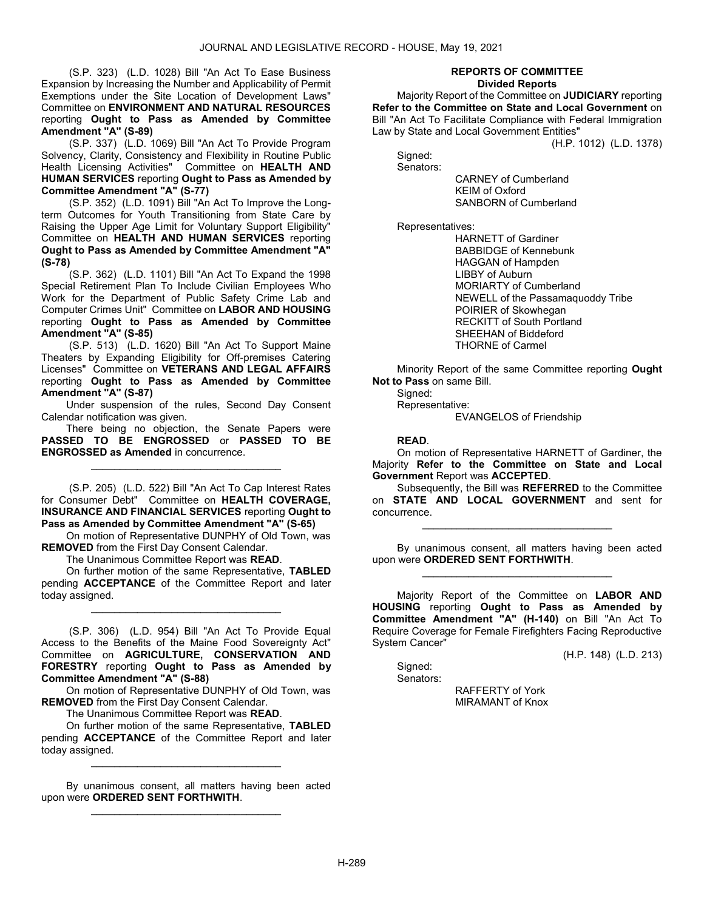(S.P. 323) (L.D. 1028) Bill "An Act To Ease Business Expansion by Increasing the Number and Applicability of Permit Exemptions under the Site Location of Development Laws" Committee on **ENVIRONMENT AND NATURAL RESOURCES** reporting **Ought to Pass as Amended by Committee Amendment "A" (S-89)**

(S.P. 337) (L.D. 1069) Bill "An Act To Provide Program Solvency, Clarity, Consistency and Flexibility in Routine Public Health Licensing Activities" Committee on **HEALTH AND HUMAN SERVICES** reporting **Ought to Pass as Amended by Committee Amendment "A" (S-77)**

(S.P. 352) (L.D. 1091) Bill "An Act To Improve the Long-term Outcomes for Youth Transitioning from State Care by Raising the Upper Age Limit for Voluntary Support Eligibility" Committee on **HEALTH AND HUMAN SERVICES** reporting **Ought to Pass as Amended by Committee Amendment "A" (S-78)**

(S.P. 362) (L.D. 1101) Bill "An Act To Expand the 1998 Special Retirement Plan To Include Civilian Employees Who Work for the Department of Public Safety Crime Lab and Computer Crimes Unit" Committee on **LABOR AND HOUSING** reporting **Ought to Pass as Amended by Committee Amendment "A" (S-85)**

(S.P. 513) (L.D. 1620) Bill "An Act To Support Maine Theaters by Expanding Eligibility for Off-premises Catering Licenses" Committee on **VETERANS AND LEGAL AFFAIRS** reporting **Ought to Pass as Amended by Committee Amendment "A" (S-87)**

Under suspension of the rules, Second Day Consent Calendar notification was given.

There being no objection, the Senate Papers were **PASSED TO BE ENGROSSED** or **PASSED TO BE ENGROSSED as Amended** in concurrence.

---

(S.P. 205) (L.D. 522) Bill "An Act To Cap Interest Rates for Consumer Debt" Committee on **HEALTH COVERAGE, INSURANCE AND FINANCIAL SERVICES** reporting **Ought to Pass as Amended by Committee Amendment "A" (S-65)**

On motion of Representative DUNPHY of Old Town, was **REMOVED** from the First Day Consent Calendar.

The Unanimous Committee Report was **READ**.

On further motion of the same Representative, **TABLED** pending **ACCEPTANCE** of the Committee Report and later today assigned.

---

(S.P. 306) (L.D. 954) Bill "An Act To Provide Equal Access to the Benefits of the Maine Food Sovereignty Act" Committee on **AGRICULTURE, CONSERVATION AND FORESTRY** reporting **Ought to Pass as Amended by Committee Amendment "A" (S-88)**

On motion of Representative DUNPHY of Old Town, was **REMOVED** from the First Day Consent Calendar.

The Unanimous Committee Report was **READ**.

On further motion of the same Representative, **TABLED** pending **ACCEPTANCE** of the Committee Report and later today assigned.

---

By unanimous consent, all matters having been acted upon were **ORDERED SENT FORTHWITH**.

---

## REPORTS OF COMMITTEE
### Divided Reports

Majority Report of the Committee on **JUDICIARY** reporting **Refer to the Committee on State and Local Government** on Bill "An Act To Facilitate Compliance with Federal Immigration Law by State and Local Government Entities"

(H.P. 1012) (L.D. 1378)

Signed:

Senators:

CARNEY of Cumberland
KEIM of Oxford
SANBORN of Cumberland

Representatives:

HARNETT of Gardiner
BABBIDGE of Kennebunk
HAGGAN of Hampden
LIBBY of Auburn
MORIARTY of Cumberland
NEWELL of the Passamaquoddy Tribe
POIRIER of Skowhegan
RECKITT of South Portland
SHEEHAN of Biddeford
THORNE of Carmel

Minority Report of the same Committee reporting **Ought Not to Pass** on same Bill.

Signed:

Representative:

EVANGELOS of Friendship

**READ**.

On motion of Representative HARNETT of Gardiner, the Majority **Refer to the Committee on State and Local Government** Report was **ACCEPTED**.

Subsequently, the Bill was **REFERRED** to the Committee on **STATE AND LOCAL GOVERNMENT** and sent for concurrence.

---

By unanimous consent, all matters having been acted upon were **ORDERED SENT FORTHWITH**.

---

Majority Report of the Committee on **LABOR AND HOUSING** reporting **Ought to Pass as Amended by Committee Amendment "A" (H-140)** on Bill "An Act To Require Coverage for Female Firefighters Facing Reproductive System Cancer"

(H.P. 148) (L.D. 213)

Signed:

Senators:

RAFFERTY of York
MIRAMANT of Knox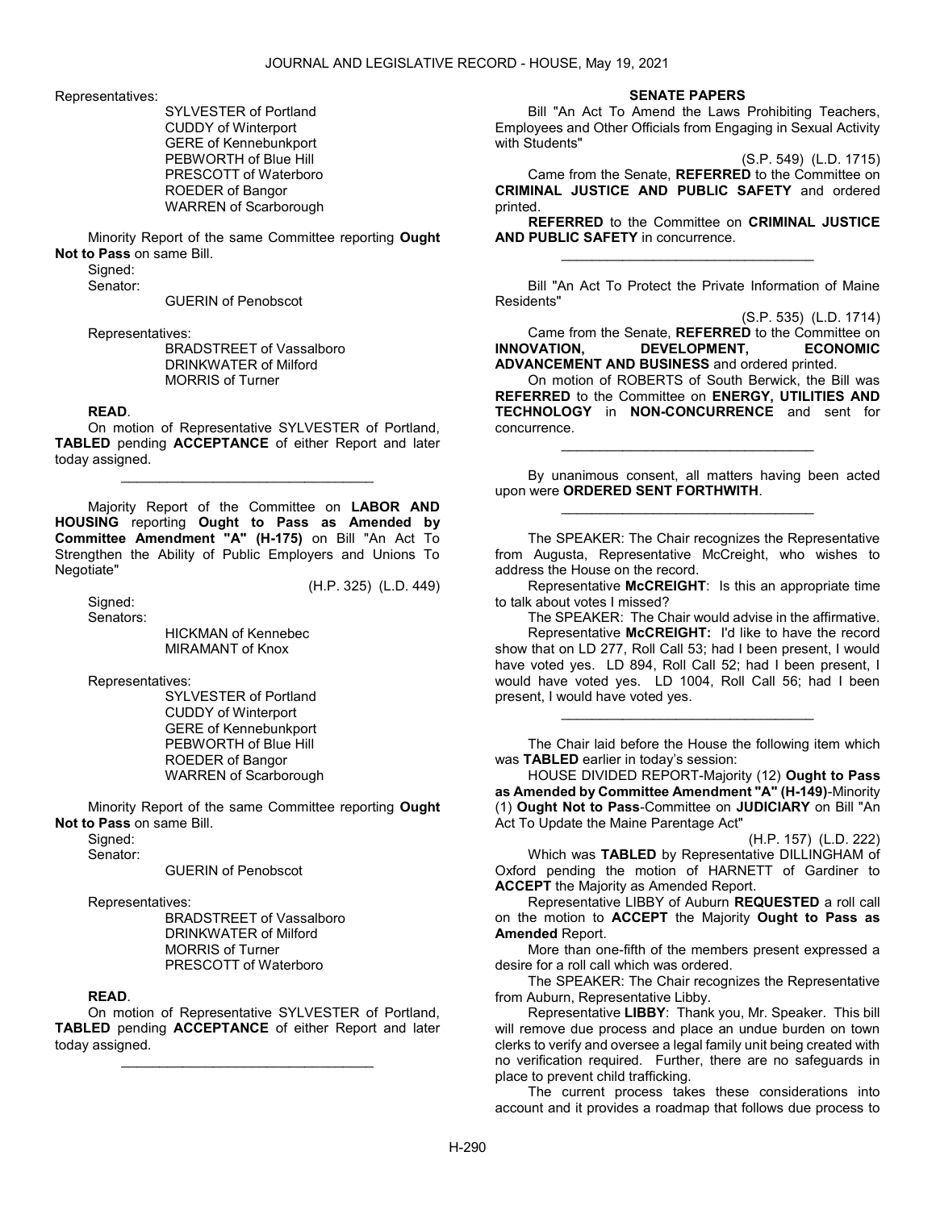Representatives:

SYLVESTER of Portland
CUDDY of Winterport
GERE of Kennebunkport
PEBWORTH of Blue Hill
PRESCOTT of Waterboro
ROEDER of Bangor
WARREN of Scarborough

Minority Report of the same Committee reporting **Ought Not to Pass** on same Bill.

Signed:
Senator:

GUERIN of Penobscot

Representatives:

BRADSTREET of Vassalboro
DRINKWATER of Milford
MORRIS of Turner

**READ**.

On motion of Representative SYLVESTER of Portland, **TABLED** pending **ACCEPTANCE** of either Report and later today assigned.

_________________________________

Majority Report of the Committee on **LABOR AND HOUSING** reporting **Ought to Pass as Amended by Committee Amendment "A" (H-175)** on Bill "An Act To Strengthen the Ability of Public Employers and Unions To Negotiate"

(H.P. 325) (L.D. 449)

Signed:
Senators:

HICKMAN of Kennebec
MIRAMANT of Knox

Representatives:

SYLVESTER of Portland
CUDDY of Winterport
GERE of Kennebunkport
PEBWORTH of Blue Hill
ROEDER of Bangor
WARREN of Scarborough

Minority Report of the same Committee reporting **Ought Not to Pass** on same Bill.

Signed:
Senator:

GUERIN of Penobscot

Representatives:

BRADSTREET of Vassalboro
DRINKWATER of Milford
MORRIS of Turner
PRESCOTT of Waterboro

**READ**.

On motion of Representative SYLVESTER of Portland, **TABLED** pending **ACCEPTANCE** of either Report and later today assigned.

_________________________________

**SENATE PAPERS**

Bill "An Act To Amend the Laws Prohibiting Teachers, Employees and Other Officials from Engaging in Sexual Activity with Students"

(S.P. 549) (L.D. 1715)

Came from the Senate, **REFERRED** to the Committee on **CRIMINAL JUSTICE AND PUBLIC SAFETY** and ordered printed.

**REFERRED** to the Committee on **CRIMINAL JUSTICE AND PUBLIC SAFETY** in concurrence.

_________________________________

Bill "An Act To Protect the Private Information of Maine Residents"

(S.P. 535) (L.D. 1714)

Came from the Senate, **REFERRED** to the Committee on **INNOVATION, DEVELOPMENT, ECONOMIC ADVANCEMENT AND BUSINESS** and ordered printed.

On motion of ROBERTS of South Berwick, the Bill was **REFERRED** to the Committee on **ENERGY, UTILITIES AND TECHNOLOGY** in **NON-CONCURRENCE** and sent for concurrence.

_________________________________

By unanimous consent, all matters having been acted upon were **ORDERED SENT FORTHWITH**.

_________________________________

The SPEAKER: The Chair recognizes the Representative from Augusta, Representative McCreight, who wishes to address the House on the record.

Representative **McCREIGHT**: Is this an appropriate time to talk about votes I missed?

The SPEAKER: The Chair would advise in the affirmative.

Representative **McCREIGHT:** I'd like to have the record show that on LD 277, Roll Call 53; had I been present, I would have voted yes. LD 894, Roll Call 52; had I been present, I would have voted yes. LD 1004, Roll Call 56; had I been present, I would have voted yes.

_________________________________

The Chair laid before the House the following item which was **TABLED** earlier in today's session:

HOUSE DIVIDED REPORT-Majority (12) **Ought to Pass as Amended by Committee Amendment "A" (H-149)**-Minority (1) **Ought Not to Pass**-Committee on **JUDICIARY** on Bill "An Act To Update the Maine Parentage Act"

(H.P. 157) (L.D. 222)

Which was **TABLED** by Representative DILLINGHAM of Oxford pending the motion of HARNETT of Gardiner to **ACCEPT** the Majority as Amended Report.

Representative LIBBY of Auburn **REQUESTED** a roll call on the motion to **ACCEPT** the Majority **Ought to Pass as Amended** Report.

More than one-fifth of the members present expressed a desire for a roll call which was ordered.

The SPEAKER: The Chair recognizes the Representative from Auburn, Representative Libby.

Representative **LIBBY**: Thank you, Mr. Speaker. This bill will remove due process and place an undue burden on town clerks to verify and oversee a legal family unit being created with no verification required. Further, there are no safeguards in place to prevent child trafficking.

The current process takes these considerations into account and it provides a roadmap that follows due process to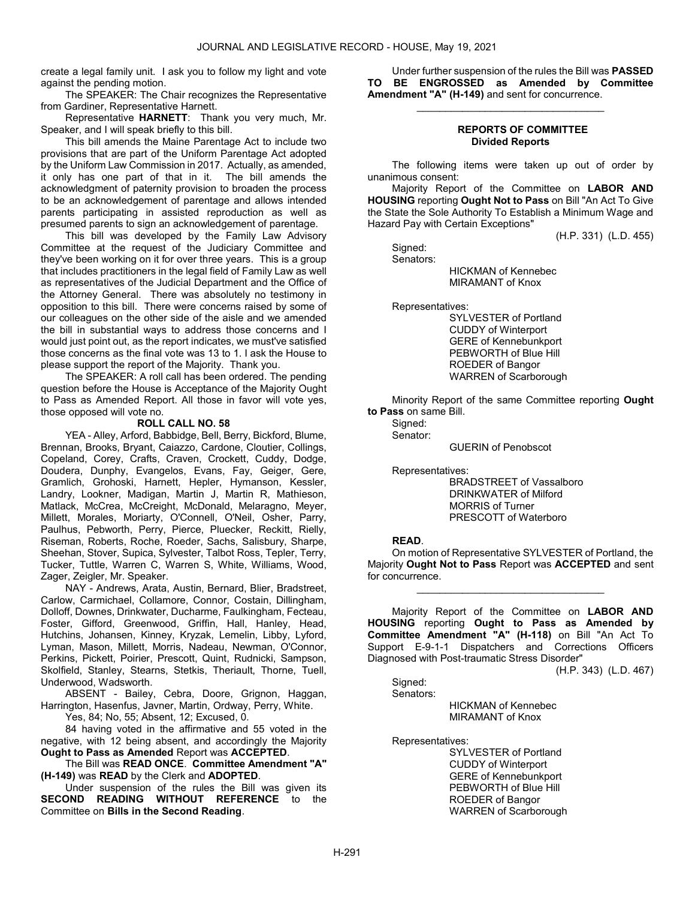create a legal family unit. I ask you to follow my light and vote against the pending motion.

The SPEAKER: The Chair recognizes the Representative from Gardiner, Representative Harnett.

Representative **HARNETT**: Thank you very much, Mr. Speaker, and I will speak briefly to this bill.

This bill amends the Maine Parentage Act to include two provisions that are part of the Uniform Parentage Act adopted by the Uniform Law Commission in 2017. Actually, as amended, it only has one part of that in it. The bill amends the acknowledgment of paternity provision to broaden the process to be an acknowledgement of parentage and allows intended parents participating in assisted reproduction as well as presumed parents to sign an acknowledgement of parentage.

This bill was developed by the Family Law Advisory Committee at the request of the Judiciary Committee and they've been working on it for over three years. This is a group that includes practitioners in the legal field of Family Law as well as representatives of the Judicial Department and the Office of the Attorney General. There was absolutely no testimony in opposition to this bill. There were concerns raised by some of our colleagues on the other side of the aisle and we amended the bill in substantial ways to address those concerns and I would just point out, as the report indicates, we must've satisfied those concerns as the final vote was 13 to 1. I ask the House to please support the report of the Majority. Thank you.

The SPEAKER: A roll call has been ordered. The pending question before the House is Acceptance of the Majority Ought to Pass as Amended Report. All those in favor will vote yes, those opposed will vote no.

**ROLL CALL NO. 58**

YEA - Alley, Arford, Babbidge, Bell, Berry, Bickford, Blume, Brennan, Brooks, Bryant, Caiazzo, Cardone, Cloutier, Collings, Copeland, Corey, Crafts, Craven, Crockett, Cuddy, Dodge, Doudera, Dunphy, Evangelos, Evans, Fay, Geiger, Gere, Gramlich, Grohoski, Harnett, Hepler, Hymanson, Kessler, Landry, Lookner, Madigan, Martin J, Martin R, Mathieson, Matlack, McCrea, McCreight, McDonald, Melaragno, Meyer, Millett, Morales, Moriarty, O'Connell, O'Neil, Osher, Parry, Paulhus, Pebworth, Perry, Pierce, Pluecker, Reckitt, Rielly, Riseman, Roberts, Roche, Roeder, Sachs, Salisbury, Sharpe, Sheehan, Stover, Supica, Sylvester, Talbot Ross, Tepler, Terry, Tucker, Tuttle, Warren C, Warren S, White, Williams, Wood, Zager, Zeigler, Mr. Speaker.

NAY - Andrews, Arata, Austin, Bernard, Blier, Bradstreet, Carlow, Carmichael, Collamore, Connor, Costain, Dillingham, Dolloff, Downes, Drinkwater, Ducharme, Faulkingham, Fecteau, Foster, Gifford, Greenwood, Griffin, Hall, Hanley, Head, Hutchins, Johansen, Kinney, Kryzak, Lemelin, Libby, Lyford, Lyman, Mason, Millett, Morris, Nadeau, Newman, O'Connor, Perkins, Pickett, Poirier, Prescott, Quint, Rudnicki, Sampson, Skolfield, Stanley, Stearns, Stetkis, Theriault, Thorne, Tuell, Underwood, Wadsworth.

ABSENT - Bailey, Cebra, Doore, Grignon, Haggan, Harrington, Hasenfus, Javner, Martin, Ordway, Perry, White.

Yes, 84; No, 55; Absent, 12; Excused, 0.

84 having voted in the affirmative and 55 voted in the negative, with 12 being absent, and accordingly the Majority **Ought to Pass as Amended** Report was **ACCEPTED**.

The Bill was **READ ONCE**. **Committee Amendment "A" (H-149)** was **READ** by the Clerk and **ADOPTED**.

Under suspension of the rules the Bill was given its **SECOND READING WITHOUT REFERENCE** to the Committee on **Bills in the Second Reading**.

Under further suspension of the rules the Bill was **PASSED TO BE ENGROSSED as Amended by Committee Amendment "A" (H-149)** and sent for concurrence.

---

## REPORTS OF COMMITTEE
### Divided Reports

The following items were taken up out of order by unanimous consent:

Majority Report of the Committee on **LABOR AND HOUSING** reporting **Ought Not to Pass** on Bill "An Act To Give the State the Sole Authority To Establish a Minimum Wage and Hazard Pay with Certain Exceptions"

(H.P. 331) (L.D. 455)

Signed:
Senators:

HICKMAN of Kennebec
MIRAMANT of Knox

Representatives:

SYLVESTER of Portland
CUDDY of Winterport
GERE of Kennebunkport
PEBWORTH of Blue Hill
ROEDER of Bangor
WARREN of Scarborough

Minority Report of the same Committee reporting **Ought to Pass** on same Bill.

Signed:
Senator:

GUERIN of Penobscot

Representatives:

BRADSTREET of Vassalboro
DRINKWATER of Milford
MORRIS of Turner
PRESCOTT of Waterboro

**READ**.

On motion of Representative SYLVESTER of Portland, the Majority **Ought Not to Pass** Report was **ACCEPTED** and sent for concurrence.

---

Majority Report of the Committee on **LABOR AND HOUSING** reporting **Ought to Pass as Amended by Committee Amendment "A" (H-118)** on Bill "An Act To Support E-9-1-1 Dispatchers and Corrections Officers Diagnosed with Post-traumatic Stress Disorder"

(H.P. 343) (L.D. 467)

Signed:
Senators:

HICKMAN of Kennebec
MIRAMANT of Knox

Representatives:

SYLVESTER of Portland
CUDDY of Winterport
GERE of Kennebunkport
PEBWORTH of Blue Hill
ROEDER of Bangor
WARREN of Scarborough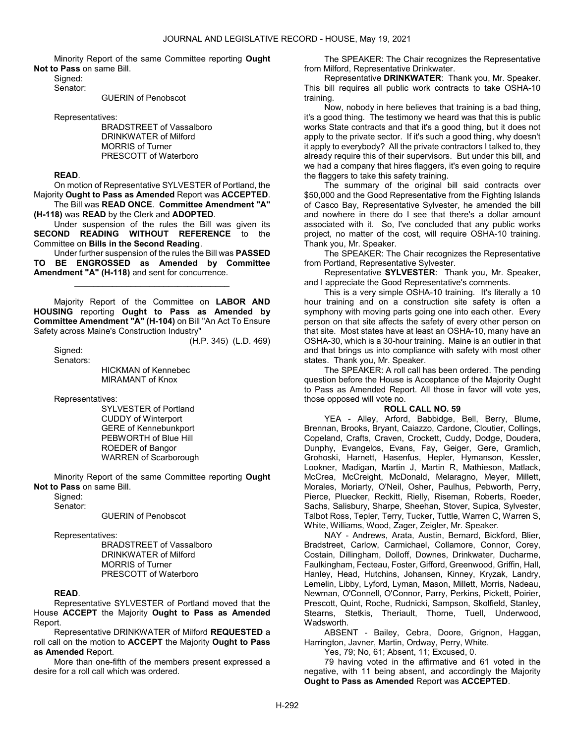Minority Report of the same Committee reporting **Ought Not to Pass** on same Bill.

Signed:

Senator:

GUERIN of Penobscot

Representatives:

BRADSTREET of Vassalboro
DRINKWATER of Milford
MORRIS of Turner
PRESCOTT of Waterboro

**READ**.

On motion of Representative SYLVESTER of Portland, the Majority **Ought to Pass as Amended** Report was **ACCEPTED**.

The Bill was **READ ONCE**. **Committee Amendment "A" (H-118)** was **READ** by the Clerk and **ADOPTED**.

Under suspension of the rules the Bill was given its **SECOND READING WITHOUT REFERENCE** to the Committee on **Bills in the Second Reading**.

Under further suspension of the rules the Bill was **PASSED TO BE ENGROSSED as Amended by Committee Amendment "A" (H-118)** and sent for concurrence.

---

Majority Report of the Committee on **LABOR AND HOUSING** reporting **Ought to Pass as Amended by Committee Amendment "A" (H-104)** on Bill "An Act To Ensure Safety across Maine's Construction Industry"

(H.P. 345) (L.D. 469)

Signed:

Senators:

HICKMAN of Kennebec
MIRAMANT of Knox

Representatives:

SYLVESTER of Portland
CUDDY of Winterport
GERE of Kennebunkport
PEBWORTH of Blue Hill
ROEDER of Bangor
WARREN of Scarborough

Minority Report of the same Committee reporting **Ought Not to Pass** on same Bill.

Signed:

Senator:

GUERIN of Penobscot

Representatives:

BRADSTREET of Vassalboro
DRINKWATER of Milford
MORRIS of Turner
PRESCOTT of Waterboro

**READ**.

Representative SYLVESTER of Portland moved that the House **ACCEPT** the Majority **Ought to Pass as Amended** Report.

Representative DRINKWATER of Milford **REQUESTED** a roll call on the motion to **ACCEPT** the Majority **Ought to Pass as Amended** Report.

More than one-fifth of the members present expressed a desire for a roll call which was ordered.

The SPEAKER: The Chair recognizes the Representative from Milford, Representative Drinkwater.

Representative **DRINKWATER**: Thank you, Mr. Speaker. This bill requires all public work contracts to take OSHA-10 training.

Now, nobody in here believes that training is a bad thing, it's a good thing. The testimony we heard was that this is public works State contracts and that it's a good thing, but it does not apply to the private sector. If it's such a good thing, why doesn't it apply to everybody? All the private contractors I talked to, they already require this of their supervisors. But under this bill, and we had a company that hires flaggers, it's even going to require the flaggers to take this safety training.

The summary of the original bill said contracts over $50,000 and the Good Representative from the Fighting Islands of Casco Bay, Representative Sylvester, he amended the bill and nowhere in there do I see that there's a dollar amount associated with it. So, I've concluded that any public works project, no matter of the cost, will require OSHA-10 training. Thank you, Mr. Speaker.

The SPEAKER: The Chair recognizes the Representative from Portland, Representative Sylvester.

Representative **SYLVESTER**: Thank you, Mr. Speaker, and I appreciate the Good Representative's comments.

This is a very simple OSHA-10 training. It's literally a 10 hour training and on a construction site safety is often a symphony with moving parts going one into each other. Every person on that site affects the safety of every other person on that site. Most states have at least an OSHA-10, many have an OSHA-30, which is a 30-hour training. Maine is an outlier in that and that brings us into compliance with safety with most other states. Thank you, Mr. Speaker.

The SPEAKER: A roll call has been ordered. The pending question before the House is Acceptance of the Majority Ought to Pass as Amended Report. All those in favor will vote yes, those opposed will vote no.

**ROLL CALL NO. 59**

YEA - Alley, Arford, Babbidge, Bell, Berry, Blume, Brennan, Brooks, Bryant, Caiazzo, Cardone, Cloutier, Collings, Copeland, Crafts, Craven, Crockett, Cuddy, Dodge, Doudera, Dunphy, Evangelos, Evans, Fay, Geiger, Gere, Gramlich, Grohoski, Harnett, Hasenfus, Hepler, Hymanson, Kessler, Lookner, Madigan, Martin J, Martin R, Mathieson, Matlack, McCrea, McCreight, McDonald, Melaragno, Meyer, Millett, Morales, Moriarty, O'Neil, Osher, Paulhus, Pebworth, Perry, Pierce, Pluecker, Reckitt, Rielly, Riseman, Roberts, Roeder, Sachs, Salisbury, Sharpe, Sheehan, Stover, Supica, Sylvester, Talbot Ross, Tepler, Terry, Tucker, Tuttle, Warren C, Warren S, White, Williams, Wood, Zager, Zeigler, Mr. Speaker.

NAY - Andrews, Arata, Austin, Bernard, Bickford, Blier, Bradstreet, Carlow, Carmichael, Collamore, Connor, Corey, Costain, Dillingham, Dolloff, Downes, Drinkwater, Ducharme, Faulkingham, Fecteau, Foster, Gifford, Greenwood, Griffin, Hall, Hanley, Head, Hutchins, Johansen, Kinney, Kryzak, Landry, Lemelin, Libby, Lyford, Lyman, Mason, Millett, Morris, Nadeau, Newman, O'Connell, O'Connor, Parry, Perkins, Pickett, Poirier, Prescott, Quint, Roche, Rudnicki, Sampson, Skolfield, Stanley, Stearns, Stetkis, Theriault, Thorne, Tuell, Underwood, Wadsworth.

ABSENT - Bailey, Cebra, Doore, Grignon, Haggan, Harrington, Javner, Martin, Ordway, Perry, White.

Yes, 79; No, 61; Absent, 11; Excused, 0.

79 having voted in the affirmative and 61 voted in the negative, with 11 being absent, and accordingly the Majority **Ought to Pass as Amended** Report was **ACCEPTED**.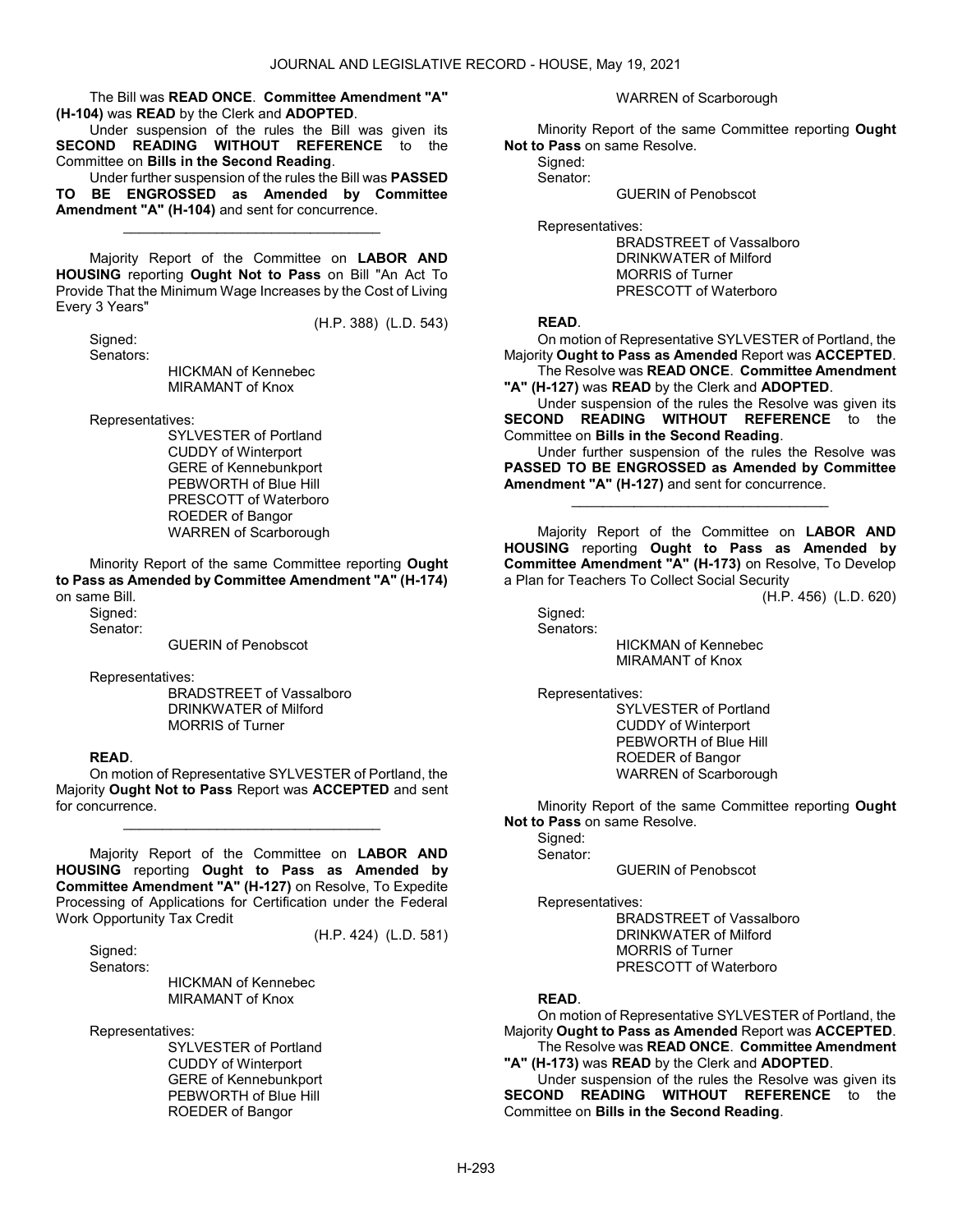The Bill was **READ ONCE**. **Committee Amendment "A" (H-104)** was **READ** by the Clerk and **ADOPTED**.

Under suspension of the rules the Bill was given its **SECOND READING WITHOUT REFERENCE** to the Committee on **Bills in the Second Reading**.

Under further suspension of the rules the Bill was **PASSED TO BE ENGROSSED as Amended by Committee Amendment "A" (H-104)** and sent for concurrence.

_________________________________

Majority Report of the Committee on **LABOR AND HOUSING** reporting **Ought Not to Pass** on Bill "An Act To Provide That the Minimum Wage Increases by the Cost of Living Every 3 Years"

(H.P. 388) (L.D. 543)

Signed:
Senators:

HICKMAN of Kennebec
MIRAMANT of Knox

Representatives:

SYLVESTER of Portland
CUDDY of Winterport
GERE of Kennebunkport
PEBWORTH of Blue Hill
PRESCOTT of Waterboro
ROEDER of Bangor
WARREN of Scarborough

Minority Report of the same Committee reporting **Ought to Pass as Amended by Committee Amendment "A" (H-174)** on same Bill.

Signed:
Senator:

GUERIN of Penobscot

Representatives:

BRADSTREET of Vassalboro
DRINKWATER of Milford
MORRIS of Turner

**READ**.

On motion of Representative SYLVESTER of Portland, the Majority **Ought Not to Pass** Report was **ACCEPTED** and sent for concurrence.

_________________________________

Majority Report of the Committee on **LABOR AND HOUSING** reporting **Ought to Pass as Amended by Committee Amendment "A" (H-127)** on Resolve, To Expedite Processing of Applications for Certification under the Federal Work Opportunity Tax Credit

(H.P. 424) (L.D. 581)

Signed:
Senators:

HICKMAN of Kennebec
MIRAMANT of Knox

Representatives:

SYLVESTER of Portland
CUDDY of Winterport
GERE of Kennebunkport
PEBWORTH of Blue Hill
ROEDER of Bangor
WARREN of Scarborough

Minority Report of the same Committee reporting **Ought Not to Pass** on same Resolve.

Signed:
Senator:

GUERIN of Penobscot

Representatives:

BRADSTREET of Vassalboro
DRINKWATER of Milford
MORRIS of Turner
PRESCOTT of Waterboro

**READ**.

On motion of Representative SYLVESTER of Portland, the Majority **Ought to Pass as Amended** Report was **ACCEPTED**.

The Resolve was **READ ONCE**. **Committee Amendment "A" (H-127)** was **READ** by the Clerk and **ADOPTED**.

Under suspension of the rules the Resolve was given its **SECOND READING WITHOUT REFERENCE** to the Committee on **Bills in the Second Reading**.

Under further suspension of the rules the Resolve was **PASSED TO BE ENGROSSED as Amended by Committee Amendment "A" (H-127)** and sent for concurrence.

_________________________________

Majority Report of the Committee on **LABOR AND HOUSING** reporting **Ought to Pass as Amended by Committee Amendment "A" (H-173)** on Resolve, To Develop a Plan for Teachers To Collect Social Security

(H.P. 456) (L.D. 620)

Signed:
Senators:

HICKMAN of Kennebec
MIRAMANT of Knox

Representatives:

SYLVESTER of Portland
CUDDY of Winterport
PEBWORTH of Blue Hill
ROEDER of Bangor
WARREN of Scarborough

Minority Report of the same Committee reporting **Ought Not to Pass** on same Resolve.

Signed:
Senator:

GUERIN of Penobscot

Representatives:

BRADSTREET of Vassalboro
DRINKWATER of Milford
MORRIS of Turner
PRESCOTT of Waterboro

**READ**.

On motion of Representative SYLVESTER of Portland, the Majority **Ought to Pass as Amended** Report was **ACCEPTED**.

The Resolve was **READ ONCE**. **Committee Amendment "A" (H-173)** was **READ** by the Clerk and **ADOPTED**.

Under suspension of the rules the Resolve was given its **SECOND READING WITHOUT REFERENCE** to the Committee on **Bills in the Second Reading**.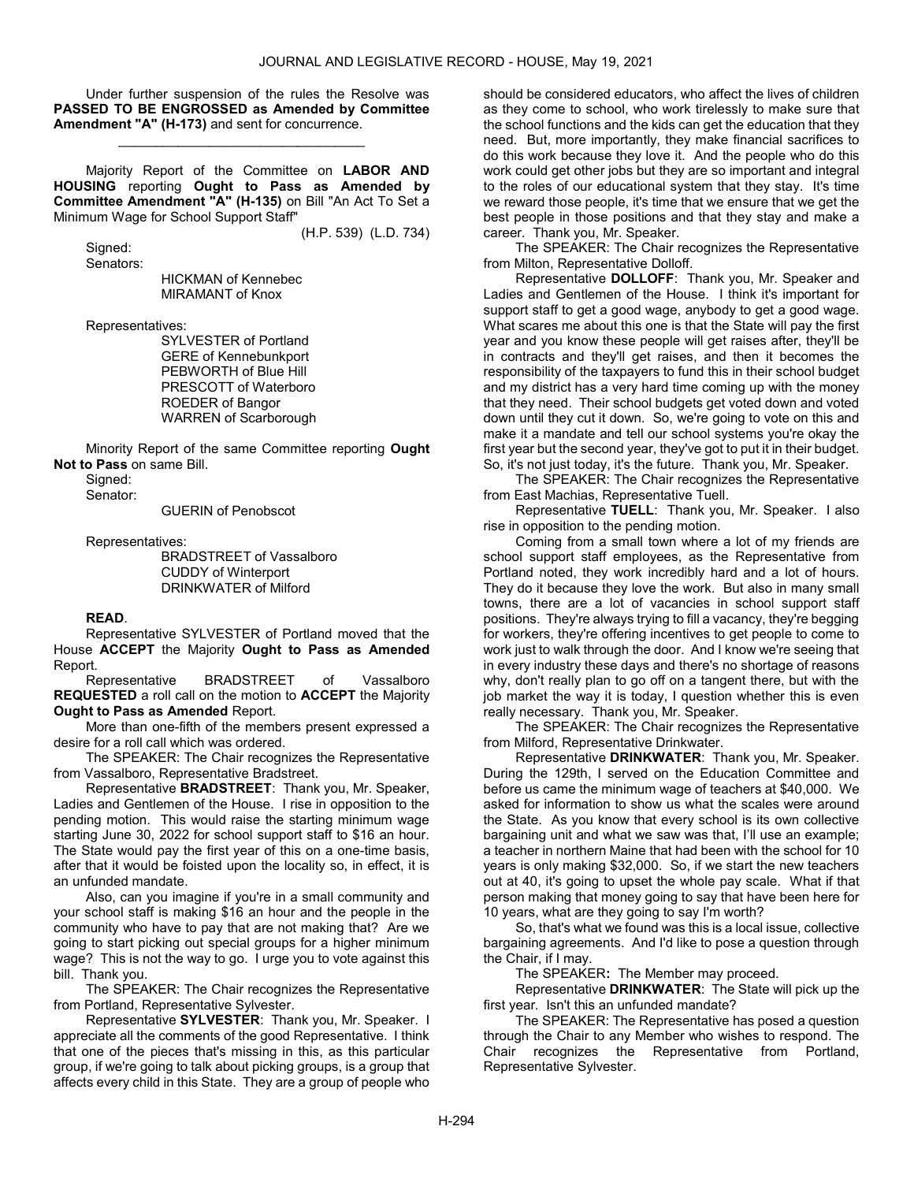Under further suspension of the rules the Resolve was **PASSED TO BE ENGROSSED as Amended by Committee Amendment "A" (H-173)** and sent for concurrence.

_________________________________

Majority Report of the Committee on **LABOR AND HOUSING** reporting **Ought to Pass as Amended by Committee Amendment "A" (H-135)** on Bill "An Act To Set a Minimum Wage for School Support Staff"

(H.P. 539) (L.D. 734)

Signed:

Senators:

HICKMAN of Kennebec
MIRAMANT of Knox

Representatives:

SYLVESTER of Portland
GERE of Kennebunkport
PEBWORTH of Blue Hill
PRESCOTT of Waterboro
ROEDER of Bangor
WARREN of Scarborough

Minority Report of the same Committee reporting **Ought Not to Pass** on same Bill.

Signed:

Senator:

GUERIN of Penobscot

Representatives:

BRADSTREET of Vassalboro
CUDDY of Winterport
DRINKWATER of Milford

**READ**.

Representative SYLVESTER of Portland moved that the House **ACCEPT** the Majority **Ought to Pass as Amended** Report.

Representative BRADSTREET of Vassalboro **REQUESTED** a roll call on the motion to **ACCEPT** the Majority **Ought to Pass as Amended** Report.

More than one-fifth of the members present expressed a desire for a roll call which was ordered.

The SPEAKER: The Chair recognizes the Representative from Vassalboro, Representative Bradstreet.

Representative **BRADSTREET**: Thank you, Mr. Speaker, Ladies and Gentlemen of the House. I rise in opposition to the pending motion. This would raise the starting minimum wage starting June 30, 2022 for school support staff to $16 an hour. The State would pay the first year of this on a one-time basis, after that it would be foisted upon the locality so, in effect, it is an unfunded mandate.

Also, can you imagine if you're in a small community and your school staff is making $16 an hour and the people in the community who have to pay that are not making that? Are we going to start picking out special groups for a higher minimum wage? This is not the way to go. I urge you to vote against this bill. Thank you.

The SPEAKER: The Chair recognizes the Representative from Portland, Representative Sylvester.

Representative **SYLVESTER**: Thank you, Mr. Speaker. I appreciate all the comments of the good Representative. I think that one of the pieces that's missing in this, as this particular group, if we're going to talk about picking groups, is a group that affects every child in this State. They are a group of people who should be considered educators, who affect the lives of children as they come to school, who work tirelessly to make sure that the school functions and the kids can get the education that they need. But, more importantly, they make financial sacrifices to do this work because they love it. And the people who do this work could get other jobs but they are so important and integral to the roles of our educational system that they stay. It's time we reward those people, it's time that we ensure that we get the best people in those positions and that they stay and make a career. Thank you, Mr. Speaker.

The SPEAKER: The Chair recognizes the Representative from Milton, Representative Dolloff.

Representative **DOLLOFF**: Thank you, Mr. Speaker and Ladies and Gentlemen of the House. I think it's important for support staff to get a good wage, anybody to get a good wage. What scares me about this one is that the State will pay the first year and you know these people will get raises after, they'll be in contracts and they'll get raises, and then it becomes the responsibility of the taxpayers to fund this in their school budget and my district has a very hard time coming up with the money that they need. Their school budgets get voted down and voted down until they cut it down. So, we're going to vote on this and make it a mandate and tell our school systems you're okay the first year but the second year, they've got to put it in their budget. So, it's not just today, it's the future. Thank you, Mr. Speaker.

The SPEAKER: The Chair recognizes the Representative from East Machias, Representative Tuell.

Representative **TUELL**: Thank you, Mr. Speaker. I also rise in opposition to the pending motion.

Coming from a small town where a lot of my friends are school support staff employees, as the Representative from Portland noted, they work incredibly hard and a lot of hours. They do it because they love the work. But also in many small towns, there are a lot of vacancies in school support staff positions. They're always trying to fill a vacancy, they're begging for workers, they're offering incentives to get people to come to work just to walk through the door. And I know we're seeing that in every industry these days and there's no shortage of reasons why, don't really plan to go off on a tangent there, but with the job market the way it is today, I question whether this is even really necessary. Thank you, Mr. Speaker.

The SPEAKER: The Chair recognizes the Representative from Milford, Representative Drinkwater.

Representative **DRINKWATER**: Thank you, Mr. Speaker. During the 129th, I served on the Education Committee and before us came the minimum wage of teachers at $40,000. We asked for information to show us what the scales were around the State. As you know that every school is its own collective bargaining unit and what we saw was that, I'll use an example; a teacher in northern Maine that had been with the school for 10 years is only making $32,000. So, if we start the new teachers out at 40, it's going to upset the whole pay scale. What if that person making that money going to say that have been here for 10 years, what are they going to say I'm worth?

So, that's what we found was this is a local issue, collective bargaining agreements. And I'd like to pose a question through the Chair, if I may.

The SPEAKER**:** The Member may proceed.

Representative **DRINKWATER**: The State will pick up the first year. Isn't this an unfunded mandate?

The SPEAKER: The Representative has posed a question through the Chair to any Member who wishes to respond. The Chair recognizes the Representative from Portland, Representative Sylvester.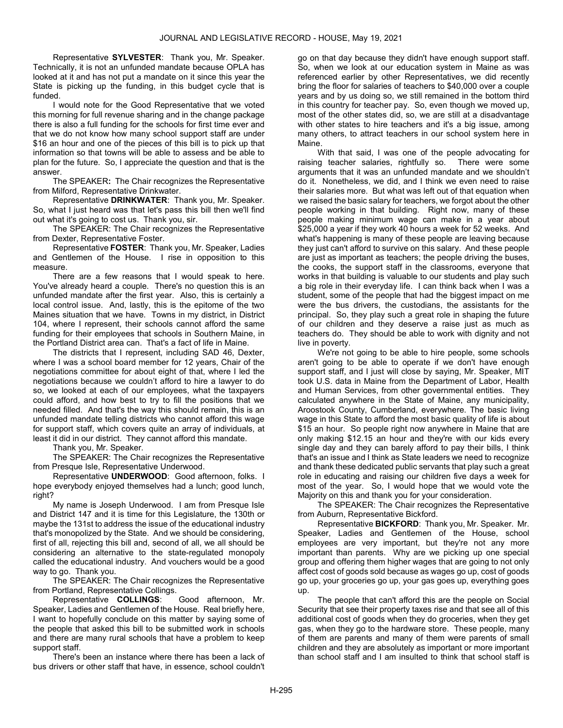Representative **SYLVESTER**: Thank you, Mr. Speaker. Technically, it is not an unfunded mandate because OPLA has looked at it and has not put a mandate on it since this year the State is picking up the funding, in this budget cycle that is funded.

I would note for the Good Representative that we voted this morning for full revenue sharing and in the change package there is also a full funding for the schools for first time ever and that we do not know how many school support staff are under $16 an hour and one of the pieces of this bill is to pick up that information so that towns will be able to assess and be able to plan for the future. So, I appreciate the question and that is the answer.

The SPEAKER**:** The Chair recognizes the Representative from Milford, Representative Drinkwater.

Representative **DRINKWATER**: Thank you, Mr. Speaker. So, what I just heard was that let's pass this bill then we'll find out what it's going to cost us. Thank you, sir.

The SPEAKER: The Chair recognizes the Representative from Dexter, Representative Foster.

Representative **FOSTER**: Thank you, Mr. Speaker, Ladies and Gentlemen of the House. I rise in opposition to this measure.

There are a few reasons that I would speak to here. You've already heard a couple. There's no question this is an unfunded mandate after the first year. Also, this is certainly a local control issue. And, lastly, this is the epitome of the two Maines situation that we have. Towns in my district, in District 104, where I represent, their schools cannot afford the same funding for their employees that schools in Southern Maine, in the Portland District area can. That's a fact of life in Maine.

The districts that I represent, including SAD 46, Dexter, where I was a school board member for 12 years, Chair of the negotiations committee for about eight of that, where I led the negotiations because we couldn't afford to hire a lawyer to do so, we looked at each of our employees, what the taxpayers could afford, and how best to try to fill the positions that we needed filled. And that's the way this should remain, this is an unfunded mandate telling districts who cannot afford this wage for support staff, which covers quite an array of individuals, at least it did in our district. They cannot afford this mandate.

Thank you, Mr. Speaker.

The SPEAKER: The Chair recognizes the Representative from Presque Isle, Representative Underwood.

Representative **UNDERWOOD**: Good afternoon, folks. I hope everybody enjoyed themselves had a lunch; good lunch, right?

My name is Joseph Underwood. I am from Presque Isle and District 147 and it is time for this Legislature, the 130th or maybe the 131st to address the issue of the educational industry that's monopolized by the State. And we should be considering, first of all, rejecting this bill and, second of all, we all should be considering an alternative to the state-regulated monopoly called the educational industry. And vouchers would be a good way to go. Thank you.

The SPEAKER: The Chair recognizes the Representative from Portland, Representative Collings.

Representative **COLLINGS**: Good afternoon, Mr. Speaker, Ladies and Gentlemen of the House. Real briefly here, I want to hopefully conclude on this matter by saying some of the people that asked this bill to be submitted work in schools and there are many rural schools that have a problem to keep support staff.

There's been an instance where there has been a lack of bus drivers or other staff that have, in essence, school couldn't go on that day because they didn't have enough support staff. So, when we look at our education system in Maine as was referenced earlier by other Representatives, we did recently bring the floor for salaries of teachers to $40,000 over a couple years and by us doing so, we still remained in the bottom third in this country for teacher pay. So, even though we moved up, most of the other states did, so, we are still at a disadvantage with other states to hire teachers and it's a big issue, among many others, to attract teachers in our school system here in Maine.

With that said, I was one of the people advocating for raising teacher salaries, rightfully so. There were some arguments that it was an unfunded mandate and we shouldn't do it. Nonetheless, we did, and I think we even need to raise their salaries more. But what was left out of that equation when we raised the basic salary for teachers, we forgot about the other people working in that building. Right now, many of these people making minimum wage can make in a year about $25,000 a year if they work 40 hours a week for 52 weeks. And what's happening is many of these people are leaving because they just can't afford to survive on this salary. And these people are just as important as teachers; the people driving the buses, the cooks, the support staff in the classrooms, everyone that works in that building is valuable to our students and play such a big role in their everyday life. I can think back when I was a student, some of the people that had the biggest impact on me were the bus drivers, the custodians, the assistants for the principal. So, they play such a great role in shaping the future of our children and they deserve a raise just as much as teachers do. They should be able to work with dignity and not live in poverty.

We're not going to be able to hire people, some schools aren't going to be able to operate if we don't have enough support staff, and I just will close by saying, Mr. Speaker, MIT took U.S. data in Maine from the Department of Labor, Health and Human Services, from other governmental entities. They calculated anywhere in the State of Maine, any municipality, Aroostook County, Cumberland, everywhere. The basic living wage in this State to afford the most basic quality of life is about $15 an hour. So people right now anywhere in Maine that are only making $12.15 an hour and they're with our kids every single day and they can barely afford to pay their bills, I think that's an issue and I think as State leaders we need to recognize and thank these dedicated public servants that play such a great role in educating and raising our children five days a week for most of the year. So, I would hope that we would vote the Majority on this and thank you for your consideration.

The SPEAKER: The Chair recognizes the Representative from Auburn, Representative Bickford.

Representative **BICKFORD**: Thank you, Mr. Speaker. Mr. Speaker, Ladies and Gentlemen of the House, school employees are very important, but they're not any more important than parents. Why are we picking up one special group and offering them higher wages that are going to not only affect cost of goods sold because as wages go up, cost of goods go up, your groceries go up, your gas goes up, everything goes up.

The people that can't afford this are the people on Social Security that see their property taxes rise and that see all of this additional cost of goods when they do groceries, when they get gas, when they go to the hardware store. These people, many of them are parents and many of them were parents of small children and they are absolutely as important or more important than school staff and I am insulted to think that school staff is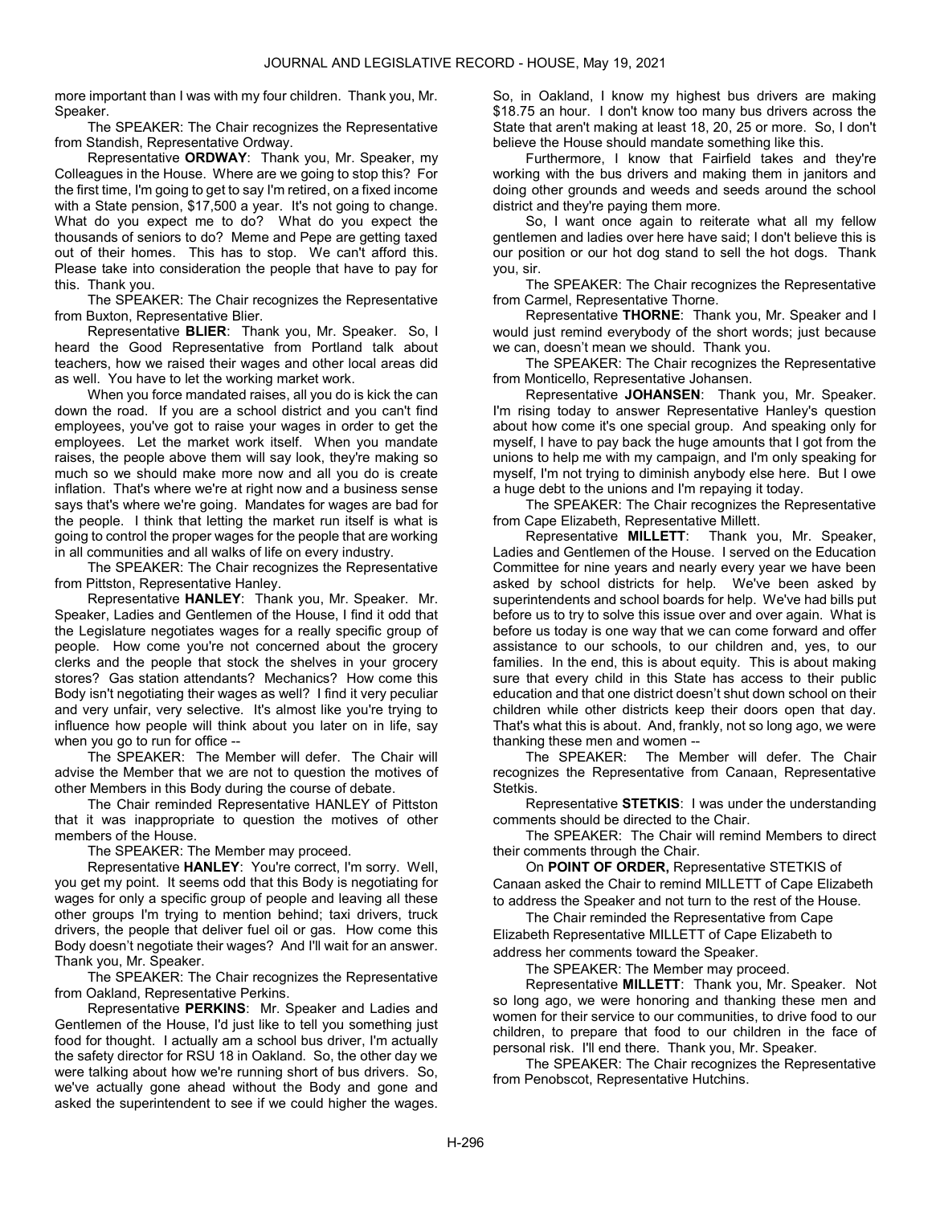more important than I was with my four children. Thank you, Mr. Speaker.

The SPEAKER: The Chair recognizes the Representative from Standish, Representative Ordway.

Representative **ORDWAY**: Thank you, Mr. Speaker, my Colleagues in the House. Where are we going to stop this? For the first time, I'm going to get to say I'm retired, on a fixed income with a State pension, $17,500 a year. It's not going to change. What do you expect me to do? What do you expect the thousands of seniors to do? Meme and Pepe are getting taxed out of their homes. This has to stop. We can't afford this. Please take into consideration the people that have to pay for this. Thank you.

The SPEAKER: The Chair recognizes the Representative from Buxton, Representative Blier.

Representative **BLIER**: Thank you, Mr. Speaker. So, I heard the Good Representative from Portland talk about teachers, how we raised their wages and other local areas did as well. You have to let the working market work.

When you force mandated raises, all you do is kick the can down the road. If you are a school district and you can't find employees, you've got to raise your wages in order to get the employees. Let the market work itself. When you mandate raises, the people above them will say look, they're making so much so we should make more now and all you do is create inflation. That's where we're at right now and a business sense says that's where we're going. Mandates for wages are bad for the people. I think that letting the market run itself is what is going to control the proper wages for the people that are working in all communities and all walks of life on every industry.

The SPEAKER: The Chair recognizes the Representative from Pittston, Representative Hanley.

Representative **HANLEY**: Thank you, Mr. Speaker. Mr. Speaker, Ladies and Gentlemen of the House, I find it odd that the Legislature negotiates wages for a really specific group of people. How come you're not concerned about the grocery clerks and the people that stock the shelves in your grocery stores? Gas station attendants? Mechanics? How come this Body isn't negotiating their wages as well? I find it very peculiar and very unfair, very selective. It's almost like you're trying to influence how people will think about you later on in life, say when you go to run for office --

The SPEAKER: The Member will defer. The Chair will advise the Member that we are not to question the motives of other Members in this Body during the course of debate.

The Chair reminded Representative HANLEY of Pittston that it was inappropriate to question the motives of other members of the House.

The SPEAKER: The Member may proceed.

Representative **HANLEY**: You're correct, I'm sorry. Well, you get my point. It seems odd that this Body is negotiating for wages for only a specific group of people and leaving all these other groups I'm trying to mention behind; taxi drivers, truck drivers, the people that deliver fuel oil or gas. How come this Body doesn't negotiate their wages? And I'll wait for an answer. Thank you, Mr. Speaker.

The SPEAKER: The Chair recognizes the Representative from Oakland, Representative Perkins.

Representative **PERKINS**: Mr. Speaker and Ladies and Gentlemen of the House, I'd just like to tell you something just food for thought. I actually am a school bus driver, I'm actually the safety director for RSU 18 in Oakland. So, the other day we were talking about how we're running short of bus drivers. So, we've actually gone ahead without the Body and gone and asked the superintendent to see if we could higher the wages. So, in Oakland, I know my highest bus drivers are making $18.75 an hour. I don't know too many bus drivers across the State that aren't making at least 18, 20, 25 or more. So, I don't believe the House should mandate something like this.

Furthermore, I know that Fairfield takes and they're working with the bus drivers and making them in janitors and doing other grounds and weeds and seeds around the school district and they're paying them more.

So, I want once again to reiterate what all my fellow gentlemen and ladies over here have said; I don't believe this is our position or our hot dog stand to sell the hot dogs. Thank you, sir.

The SPEAKER: The Chair recognizes the Representative from Carmel, Representative Thorne.

Representative **THORNE**: Thank you, Mr. Speaker and I would just remind everybody of the short words; just because we can, doesn't mean we should. Thank you.

The SPEAKER: The Chair recognizes the Representative from Monticello, Representative Johansen.

Representative **JOHANSEN**: Thank you, Mr. Speaker. I'm rising today to answer Representative Hanley's question about how come it's one special group. And speaking only for myself, I have to pay back the huge amounts that I got from the unions to help me with my campaign, and I'm only speaking for myself, I'm not trying to diminish anybody else here. But I owe a huge debt to the unions and I'm repaying it today.

The SPEAKER: The Chair recognizes the Representative from Cape Elizabeth, Representative Millett.

Representative **MILLETT**: Thank you, Mr. Speaker, Ladies and Gentlemen of the House. I served on the Education Committee for nine years and nearly every year we have been asked by school districts for help. We've been asked by superintendents and school boards for help. We've had bills put before us to try to solve this issue over and over again. What is before us today is one way that we can come forward and offer assistance to our schools, to our children and, yes, to our families. In the end, this is about equity. This is about making sure that every child in this State has access to their public education and that one district doesn't shut down school on their children while other districts keep their doors open that day. That's what this is about. And, frankly, not so long ago, we were thanking these men and women --

The SPEAKER: The Member will defer. The Chair recognizes the Representative from Canaan, Representative Stetkis.

Representative **STETKIS**: I was under the understanding comments should be directed to the Chair.

The SPEAKER: The Chair will remind Members to direct their comments through the Chair.

On **POINT OF ORDER,** Representative STETKIS of Canaan asked the Chair to remind MILLETT of Cape Elizabeth to address the Speaker and not turn to the rest of the House.

The Chair reminded the Representative from Cape Elizabeth Representative MILLETT of Cape Elizabeth to address her comments toward the Speaker.

The SPEAKER: The Member may proceed.

Representative **MILLETT**: Thank you, Mr. Speaker. Not so long ago, we were honoring and thanking these men and women for their service to our communities, to drive food to our children, to prepare that food to our children in the face of personal risk. I'll end there. Thank you, Mr. Speaker.

The SPEAKER: The Chair recognizes the Representative from Penobscot, Representative Hutchins.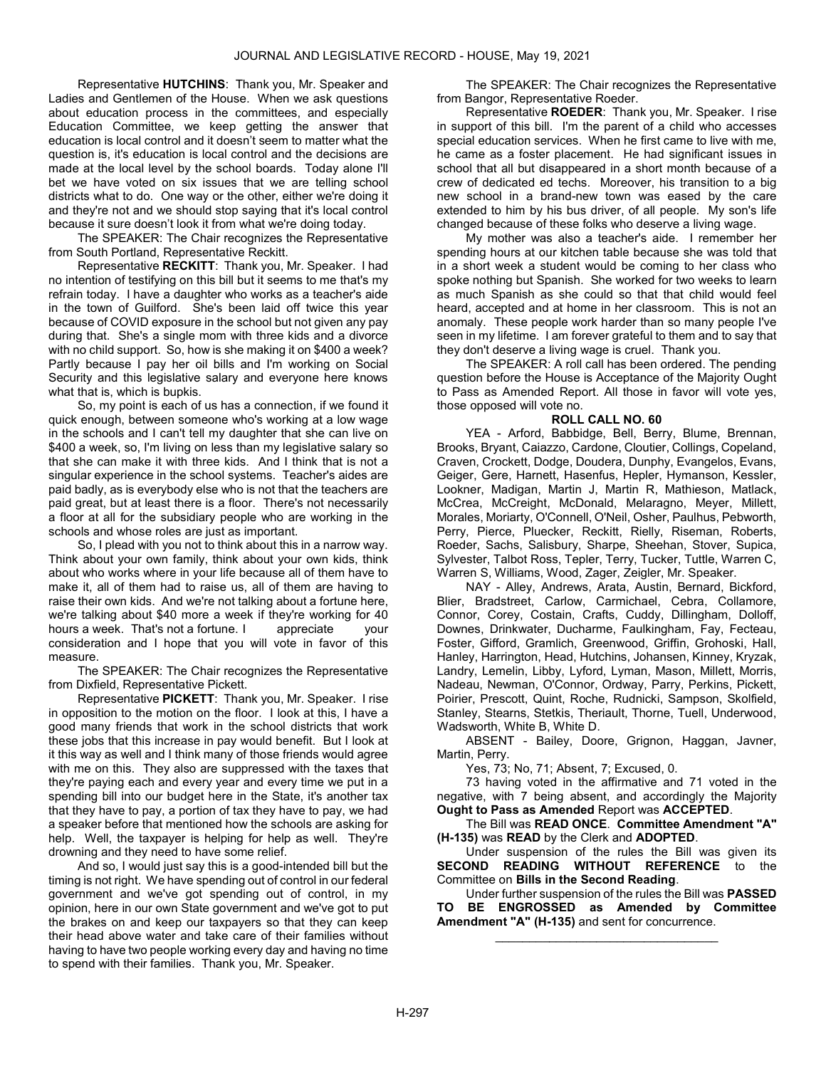Representative **HUTCHINS**: Thank you, Mr. Speaker and Ladies and Gentlemen of the House. When we ask questions about education process in the committees, and especially Education Committee, we keep getting the answer that education is local control and it doesn't seem to matter what the question is, it's education is local control and the decisions are made at the local level by the school boards. Today alone I'll bet we have voted on six issues that we are telling school districts what to do. One way or the other, either we're doing it and they're not and we should stop saying that it's local control because it sure doesn't look it from what we're doing today.

The SPEAKER: The Chair recognizes the Representative from South Portland, Representative Reckitt.

Representative **RECKITT**: Thank you, Mr. Speaker. I had no intention of testifying on this bill but it seems to me that's my refrain today. I have a daughter who works as a teacher's aide in the town of Guilford. She's been laid off twice this year because of COVID exposure in the school but not given any pay during that. She's a single mom with three kids and a divorce with no child support. So, how is she making it on $400 a week? Partly because I pay her oil bills and I'm working on Social Security and this legislative salary and everyone here knows what that is, which is bupkis.

So, my point is each of us has a connection, if we found it quick enough, between someone who's working at a low wage in the schools and I can't tell my daughter that she can live on $400 a week, so, I'm living on less than my legislative salary so that she can make it with three kids. And I think that is not a singular experience in the school systems. Teacher's aides are paid badly, as is everybody else who is not that the teachers are paid great, but at least there is a floor. There's not necessarily a floor at all for the subsidiary people who are working in the schools and whose roles are just as important.

So, I plead with you not to think about this in a narrow way. Think about your own family, think about your own kids, think about who works where in your life because all of them have to make it, all of them had to raise us, all of them are having to raise their own kids. And we're not talking about a fortune here, we're talking about $40 more a week if they're working for 40 hours a week. That's not a fortune. I appreciate your consideration and I hope that you will vote in favor of this measure.

The SPEAKER: The Chair recognizes the Representative from Dixfield, Representative Pickett.

Representative **PICKETT**: Thank you, Mr. Speaker. I rise in opposition to the motion on the floor. I look at this, I have a good many friends that work in the school districts that work these jobs that this increase in pay would benefit. But I look at it this way as well and I think many of those friends would agree with me on this. They also are suppressed with the taxes that they're paying each and every year and every time we put in a spending bill into our budget here in the State, it's another tax that they have to pay, a portion of tax they have to pay, we had a speaker before that mentioned how the schools are asking for help. Well, the taxpayer is helping for help as well. They're drowning and they need to have some relief.

And so, I would just say this is a good-intended bill but the timing is not right. We have spending out of control in our federal government and we've got spending out of control, in my opinion, here in our own State government and we've got to put the brakes on and keep our taxpayers so that they can keep their head above water and take care of their families without having to have two people working every day and having no time to spend with their families. Thank you, Mr. Speaker.

The SPEAKER: The Chair recognizes the Representative from Bangor, Representative Roeder.

Representative **ROEDER**: Thank you, Mr. Speaker. I rise in support of this bill. I'm the parent of a child who accesses special education services. When he first came to live with me, he came as a foster placement. He had significant issues in school that all but disappeared in a short month because of a crew of dedicated ed techs. Moreover, his transition to a big new school in a brand-new town was eased by the care extended to him by his bus driver, of all people. My son's life changed because of these folks who deserve a living wage.

My mother was also a teacher's aide. I remember her spending hours at our kitchen table because she was told that in a short week a student would be coming to her class who spoke nothing but Spanish. She worked for two weeks to learn as much Spanish as she could so that that child would feel heard, accepted and at home in her classroom. This is not an anomaly. These people work harder than so many people I've seen in my lifetime. I am forever grateful to them and to say that they don't deserve a living wage is cruel. Thank you.

The SPEAKER: A roll call has been ordered. The pending question before the House is Acceptance of the Majority Ought to Pass as Amended Report. All those in favor will vote yes, those opposed will vote no.

**ROLL CALL NO. 60**

YEA - Arford, Babbidge, Bell, Berry, Blume, Brennan, Brooks, Bryant, Caiazzo, Cardone, Cloutier, Collings, Copeland, Craven, Crockett, Dodge, Doudera, Dunphy, Evangelos, Evans, Geiger, Gere, Harnett, Hasenfus, Hepler, Hymanson, Kessler, Lookner, Madigan, Martin J, Martin R, Mathieson, Matlack, McCrea, McCreight, McDonald, Melaragno, Meyer, Millett, Morales, Moriarty, O'Connell, O'Neil, Osher, Paulhus, Pebworth, Perry, Pierce, Pluecker, Reckitt, Rielly, Riseman, Roberts, Roeder, Sachs, Salisbury, Sharpe, Sheehan, Stover, Supica, Sylvester, Talbot Ross, Tepler, Terry, Tucker, Tuttle, Warren C, Warren S, Williams, Wood, Zager, Zeigler, Mr. Speaker.

NAY - Alley, Andrews, Arata, Austin, Bernard, Bickford, Blier, Bradstreet, Carlow, Carmichael, Cebra, Collamore, Connor, Corey, Costain, Crafts, Cuddy, Dillingham, Dolloff, Downes, Drinkwater, Ducharme, Faulkingham, Fay, Fecteau, Foster, Gifford, Gramlich, Greenwood, Griffin, Grohoski, Hall, Hanley, Harrington, Head, Hutchins, Johansen, Kinney, Kryzak, Landry, Lemelin, Libby, Lyford, Lyman, Mason, Millett, Morris, Nadeau, Newman, O'Connor, Ordway, Parry, Perkins, Pickett, Poirier, Prescott, Quint, Roche, Rudnicki, Sampson, Skolfield, Stanley, Stearns, Stetkis, Theriault, Thorne, Tuell, Underwood, Wadsworth, White B, White D.

ABSENT - Bailey, Doore, Grignon, Haggan, Javner, Martin, Perry.

Yes, 73; No, 71; Absent, 7; Excused, 0.

73 having voted in the affirmative and 71 voted in the negative, with 7 being absent, and accordingly the Majority **Ought to Pass as Amended** Report was **ACCEPTED**.

The Bill was **READ ONCE**. **Committee Amendment "A" (H-135)** was **READ** by the Clerk and **ADOPTED**.

Under suspension of the rules the Bill was given its **SECOND READING WITHOUT REFERENCE** to the Committee on **Bills in the Second Reading**.

Under further suspension of the rules the Bill was **PASSED TO BE ENGROSSED as Amended by Committee Amendment "A" (H-135)** and sent for concurrence.

\_\_\_\_\_\_\_\_\_\_\_\_\_\_\_\_\_\_\_\_\_\_\_\_\_\_\_\_\_\_\_\_\_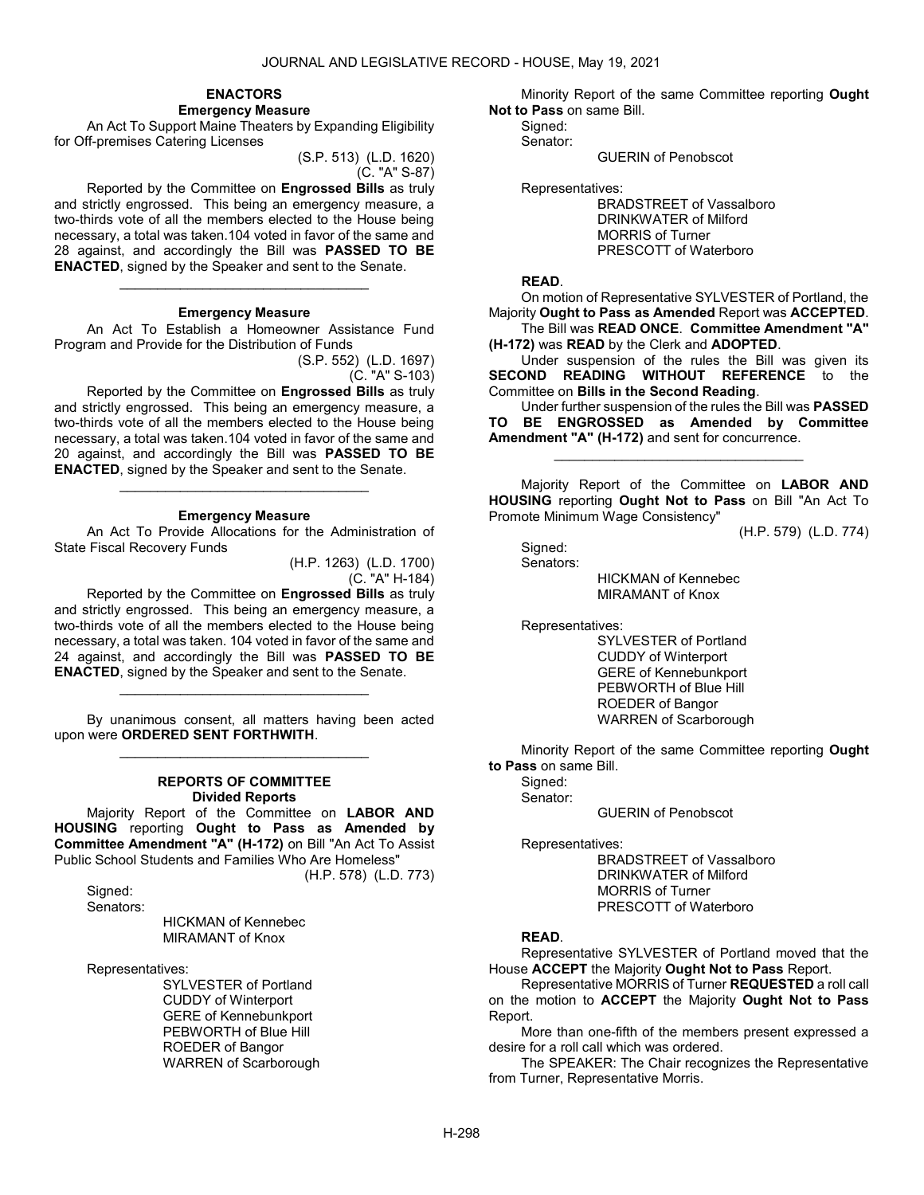### ENACTORS

#### Emergency Measure

An Act To Support Maine Theaters by Expanding Eligibility for Off-premises Catering Licenses

(S.P. 513) (L.D. 1620)
(C. "A" S-87)

Reported by the Committee on **Engrossed Bills** as truly and strictly engrossed. This being an emergency measure, a two-thirds vote of all the members elected to the House being necessary, a total was taken.104 voted in favor of the same and 28 against, and accordingly the Bill was **PASSED TO BE ENACTED**, signed by the Speaker and sent to the Senate.

_________________________________

#### Emergency Measure

An Act To Establish a Homeowner Assistance Fund Program and Provide for the Distribution of Funds

(S.P. 552) (L.D. 1697)
(C. "A" S-103)

Reported by the Committee on **Engrossed Bills** as truly and strictly engrossed. This being an emergency measure, a two-thirds vote of all the members elected to the House being necessary, a total was taken.104 voted in favor of the same and 20 against, and accordingly the Bill was **PASSED TO BE ENACTED**, signed by the Speaker and sent to the Senate.

_________________________________

#### Emergency Measure

An Act To Provide Allocations for the Administration of State Fiscal Recovery Funds

(H.P. 1263) (L.D. 1700)
(C. "A" H-184)

Reported by the Committee on **Engrossed Bills** as truly and strictly engrossed. This being an emergency measure, a two-thirds vote of all the members elected to the House being necessary, a total was taken. 104 voted in favor of the same and 24 against, and accordingly the Bill was **PASSED TO BE ENACTED**, signed by the Speaker and sent to the Senate.

_________________________________

By unanimous consent, all matters having been acted upon were **ORDERED SENT FORTHWITH**.

_________________________________

### REPORTS OF COMMITTEE

#### Divided Reports

Majority Report of the Committee on **LABOR AND HOUSING** reporting **Ought to Pass as Amended by Committee Amendment "A" (H-172)** on Bill "An Act To Assist Public School Students and Families Who Are Homeless"

(H.P. 578) (L.D. 773)

Signed:
Senators:

HICKMAN of Kennebec
MIRAMANT of Knox

Representatives:

SYLVESTER of Portland
CUDDY of Winterport
GERE of Kennebunkport
PEBWORTH of Blue Hill
ROEDER of Bangor
WARREN of Scarborough

Minority Report of the same Committee reporting **Ought Not to Pass** on same Bill.

Signed:
Senator:

GUERIN of Penobscot

Representatives:

BRADSTREET of Vassalboro
DRINKWATER of Milford
MORRIS of Turner
PRESCOTT of Waterboro

**READ**.

On motion of Representative SYLVESTER of Portland, the Majority **Ought to Pass as Amended** Report was **ACCEPTED**.

The Bill was **READ ONCE**. **Committee Amendment "A" (H-172)** was **READ** by the Clerk and **ADOPTED**.

Under suspension of the rules the Bill was given its **SECOND READING WITHOUT REFERENCE** to the Committee on **Bills in the Second Reading**.

Under further suspension of the rules the Bill was **PASSED TO BE ENGROSSED as Amended by Committee Amendment "A" (H-172)** and sent for concurrence.

_________________________________

Majority Report of the Committee on **LABOR AND HOUSING** reporting **Ought Not to Pass** on Bill "An Act To Promote Minimum Wage Consistency"

(H.P. 579) (L.D. 774)

Signed:
Senators:

HICKMAN of Kennebec
MIRAMANT of Knox

Representatives:

SYLVESTER of Portland
CUDDY of Winterport
GERE of Kennebunkport
PEBWORTH of Blue Hill
ROEDER of Bangor
WARREN of Scarborough

Minority Report of the same Committee reporting **Ought to Pass** on same Bill.

Signed:
Senator:

GUERIN of Penobscot

Representatives:

BRADSTREET of Vassalboro
DRINKWATER of Milford
MORRIS of Turner
PRESCOTT of Waterboro

**READ**.

Representative SYLVESTER of Portland moved that the House **ACCEPT** the Majority **Ought Not to Pass** Report.

Representative MORRIS of Turner **REQUESTED** a roll call on the motion to **ACCEPT** the Majority **Ought Not to Pass** Report.

More than one-fifth of the members present expressed a desire for a roll call which was ordered.

The SPEAKER: The Chair recognizes the Representative from Turner, Representative Morris.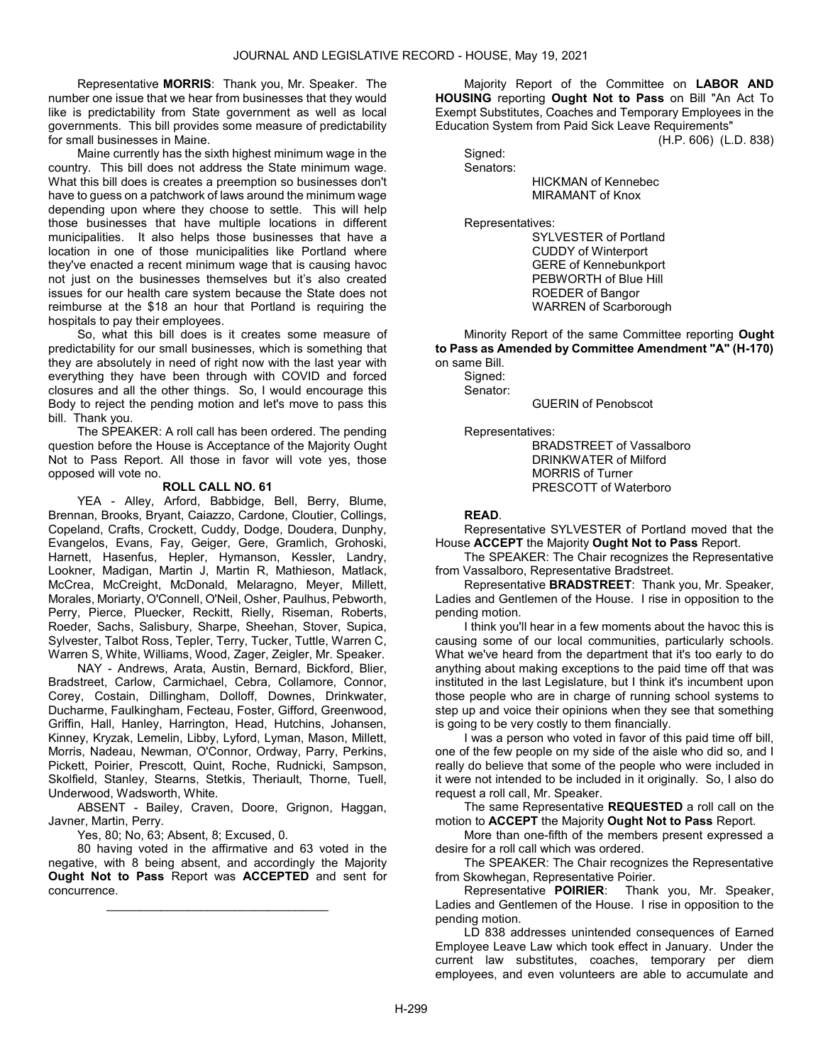Representative **MORRIS**: Thank you, Mr. Speaker. The number one issue that we hear from businesses that they would like is predictability from State government as well as local governments. This bill provides some measure of predictability for small businesses in Maine.

Maine currently has the sixth highest minimum wage in the country. This bill does not address the State minimum wage. What this bill does is creates a preemption so businesses don't have to guess on a patchwork of laws around the minimum wage depending upon where they choose to settle. This will help those businesses that have multiple locations in different municipalities. It also helps those businesses that have a location in one of those municipalities like Portland where they've enacted a recent minimum wage that is causing havoc not just on the businesses themselves but it's also created issues for our health care system because the State does not reimburse at the $18 an hour that Portland is requiring the hospitals to pay their employees.

So, what this bill does is it creates some measure of predictability for our small businesses, which is something that they are absolutely in need of right now with the last year with everything they have been through with COVID and forced closures and all the other things. So, I would encourage this Body to reject the pending motion and let's move to pass this bill. Thank you.

The SPEAKER: A roll call has been ordered. The pending question before the House is Acceptance of the Majority Ought Not to Pass Report. All those in favor will vote yes, those opposed will vote no.

**ROLL CALL NO. 61**

YEA - Alley, Arford, Babbidge, Bell, Berry, Blume, Brennan, Brooks, Bryant, Caiazzo, Cardone, Cloutier, Collings, Copeland, Crafts, Crockett, Cuddy, Dodge, Doudera, Dunphy, Evangelos, Evans, Fay, Geiger, Gere, Gramlich, Grohoski, Harnett, Hasenfus, Hepler, Hymanson, Kessler, Landry, Lookner, Madigan, Martin J, Martin R, Mathieson, Matlack, McCrea, McCreight, McDonald, Melaragno, Meyer, Millett, Morales, Moriarty, O'Connell, O'Neil, Osher, Paulhus, Pebworth, Perry, Pierce, Pluecker, Reckitt, Rielly, Riseman, Roberts, Roeder, Sachs, Salisbury, Sharpe, Sheehan, Stover, Supica, Sylvester, Talbot Ross, Tepler, Terry, Tucker, Tuttle, Warren C, Warren S, White, Williams, Wood, Zager, Zeigler, Mr. Speaker.

NAY - Andrews, Arata, Austin, Bernard, Bickford, Blier, Bradstreet, Carlow, Carmichael, Cebra, Collamore, Connor, Corey, Costain, Dillingham, Dolloff, Downes, Drinkwater, Ducharme, Faulkingham, Fecteau, Foster, Gifford, Greenwood, Griffin, Hall, Hanley, Harrington, Head, Hutchins, Johansen, Kinney, Kryzak, Lemelin, Libby, Lyford, Lyman, Mason, Millett, Morris, Nadeau, Newman, O'Connor, Ordway, Parry, Perkins, Pickett, Poirier, Prescott, Quint, Roche, Rudnicki, Sampson, Skolfield, Stanley, Stearns, Stetkis, Theriault, Thorne, Tuell, Underwood, Wadsworth, White.

ABSENT - Bailey, Craven, Doore, Grignon, Haggan, Javner, Martin, Perry.

Yes, 80; No, 63; Absent, 8; Excused, 0.

80 having voted in the affirmative and 63 voted in the negative, with 8 being absent, and accordingly the Majority **Ought Not to Pass** Report was **ACCEPTED** and sent for concurrence.

---

Majority Report of the Committee on **LABOR AND HOUSING** reporting **Ought Not to Pass** on Bill "An Act To Exempt Substitutes, Coaches and Temporary Employees in the Education System from Paid Sick Leave Requirements"

(H.P. 606) (L.D. 838)

Signed:

Senators:

HICKMAN of Kennebec
MIRAMANT of Knox

Representatives:

SYLVESTER of Portland
CUDDY of Winterport
GERE of Kennebunkport
PEBWORTH of Blue Hill
ROEDER of Bangor
WARREN of Scarborough

Minority Report of the same Committee reporting **Ought to Pass as Amended by Committee Amendment "A" (H-170)** on same Bill.

Signed:

Senator:

GUERIN of Penobscot

Representatives:

BRADSTREET of Vassalboro
DRINKWATER of Milford
MORRIS of Turner
PRESCOTT of Waterboro

**READ**.

Representative SYLVESTER of Portland moved that the House **ACCEPT** the Majority **Ought Not to Pass** Report.

The SPEAKER: The Chair recognizes the Representative from Vassalboro, Representative Bradstreet.

Representative **BRADSTREET**: Thank you, Mr. Speaker, Ladies and Gentlemen of the House. I rise in opposition to the pending motion.

I think you'll hear in a few moments about the havoc this is causing some of our local communities, particularly schools. What we've heard from the department that it's too early to do anything about making exceptions to the paid time off that was instituted in the last Legislature, but I think it's incumbent upon those people who are in charge of running school systems to step up and voice their opinions when they see that something is going to be very costly to them financially.

I was a person who voted in favor of this paid time off bill, one of the few people on my side of the aisle who did so, and I really do believe that some of the people who were included in it were not intended to be included in it originally. So, I also do request a roll call, Mr. Speaker.

The same Representative **REQUESTED** a roll call on the motion to **ACCEPT** the Majority **Ought Not to Pass** Report.

More than one-fifth of the members present expressed a desire for a roll call which was ordered.

The SPEAKER: The Chair recognizes the Representative from Skowhegan, Representative Poirier.

Representative **POIRIER**: Thank you, Mr. Speaker, Ladies and Gentlemen of the House. I rise in opposition to the pending motion.

LD 838 addresses unintended consequences of Earned Employee Leave Law which took effect in January. Under the current law substitutes, coaches, temporary per diem employees, and even volunteers are able to accumulate and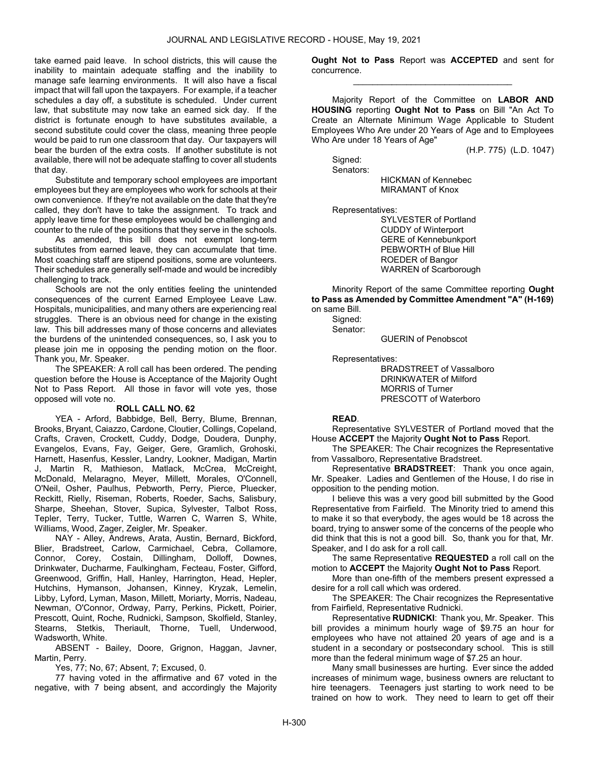take earned paid leave. In school districts, this will cause the inability to maintain adequate staffing and the inability to manage safe learning environments. It will also have a fiscal impact that will fall upon the taxpayers. For example, if a teacher schedules a day off, a substitute is scheduled. Under current law, that substitute may now take an earned sick day. If the district is fortunate enough to have substitutes available, a second substitute could cover the class, meaning three people would be paid to run one classroom that day. Our taxpayers will bear the burden of the extra costs. If another substitute is not available, there will not be adequate staffing to cover all students that day.

Substitute and temporary school employees are important employees but they are employees who work for schools at their own convenience. If they're not available on the date that they're called, they don't have to take the assignment. To track and apply leave time for these employees would be challenging and counter to the rule of the positions that they serve in the schools.

As amended, this bill does not exempt long-term substitutes from earned leave, they can accumulate that time. Most coaching staff are stipend positions, some are volunteers. Their schedules are generally self-made and would be incredibly challenging to track.

Schools are not the only entities feeling the unintended consequences of the current Earned Employee Leave Law. Hospitals, municipalities, and many others are experiencing real struggles. There is an obvious need for change in the existing law. This bill addresses many of those concerns and alleviates the burdens of the unintended consequences, so, I ask you to please join me in opposing the pending motion on the floor. Thank you, Mr. Speaker.

The SPEAKER: A roll call has been ordered. The pending question before the House is Acceptance of the Majority Ought Not to Pass Report. All those in favor will vote yes, those opposed will vote no.

**ROLL CALL NO. 62**

YEA - Arford, Babbidge, Bell, Berry, Blume, Brennan, Brooks, Bryant, Caiazzo, Cardone, Cloutier, Collings, Copeland, Crafts, Craven, Crockett, Cuddy, Dodge, Doudera, Dunphy, Evangelos, Evans, Fay, Geiger, Gere, Gramlich, Grohoski, Harnett, Hasenfus, Kessler, Landry, Lookner, Madigan, Martin J, Martin R, Mathieson, Matlack, McCrea, McCreight, McDonald, Melaragno, Meyer, Millett, Morales, O'Connell, O'Neil, Osher, Paulhus, Pebworth, Perry, Pierce, Pluecker, Reckitt, Rielly, Riseman, Roberts, Roeder, Sachs, Salisbury, Sharpe, Sheehan, Stover, Supica, Sylvester, Talbot Ross, Tepler, Terry, Tucker, Tuttle, Warren C, Warren S, White, Williams, Wood, Zager, Zeigler, Mr. Speaker.

NAY - Alley, Andrews, Arata, Austin, Bernard, Bickford, Blier, Bradstreet, Carlow, Carmichael, Cebra, Collamore, Connor, Corey, Costain, Dillingham, Dolloff, Downes, Drinkwater, Ducharme, Faulkingham, Fecteau, Foster, Gifford, Greenwood, Griffin, Hall, Hanley, Harrington, Head, Hepler, Hutchins, Hymanson, Johansen, Kinney, Kryzak, Lemelin, Libby, Lyford, Lyman, Mason, Millett, Moriarty, Morris, Nadeau, Newman, O'Connor, Ordway, Parry, Perkins, Pickett, Poirier, Prescott, Quint, Roche, Rudnicki, Sampson, Skolfield, Stanley, Stearns, Stetkis, Theriault, Thorne, Tuell, Underwood, Wadsworth, White.

ABSENT - Bailey, Doore, Grignon, Haggan, Javner, Martin, Perry.

Yes, 77; No, 67; Absent, 7; Excused, 0.

77 having voted in the affirmative and 67 voted in the negative, with 7 being absent, and accordingly the Majority **Ought Not to Pass** Report was **ACCEPTED** and sent for concurrence.

_________________________________

Majority Report of the Committee on **LABOR AND HOUSING** reporting **Ought Not to Pass** on Bill "An Act To Create an Alternate Minimum Wage Applicable to Student Employees Who Are under 20 Years of Age and to Employees Who Are under 18 Years of Age"

(H.P. 775) (L.D. 1047)

Signed:
Senators:
HICKMAN of Kennebec
MIRAMANT of Knox

Representatives:
SYLVESTER of Portland
CUDDY of Winterport
GERE of Kennebunkport
PEBWORTH of Blue Hill
ROEDER of Bangor
WARREN of Scarborough

Minority Report of the same Committee reporting **Ought to Pass as Amended by Committee Amendment "A" (H-169)** on same Bill.

Signed:
Senator:
GUERIN of Penobscot

Representatives:
BRADSTREET of Vassalboro
DRINKWATER of Milford
MORRIS of Turner
PRESCOTT of Waterboro

**READ**.

Representative SYLVESTER of Portland moved that the House **ACCEPT** the Majority **Ought Not to Pass** Report.

The SPEAKER: The Chair recognizes the Representative from Vassalboro, Representative Bradstreet.

Representative **BRADSTREET**: Thank you once again, Mr. Speaker. Ladies and Gentlemen of the House, I do rise in opposition to the pending motion.

I believe this was a very good bill submitted by the Good Representative from Fairfield. The Minority tried to amend this to make it so that everybody, the ages would be 18 across the board, trying to answer some of the concerns of the people who did think that this is not a good bill. So, thank you for that, Mr. Speaker, and I do ask for a roll call.

The same Representative **REQUESTED** a roll call on the motion to **ACCEPT** the Majority **Ought Not to Pass** Report.

More than one-fifth of the members present expressed a desire for a roll call which was ordered.

The SPEAKER: The Chair recognizes the Representative from Fairfield, Representative Rudnicki.

Representative **RUDNICKI**: Thank you, Mr. Speaker. This bill provides a minimum hourly wage of $9.75 an hour for employees who have not attained 20 years of age and is a student in a secondary or postsecondary school. This is still more than the federal minimum wage of $7.25 an hour.

Many small businesses are hurting. Ever since the added increases of minimum wage, business owners are reluctant to hire teenagers. Teenagers just starting to work need to be trained on how to work. They need to learn to get off their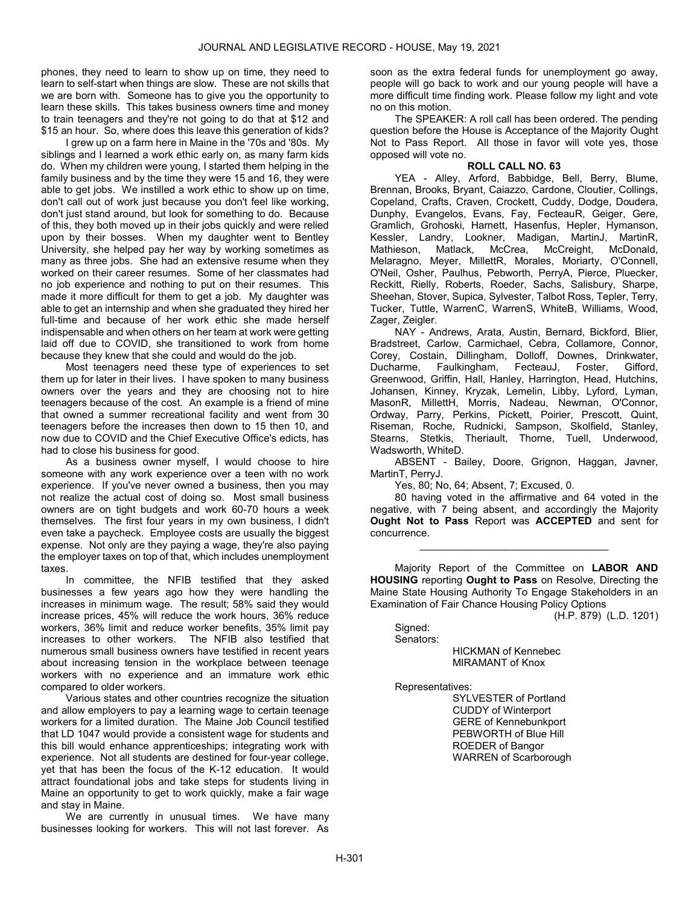phones, they need to learn to show up on time, they need to learn to self-start when things are slow. These are not skills that we are born with. Someone has to give you the opportunity to learn these skills. This takes business owners time and money to train teenagers and they're not going to do that at $12 and $15 an hour. So, where does this leave this generation of kids?

I grew up on a farm here in Maine in the '70s and '80s. My siblings and I learned a work ethic early on, as many farm kids do. When my children were young, I started them helping in the family business and by the time they were 15 and 16, they were able to get jobs. We instilled a work ethic to show up on time, don't call out of work just because you don't feel like working, don't just stand around, but look for something to do. Because of this, they both moved up in their jobs quickly and were relied upon by their bosses. When my daughter went to Bentley University, she helped pay her way by working sometimes as many as three jobs. She had an extensive resume when they worked on their career resumes. Some of her classmates had no job experience and nothing to put on their resumes. This made it more difficult for them to get a job. My daughter was able to get an internship and when she graduated they hired her full-time and because of her work ethic she made herself indispensable and when others on her team at work were getting laid off due to COVID, she transitioned to work from home because they knew that she could and would do the job.

Most teenagers need these type of experiences to set them up for later in their lives. I have spoken to many business owners over the years and they are choosing not to hire teenagers because of the cost. An example is a friend of mine that owned a summer recreational facility and went from 30 teenagers before the increases then down to 15 then 10, and now due to COVID and the Chief Executive Office's edicts, has had to close his business for good.

As a business owner myself, I would choose to hire someone with any work experience over a teen with no work experience. If you've never owned a business, then you may not realize the actual cost of doing so. Most small business owners are on tight budgets and work 60-70 hours a week themselves. The first four years in my own business, I didn't even take a paycheck. Employee costs are usually the biggest expense. Not only are they paying a wage, they're also paying the employer taxes on top of that, which includes unemployment taxes.

In committee, the NFIB testified that they asked businesses a few years ago how they were handling the increases in minimum wage. The result; 58% said they would increase prices, 45% will reduce the work hours, 36% reduce workers, 36% limit and reduce worker benefits, 35% limit pay increases to other workers. The NFIB also testified that numerous small business owners have testified in recent years about increasing tension in the workplace between teenage workers with no experience and an immature work ethic compared to older workers.

Various states and other countries recognize the situation and allow employers to pay a learning wage to certain teenage workers for a limited duration. The Maine Job Council testified that LD 1047 would provide a consistent wage for students and this bill would enhance apprenticeships; integrating work with experience. Not all students are destined for four-year college, yet that has been the focus of the K-12 education. It would attract foundational jobs and take steps for students living in Maine an opportunity to get to work quickly, make a fair wage and stay in Maine.

We are currently in unusual times. We have many businesses looking for workers. This will not last forever. As soon as the extra federal funds for unemployment go away, people will go back to work and our young people will have a more difficult time finding work. Please follow my light and vote no on this motion.

The SPEAKER: A roll call has been ordered. The pending question before the House is Acceptance of the Majority Ought Not to Pass Report. All those in favor will vote yes, those opposed will vote no.

**ROLL CALL NO. 63**

YEA - Alley, Arford, Babbidge, Bell, Berry, Blume, Brennan, Brooks, Bryant, Caiazzo, Cardone, Cloutier, Collings, Copeland, Crafts, Craven, Crockett, Cuddy, Dodge, Doudera, Dunphy, Evangelos, Evans, Fay, FecteauR, Geiger, Gere, Gramlich, Grohoski, Harnett, Hasenfus, Hepler, Hymanson, Kessler, Landry, Lookner, Madigan, MartinJ, MartinR, Mathieson, Matlack, McCrea, McCreight, McDonald, Melaragno, Meyer, MillettR, Morales, Moriarty, O'Connell, O'Neil, Osher, Paulhus, Pebworth, PerryA, Pierce, Pluecker, Reckitt, Rielly, Roberts, Roeder, Sachs, Salisbury, Sharpe, Sheehan, Stover, Supica, Sylvester, Talbot Ross, Tepler, Terry, Tucker, Tuttle, WarrenC, WarrenS, WhiteB, Williams, Wood, Zager, Zeigler.

NAY - Andrews, Arata, Austin, Bernard, Bickford, Blier, Bradstreet, Carlow, Carmichael, Cebra, Collamore, Connor, Corey, Costain, Dillingham, Dolloff, Downes, Drinkwater, Ducharme, Faulkingham, FecteauJ, Foster, Gifford, Greenwood, Griffin, Hall, Hanley, Harrington, Head, Hutchins, Johansen, Kinney, Kryzak, Lemelin, Libby, Lyford, Lyman, MasonR, MillettH, Morris, Nadeau, Newman, O'Connor, Ordway, Parry, Perkins, Pickett, Poirier, Prescott, Quint, Riseman, Roche, Rudnicki, Sampson, Skolfield, Stanley, Stearns, Stetkis, Theriault, Thorne, Tuell, Underwood, Wadsworth, WhiteD.

ABSENT - Bailey, Doore, Grignon, Haggan, Javner, MartinT, PerryJ.

Yes, 80; No, 64; Absent, 7; Excused, 0.

80 having voted in the affirmative and 64 voted in the negative, with 7 being absent, and accordingly the Majority **Ought Not to Pass** Report was **ACCEPTED** and sent for concurrence.

---

Majority Report of the Committee on **LABOR AND HOUSING** reporting **Ought to Pass** on Resolve, Directing the Maine State Housing Authority To Engage Stakeholders in an Examination of Fair Chance Housing Policy Options

(H.P. 879) (L.D. 1201)

Signed:
Senators:

HICKMAN of Kennebec
MIRAMANT of Knox

Representatives:

SYLVESTER of Portland
CUDDY of Winterport
GERE of Kennebunkport
PEBWORTH of Blue Hill
ROEDER of Bangor
WARREN of Scarborough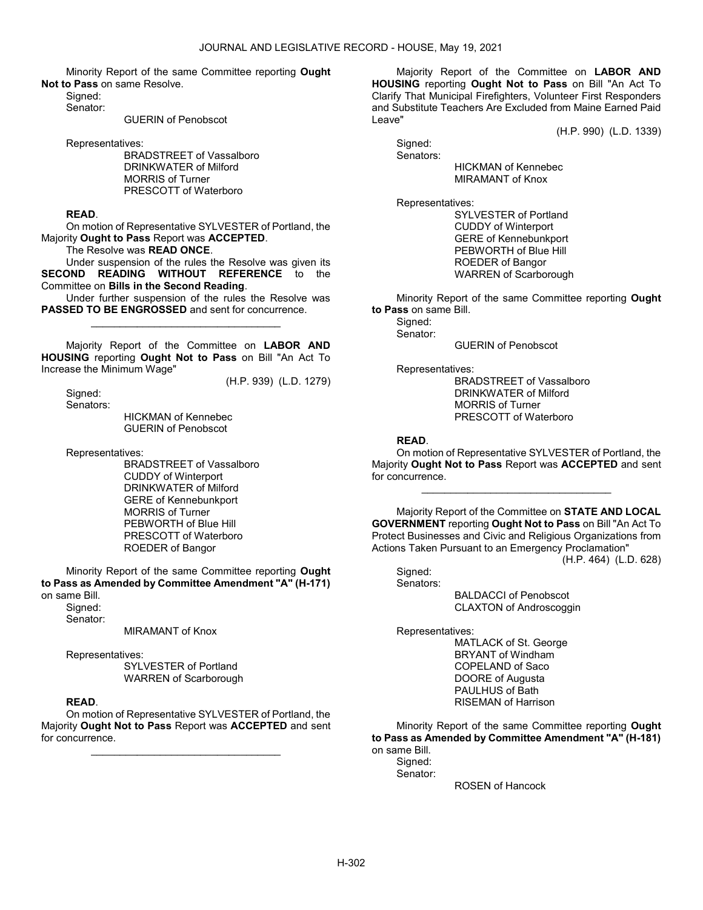Minority Report of the same Committee reporting **Ought Not to Pass** on same Resolve.

Signed:

Senator:

GUERIN of Penobscot

Representatives:

BRADSTREET of Vassalboro
DRINKWATER of Milford
MORRIS of Turner
PRESCOTT of Waterboro

**READ**.

On motion of Representative SYLVESTER of Portland, the Majority **Ought to Pass** Report was **ACCEPTED**.

The Resolve was **READ ONCE**.

Under suspension of the rules the Resolve was given its **SECOND READING WITHOUT REFERENCE** to the Committee on **Bills in the Second Reading**.

Under further suspension of the rules the Resolve was **PASSED TO BE ENGROSSED** and sent for concurrence.

_________________________________

Majority Report of the Committee on **LABOR AND HOUSING** reporting **Ought Not to Pass** on Bill "An Act To Increase the Minimum Wage"

(H.P. 939) (L.D. 1279)

Signed:

Senators:

HICKMAN of Kennebec
GUERIN of Penobscot

Representatives:

BRADSTREET of Vassalboro
CUDDY of Winterport
DRINKWATER of Milford
GERE of Kennebunkport
MORRIS of Turner
PEBWORTH of Blue Hill
PRESCOTT of Waterboro
ROEDER of Bangor

Minority Report of the same Committee reporting **Ought to Pass as Amended by Committee Amendment "A" (H-171)** on same Bill.

Signed:

Senator:

MIRAMANT of Knox

Representatives:

SYLVESTER of Portland
WARREN of Scarborough

**READ**.

On motion of Representative SYLVESTER of Portland, the Majority **Ought Not to Pass** Report was **ACCEPTED** and sent for concurrence.

_________________________________

Majority Report of the Committee on **LABOR AND HOUSING** reporting **Ought Not to Pass** on Bill "An Act To Clarify That Municipal Firefighters, Volunteer First Responders and Substitute Teachers Are Excluded from Maine Earned Paid Leave"

(H.P. 990) (L.D. 1339)

Signed:

Senators:

HICKMAN of Kennebec
MIRAMANT of Knox

Representatives:

SYLVESTER of Portland
CUDDY of Winterport
GERE of Kennebunkport
PEBWORTH of Blue Hill
ROEDER of Bangor
WARREN of Scarborough

Minority Report of the same Committee reporting **Ought to Pass** on same Bill.

Signed:

Senator:

GUERIN of Penobscot

Representatives:

BRADSTREET of Vassalboro
DRINKWATER of Milford
MORRIS of Turner
PRESCOTT of Waterboro

**READ**.

On motion of Representative SYLVESTER of Portland, the Majority **Ought Not to Pass** Report was **ACCEPTED** and sent for concurrence.

_________________________________

Majority Report of the Committee on **STATE AND LOCAL GOVERNMENT** reporting **Ought Not to Pass** on Bill "An Act To Protect Businesses and Civic and Religious Organizations from Actions Taken Pursuant to an Emergency Proclamation"

(H.P. 464) (L.D. 628)

Signed:

Senators:

BALDACCI of Penobscot
CLAXTON of Androscoggin

Representatives:

MATLACK of St. George
BRYANT of Windham
COPELAND of Saco
DOORE of Augusta
PAULHUS of Bath
RISEMAN of Harrison

Minority Report of the same Committee reporting **Ought to Pass as Amended by Committee Amendment "A" (H-181)** on same Bill.

Signed:

Senator:

ROSEN of Hancock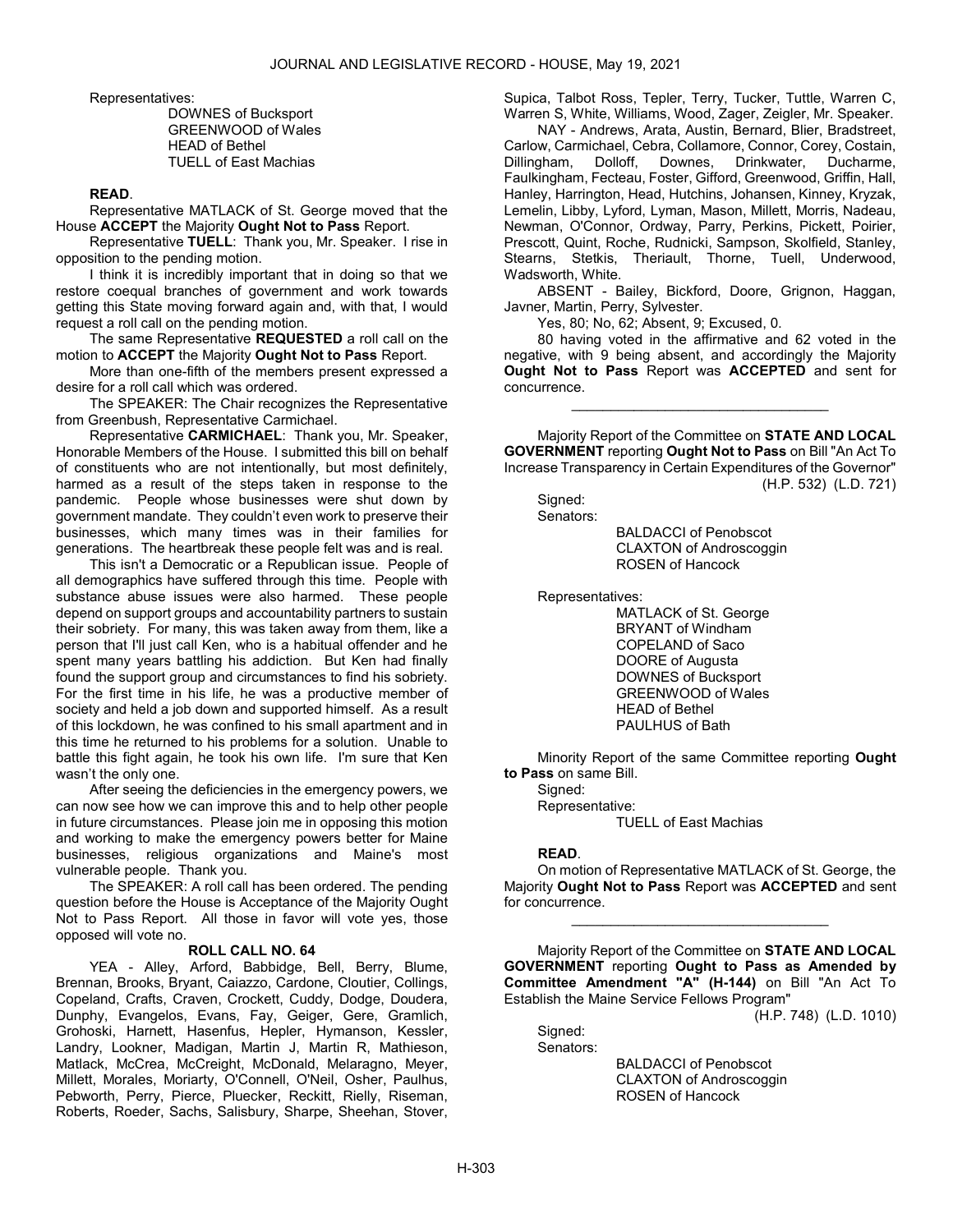Representatives:

DOWNES of Bucksport
GREENWOOD of Wales
HEAD of Bethel
TUELL of East Machias

**READ**.

Representative MATLACK of St. George moved that the House **ACCEPT** the Majority **Ought Not to Pass** Report.

Representative **TUELL**: Thank you, Mr. Speaker. I rise in opposition to the pending motion.

I think it is incredibly important that in doing so that we restore coequal branches of government and work towards getting this State moving forward again and, with that, I would request a roll call on the pending motion.

The same Representative **REQUESTED** a roll call on the motion to **ACCEPT** the Majority **Ought Not to Pass** Report.

More than one-fifth of the members present expressed a desire for a roll call which was ordered.

The SPEAKER: The Chair recognizes the Representative from Greenbush, Representative Carmichael.

Representative **CARMICHAEL**: Thank you, Mr. Speaker, Honorable Members of the House. I submitted this bill on behalf of constituents who are not intentionally, but most definitely, harmed as a result of the steps taken in response to the pandemic. People whose businesses were shut down by government mandate. They couldn't even work to preserve their businesses, which many times was in their families for generations. The heartbreak these people felt was and is real.

This isn't a Democratic or a Republican issue. People of all demographics have suffered through this time. People with substance abuse issues were also harmed. These people depend on support groups and accountability partners to sustain their sobriety. For many, this was taken away from them, like a person that I'll just call Ken, who is a habitual offender and he spent many years battling his addiction. But Ken had finally found the support group and circumstances to find his sobriety. For the first time in his life, he was a productive member of society and held a job down and supported himself. As a result of this lockdown, he was confined to his small apartment and in this time he returned to his problems for a solution. Unable to battle this fight again, he took his own life. I'm sure that Ken wasn't the only one.

After seeing the deficiencies in the emergency powers, we can now see how we can improve this and to help other people in future circumstances. Please join me in opposing this motion and working to make the emergency powers better for Maine businesses, religious organizations and Maine's most vulnerable people. Thank you.

The SPEAKER: A roll call has been ordered. The pending question before the House is Acceptance of the Majority Ought Not to Pass Report. All those in favor will vote yes, those opposed will vote no.

**ROLL CALL NO. 64**

YEA - Alley, Arford, Babbidge, Bell, Berry, Blume, Brennan, Brooks, Bryant, Caiazzo, Cardone, Cloutier, Collings, Copeland, Crafts, Craven, Crockett, Cuddy, Dodge, Doudera, Dunphy, Evangelos, Evans, Fay, Geiger, Gere, Gramlich, Grohoski, Harnett, Hasenfus, Hepler, Hymanson, Kessler, Landry, Lookner, Madigan, Martin J, Martin R, Mathieson, Matlack, McCrea, McCreight, McDonald, Melaragno, Meyer, Millett, Morales, Moriarty, O'Connell, O'Neil, Osher, Paulhus, Pebworth, Perry, Pierce, Pluecker, Reckitt, Rielly, Riseman, Roberts, Roeder, Sachs, Salisbury, Sharpe, Sheehan, Stover, Supica, Talbot Ross, Tepler, Terry, Tucker, Tuttle, Warren C, Warren S, White, Williams, Wood, Zager, Zeigler, Mr. Speaker.

NAY - Andrews, Arata, Austin, Bernard, Blier, Bradstreet, Carlow, Carmichael, Cebra, Collamore, Connor, Corey, Costain, Dillingham, Dolloff, Downes, Drinkwater, Ducharme, Faulkingham, Fecteau, Foster, Gifford, Greenwood, Griffin, Hall, Hanley, Harrington, Head, Hutchins, Johansen, Kinney, Kryzak, Lemelin, Libby, Lyford, Lyman, Mason, Millett, Morris, Nadeau, Newman, O'Connor, Ordway, Parry, Perkins, Pickett, Poirier, Prescott, Quint, Roche, Rudnicki, Sampson, Skolfield, Stanley, Stearns, Stetkis, Theriault, Thorne, Tuell, Underwood, Wadsworth, White.

ABSENT - Bailey, Bickford, Doore, Grignon, Haggan, Javner, Martin, Perry, Sylvester.

Yes, 80; No, 62; Absent, 9; Excused, 0.

80 having voted in the affirmative and 62 voted in the negative, with 9 being absent, and accordingly the Majority **Ought Not to Pass** Report was **ACCEPTED** and sent for concurrence.

_________________________________

Majority Report of the Committee on **STATE AND LOCAL GOVERNMENT** reporting **Ought Not to Pass** on Bill "An Act To Increase Transparency in Certain Expenditures of the Governor" (H.P. 532) (L.D. 721)

Signed:
Senators:

BALDACCI of Penobscot
CLAXTON of Androscoggin
ROSEN of Hancock

Representatives:

MATLACK of St. George
BRYANT of Windham
COPELAND of Saco
DOORE of Augusta
DOWNES of Bucksport
GREENWOOD of Wales
HEAD of Bethel
PAULHUS of Bath

Minority Report of the same Committee reporting **Ought to Pass** on same Bill.

Signed:
Representative:

TUELL of East Machias

**READ**.

On motion of Representative MATLACK of St. George, the Majority **Ought Not to Pass** Report was **ACCEPTED** and sent for concurrence.

_________________________________

Majority Report of the Committee on **STATE AND LOCAL GOVERNMENT** reporting **Ought to Pass as Amended by Committee Amendment "A" (H-144)** on Bill "An Act To Establish the Maine Service Fellows Program" (H.P. 748) (L.D. 1010)

Signed:
Senators:

BALDACCI of Penobscot
CLAXTON of Androscoggin
ROSEN of Hancock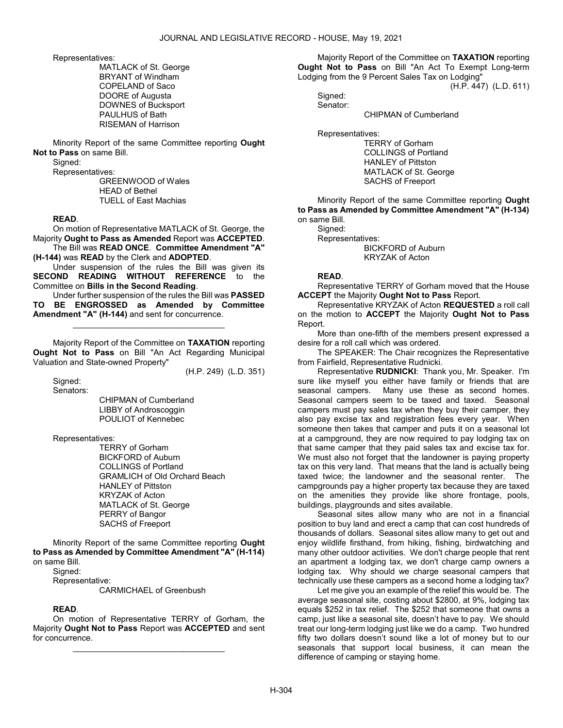Representatives:

MATLACK of St. George
BRYANT of Windham
COPELAND of Saco
DOORE of Augusta
DOWNES of Bucksport
PAULHUS of Bath
RISEMAN of Harrison

Minority Report of the same Committee reporting **Ought Not to Pass** on same Bill.

Signed:

Representatives:

GREENWOOD of Wales
HEAD of Bethel
TUELL of East Machias

**READ**.

On motion of Representative MATLACK of St. George, the Majority **Ought to Pass as Amended** Report was **ACCEPTED**.

The Bill was **READ ONCE**. **Committee Amendment "A" (H-144)** was **READ** by the Clerk and **ADOPTED**.

Under suspension of the rules the Bill was given its **SECOND READING WITHOUT REFERENCE** to the Committee on **Bills in the Second Reading**.

Under further suspension of the rules the Bill was **PASSED TO BE ENGROSSED as Amended by Committee Amendment "A" (H-144)** and sent for concurrence.

\_\_\_\_\_\_\_\_\_\_\_\_\_\_\_\_\_\_\_\_\_\_\_\_\_\_\_\_\_\_\_\_\_

Majority Report of the Committee on **TAXATION** reporting **Ought Not to Pass** on Bill "An Act Regarding Municipal Valuation and State-owned Property"

(H.P. 249) (L.D. 351)

Signed:

Senators:

CHIPMAN of Cumberland
LIBBY of Androscoggin
POULIOT of Kennebec

Representatives:

TERRY of Gorham
BICKFORD of Auburn
COLLINGS of Portland
GRAMLICH of Old Orchard Beach
HANLEY of Pittston
KRYZAK of Acton
MATLACK of St. George
PERRY of Bangor
SACHS of Freeport

Minority Report of the same Committee reporting **Ought to Pass as Amended by Committee Amendment "A" (H-114)** on same Bill.

Signed:

Representative:

CARMICHAEL of Greenbush

**READ**.

On motion of Representative TERRY of Gorham, the Majority **Ought Not to Pass** Report was **ACCEPTED** and sent for concurrence.

\_\_\_\_\_\_\_\_\_\_\_\_\_\_\_\_\_\_\_\_\_\_\_\_\_\_\_\_\_\_\_\_\_

Majority Report of the Committee on **TAXATION** reporting **Ought Not to Pass** on Bill "An Act To Exempt Long-term Lodging from the 9 Percent Sales Tax on Lodging"

(H.P. 447) (L.D. 611)

Signed:

Senator:

CHIPMAN of Cumberland

Representatives:

TERRY of Gorham
COLLINGS of Portland
HANLEY of Pittston
MATLACK of St. George
SACHS of Freeport

Minority Report of the same Committee reporting **Ought to Pass as Amended by Committee Amendment "A" (H-134)** on same Bill.

Signed:

Representatives:

BICKFORD of Auburn
KRYZAK of Acton

**READ**.

Representative TERRY of Gorham moved that the House **ACCEPT** the Majority **Ought Not to Pass** Report.

Representative KRYZAK of Acton **REQUESTED** a roll call on the motion to **ACCEPT** the Majority **Ought Not to Pass** Report.

More than one-fifth of the members present expressed a desire for a roll call which was ordered.

The SPEAKER: The Chair recognizes the Representative from Fairfield, Representative Rudnicki.

Representative **RUDNICKI**: Thank you, Mr. Speaker. I'm sure like myself you either have family or friends that are seasonal campers. Many use these as second homes. Seasonal campers seem to be taxed and taxed. Seasonal campers must pay sales tax when they buy their camper, they also pay excise tax and registration fees every year. When someone then takes that camper and puts it on a seasonal lot at a campground, they are now required to pay lodging tax on that same camper that they paid sales tax and excise tax for. We must also not forget that the landowner is paying property tax on this very land. That means that the land is actually being taxed twice; the landowner and the seasonal renter. The campgrounds pay a higher property tax because they are taxed on the amenities they provide like shore frontage, pools, buildings, playgrounds and sites available.

Seasonal sites allow many who are not in a financial position to buy land and erect a camp that can cost hundreds of thousands of dollars. Seasonal sites allow many to get out and enjoy wildlife firsthand, from hiking, fishing, birdwatching and many other outdoor activities. We don't charge people that rent an apartment a lodging tax, we don't charge camp owners a lodging tax. Why should we charge seasonal campers that technically use these campers as a second home a lodging tax?

Let me give you an example of the relief this would be. The average seasonal site, costing about $2800, at 9%, lodging tax equals $252 in tax relief. The $252 that someone that owns a camp, just like a seasonal site, doesn't have to pay. We should treat our long-term lodging just like we do a camp. Two hundred fifty two dollars doesn't sound like a lot of money but to our seasonals that support local business, it can mean the difference of camping or staying home.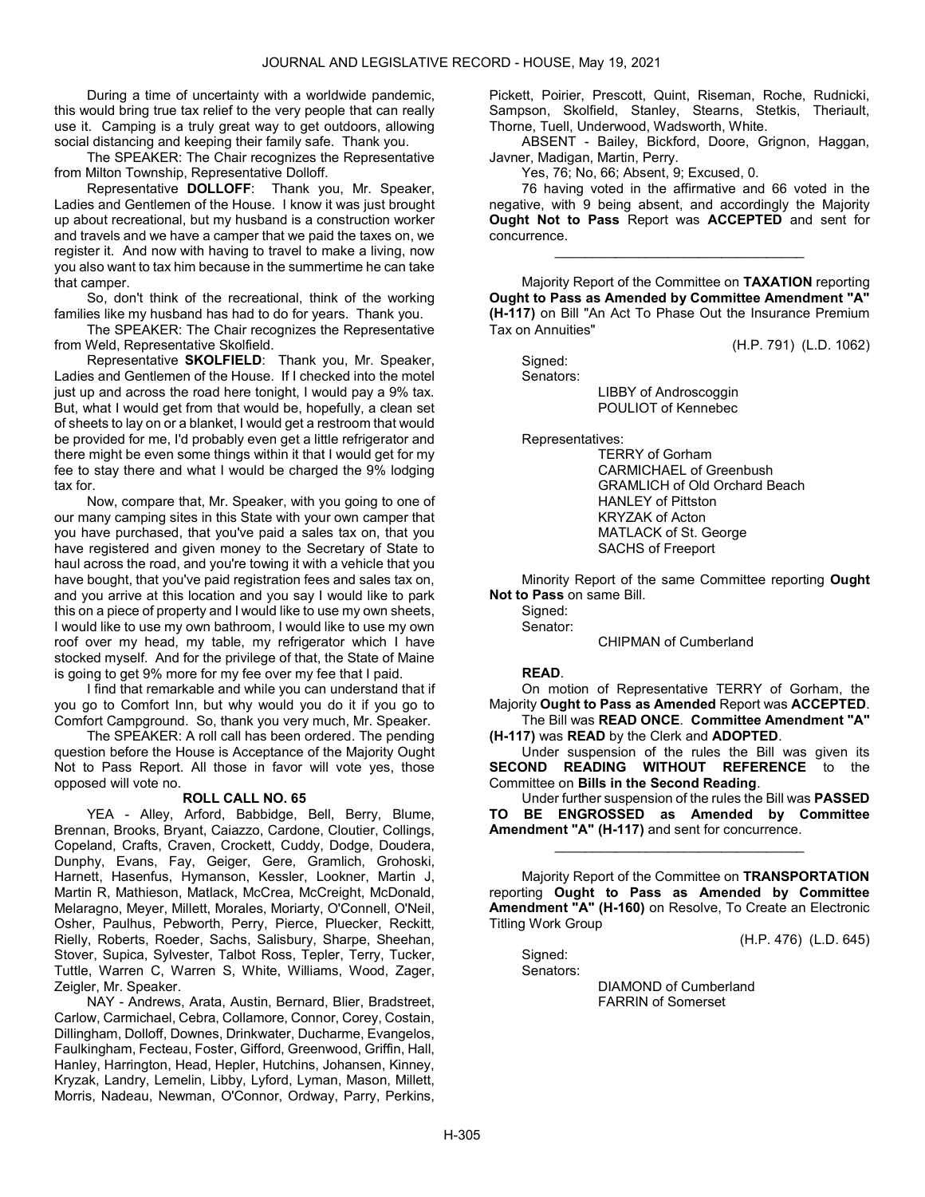During a time of uncertainty with a worldwide pandemic, this would bring true tax relief to the very people that can really use it. Camping is a truly great way to get outdoors, allowing social distancing and keeping their family safe. Thank you.

The SPEAKER: The Chair recognizes the Representative from Milton Township, Representative Dolloff.

Representative **DOLLOFF**: Thank you, Mr. Speaker, Ladies and Gentlemen of the House. I know it was just brought up about recreational, but my husband is a construction worker and travels and we have a camper that we paid the taxes on, we register it. And now with having to travel to make a living, now you also want to tax him because in the summertime he can take that camper.

So, don't think of the recreational, think of the working families like my husband has had to do for years. Thank you.

The SPEAKER: The Chair recognizes the Representative from Weld, Representative Skolfield.

Representative **SKOLFIELD**: Thank you, Mr. Speaker, Ladies and Gentlemen of the House. If I checked into the motel just up and across the road here tonight, I would pay a 9% tax. But, what I would get from that would be, hopefully, a clean set of sheets to lay on or a blanket, I would get a restroom that would be provided for me, I'd probably even get a little refrigerator and there might be even some things within it that I would get for my fee to stay there and what I would be charged the 9% lodging tax for.

Now, compare that, Mr. Speaker, with you going to one of our many camping sites in this State with your own camper that you have purchased, that you've paid a sales tax on, that you have registered and given money to the Secretary of State to haul across the road, and you're towing it with a vehicle that you have bought, that you've paid registration fees and sales tax on, and you arrive at this location and you say I would like to park this on a piece of property and I would like to use my own sheets, I would like to use my own bathroom, I would like to use my own roof over my head, my table, my refrigerator which I have stocked myself. And for the privilege of that, the State of Maine is going to get 9% more for my fee over my fee that I paid.

I find that remarkable and while you can understand that if you go to Comfort Inn, but why would you do it if you go to Comfort Campground. So, thank you very much, Mr. Speaker.

The SPEAKER: A roll call has been ordered. The pending question before the House is Acceptance of the Majority Ought Not to Pass Report. All those in favor will vote yes, those opposed will vote no.

**ROLL CALL NO. 65**

YEA - Alley, Arford, Babbidge, Bell, Berry, Blume, Brennan, Brooks, Bryant, Caiazzo, Cardone, Cloutier, Collings, Copeland, Crafts, Craven, Crockett, Cuddy, Dodge, Doudera, Dunphy, Evans, Fay, Geiger, Gere, Gramlich, Grohoski, Harnett, Hasenfus, Hymanson, Kessler, Lookner, Martin J, Martin R, Mathieson, Matlack, McCrea, McCreight, McDonald, Melaragno, Meyer, Millett, Morales, Moriarty, O'Connell, O'Neil, Osher, Paulhus, Pebworth, Perry, Pierce, Pluecker, Reckitt, Rielly, Roberts, Roeder, Sachs, Salisbury, Sharpe, Sheehan, Stover, Supica, Sylvester, Talbot Ross, Tepler, Terry, Tucker, Tuttle, Warren C, Warren S, White, Williams, Wood, Zager, Zeigler, Mr. Speaker.

NAY - Andrews, Arata, Austin, Bernard, Blier, Bradstreet, Carlow, Carmichael, Cebra, Collamore, Connor, Corey, Costain, Dillingham, Dolloff, Downes, Drinkwater, Ducharme, Evangelos, Faulkingham, Fecteau, Foster, Gifford, Greenwood, Griffin, Hall, Hanley, Harrington, Head, Hepler, Hutchins, Johansen, Kinney, Kryzak, Landry, Lemelin, Libby, Lyford, Lyman, Mason, Millett, Morris, Nadeau, Newman, O'Connor, Ordway, Parry, Perkins, Pickett, Poirier, Prescott, Quint, Riseman, Roche, Rudnicki, Sampson, Skolfield, Stanley, Stearns, Stetkis, Theriault, Thorne, Tuell, Underwood, Wadsworth, White.

ABSENT - Bailey, Bickford, Doore, Grignon, Haggan, Javner, Madigan, Martin, Perry.

Yes, 76; No, 66; Absent, 9; Excused, 0.

76 having voted in the affirmative and 66 voted in the negative, with 9 being absent, and accordingly the Majority **Ought Not to Pass** Report was **ACCEPTED** and sent for concurrence.

_________________________________

Majority Report of the Committee on **TAXATION** reporting **Ought to Pass as Amended by Committee Amendment "A" (H-117)** on Bill "An Act To Phase Out the Insurance Premium Tax on Annuities"

(H.P. 791) (L.D. 1062)

Signed:
Senators:
LIBBY of Androscoggin
POULIOT of Kennebec

Representatives:
TERRY of Gorham
CARMICHAEL of Greenbush
GRAMLICH of Old Orchard Beach
HANLEY of Pittston
KRYZAK of Acton
MATLACK of St. George
SACHS of Freeport

Minority Report of the same Committee reporting **Ought Not to Pass** on same Bill.

Signed:
Senator:
CHIPMAN of Cumberland

**READ**.

On motion of Representative TERRY of Gorham, the Majority **Ought to Pass as Amended** Report was **ACCEPTED**.

The Bill was **READ ONCE**. **Committee Amendment "A" (H-117)** was **READ** by the Clerk and **ADOPTED**.

Under suspension of the rules the Bill was given its **SECOND READING WITHOUT REFERENCE** to the Committee on **Bills in the Second Reading**.

Under further suspension of the rules the Bill was **PASSED TO BE ENGROSSED as Amended by Committee Amendment "A" (H-117)** and sent for concurrence.

_________________________________

Majority Report of the Committee on **TRANSPORTATION** reporting **Ought to Pass as Amended by Committee Amendment "A" (H-160)** on Resolve, To Create an Electronic Titling Work Group

(H.P. 476) (L.D. 645)

Signed:
Senators:
DIAMOND of Cumberland
FARRIN of Somerset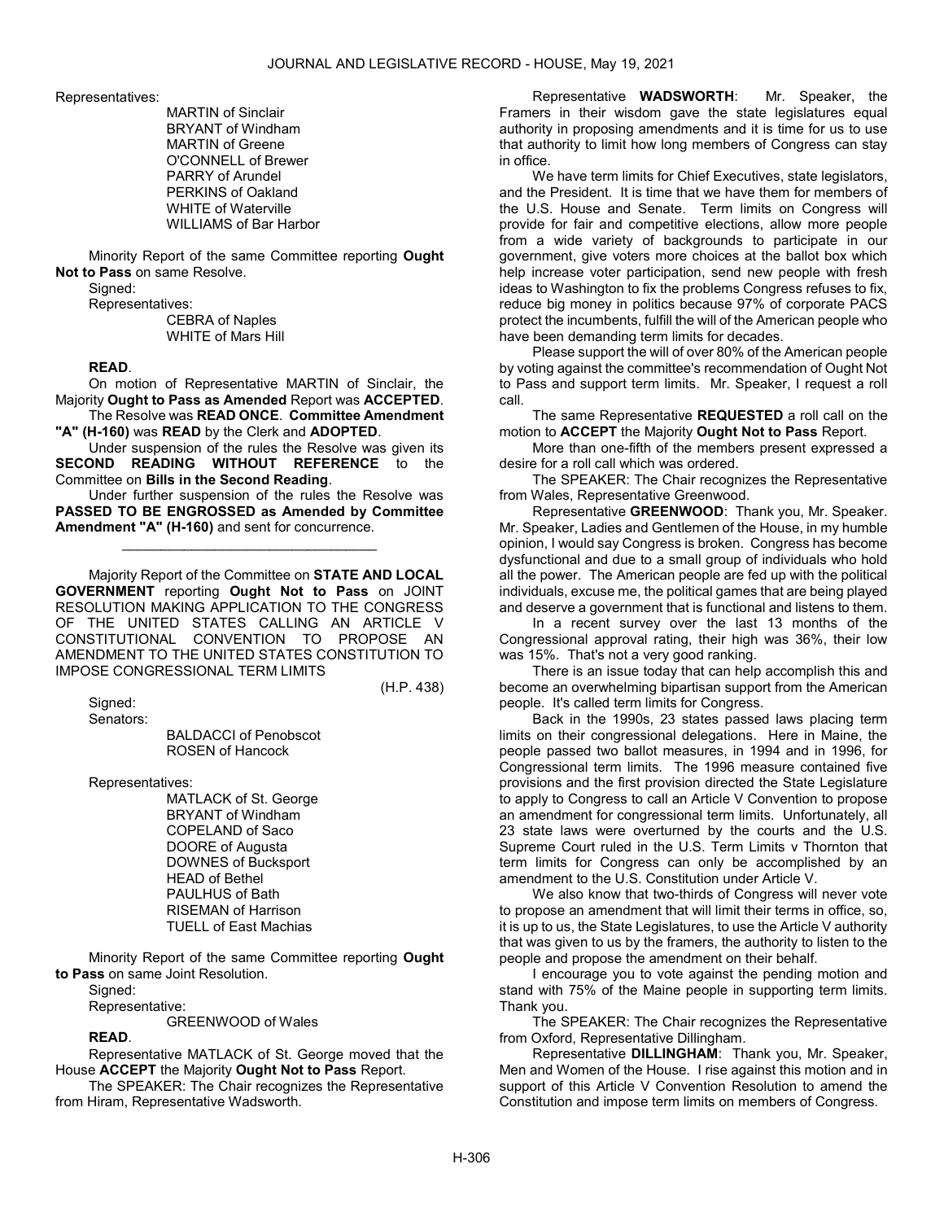Representatives:

MARTIN of Sinclair
BRYANT of Windham
MARTIN of Greene
O'CONNELL of Brewer
PARRY of Arundel
PERKINS of Oakland
WHITE of Waterville
WILLIAMS of Bar Harbor

Minority Report of the same Committee reporting **Ought Not to Pass** on same Resolve.

Signed:

Representatives:

CEBRA of Naples
WHITE of Mars Hill

**READ**.

On motion of Representative MARTIN of Sinclair, the Majority **Ought to Pass as Amended** Report was **ACCEPTED**.

The Resolve was **READ ONCE**. **Committee Amendment "A" (H-160)** was **READ** by the Clerk and **ADOPTED**.

Under suspension of the rules the Resolve was given its **SECOND READING WITHOUT REFERENCE** to the Committee on **Bills in the Second Reading**.

Under further suspension of the rules the Resolve was **PASSED TO BE ENGROSSED as Amended by Committee Amendment "A" (H-160)** and sent for concurrence.

---

Majority Report of the Committee on **STATE AND LOCAL GOVERNMENT** reporting **Ought Not to Pass** on JOINT RESOLUTION MAKING APPLICATION TO THE CONGRESS OF THE UNITED STATES CALLING AN ARTICLE V CONSTITUTIONAL CONVENTION TO PROPOSE AN AMENDMENT TO THE UNITED STATES CONSTITUTION TO IMPOSE CONGRESSIONAL TERM LIMITS

(H.P. 438)

Signed:

Senators:

BALDACCI of Penobscot
ROSEN of Hancock

Representatives:

MATLACK of St. George
BRYANT of Windham
COPELAND of Saco
DOORE of Augusta
DOWNES of Bucksport
HEAD of Bethel
PAULHUS of Bath
RISEMAN of Harrison
TUELL of East Machias

Minority Report of the same Committee reporting **Ought to Pass** on same Joint Resolution.

Signed:

Representative:

GREENWOOD of Wales

**READ**.

Representative MATLACK of St. George moved that the House **ACCEPT** the Majority **Ought Not to Pass** Report.

The SPEAKER: The Chair recognizes the Representative from Hiram, Representative Wadsworth.

Representative **WADSWORTH**: Mr. Speaker, the Framers in their wisdom gave the state legislatures equal authority in proposing amendments and it is time for us to use that authority to limit how long members of Congress can stay in office.

We have term limits for Chief Executives, state legislators, and the President. It is time that we have them for members of the U.S. House and Senate. Term limits on Congress will provide for fair and competitive elections, allow more people from a wide variety of backgrounds to participate in our government, give voters more choices at the ballot box which help increase voter participation, send new people with fresh ideas to Washington to fix the problems Congress refuses to fix, reduce big money in politics because 97% of corporate PACS protect the incumbents, fulfill the will of the American people who have been demanding term limits for decades.

Please support the will of over 80% of the American people by voting against the committee's recommendation of Ought Not to Pass and support term limits. Mr. Speaker, I request a roll call.

The same Representative **REQUESTED** a roll call on the motion to **ACCEPT** the Majority **Ought Not to Pass** Report.

More than one-fifth of the members present expressed a desire for a roll call which was ordered.

The SPEAKER: The Chair recognizes the Representative from Wales, Representative Greenwood.

Representative **GREENWOOD**: Thank you, Mr. Speaker. Mr. Speaker, Ladies and Gentlemen of the House, in my humble opinion, I would say Congress is broken. Congress has become dysfunctional and due to a small group of individuals who hold all the power. The American people are fed up with the political individuals, excuse me, the political games that are being played and deserve a government that is functional and listens to them.

In a recent survey over the last 13 months of the Congressional approval rating, their high was 36%, their low was 15%. That's not a very good ranking.

There is an issue today that can help accomplish this and become an overwhelming bipartisan support from the American people. It's called term limits for Congress.

Back in the 1990s, 23 states passed laws placing term limits on their congressional delegations. Here in Maine, the people passed two ballot measures, in 1994 and in 1996, for Congressional term limits. The 1996 measure contained five provisions and the first provision directed the State Legislature to apply to Congress to call an Article V Convention to propose an amendment for congressional term limits. Unfortunately, all 23 state laws were overturned by the courts and the U.S. Supreme Court ruled in the U.S. Term Limits v Thornton that term limits for Congress can only be accomplished by an amendment to the U.S. Constitution under Article V.

We also know that two-thirds of Congress will never vote to propose an amendment that will limit their terms in office, so, it is up to us, the State Legislatures, to use the Article V authority that was given to us by the framers, the authority to listen to the people and propose the amendment on their behalf.

I encourage you to vote against the pending motion and stand with 75% of the Maine people in supporting term limits. Thank you.

The SPEAKER: The Chair recognizes the Representative from Oxford, Representative Dillingham.

Representative **DILLINGHAM**: Thank you, Mr. Speaker, Men and Women of the House. I rise against this motion and in support of this Article V Convention Resolution to amend the Constitution and impose term limits on members of Congress.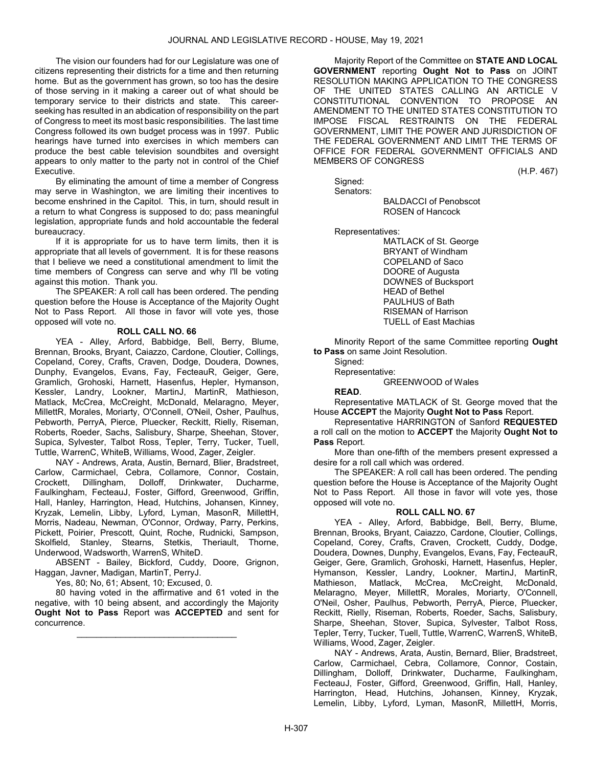The vision our founders had for our Legislature was one of citizens representing their districts for a time and then returning home. But as the government has grown, so too has the desire of those serving in it making a career out of what should be temporary service to their districts and state. This career-seeking has resulted in an abdication of responsibility on the part of Congress to meet its most basic responsibilities. The last time Congress followed its own budget process was in 1997. Public hearings have turned into exercises in which members can produce the best cable television soundbites and oversight appears to only matter to the party not in control of the Chief Executive.

By eliminating the amount of time a member of Congress may serve in Washington, we are limiting their incentives to become enshrined in the Capitol. This, in turn, should result in a return to what Congress is supposed to do; pass meaningful legislation, appropriate funds and hold accountable the federal bureaucracy.

If it is appropriate for us to have term limits, then it is appropriate that all levels of government. It is for these reasons that I believe we need a constitutional amendment to limit the time members of Congress can serve and why I'll be voting against this motion. Thank you.

The SPEAKER: A roll call has been ordered. The pending question before the House is Acceptance of the Majority Ought Not to Pass Report. All those in favor will vote yes, those opposed will vote no.

**ROLL CALL NO. 66**

YEA - Alley, Arford, Babbidge, Bell, Berry, Blume, Brennan, Brooks, Bryant, Caiazzo, Cardone, Cloutier, Collings, Copeland, Corey, Crafts, Craven, Dodge, Doudera, Downes, Dunphy, Evangelos, Evans, Fay, FecteauR, Geiger, Gere, Gramlich, Grohoski, Harnett, Hasenfus, Hepler, Hymanson, Kessler, Landry, Lookner, MartinJ, MartinR, Mathieson, Matlack, McCrea, McCreight, McDonald, Melaragno, Meyer, MillettR, Morales, Moriarty, O'Connell, O'Neil, Osher, Paulhus, Pebworth, PerryA, Pierce, Pluecker, Reckitt, Rielly, Riseman, Roberts, Roeder, Sachs, Salisbury, Sharpe, Sheehan, Stover, Supica, Sylvester, Talbot Ross, Tepler, Terry, Tucker, Tuell, Tuttle, WarrenC, WhiteB, Williams, Wood, Zager, Zeigler.

NAY - Andrews, Arata, Austin, Bernard, Blier, Bradstreet, Carlow, Carmichael, Cebra, Collamore, Connor, Costain, Crockett, Dillingham, Dolloff, Drinkwater, Ducharme, Faulkingham, FecteauJ, Foster, Gifford, Greenwood, Griffin, Hall, Hanley, Harrington, Head, Hutchins, Johansen, Kinney, Kryzak, Lemelin, Libby, Lyford, Lyman, MasonR, MillettH, Morris, Nadeau, Newman, O'Connor, Ordway, Parry, Perkins, Pickett, Poirier, Prescott, Quint, Roche, Rudnicki, Sampson, Skolfield, Stanley, Stearns, Stetkis, Theriault, Thorne, Underwood, Wadsworth, WarrenS, WhiteD.

ABSENT - Bailey, Bickford, Cuddy, Doore, Grignon, Haggan, Javner, Madigan, MartinT, PerryJ.

Yes, 80; No, 61; Absent, 10; Excused, 0.

80 having voted in the affirmative and 61 voted in the negative, with 10 being absent, and accordingly the Majority **Ought Not to Pass** Report was **ACCEPTED** and sent for concurrence.

---

Majority Report of the Committee on **STATE AND LOCAL GOVERNMENT** reporting **Ought Not to Pass** on JOINT RESOLUTION MAKING APPLICATION TO THE CONGRESS OF THE UNITED STATES CALLING AN ARTICLE V CONSTITUTIONAL CONVENTION TO PROPOSE AN AMENDMENT TO THE UNITED STATES CONSTITUTION TO IMPOSE FISCAL RESTRAINTS ON THE FEDERAL GOVERNMENT, LIMIT THE POWER AND JURISDICTION OF THE FEDERAL GOVERNMENT AND LIMIT THE TERMS OF OFFICE FOR FEDERAL GOVERNMENT OFFICIALS AND MEMBERS OF CONGRESS

(H.P. 467)

Signed:

Senators:

BALDACCI of Penobscot
ROSEN of Hancock

Representatives:

MATLACK of St. George
BRYANT of Windham
COPELAND of Saco
DOORE of Augusta
DOWNES of Bucksport
HEAD of Bethel
PAULHUS of Bath
RISEMAN of Harrison
TUELL of East Machias

Minority Report of the same Committee reporting **Ought to Pass** on same Joint Resolution.

Signed:

Representative:

GREENWOOD of Wales

**READ**.

Representative MATLACK of St. George moved that the House **ACCEPT** the Majority **Ought Not to Pass** Report.

Representative HARRINGTON of Sanford **REQUESTED** a roll call on the motion to **ACCEPT** the Majority **Ought Not to Pass** Report.

More than one-fifth of the members present expressed a desire for a roll call which was ordered.

The SPEAKER: A roll call has been ordered. The pending question before the House is Acceptance of the Majority Ought Not to Pass Report. All those in favor will vote yes, those opposed will vote no.

**ROLL CALL NO. 67**

YEA - Alley, Arford, Babbidge, Bell, Berry, Blume, Brennan, Brooks, Bryant, Caiazzo, Cardone, Cloutier, Collings, Copeland, Corey, Crafts, Craven, Crockett, Cuddy, Dodge, Doudera, Downes, Dunphy, Evangelos, Evans, Fay, FecteauR, Geiger, Gere, Gramlich, Grohoski, Harnett, Hasenfus, Hepler, Hymanson, Kessler, Landry, Lookner, MartinJ, MartinR, Mathieson, Matlack, McCrea, McCreight, McDonald, Melaragno, Meyer, MillettR, Morales, Moriarty, O'Connell, O'Neil, Osher, Paulhus, Pebworth, PerryA, Pierce, Pluecker, Reckitt, Rielly, Riseman, Roberts, Roeder, Sachs, Salisbury, Sharpe, Sheehan, Stover, Supica, Sylvester, Talbot Ross, Tepler, Terry, Tucker, Tuell, Tuttle, WarrenC, WarrenS, WhiteB, Williams, Wood, Zager, Zeigler.

NAY - Andrews, Arata, Austin, Bernard, Blier, Bradstreet, Carlow, Carmichael, Cebra, Collamore, Connor, Costain, Dillingham, Dolloff, Drinkwater, Ducharme, Faulkingham, FecteauJ, Foster, Gifford, Greenwood, Griffin, Hall, Hanley, Harrington, Head, Hutchins, Johansen, Kinney, Kryzak, Lemelin, Libby, Lyford, Lyman, MasonR, MillettH, Morris,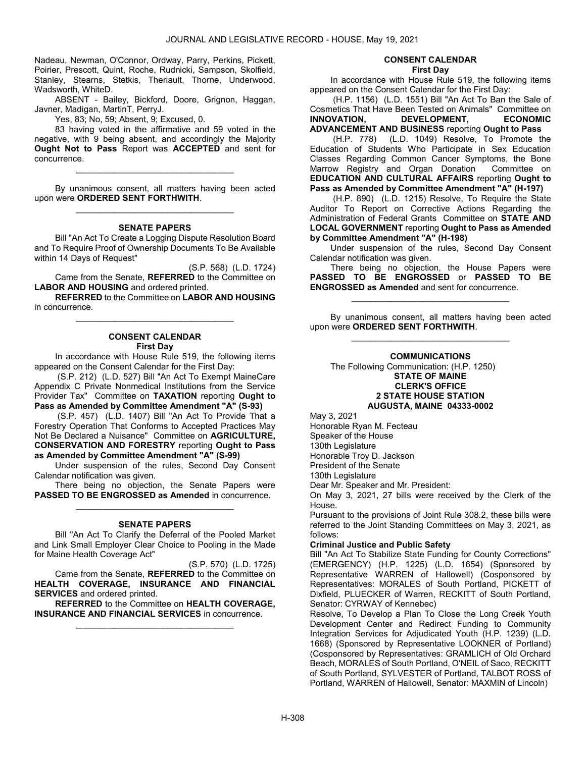Nadeau, Newman, O'Connor, Ordway, Parry, Perkins, Pickett, Poirier, Prescott, Quint, Roche, Rudnicki, Sampson, Skolfield, Stanley, Stearns, Stetkis, Theriault, Thorne, Underwood, Wadsworth, WhiteD.

ABSENT - Bailey, Bickford, Doore, Grignon, Haggan, Javner, Madigan, MartinT, PerryJ.

Yes, 83; No, 59; Absent, 9; Excused, 0.

83 having voted in the affirmative and 59 voted in the negative, with 9 being absent, and accordingly the Majority **Ought Not to Pass** Report was **ACCEPTED** and sent for concurrence.

---

By unanimous consent, all matters having been acted upon were **ORDERED SENT FORTHWITH**.

---

**SENATE PAPERS**

Bill "An Act To Create a Logging Dispute Resolution Board and To Require Proof of Ownership Documents To Be Available within 14 Days of Request"

(S.P. 568) (L.D. 1724)

Came from the Senate, **REFERRED** to the Committee on **LABOR AND HOUSING** and ordered printed.

**REFERRED** to the Committee on **LABOR AND HOUSING** in concurrence.

---

**CONSENT CALENDAR**
**First Day**

In accordance with House Rule 519, the following items appeared on the Consent Calendar for the First Day:

(S.P. 212) (L.D. 527) Bill "An Act To Exempt MaineCare Appendix C Private Nonmedical Institutions from the Service Provider Tax" Committee on **TAXATION** reporting **Ought to Pass as Amended by Committee Amendment "A" (S-93)**

(S.P. 457) (L.D. 1407) Bill "An Act To Provide That a Forestry Operation That Conforms to Accepted Practices May Not Be Declared a Nuisance" Committee on **AGRICULTURE, CONSERVATION AND FORESTRY** reporting **Ought to Pass as Amended by Committee Amendment "A" (S-99)**

Under suspension of the rules, Second Day Consent Calendar notification was given.

There being no objection, the Senate Papers were **PASSED TO BE ENGROSSED as Amended** in concurrence.

---

**SENATE PAPERS**

Bill "An Act To Clarify the Deferral of the Pooled Market and Link Small Employer Clear Choice to Pooling in the Made for Maine Health Coverage Act"

(S.P. 570) (L.D. 1725)

Came from the Senate, **REFERRED** to the Committee on **HEALTH COVERAGE, INSURANCE AND FINANCIAL SERVICES** and ordered printed.

**REFERRED** to the Committee on **HEALTH COVERAGE, INSURANCE AND FINANCIAL SERVICES** in concurrence.

---

**CONSENT CALENDAR**
**First Day**

In accordance with House Rule 519, the following items appeared on the Consent Calendar for the First Day:

(H.P. 1156) (L.D. 1551) Bill "An Act To Ban the Sale of Cosmetics That Have Been Tested on Animals" Committee on **INNOVATION, DEVELOPMENT, ECONOMIC ADVANCEMENT AND BUSINESS** reporting **Ought to Pass**

(H.P. 778) (L.D. 1049) Resolve, To Promote the Education of Students Who Participate in Sex Education Classes Regarding Common Cancer Symptoms, the Bone Marrow Registry and Organ Donation Committee on **EDUCATION AND CULTURAL AFFAIRS** reporting **Ought to Pass as Amended by Committee Amendment "A" (H-197)**

(H.P. 890) (L.D. 1215) Resolve, To Require the State Auditor To Report on Corrective Actions Regarding the Administration of Federal Grants Committee on **STATE AND LOCAL GOVERNMENT** reporting **Ought to Pass as Amended by Committee Amendment "A" (H-198)**

Under suspension of the rules, Second Day Consent Calendar notification was given.

There being no objection, the House Papers were **PASSED TO BE ENGROSSED** or **PASSED TO BE ENGROSSED as Amended** and sent for concurrence.

---

By unanimous consent, all matters having been acted upon were **ORDERED SENT FORTHWITH**.

---

**COMMUNICATIONS**

The Following Communication: (H.P. 1250)

**STATE OF MAINE**
**CLERK'S OFFICE**
**2 STATE HOUSE STATION**
**AUGUSTA, MAINE 04333-0002**

May 3, 2021

Honorable Ryan M. Fecteau
Speaker of the House
130th Legislature
Honorable Troy D. Jackson
President of the Senate
130th Legislature

Dear Mr. Speaker and Mr. President:

On May 3, 2021, 27 bills were received by the Clerk of the House.

Pursuant to the provisions of Joint Rule 308.2, these bills were referred to the Joint Standing Committees on May 3, 2021, as follows:

**Criminal Justice and Public Safety**

Bill "An Act To Stabilize State Funding for County Corrections" (EMERGENCY) (H.P. 1225) (L.D. 1654) (Sponsored by Representative WARREN of Hallowell) (Cosponsored by Representatives: MORALES of South Portland, PICKETT of Dixfield, PLUECKER of Warren, RECKITT of South Portland, Senator: CYRWAY of Kennebec)

Resolve, To Develop a Plan To Close the Long Creek Youth Development Center and Redirect Funding to Community Integration Services for Adjudicated Youth (H.P. 1239) (L.D. 1668) (Sponsored by Representative LOOKNER of Portland) (Cosponsored by Representatives: GRAMLICH of Old Orchard Beach, MORALES of South Portland, O'NEIL of Saco, RECKITT of South Portland, SYLVESTER of Portland, TALBOT ROSS of Portland, WARREN of Hallowell, Senator: MAXMIN of Lincoln)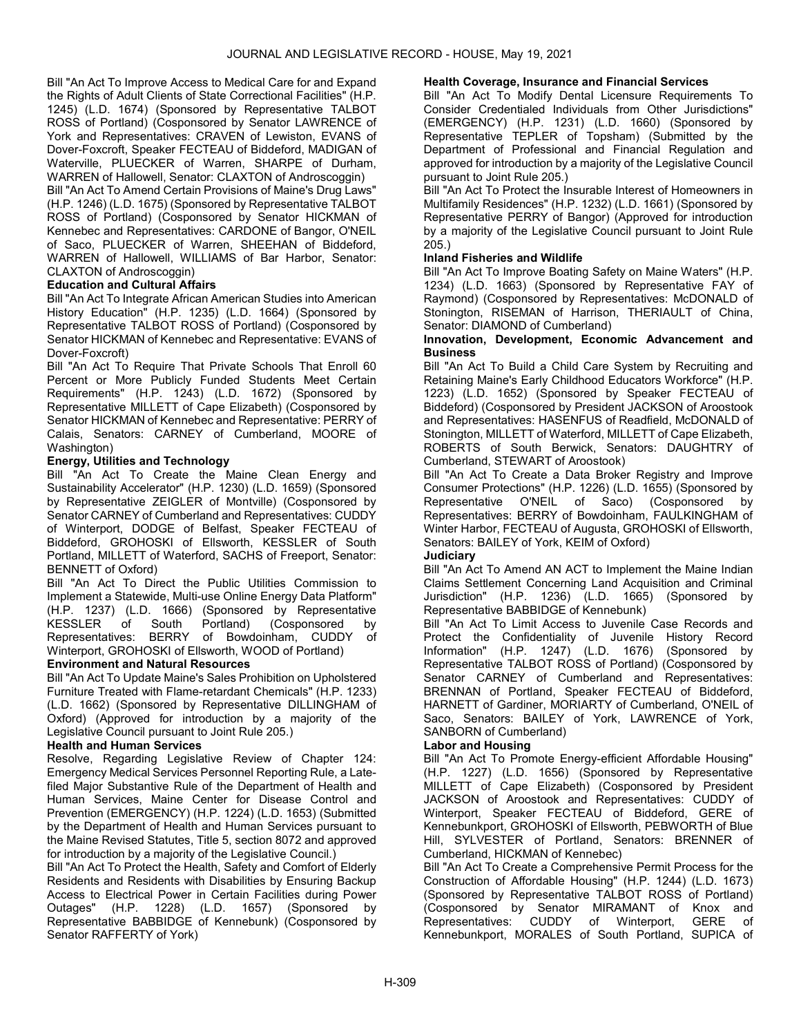Bill "An Act To Improve Access to Medical Care for and Expand the Rights of Adult Clients of State Correctional Facilities" (H.P. 1245) (L.D. 1674) (Sponsored by Representative TALBOT ROSS of Portland) (Cosponsored by Senator LAWRENCE of York and Representatives: CRAVEN of Lewiston, EVANS of Dover-Foxcroft, Speaker FECTEAU of Biddeford, MADIGAN of Waterville, PLUECKER of Warren, SHARPE of Durham, WARREN of Hallowell, Senator: CLAXTON of Androscoggin)

Bill "An Act To Amend Certain Provisions of Maine's Drug Laws" (H.P. 1246) (L.D. 1675) (Sponsored by Representative TALBOT ROSS of Portland) (Cosponsored by Senator HICKMAN of Kennebec and Representatives: CARDONE of Bangor, O'NEIL of Saco, PLUECKER of Warren, SHEEHAN of Biddeford, WARREN of Hallowell, WILLIAMS of Bar Harbor, Senator: CLAXTON of Androscoggin)

**Education and Cultural Affairs**

Bill "An Act To Integrate African American Studies into American History Education" (H.P. 1235) (L.D. 1664) (Sponsored by Representative TALBOT ROSS of Portland) (Cosponsored by Senator HICKMAN of Kennebec and Representative: EVANS of Dover-Foxcroft)

Bill "An Act To Require That Private Schools That Enroll 60 Percent or More Publicly Funded Students Meet Certain Requirements" (H.P. 1243) (L.D. 1672) (Sponsored by Representative MILLETT of Cape Elizabeth) (Cosponsored by Senator HICKMAN of Kennebec and Representative: PERRY of Calais, Senators: CARNEY of Cumberland, MOORE of Washington)

**Energy, Utilities and Technology**

Bill "An Act To Create the Maine Clean Energy and Sustainability Accelerator" (H.P. 1230) (L.D. 1659) (Sponsored by Representative ZEIGLER of Montville) (Cosponsored by Senator CARNEY of Cumberland and Representatives: CUDDY of Winterport, DODGE of Belfast, Speaker FECTEAU of Biddeford, GROHOSKI of Ellsworth, KESSLER of South Portland, MILLETT of Waterford, SACHS of Freeport, Senator: BENNETT of Oxford)

Bill "An Act To Direct the Public Utilities Commission to Implement a Statewide, Multi-use Online Energy Data Platform" (H.P. 1237) (L.D. 1666) (Sponsored by Representative KESSLER of South Portland) (Cosponsored by Representatives: BERRY of Bowdoinham, CUDDY of Winterport, GROHOSKI of Ellsworth, WOOD of Portland)

**Environment and Natural Resources**

Bill "An Act To Update Maine's Sales Prohibition on Upholstered Furniture Treated with Flame-retardant Chemicals" (H.P. 1233) (L.D. 1662) (Sponsored by Representative DILLINGHAM of Oxford) (Approved for introduction by a majority of the Legislative Council pursuant to Joint Rule 205.)

**Health and Human Services**

Resolve, Regarding Legislative Review of Chapter 124: Emergency Medical Services Personnel Reporting Rule, a Late-filed Major Substantive Rule of the Department of Health and Human Services, Maine Center for Disease Control and Prevention (EMERGENCY) (H.P. 1224) (L.D. 1653) (Submitted by the Department of Health and Human Services pursuant to the Maine Revised Statutes, Title 5, section 8072 and approved for introduction by a majority of the Legislative Council.)

Bill "An Act To Protect the Health, Safety and Comfort of Elderly Residents and Residents with Disabilities by Ensuring Backup Access to Electrical Power in Certain Facilities during Power Outages" (H.P. 1228) (L.D. 1657) (Sponsored by Representative BABBIDGE of Kennebunk) (Cosponsored by Senator RAFFERTY of York)

**Health Coverage, Insurance and Financial Services**

Bill "An Act To Modify Dental Licensure Requirements To Consider Credentialed Individuals from Other Jurisdictions" (EMERGENCY) (H.P. 1231) (L.D. 1660) (Sponsored by Representative TEPLER of Topsham) (Submitted by the Department of Professional and Financial Regulation and approved for introduction by a majority of the Legislative Council pursuant to Joint Rule 205.)

Bill "An Act To Protect the Insurable Interest of Homeowners in Multifamily Residences" (H.P. 1232) (L.D. 1661) (Sponsored by Representative PERRY of Bangor) (Approved for introduction by a majority of the Legislative Council pursuant to Joint Rule 205.)

**Inland Fisheries and Wildlife**

Bill "An Act To Improve Boating Safety on Maine Waters" (H.P. 1234) (L.D. 1663) (Sponsored by Representative FAY of Raymond) (Cosponsored by Representatives: McDONALD of Stonington, RISEMAN of Harrison, THERIAULT of China, Senator: DIAMOND of Cumberland)

**Innovation, Development, Economic Advancement and Business**

Bill "An Act To Build a Child Care System by Recruiting and Retaining Maine's Early Childhood Educators Workforce" (H.P. 1223) (L.D. 1652) (Sponsored by Speaker FECTEAU of Biddeford) (Cosponsored by President JACKSON of Aroostook and Representatives: HASENFUS of Readfield, McDONALD of Stonington, MILLETT of Waterford, MILLETT of Cape Elizabeth, ROBERTS of South Berwick, Senators: DAUGHTRY of Cumberland, STEWART of Aroostook)

Bill "An Act To Create a Data Broker Registry and Improve Consumer Protections" (H.P. 1226) (L.D. 1655) (Sponsored by Representative O'NEIL of Saco) (Cosponsored by Representatives: BERRY of Bowdoinham, FAULKINGHAM of Winter Harbor, FECTEAU of Augusta, GROHOSKI of Ellsworth, Senators: BAILEY of York, KEIM of Oxford)

**Judiciary**

Bill "An Act To Amend AN ACT to Implement the Maine Indian Claims Settlement Concerning Land Acquisition and Criminal Jurisdiction" (H.P. 1236) (L.D. 1665) (Sponsored by Representative BABBIDGE of Kennebunk)

Bill "An Act To Limit Access to Juvenile Case Records and Protect the Confidentiality of Juvenile History Record Information" (H.P. 1247) (L.D. 1676) (Sponsored by Representative TALBOT ROSS of Portland) (Cosponsored by Senator CARNEY of Cumberland and Representatives: BRENNAN of Portland, Speaker FECTEAU of Biddeford, HARNETT of Gardiner, MORIARTY of Cumberland, O'NEIL of Saco, Senators: BAILEY of York, LAWRENCE of York, SANBORN of Cumberland)

**Labor and Housing**

Bill "An Act To Promote Energy-efficient Affordable Housing" (H.P. 1227) (L.D. 1656) (Sponsored by Representative MILLETT of Cape Elizabeth) (Cosponsored by President JACKSON of Aroostook and Representatives: CUDDY of Winterport, Speaker FECTEAU of Biddeford, GERE of Kennebunkport, GROHOSKI of Ellsworth, PEBWORTH of Blue Hill, SYLVESTER of Portland, Senators: BRENNER of Cumberland, HICKMAN of Kennebec)

Bill "An Act To Create a Comprehensive Permit Process for the Construction of Affordable Housing" (H.P. 1244) (L.D. 1673) (Sponsored by Representative TALBOT ROSS of Portland) (Cosponsored by Senator MIRAMANT of Knox and Representatives: CUDDY of Winterport, GERE of Kennebunkport, MORALES of South Portland, SUPICA of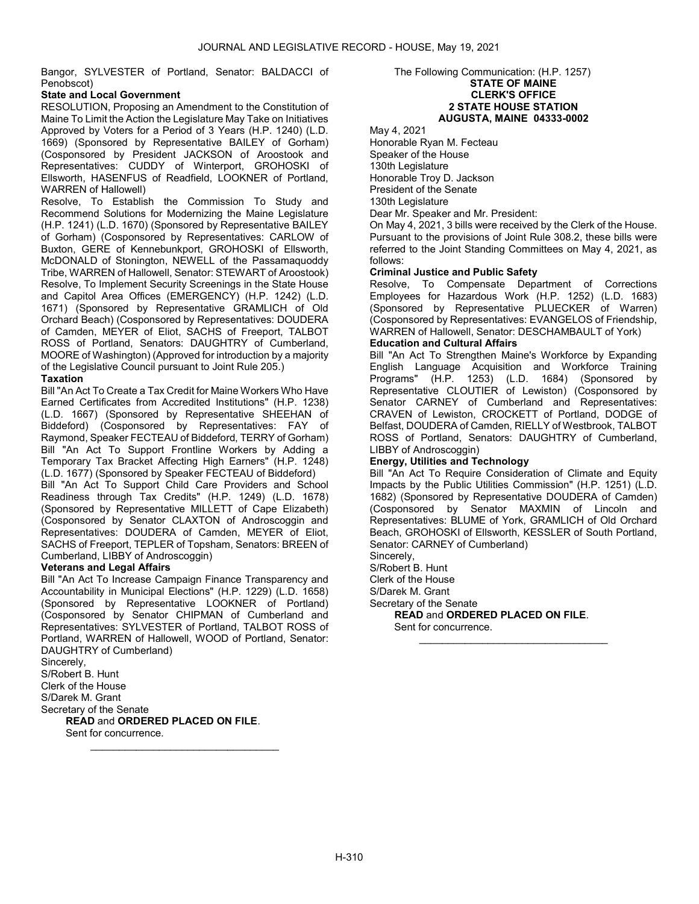Bangor, SYLVESTER of Portland, Senator: BALDACCI of Penobscot)

**State and Local Government**

RESOLUTION, Proposing an Amendment to the Constitution of Maine To Limit the Action the Legislature May Take on Initiatives Approved by Voters for a Period of 3 Years (H.P. 1240) (L.D. 1669) (Sponsored by Representative BAILEY of Gorham) (Cosponsored by President JACKSON of Aroostook and Representatives: CUDDY of Winterport, GROHOSKI of Ellsworth, HASENFUS of Readfield, LOOKNER of Portland, WARREN of Hallowell)

Resolve, To Establish the Commission To Study and Recommend Solutions for Modernizing the Maine Legislature (H.P. 1241) (L.D. 1670) (Sponsored by Representative BAILEY of Gorham) (Cosponsored by Representatives: CARLOW of Buxton, GERE of Kennebunkport, GROHOSKI of Ellsworth, McDONALD of Stonington, NEWELL of the Passamaquoddy Tribe, WARREN of Hallowell, Senator: STEWART of Aroostook)

Resolve, To Implement Security Screenings in the State House and Capitol Area Offices (EMERGENCY) (H.P. 1242) (L.D. 1671) (Sponsored by Representative GRAMLICH of Old Orchard Beach) (Cosponsored by Representatives: DOUDERA of Camden, MEYER of Eliot, SACHS of Freeport, TALBOT ROSS of Portland, Senators: DAUGHTRY of Cumberland, MOORE of Washington) (Approved for introduction by a majority of the Legislative Council pursuant to Joint Rule 205.)

**Taxation**

Bill "An Act To Create a Tax Credit for Maine Workers Who Have Earned Certificates from Accredited Institutions" (H.P. 1238) (L.D. 1667) (Sponsored by Representative SHEEHAN of Biddeford) (Cosponsored by Representatives: FAY of Raymond, Speaker FECTEAU of Biddeford, TERRY of Gorham)

Bill "An Act To Support Frontline Workers by Adding a Temporary Tax Bracket Affecting High Earners" (H.P. 1248) (L.D. 1677) (Sponsored by Speaker FECTEAU of Biddeford)

Bill "An Act To Support Child Care Providers and School Readiness through Tax Credits" (H.P. 1249) (L.D. 1678) (Sponsored by Representative MILLETT of Cape Elizabeth) (Cosponsored by Senator CLAXTON of Androscoggin and Representatives: DOUDERA of Camden, MEYER of Eliot, SACHS of Freeport, TEPLER of Topsham, Senators: BREEN of Cumberland, LIBBY of Androscoggin)

**Veterans and Legal Affairs**

Bill "An Act To Increase Campaign Finance Transparency and Accountability in Municipal Elections" (H.P. 1229) (L.D. 1658) (Sponsored by Representative LOOKNER of Portland) (Cosponsored by Senator CHIPMAN of Cumberland and Representatives: SYLVESTER of Portland, TALBOT ROSS of Portland, WARREN of Hallowell, WOOD of Portland, Senator: DAUGHTRY of Cumberland)

Sincerely,
S/Robert B. Hunt
Clerk of the House
S/Darek M. Grant
Secretary of the Senate

**READ** and **ORDERED PLACED ON FILE**.
Sent for concurrence.

---

The Following Communication: (H.P. 1257)

**STATE OF MAINE**
**CLERK'S OFFICE**
**2 STATE HOUSE STATION**
**AUGUSTA, MAINE 04333-0002**

May 4, 2021

Honorable Ryan M. Fecteau
Speaker of the House
130th Legislature
Honorable Troy D. Jackson
President of the Senate
130th Legislature

Dear Mr. Speaker and Mr. President:

On May 4, 2021, 3 bills were received by the Clerk of the House. Pursuant to the provisions of Joint Rule 308.2, these bills were referred to the Joint Standing Committees on May 4, 2021, as follows:

**Criminal Justice and Public Safety**

Resolve, To Compensate Department of Corrections Employees for Hazardous Work (H.P. 1252) (L.D. 1683) (Sponsored by Representative PLUECKER of Warren) (Cosponsored by Representatives: EVANGELOS of Friendship, WARREN of Hallowell, Senator: DESCHAMBAULT of York)

**Education and Cultural Affairs**

Bill "An Act To Strengthen Maine's Workforce by Expanding English Language Acquisition and Workforce Training Programs" (H.P. 1253) (L.D. 1684) (Sponsored by Representative CLOUTIER of Lewiston) (Cosponsored by Senator CARNEY of Cumberland and Representatives: CRAVEN of Lewiston, CROCKETT of Portland, DODGE of Belfast, DOUDERA of Camden, RIELLY of Westbrook, TALBOT ROSS of Portland, Senators: DAUGHTRY of Cumberland, LIBBY of Androscoggin)

**Energy, Utilities and Technology**

Bill "An Act To Require Consideration of Climate and Equity Impacts by the Public Utilities Commission" (H.P. 1251) (L.D. 1682) (Sponsored by Representative DOUDERA of Camden) (Cosponsored by Senator MAXMIN of Lincoln and Representatives: BLUME of York, GRAMLICH of Old Orchard Beach, GROHOSKI of Ellsworth, KESSLER of South Portland, Senator: CARNEY of Cumberland)

Sincerely,
S/Robert B. Hunt
Clerk of the House
S/Darek M. Grant
Secretary of the Senate

**READ** and **ORDERED PLACED ON FILE**.
Sent for concurrence.

---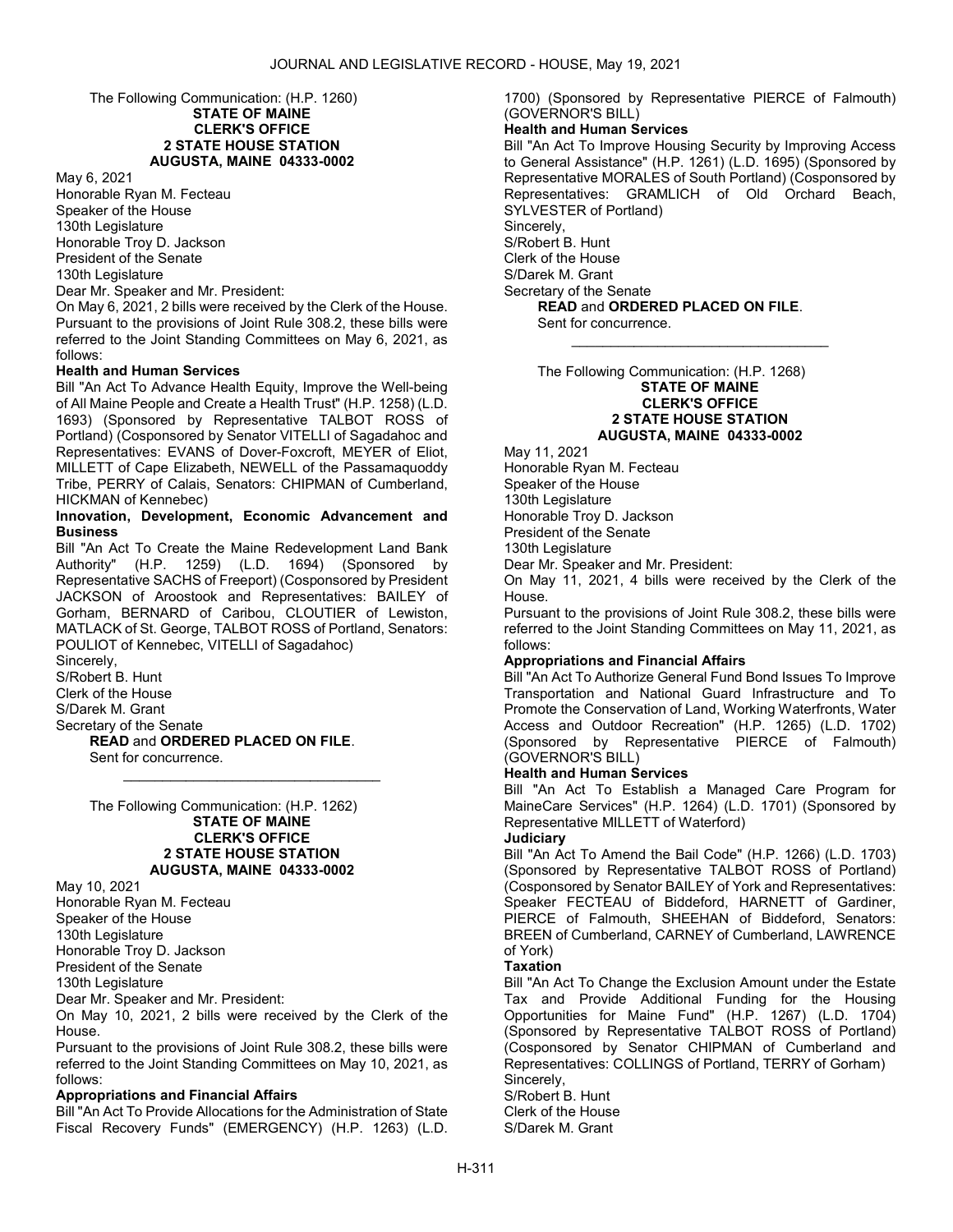The Following Communication: (H.P. 1260)

**STATE OF MAINE**
**CLERK'S OFFICE**
**2 STATE HOUSE STATION**
**AUGUSTA, MAINE 04333-0002**

May 6, 2021

Honorable Ryan M. Fecteau
Speaker of the House
130th Legislature
Honorable Troy D. Jackson
President of the Senate
130th Legislature

Dear Mr. Speaker and Mr. President:

On May 6, 2021, 2 bills were received by the Clerk of the House. Pursuant to the provisions of Joint Rule 308.2, these bills were referred to the Joint Standing Committees on May 6, 2021, as follows:

**Health and Human Services**

Bill "An Act To Advance Health Equity, Improve the Well-being of All Maine People and Create a Health Trust" (H.P. 1258) (L.D. 1693) (Sponsored by Representative TALBOT ROSS of Portland) (Cosponsored by Senator VITELLI of Sagadahoc and Representatives: EVANS of Dover-Foxcroft, MEYER of Eliot, MILLETT of Cape Elizabeth, NEWELL of the Passamaquoddy Tribe, PERRY of Calais, Senators: CHIPMAN of Cumberland, HICKMAN of Kennebec)

**Innovation, Development, Economic Advancement and Business**

Bill "An Act To Create the Maine Redevelopment Land Bank Authority" (H.P. 1259) (L.D. 1694) (Sponsored by Representative SACHS of Freeport) (Cosponsored by President JACKSON of Aroostook and Representatives: BAILEY of Gorham, BERNARD of Caribou, CLOUTIER of Lewiston, MATLACK of St. George, TALBOT ROSS of Portland, Senators: POULIOT of Kennebec, VITELLI of Sagadahoc)

Sincerely,
S/Robert B. Hunt
Clerk of the House
S/Darek M. Grant
Secretary of the Senate

**READ** and **ORDERED PLACED ON FILE**.

Sent for concurrence.

---

The Following Communication: (H.P. 1262)

**STATE OF MAINE**
**CLERK'S OFFICE**
**2 STATE HOUSE STATION**
**AUGUSTA, MAINE 04333-0002**

May 10, 2021

Honorable Ryan M. Fecteau
Speaker of the House
130th Legislature
Honorable Troy D. Jackson
President of the Senate
130th Legislature

Dear Mr. Speaker and Mr. President:

On May 10, 2021, 2 bills were received by the Clerk of the House.

Pursuant to the provisions of Joint Rule 308.2, these bills were referred to the Joint Standing Committees on May 10, 2021, as follows:

**Appropriations and Financial Affairs**

Bill "An Act To Provide Allocations for the Administration of State Fiscal Recovery Funds" (EMERGENCY) (H.P. 1263) (L.D. 1700) (Sponsored by Representative PIERCE of Falmouth) (GOVERNOR'S BILL)

**Health and Human Services**

Bill "An Act To Improve Housing Security by Improving Access to General Assistance" (H.P. 1261) (L.D. 1695) (Sponsored by Representative MORALES of South Portland) (Cosponsored by Representatives: GRAMLICH of Old Orchard Beach, SYLVESTER of Portland)

Sincerely,
S/Robert B. Hunt
Clerk of the House
S/Darek M. Grant
Secretary of the Senate

**READ** and **ORDERED PLACED ON FILE**.

Sent for concurrence.

---

The Following Communication: (H.P. 1268)

**STATE OF MAINE**
**CLERK'S OFFICE**
**2 STATE HOUSE STATION**
**AUGUSTA, MAINE 04333-0002**

May 11, 2021

Honorable Ryan M. Fecteau
Speaker of the House
130th Legislature
Honorable Troy D. Jackson
President of the Senate
130th Legislature

Dear Mr. Speaker and Mr. President:

On May 11, 2021, 4 bills were received by the Clerk of the House.

Pursuant to the provisions of Joint Rule 308.2, these bills were referred to the Joint Standing Committees on May 11, 2021, as follows:

**Appropriations and Financial Affairs**

Bill "An Act To Authorize General Fund Bond Issues To Improve Transportation and National Guard Infrastructure and To Promote the Conservation of Land, Working Waterfronts, Water Access and Outdoor Recreation" (H.P. 1265) (L.D. 1702) (Sponsored by Representative PIERCE of Falmouth) (GOVERNOR'S BILL)

**Health and Human Services**

Bill "An Act To Establish a Managed Care Program for MaineCare Services" (H.P. 1264) (L.D. 1701) (Sponsored by Representative MILLETT of Waterford)

**Judiciary**

Bill "An Act To Amend the Bail Code" (H.P. 1266) (L.D. 1703) (Sponsored by Representative TALBOT ROSS of Portland) (Cosponsored by Senator BAILEY of York and Representatives: Speaker FECTEAU of Biddeford, HARNETT of Gardiner, PIERCE of Falmouth, SHEEHAN of Biddeford, Senators: BREEN of Cumberland, CARNEY of Cumberland, LAWRENCE of York)

**Taxation**

Bill "An Act To Change the Exclusion Amount under the Estate Tax and Provide Additional Funding for the Housing Opportunities for Maine Fund" (H.P. 1267) (L.D. 1704) (Sponsored by Representative TALBOT ROSS of Portland) (Cosponsored by Senator CHIPMAN of Cumberland and Representatives: COLLINGS of Portland, TERRY of Gorham)

Sincerely,
S/Robert B. Hunt
Clerk of the House
S/Darek M. Grant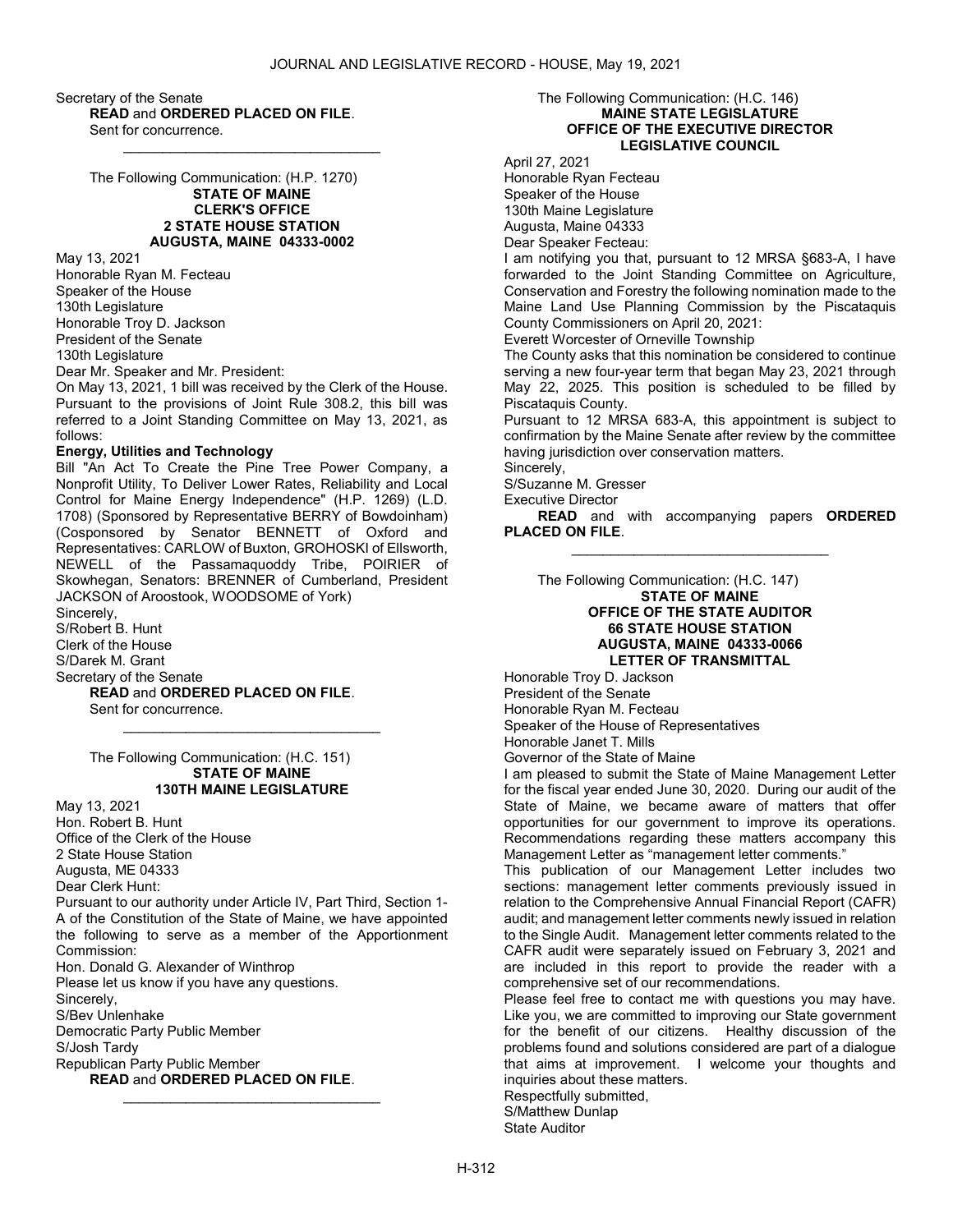Secretary of the Senate

**READ** and **ORDERED PLACED ON FILE**.

Sent for concurrence.

_________________________________

The Following Communication: (H.P. 1270)

**STATE OF MAINE**
**CLERK'S OFFICE**
**2 STATE HOUSE STATION**
**AUGUSTA, MAINE 04333-0002**

May 13, 2021

Honorable Ryan M. Fecteau

Speaker of the House

130th Legislature

Honorable Troy D. Jackson

President of the Senate

130th Legislature

Dear Mr. Speaker and Mr. President:

On May 13, 2021, 1 bill was received by the Clerk of the House. Pursuant to the provisions of Joint Rule 308.2, this bill was referred to a Joint Standing Committee on May 13, 2021, as follows:

**Energy, Utilities and Technology**

Bill "An Act To Create the Pine Tree Power Company, a Nonprofit Utility, To Deliver Lower Rates, Reliability and Local Control for Maine Energy Independence" (H.P. 1269) (L.D. 1708) (Sponsored by Representative BERRY of Bowdoinham) (Cosponsored by Senator BENNETT of Oxford and Representatives: CARLOW of Buxton, GROHOSKI of Ellsworth, NEWELL of the Passamaquoddy Tribe, POIRIER of Skowhegan, Senators: BRENNER of Cumberland, President JACKSON of Aroostook, WOODSOME of York)

Sincerely,

S/Robert B. Hunt

Clerk of the House

S/Darek M. Grant

Secretary of the Senate

**READ** and **ORDERED PLACED ON FILE**.

Sent for concurrence.

_________________________________

The Following Communication: (H.C. 151)

**STATE OF MAINE**
**130TH MAINE LEGISLATURE**

May 13, 2021

Hon. Robert B. Hunt

Office of the Clerk of the House

2 State House Station

Augusta, ME 04333

Dear Clerk Hunt:

Pursuant to our authority under Article IV, Part Third, Section 1-A of the Constitution of the State of Maine, we have appointed the following to serve as a member of the Apportionment Commission:

Hon. Donald G. Alexander of Winthrop

Please let us know if you have any questions.

Sincerely,

S/Bev Unlenhake

Democratic Party Public Member

S/Josh Tardy

Republican Party Public Member

**READ** and **ORDERED PLACED ON FILE**.

_________________________________

The Following Communication: (H.C. 146)

**MAINE STATE LEGISLATURE**
**OFFICE OF THE EXECUTIVE DIRECTOR**
**LEGISLATIVE COUNCIL**

April 27, 2021

Honorable Ryan Fecteau

Speaker of the House

130th Maine Legislature

Augusta, Maine 04333

Dear Speaker Fecteau:

I am notifying you that, pursuant to 12 MRSA §683-A, I have forwarded to the Joint Standing Committee on Agriculture, Conservation and Forestry the following nomination made to the Maine Land Use Planning Commission by the Piscataquis County Commissioners on April 20, 2021:

Everett Worcester of Orneville Township

The County asks that this nomination be considered to continue serving a new four-year term that began May 23, 2021 through May 22, 2025. This position is scheduled to be filled by Piscataquis County.

Pursuant to 12 MRSA 683-A, this appointment is subject to confirmation by the Maine Senate after review by the committee having jurisdiction over conservation matters.

Sincerely,

S/Suzanne M. Gresser

Executive Director

**READ** and with accompanying papers **ORDERED PLACED ON FILE**.

_________________________________

The Following Communication: (H.C. 147)

**STATE OF MAINE**
**OFFICE OF THE STATE AUDITOR**
**66 STATE HOUSE STATION**
**AUGUSTA, MAINE 04333-0066**
**LETTER OF TRANSMITTAL**

Honorable Troy D. Jackson

President of the Senate

Honorable Ryan M. Fecteau

Speaker of the House of Representatives

Honorable Janet T. Mills

Governor of the State of Maine

I am pleased to submit the State of Maine Management Letter for the fiscal year ended June 30, 2020. During our audit of the State of Maine, we became aware of matters that offer opportunities for our government to improve its operations. Recommendations regarding these matters accompany this Management Letter as "management letter comments."

This publication of our Management Letter includes two sections: management letter comments previously issued in relation to the Comprehensive Annual Financial Report (CAFR) audit; and management letter comments newly issued in relation to the Single Audit. Management letter comments related to the CAFR audit were separately issued on February 3, 2021 and are included in this report to provide the reader with a comprehensive set of our recommendations.

Please feel free to contact me with questions you may have. Like you, we are committed to improving our State government for the benefit of our citizens. Healthy discussion of the problems found and solutions considered are part of a dialogue that aims at improvement. I welcome your thoughts and inquiries about these matters.

Respectfully submitted,

S/Matthew Dunlap

State Auditor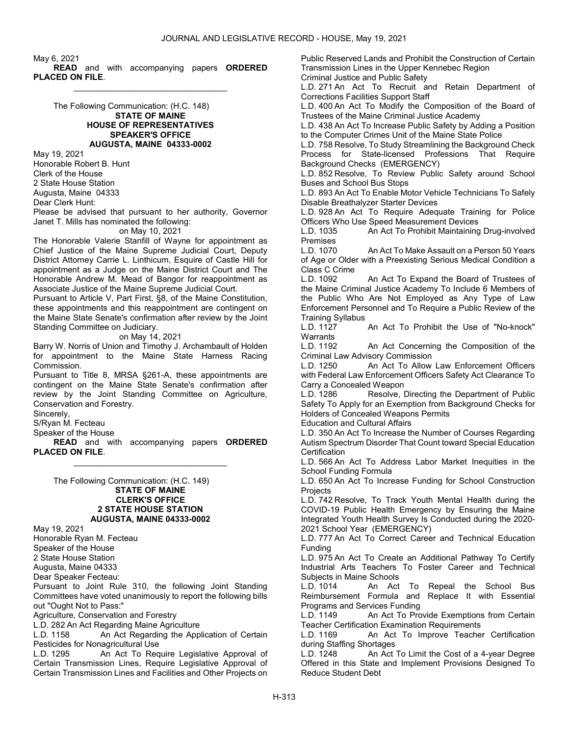May 6, 2021

**READ** and with accompanying papers **ORDERED PLACED ON FILE**.

---

The Following Communication: (H.C. 148)

**STATE OF MAINE**
**HOUSE OF REPRESENTATIVES**
**SPEAKER'S OFFICE**
**AUGUSTA, MAINE 04333-0002**

May 19, 2021

Honorable Robert B. Hunt
Clerk of the House
2 State House Station
Augusta, Maine 04333

Dear Clerk Hunt:

Please be advised that pursuant to her authority, Governor Janet T. Mills has nominated the following:

on May 10, 2021

The Honorable Valerie Stanfill of Wayne for appointment as Chief Justice of the Maine Supreme Judicial Court, Deputy District Attorney Carrie L. Linthicum, Esquire of Castle Hill for appointment as a Judge on the Maine District Court and The Honorable Andrew M. Mead of Bangor for reappointment as Associate Justice of the Maine Supreme Judicial Court.

Pursuant to Article V, Part First, §8, of the Maine Constitution, these appointments and this reappointment are contingent on the Maine State Senate's confirmation after review by the Joint Standing Committee on Judiciary.

on May 14, 2021

Barry W. Norris of Union and Timothy J. Archambault of Holden for appointment to the Maine State Harness Racing Commission.

Pursuant to Title 8, MRSA §261-A, these appointments are contingent on the Maine State Senate's confirmation after review by the Joint Standing Committee on Agriculture, Conservation and Forestry.

Sincerely,
S/Ryan M. Fecteau
Speaker of the House

**READ** and with accompanying papers **ORDERED PLACED ON FILE**.

---

The Following Communication: (H.C. 149)

**STATE OF MAINE**
**CLERK'S OFFICE**
**2 STATE HOUSE STATION**
**AUGUSTA, MAINE 04333-0002**

May 19, 2021

Honorable Ryan M. Fecteau
Speaker of the House
2 State House Station
Augusta, Maine 04333

Dear Speaker Fecteau:

Pursuant to Joint Rule 310, the following Joint Standing Committees have voted unanimously to report the following bills out "Ought Not to Pass:"

Agriculture, Conservation and Forestry

L.D. 282 An Act Regarding Maine Agriculture

L.D. 1158 An Act Regarding the Application of Certain Pesticides for Nonagricultural Use

L.D. 1295 An Act To Require Legislative Approval of Certain Transmission Lines, Require Legislative Approval of Certain Transmission Lines and Facilities and Other Projects on Public Reserved Lands and Prohibit the Construction of Certain Transmission Lines in the Upper Kennebec Region

Criminal Justice and Public Safety

L.D. 271 An Act To Recruit and Retain Department of Corrections Facilities Support Staff

L.D. 400 An Act To Modify the Composition of the Board of Trustees of the Maine Criminal Justice Academy

L.D. 438 An Act To Increase Public Safety by Adding a Position to the Computer Crimes Unit of the Maine State Police

L.D. 758 Resolve, To Study Streamlining the Background Check Process for State-licensed Professions That Require Background Checks (EMERGENCY)

L.D. 852 Resolve, To Review Public Safety around School Buses and School Bus Stops

L.D. 893 An Act To Enable Motor Vehicle Technicians To Safely Disable Breathalyzer Starter Devices

L.D. 928 An Act To Require Adequate Training for Police Officers Who Use Speed Measurement Devices

L.D. 1035 An Act To Prohibit Maintaining Drug-involved Premises

L.D. 1070 An Act To Make Assault on a Person 50 Years of Age or Older with a Preexisting Serious Medical Condition a Class C Crime

L.D. 1092 An Act To Expand the Board of Trustees of the Maine Criminal Justice Academy To Include 6 Members of the Public Who Are Not Employed as Any Type of Law Enforcement Personnel and To Require a Public Review of the Training Syllabus

L.D. 1127 An Act To Prohibit the Use of "No-knock" Warrants

L.D. 1192 An Act Concerning the Composition of the Criminal Law Advisory Commission

L.D. 1250 An Act To Allow Law Enforcement Officers with Federal Law Enforcement Officers Safety Act Clearance To Carry a Concealed Weapon

L.D. 1286 Resolve, Directing the Department of Public Safety To Apply for an Exemption from Background Checks for Holders of Concealed Weapons Permits

Education and Cultural Affairs

L.D. 350 An Act To Increase the Number of Courses Regarding Autism Spectrum Disorder That Count toward Special Education Certification

L.D. 566 An Act To Address Labor Market Inequities in the School Funding Formula

L.D. 650 An Act To Increase Funding for School Construction Projects

L.D. 742 Resolve, To Track Youth Mental Health during the COVID-19 Public Health Emergency by Ensuring the Maine Integrated Youth Health Survey Is Conducted during the 2020-2021 School Year (EMERGENCY)

L.D. 777 An Act To Correct Career and Technical Education Funding

L.D. 975 An Act To Create an Additional Pathway To Certify Industrial Arts Teachers To Foster Career and Technical Subjects in Maine Schools

L.D. 1014 An Act To Repeal the School Bus Reimbursement Formula and Replace It with Essential Programs and Services Funding

L.D. 1149 An Act To Provide Exemptions from Certain Teacher Certification Examination Requirements

L.D. 1169 An Act To Improve Teacher Certification during Staffing Shortages

L.D. 1248 An Act To Limit the Cost of a 4-year Degree Offered in this State and Implement Provisions Designed To Reduce Student Debt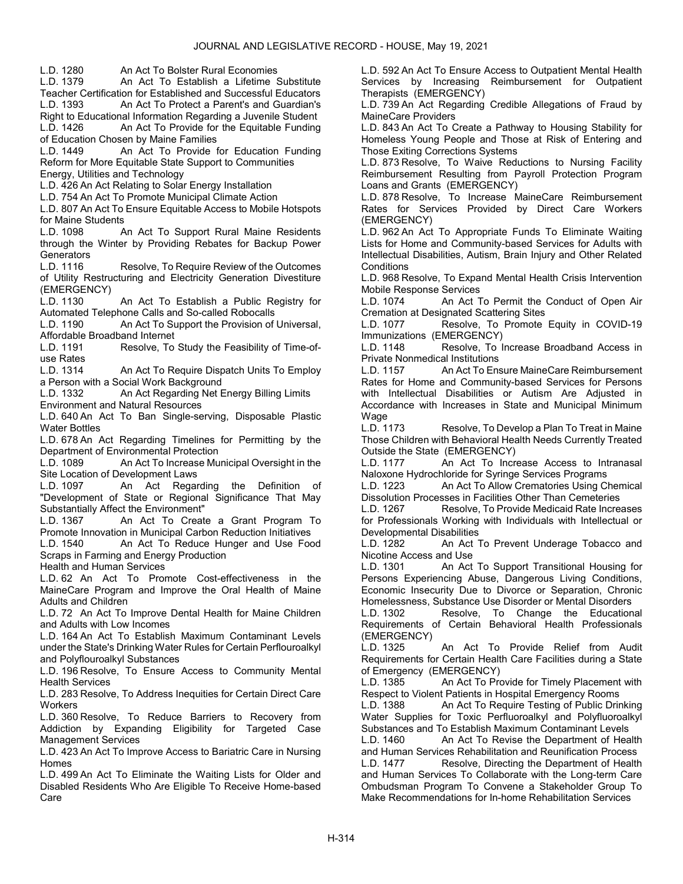L.D. 1280 An Act To Bolster Rural Economies

L.D. 1379 An Act To Establish a Lifetime Substitute Teacher Certification for Established and Successful Educators

L.D. 1393 An Act To Protect a Parent's and Guardian's Right to Educational Information Regarding a Juvenile Student

L.D. 1426 An Act To Provide for the Equitable Funding of Education Chosen by Maine Families

L.D. 1449 An Act To Provide for Education Funding Reform for More Equitable State Support to Communities

Energy, Utilities and Technology

L.D. 426 An Act Relating to Solar Energy Installation

L.D. 754 An Act To Promote Municipal Climate Action

L.D. 807 An Act To Ensure Equitable Access to Mobile Hotspots for Maine Students

L.D. 1098 An Act To Support Rural Maine Residents through the Winter by Providing Rebates for Backup Power Generators

L.D. 1116 Resolve, To Require Review of the Outcomes of Utility Restructuring and Electricity Generation Divestiture (EMERGENCY)

L.D. 1130 An Act To Establish a Public Registry for Automated Telephone Calls and So-called Robocalls

L.D. 1190 An Act To Support the Provision of Universal, Affordable Broadband Internet

L.D. 1191 Resolve, To Study the Feasibility of Time-of-use Rates

L.D. 1314 An Act To Require Dispatch Units To Employ a Person with a Social Work Background

L.D. 1332 An Act Regarding Net Energy Billing Limits

Environment and Natural Resources

L.D. 640 An Act To Ban Single-serving, Disposable Plastic Water Bottles

L.D. 678 An Act Regarding Timelines for Permitting by the Department of Environmental Protection

L.D. 1089 An Act To Increase Municipal Oversight in the Site Location of Development Laws

L.D. 1097 An Act Regarding the Definition of "Development of State or Regional Significance That May Substantially Affect the Environment"

L.D. 1367 An Act To Create a Grant Program To Promote Innovation in Municipal Carbon Reduction Initiatives

L.D. 1540 An Act To Reduce Hunger and Use Food Scraps in Farming and Energy Production

Health and Human Services

L.D. 62 An Act To Promote Cost-effectiveness in the MaineCare Program and Improve the Oral Health of Maine Adults and Children

L.D. 72 An Act To Improve Dental Health for Maine Children and Adults with Low Incomes

L.D. 164 An Act To Establish Maximum Contaminant Levels under the State's Drinking Water Rules for Certain Perflouroalkyl and Polyflouroalkyl Substances

L.D. 196 Resolve, To Ensure Access to Community Mental Health Services

L.D. 283 Resolve, To Address Inequities for Certain Direct Care Workers

L.D. 360 Resolve, To Reduce Barriers to Recovery from Addiction by Expanding Eligibility for Targeted Case Management Services

L.D. 423 An Act To Improve Access to Bariatric Care in Nursing Homes

L.D. 499 An Act To Eliminate the Waiting Lists for Older and Disabled Residents Who Are Eligible To Receive Home-based Care

L.D. 592 An Act To Ensure Access to Outpatient Mental Health Services by Increasing Reimbursement for Outpatient Therapists (EMERGENCY)

L.D. 739 An Act Regarding Credible Allegations of Fraud by MaineCare Providers

L.D. 843 An Act To Create a Pathway to Housing Stability for Homeless Young People and Those at Risk of Entering and Those Exiting Corrections Systems

L.D. 873 Resolve, To Waive Reductions to Nursing Facility Reimbursement Resulting from Payroll Protection Program Loans and Grants (EMERGENCY)

L.D. 878 Resolve, To Increase MaineCare Reimbursement Rates for Services Provided by Direct Care Workers (EMERGENCY)

L.D. 962 An Act To Appropriate Funds To Eliminate Waiting Lists for Home and Community-based Services for Adults with Intellectual Disabilities, Autism, Brain Injury and Other Related Conditions

L.D. 968 Resolve, To Expand Mental Health Crisis Intervention Mobile Response Services

L.D. 1074 An Act To Permit the Conduct of Open Air Cremation at Designated Scattering Sites

L.D. 1077 Resolve, To Promote Equity in COVID-19 Immunizations (EMERGENCY)

L.D. 1148 Resolve, To Increase Broadband Access in Private Nonmedical Institutions

L.D. 1157 An Act To Ensure MaineCare Reimbursement Rates for Home and Community-based Services for Persons with Intellectual Disabilities or Autism Are Adjusted in Accordance with Increases in State and Municipal Minimum Wage

L.D. 1173 Resolve, To Develop a Plan To Treat in Maine Those Children with Behavioral Health Needs Currently Treated Outside the State (EMERGENCY)

L.D. 1177 An Act To Increase Access to Intranasal Naloxone Hydrochloride for Syringe Services Programs

L.D. 1223 An Act To Allow Crematories Using Chemical Dissolution Processes in Facilities Other Than Cemeteries

L.D. 1267 Resolve, To Provide Medicaid Rate Increases for Professionals Working with Individuals with Intellectual or Developmental Disabilities

L.D. 1282 An Act To Prevent Underage Tobacco and Nicotine Access and Use

L.D. 1301 An Act To Support Transitional Housing for Persons Experiencing Abuse, Dangerous Living Conditions, Economic Insecurity Due to Divorce or Separation, Chronic Homelessness, Substance Use Disorder or Mental Disorders

L.D. 1302 Resolve, To Change the Educational Requirements of Certain Behavioral Health Professionals (EMERGENCY)

L.D. 1325 An Act To Provide Relief from Audit Requirements for Certain Health Care Facilities during a State of Emergency (EMERGENCY)

L.D. 1385 An Act To Provide for Timely Placement with Respect to Violent Patients in Hospital Emergency Rooms

L.D. 1388 An Act To Require Testing of Public Drinking Water Supplies for Toxic Perfluoroalkyl and Polyfluoroalkyl Substances and To Establish Maximum Contaminant Levels

L.D. 1460 An Act To Revise the Department of Health and Human Services Rehabilitation and Reunification Process

L.D. 1477 Resolve, Directing the Department of Health and Human Services To Collaborate with the Long-term Care Ombudsman Program To Convene a Stakeholder Group To Make Recommendations for In-home Rehabilitation Services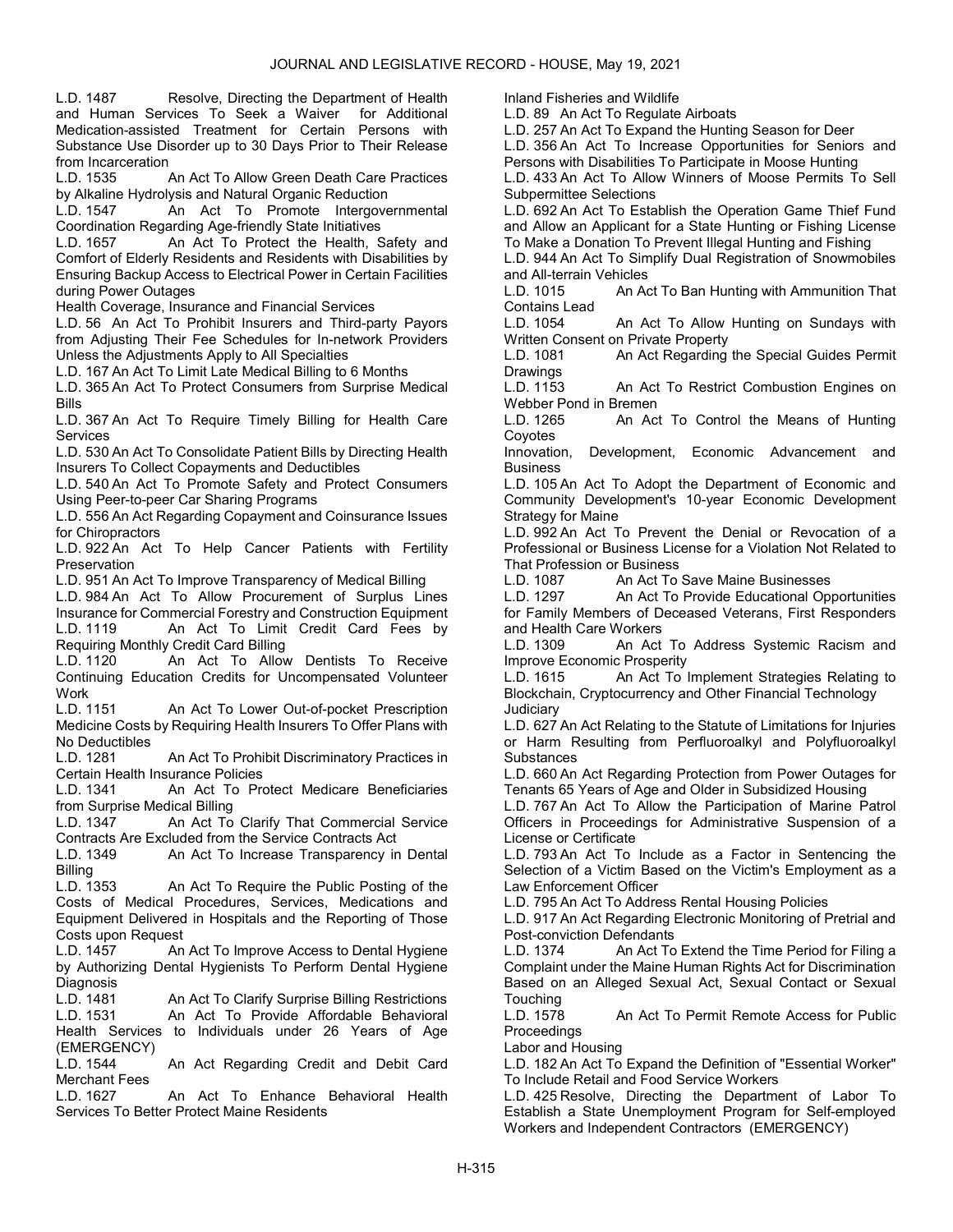L.D. 1487 Resolve, Directing the Department of Health and Human Services To Seek a Waiver for Additional Medication-assisted Treatment for Certain Persons with Substance Use Disorder up to 30 Days Prior to Their Release from Incarceration

L.D. 1535 An Act To Allow Green Death Care Practices by Alkaline Hydrolysis and Natural Organic Reduction

L.D. 1547 An Act To Promote Intergovernmental Coordination Regarding Age-friendly State Initiatives

L.D. 1657 An Act To Protect the Health, Safety and Comfort of Elderly Residents and Residents with Disabilities by Ensuring Backup Access to Electrical Power in Certain Facilities during Power Outages

Health Coverage, Insurance and Financial Services

L.D. 56 An Act To Prohibit Insurers and Third-party Payors from Adjusting Their Fee Schedules for In-network Providers Unless the Adjustments Apply to All Specialties

L.D. 167 An Act To Limit Late Medical Billing to 6 Months

L.D. 365 An Act To Protect Consumers from Surprise Medical Bills

L.D. 367 An Act To Require Timely Billing for Health Care Services

L.D. 530 An Act To Consolidate Patient Bills by Directing Health Insurers To Collect Copayments and Deductibles

L.D. 540 An Act To Promote Safety and Protect Consumers Using Peer-to-peer Car Sharing Programs

L.D. 556 An Act Regarding Copayment and Coinsurance Issues for Chiropractors

L.D. 922 An Act To Help Cancer Patients with Fertility Preservation

L.D. 951 An Act To Improve Transparency of Medical Billing

L.D. 984 An Act To Allow Procurement of Surplus Lines Insurance for Commercial Forestry and Construction Equipment

L.D. 1119 An Act To Limit Credit Card Fees by Requiring Monthly Credit Card Billing

L.D. 1120 An Act To Allow Dentists To Receive Continuing Education Credits for Uncompensated Volunteer Work

L.D. 1151 An Act To Lower Out-of-pocket Prescription Medicine Costs by Requiring Health Insurers To Offer Plans with No Deductibles

L.D. 1281 An Act To Prohibit Discriminatory Practices in Certain Health Insurance Policies

L.D. 1341 An Act To Protect Medicare Beneficiaries from Surprise Medical Billing

L.D. 1347 An Act To Clarify That Commercial Service Contracts Are Excluded from the Service Contracts Act

L.D. 1349 An Act To Increase Transparency in Dental Billing

L.D. 1353 An Act To Require the Public Posting of the Costs of Medical Procedures, Services, Medications and Equipment Delivered in Hospitals and the Reporting of Those Costs upon Request

L.D. 1457 An Act To Improve Access to Dental Hygiene by Authorizing Dental Hygienists To Perform Dental Hygiene Diagnosis

L.D. 1481 An Act To Clarify Surprise Billing Restrictions

L.D. 1531 An Act To Provide Affordable Behavioral Health Services to Individuals under 26 Years of Age (EMERGENCY)

L.D. 1544 An Act Regarding Credit and Debit Card Merchant Fees

L.D. 1627 An Act To Enhance Behavioral Health Services To Better Protect Maine Residents

Inland Fisheries and Wildlife

L.D. 89 An Act To Regulate Airboats

L.D. 257 An Act To Expand the Hunting Season for Deer

L.D. 356 An Act To Increase Opportunities for Seniors and Persons with Disabilities To Participate in Moose Hunting

L.D. 433 An Act To Allow Winners of Moose Permits To Sell Subpermittee Selections

L.D. 692 An Act To Establish the Operation Game Thief Fund and Allow an Applicant for a State Hunting or Fishing License To Make a Donation To Prevent Illegal Hunting and Fishing

L.D. 944 An Act To Simplify Dual Registration of Snowmobiles and All-terrain Vehicles

L.D. 1015 An Act To Ban Hunting with Ammunition That Contains Lead

L.D. 1054 An Act To Allow Hunting on Sundays with Written Consent on Private Property

L.D. 1081 An Act Regarding the Special Guides Permit Drawings

L.D. 1153 An Act To Restrict Combustion Engines on Webber Pond in Bremen

L.D. 1265 An Act To Control the Means of Hunting Coyotes

Innovation, Development, Economic Advancement and Business

L.D. 105 An Act To Adopt the Department of Economic and Community Development's 10-year Economic Development Strategy for Maine

L.D. 992 An Act To Prevent the Denial or Revocation of a Professional or Business License for a Violation Not Related to That Profession or Business

L.D. 1087 An Act To Save Maine Businesses

L.D. 1297 An Act To Provide Educational Opportunities for Family Members of Deceased Veterans, First Responders and Health Care Workers

L.D. 1309 An Act To Address Systemic Racism and Improve Economic Prosperity

L.D. 1615 An Act To Implement Strategies Relating to Blockchain, Cryptocurrency and Other Financial Technology

Judiciary

L.D. 627 An Act Relating to the Statute of Limitations for Injuries or Harm Resulting from Perfluoroalkyl and Polyfluoroalkyl Substances

L.D. 660 An Act Regarding Protection from Power Outages for Tenants 65 Years of Age and Older in Subsidized Housing

L.D. 767 An Act To Allow the Participation of Marine Patrol Officers in Proceedings for Administrative Suspension of a License or Certificate

L.D. 793 An Act To Include as a Factor in Sentencing the Selection of a Victim Based on the Victim's Employment as a Law Enforcement Officer

L.D. 795 An Act To Address Rental Housing Policies

L.D. 917 An Act Regarding Electronic Monitoring of Pretrial and Post-conviction Defendants

L.D. 1374 An Act To Extend the Time Period for Filing a Complaint under the Maine Human Rights Act for Discrimination Based on an Alleged Sexual Act, Sexual Contact or Sexual Touching

L.D. 1578 An Act To Permit Remote Access for Public Proceedings

Labor and Housing

L.D. 182 An Act To Expand the Definition of "Essential Worker" To Include Retail and Food Service Workers

L.D. 425 Resolve, Directing the Department of Labor To Establish a State Unemployment Program for Self-employed Workers and Independent Contractors (EMERGENCY)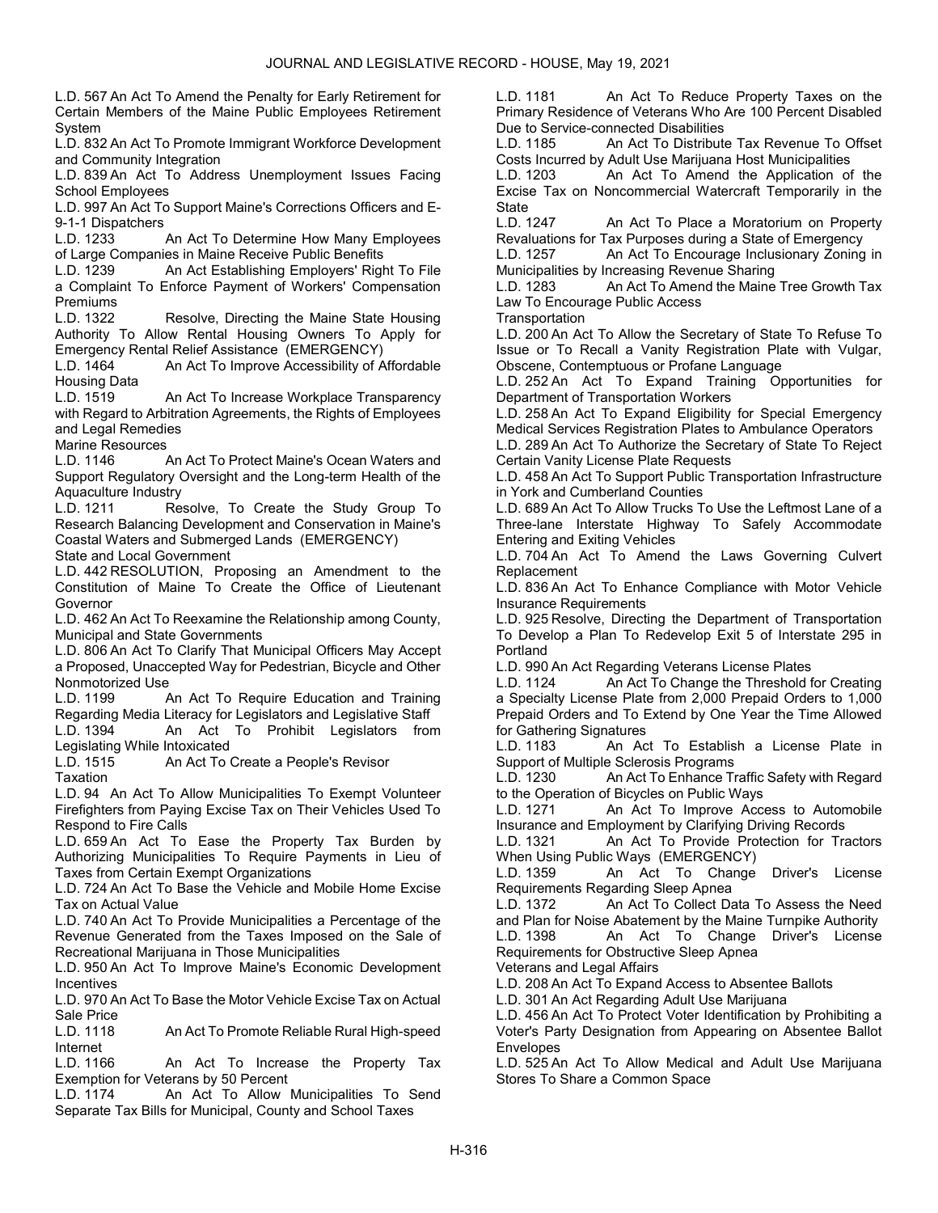L.D. 567 An Act To Amend the Penalty for Early Retirement for Certain Members of the Maine Public Employees Retirement System

L.D. 832 An Act To Promote Immigrant Workforce Development and Community Integration

L.D. 839 An Act To Address Unemployment Issues Facing School Employees

L.D. 997 An Act To Support Maine's Corrections Officers and E-9-1-1 Dispatchers

L.D. 1233 An Act To Determine How Many Employees of Large Companies in Maine Receive Public Benefits

L.D. 1239 An Act Establishing Employers' Right To File a Complaint To Enforce Payment of Workers' Compensation Premiums

L.D. 1322 Resolve, Directing the Maine State Housing Authority To Allow Rental Housing Owners To Apply for Emergency Rental Relief Assistance (EMERGENCY)

L.D. 1464 An Act To Improve Accessibility of Affordable Housing Data

L.D. 1519 An Act To Increase Workplace Transparency with Regard to Arbitration Agreements, the Rights of Employees and Legal Remedies

Marine Resources

L.D. 1146 An Act To Protect Maine's Ocean Waters and Support Regulatory Oversight and the Long-term Health of the Aquaculture Industry

L.D. 1211 Resolve, To Create the Study Group To Research Balancing Development and Conservation in Maine's Coastal Waters and Submerged Lands (EMERGENCY)

State and Local Government

L.D. 442 RESOLUTION, Proposing an Amendment to the Constitution of Maine To Create the Office of Lieutenant Governor

L.D. 462 An Act To Reexamine the Relationship among County, Municipal and State Governments

L.D. 806 An Act To Clarify That Municipal Officers May Accept a Proposed, Unaccepted Way for Pedestrian, Bicycle and Other Nonmotorized Use

L.D. 1199 An Act To Require Education and Training Regarding Media Literacy for Legislators and Legislative Staff

L.D. 1394 An Act To Prohibit Legislators from Legislating While Intoxicated

L.D. 1515 An Act To Create a People's Revisor

Taxation

L.D. 94 An Act To Allow Municipalities To Exempt Volunteer Firefighters from Paying Excise Tax on Their Vehicles Used To Respond to Fire Calls

L.D. 659 An Act To Ease the Property Tax Burden by Authorizing Municipalities To Require Payments in Lieu of Taxes from Certain Exempt Organizations

L.D. 724 An Act To Base the Vehicle and Mobile Home Excise Tax on Actual Value

L.D. 740 An Act To Provide Municipalities a Percentage of the Revenue Generated from the Taxes Imposed on the Sale of Recreational Marijuana in Those Municipalities

L.D. 950 An Act To Improve Maine's Economic Development Incentives

L.D. 970 An Act To Base the Motor Vehicle Excise Tax on Actual Sale Price

L.D. 1118 An Act To Promote Reliable Rural High-speed Internet

L.D. 1166 An Act To Increase the Property Tax Exemption for Veterans by 50 Percent

L.D. 1174 An Act To Allow Municipalities To Send Separate Tax Bills for Municipal, County and School Taxes

L.D. 1181 An Act To Reduce Property Taxes on the Primary Residence of Veterans Who Are 100 Percent Disabled Due to Service-connected Disabilities

L.D. 1185 An Act To Distribute Tax Revenue To Offset Costs Incurred by Adult Use Marijuana Host Municipalities

L.D. 1203 An Act To Amend the Application of the Excise Tax on Noncommercial Watercraft Temporarily in the State

L.D. 1247 An Act To Place a Moratorium on Property Revaluations for Tax Purposes during a State of Emergency

L.D. 1257 An Act To Encourage Inclusionary Zoning in Municipalities by Increasing Revenue Sharing

L.D. 1283 An Act To Amend the Maine Tree Growth Tax Law To Encourage Public Access

Transportation

L.D. 200 An Act To Allow the Secretary of State To Refuse To Issue or To Recall a Vanity Registration Plate with Vulgar, Obscene, Contemptuous or Profane Language

L.D. 252 An Act To Expand Training Opportunities for Department of Transportation Workers

L.D. 258 An Act To Expand Eligibility for Special Emergency Medical Services Registration Plates to Ambulance Operators

L.D. 289 An Act To Authorize the Secretary of State To Reject Certain Vanity License Plate Requests

L.D. 458 An Act To Support Public Transportation Infrastructure in York and Cumberland Counties

L.D. 689 An Act To Allow Trucks To Use the Leftmost Lane of a Three-lane Interstate Highway To Safely Accommodate Entering and Exiting Vehicles

L.D. 704 An Act To Amend the Laws Governing Culvert Replacement

L.D. 836 An Act To Enhance Compliance with Motor Vehicle Insurance Requirements

L.D. 925 Resolve, Directing the Department of Transportation To Develop a Plan To Redevelop Exit 5 of Interstate 295 in Portland

L.D. 990 An Act Regarding Veterans License Plates

L.D. 1124 An Act To Change the Threshold for Creating a Specialty License Plate from 2,000 Prepaid Orders to 1,000 Prepaid Orders and To Extend by One Year the Time Allowed for Gathering Signatures

L.D. 1183 An Act To Establish a License Plate in Support of Multiple Sclerosis Programs

L.D. 1230 An Act To Enhance Traffic Safety with Regard to the Operation of Bicycles on Public Ways

L.D. 1271 An Act To Improve Access to Automobile Insurance and Employment by Clarifying Driving Records

L.D. 1321 An Act To Provide Protection for Tractors When Using Public Ways (EMERGENCY)

L.D. 1359 An Act To Change Driver's License Requirements Regarding Sleep Apnea

L.D. 1372 An Act To Collect Data To Assess the Need and Plan for Noise Abatement by the Maine Turnpike Authority

L.D. 1398 An Act To Change Driver's License Requirements for Obstructive Sleep Apnea

Veterans and Legal Affairs

L.D. 208 An Act To Expand Access to Absentee Ballots

L.D. 301 An Act Regarding Adult Use Marijuana

L.D. 456 An Act To Protect Voter Identification by Prohibiting a Voter's Party Designation from Appearing on Absentee Ballot Envelopes

L.D. 525 An Act To Allow Medical and Adult Use Marijuana Stores To Share a Common Space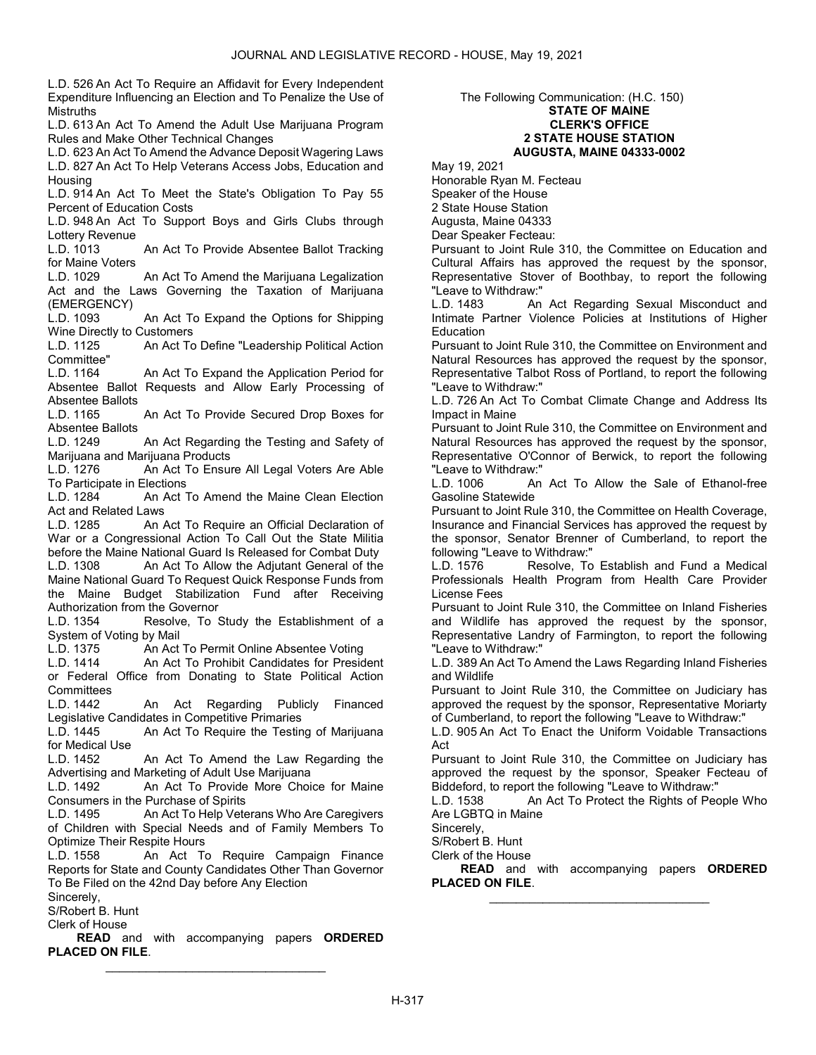L.D. 526 An Act To Require an Affidavit for Every Independent Expenditure Influencing an Election and To Penalize the Use of Mistruths

L.D. 613 An Act To Amend the Adult Use Marijuana Program Rules and Make Other Technical Changes

L.D. 623 An Act To Amend the Advance Deposit Wagering Laws

L.D. 827 An Act To Help Veterans Access Jobs, Education and Housing

L.D. 914 An Act To Meet the State's Obligation To Pay 55 Percent of Education Costs

L.D. 948 An Act To Support Boys and Girls Clubs through Lottery Revenue

L.D. 1013 An Act To Provide Absentee Ballot Tracking for Maine Voters

L.D. 1029 An Act To Amend the Marijuana Legalization Act and the Laws Governing the Taxation of Marijuana (EMERGENCY)

L.D. 1093 An Act To Expand the Options for Shipping Wine Directly to Customers

L.D. 1125 An Act To Define "Leadership Political Action Committee"

L.D. 1164 An Act To Expand the Application Period for Absentee Ballot Requests and Allow Early Processing of Absentee Ballots

L.D. 1165 An Act To Provide Secured Drop Boxes for Absentee Ballots

L.D. 1249 An Act Regarding the Testing and Safety of Marijuana and Marijuana Products

L.D. 1276 An Act To Ensure All Legal Voters Are Able To Participate in Elections

L.D. 1284 An Act To Amend the Maine Clean Election Act and Related Laws

L.D. 1285 An Act To Require an Official Declaration of War or a Congressional Action To Call Out the State Militia before the Maine National Guard Is Released for Combat Duty

L.D. 1308 An Act To Allow the Adjutant General of the Maine National Guard To Request Quick Response Funds from the Maine Budget Stabilization Fund after Receiving Authorization from the Governor

L.D. 1354 Resolve, To Study the Establishment of a System of Voting by Mail

L.D. 1375 An Act To Permit Online Absentee Voting

L.D. 1414 An Act To Prohibit Candidates for President or Federal Office from Donating to State Political Action Committees

L.D. 1442 An Act Regarding Publicly Financed Legislative Candidates in Competitive Primaries

L.D. 1445 An Act To Require the Testing of Marijuana for Medical Use

L.D. 1452 An Act To Amend the Law Regarding the Advertising and Marketing of Adult Use Marijuana

L.D. 1492 An Act To Provide More Choice for Maine Consumers in the Purchase of Spirits

L.D. 1495 An Act To Help Veterans Who Are Caregivers of Children with Special Needs and of Family Members To Optimize Their Respite Hours

L.D. 1558 An Act To Require Campaign Finance Reports for State and County Candidates Other Than Governor To Be Filed on the 42nd Day before Any Election

Sincerely,

S/Robert B. Hunt

Clerk of House

**READ** and with accompanying papers **ORDERED PLACED ON FILE**.

_________________________________

The Following Communication: (H.C. 150)

**STATE OF MAINE**
**CLERK'S OFFICE**
**2 STATE HOUSE STATION**
**AUGUSTA, MAINE 04333-0002**

May 19, 2021

Honorable Ryan M. Fecteau

Speaker of the House

2 State House Station

Augusta, Maine 04333

Dear Speaker Fecteau:

Pursuant to Joint Rule 310, the Committee on Education and Cultural Affairs has approved the request by the sponsor, Representative Stover of Boothbay, to report the following "Leave to Withdraw:"

L.D. 1483 An Act Regarding Sexual Misconduct and Intimate Partner Violence Policies at Institutions of Higher Education

Pursuant to Joint Rule 310, the Committee on Environment and Natural Resources has approved the request by the sponsor, Representative Talbot Ross of Portland, to report the following "Leave to Withdraw:"

L.D. 726 An Act To Combat Climate Change and Address Its Impact in Maine

Pursuant to Joint Rule 310, the Committee on Environment and Natural Resources has approved the request by the sponsor, Representative O'Connor of Berwick, to report the following "Leave to Withdraw:"

L.D. 1006 An Act To Allow the Sale of Ethanol-free Gasoline Statewide

Pursuant to Joint Rule 310, the Committee on Health Coverage, Insurance and Financial Services has approved the request by the sponsor, Senator Brenner of Cumberland, to report the following "Leave to Withdraw:"

L.D. 1576 Resolve, To Establish and Fund a Medical Professionals Health Program from Health Care Provider License Fees

Pursuant to Joint Rule 310, the Committee on Inland Fisheries and Wildlife has approved the request by the sponsor, Representative Landry of Farmington, to report the following "Leave to Withdraw:"

L.D. 389 An Act To Amend the Laws Regarding Inland Fisheries and Wildlife

Pursuant to Joint Rule 310, the Committee on Judiciary has approved the request by the sponsor, Representative Moriarty of Cumberland, to report the following "Leave to Withdraw:"

L.D. 905 An Act To Enact the Uniform Voidable Transactions Act

Pursuant to Joint Rule 310, the Committee on Judiciary has approved the request by the sponsor, Speaker Fecteau of Biddeford, to report the following "Leave to Withdraw:"

L.D. 1538 An Act To Protect the Rights of People Who Are LGBTQ in Maine

Sincerely,

S/Robert B. Hunt

Clerk of the House

**READ** and with accompanying papers **ORDERED PLACED ON FILE**.

_________________________________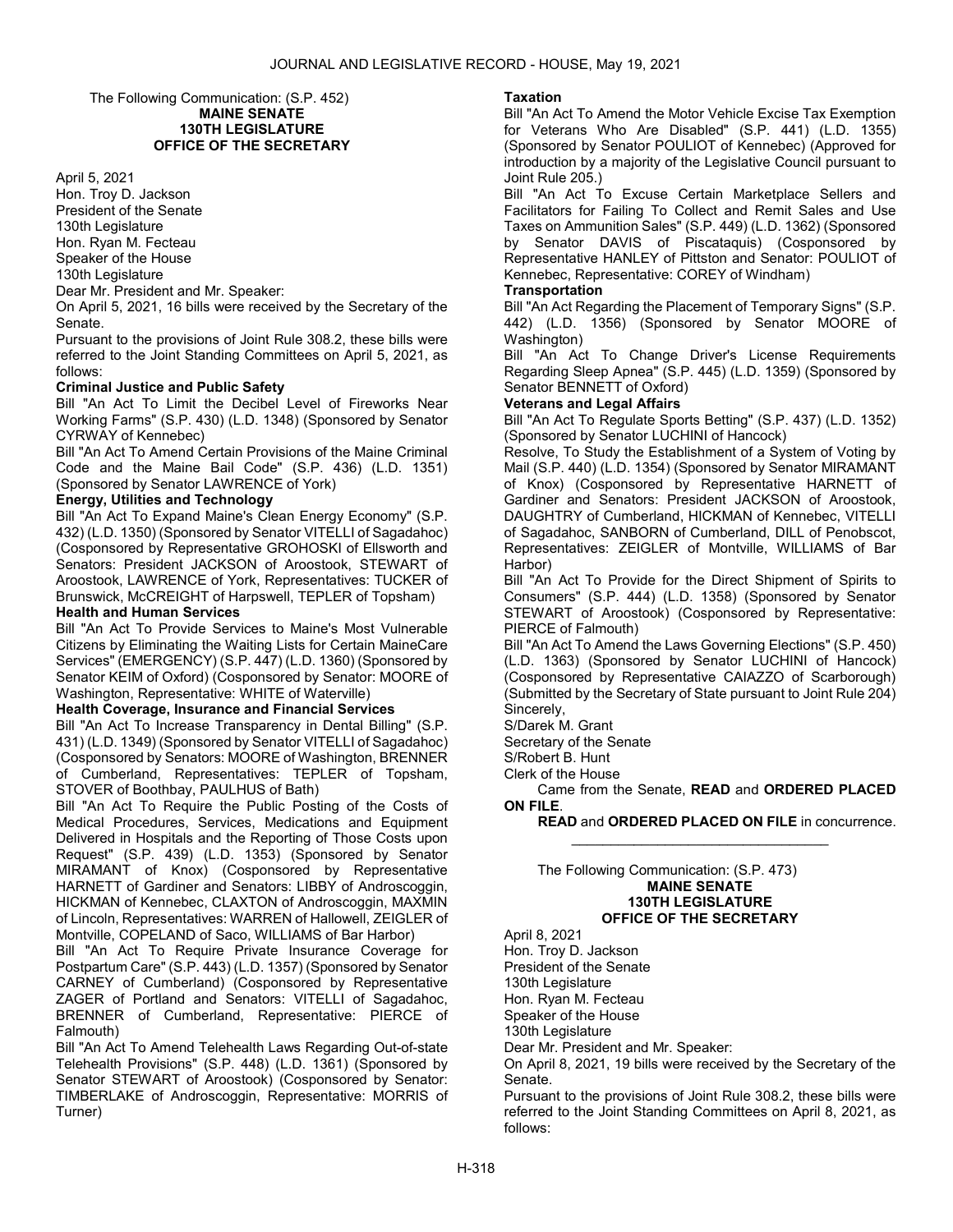The Following Communication: (S.P. 452)

**MAINE SENATE**
**130TH LEGISLATURE**
**OFFICE OF THE SECRETARY**

April 5, 2021
Hon. Troy D. Jackson
President of the Senate
130th Legislature
Hon. Ryan M. Fecteau
Speaker of the House
130th Legislature

Dear Mr. President and Mr. Speaker:

On April 5, 2021, 16 bills were received by the Secretary of the Senate.

Pursuant to the provisions of Joint Rule 308.2, these bills were referred to the Joint Standing Committees on April 5, 2021, as follows:

**Criminal Justice and Public Safety**

Bill "An Act To Limit the Decibel Level of Fireworks Near Working Farms" (S.P. 430) (L.D. 1348) (Sponsored by Senator CYRWAY of Kennebec)

Bill "An Act To Amend Certain Provisions of the Maine Criminal Code and the Maine Bail Code" (S.P. 436) (L.D. 1351) (Sponsored by Senator LAWRENCE of York)

**Energy, Utilities and Technology**

Bill "An Act To Expand Maine's Clean Energy Economy" (S.P. 432) (L.D. 1350) (Sponsored by Senator VITELLI of Sagadahoc) (Cosponsored by Representative GROHOSKI of Ellsworth and Senators: President JACKSON of Aroostook, STEWART of Aroostook, LAWRENCE of York, Representatives: TUCKER of Brunswick, McCREIGHT of Harpswell, TEPLER of Topsham)

**Health and Human Services**

Bill "An Act To Provide Services to Maine's Most Vulnerable Citizens by Eliminating the Waiting Lists for Certain MaineCare Services" (EMERGENCY) (S.P. 447) (L.D. 1360) (Sponsored by Senator KEIM of Oxford) (Cosponsored by Senator: MOORE of Washington, Representative: WHITE of Waterville)

**Health Coverage, Insurance and Financial Services**

Bill "An Act To Increase Transparency in Dental Billing" (S.P. 431) (L.D. 1349) (Sponsored by Senator VITELLI of Sagadahoc) (Cosponsored by Senators: MOORE of Washington, BRENNER of Cumberland, Representatives: TEPLER of Topsham, STOVER of Boothbay, PAULHUS of Bath)

Bill "An Act To Require the Public Posting of the Costs of Medical Procedures, Services, Medications and Equipment Delivered in Hospitals and the Reporting of Those Costs upon Request" (S.P. 439) (L.D. 1353) (Sponsored by Senator MIRAMANT of Knox) (Cosponsored by Representative HARNETT of Gardiner and Senators: LIBBY of Androscoggin, HICKMAN of Kennebec, CLAXTON of Androscoggin, MAXMIN of Lincoln, Representatives: WARREN of Hallowell, ZEIGLER of Montville, COPELAND of Saco, WILLIAMS of Bar Harbor)

Bill "An Act To Require Private Insurance Coverage for Postpartum Care" (S.P. 443) (L.D. 1357) (Sponsored by Senator CARNEY of Cumberland) (Cosponsored by Representative ZAGER of Portland and Senators: VITELLI of Sagadahoc, BRENNER of Cumberland, Representative: PIERCE of Falmouth)

Bill "An Act To Amend Telehealth Laws Regarding Out-of-state Telehealth Provisions" (S.P. 448) (L.D. 1361) (Sponsored by Senator STEWART of Aroostook) (Cosponsored by Senator: TIMBERLAKE of Androscoggin, Representative: MORRIS of Turner)

**Taxation**

Bill "An Act To Amend the Motor Vehicle Excise Tax Exemption for Veterans Who Are Disabled" (S.P. 441) (L.D. 1355) (Sponsored by Senator POULIOT of Kennebec) (Approved for introduction by a majority of the Legislative Council pursuant to Joint Rule 205.)

Bill "An Act To Excuse Certain Marketplace Sellers and Facilitators for Failing To Collect and Remit Sales and Use Taxes on Ammunition Sales" (S.P. 449) (L.D. 1362) (Sponsored by Senator DAVIS of Piscataquis) (Cosponsored by Representative HANLEY of Pittston and Senator: POULIOT of Kennebec, Representative: COREY of Windham)

**Transportation**

Bill "An Act Regarding the Placement of Temporary Signs" (S.P. 442) (L.D. 1356) (Sponsored by Senator MOORE of Washington)

Bill "An Act To Change Driver's License Requirements Regarding Sleep Apnea" (S.P. 445) (L.D. 1359) (Sponsored by Senator BENNETT of Oxford)

**Veterans and Legal Affairs**

Bill "An Act To Regulate Sports Betting" (S.P. 437) (L.D. 1352) (Sponsored by Senator LUCHINI of Hancock)

Resolve, To Study the Establishment of a System of Voting by Mail (S.P. 440) (L.D. 1354) (Sponsored by Senator MIRAMANT of Knox) (Cosponsored by Representative HARNETT of Gardiner and Senators: President JACKSON of Aroostook, DAUGHTRY of Cumberland, HICKMAN of Kennebec, VITELLI of Sagadahoc, SANBORN of Cumberland, DILL of Penobscot, Representatives: ZEIGLER of Montville, WILLIAMS of Bar Harbor)

Bill "An Act To Provide for the Direct Shipment of Spirits to Consumers" (S.P. 444) (L.D. 1358) (Sponsored by Senator STEWART of Aroostook) (Cosponsored by Representative: PIERCE of Falmouth)

Bill "An Act To Amend the Laws Governing Elections" (S.P. 450) (L.D. 1363) (Sponsored by Senator LUCHINI of Hancock) (Cosponsored by Representative CAIAZZO of Scarborough) (Submitted by the Secretary of State pursuant to Joint Rule 204)

Sincerely,
S/Darek M. Grant
Secretary of the Senate
S/Robert B. Hunt
Clerk of the House

Came from the Senate, **READ** and **ORDERED PLACED ON FILE**.

**READ** and **ORDERED PLACED ON FILE** in concurrence.

_________________________________

The Following Communication: (S.P. 473)

**MAINE SENATE**
**130TH LEGISLATURE**
**OFFICE OF THE SECRETARY**

April 8, 2021
Hon. Troy D. Jackson
President of the Senate
130th Legislature
Hon. Ryan M. Fecteau
Speaker of the House
130th Legislature

Dear Mr. President and Mr. Speaker:

On April 8, 2021, 19 bills were received by the Secretary of the Senate.

Pursuant to the provisions of Joint Rule 308.2, these bills were referred to the Joint Standing Committees on April 8, 2021, as follows: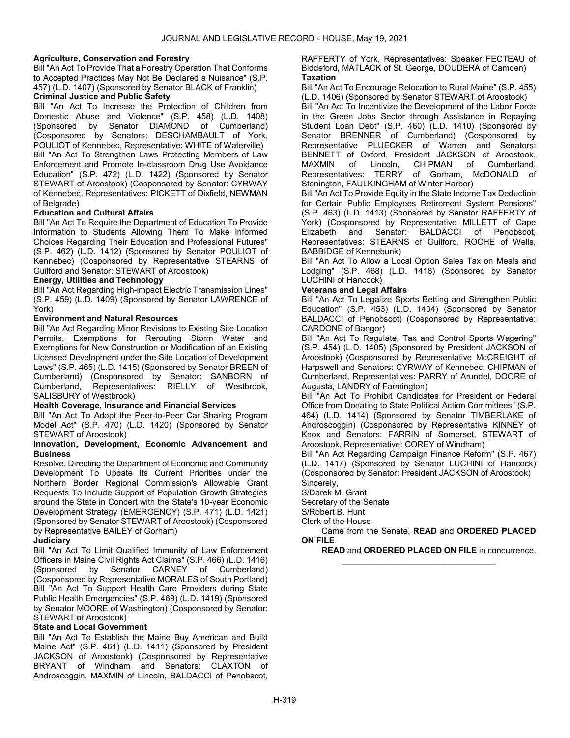**Agriculture, Conservation and Forestry**

Bill "An Act To Provide That a Forestry Operation That Conforms to Accepted Practices May Not Be Declared a Nuisance" (S.P. 457) (L.D. 1407) (Sponsored by Senator BLACK of Franklin)

**Criminal Justice and Public Safety**

Bill "An Act To Increase the Protection of Children from Domestic Abuse and Violence" (S.P. 458) (L.D. 1408) (Sponsored by Senator DIAMOND of Cumberland) (Cosponsored by Senators: DESCHAMBAULT of York, POULIOT of Kennebec, Representative: WHITE of Waterville)

Bill "An Act To Strengthen Laws Protecting Members of Law Enforcement and Promote In-classroom Drug Use Avoidance Education" (S.P. 472) (L.D. 1422) (Sponsored by Senator STEWART of Aroostook) (Cosponsored by Senator: CYRWAY of Kennebec, Representatives: PICKETT of Dixfield, NEWMAN of Belgrade)

**Education and Cultural Affairs**

Bill "An Act To Require the Department of Education To Provide Information to Students Allowing Them To Make Informed Choices Regarding Their Education and Professional Futures" (S.P. 462) (L.D. 1412) (Sponsored by Senator POULIOT of Kennebec) (Cosponsored by Representative STEARNS of Guilford and Senator: STEWART of Aroostook)

**Energy, Utilities and Technology**

Bill "An Act Regarding High-impact Electric Transmission Lines" (S.P. 459) (L.D. 1409) (Sponsored by Senator LAWRENCE of York)

**Environment and Natural Resources**

Bill "An Act Regarding Minor Revisions to Existing Site Location Permits, Exemptions for Rerouting Storm Water and Exemptions for New Construction or Modification of an Existing Licensed Development under the Site Location of Development Laws" (S.P. 465) (L.D. 1415) (Sponsored by Senator BREEN of Cumberland) (Cosponsored by Senator: SANBORN of Cumberland, Representatives: RIELLY of Westbrook, SALISBURY of Westbrook)

**Health Coverage, Insurance and Financial Services**

Bill "An Act To Adopt the Peer-to-Peer Car Sharing Program Model Act" (S.P. 470) (L.D. 1420) (Sponsored by Senator STEWART of Aroostook)

**Innovation, Development, Economic Advancement and Business**

Resolve, Directing the Department of Economic and Community Development To Update Its Current Priorities under the Northern Border Regional Commission's Allowable Grant Requests To Include Support of Population Growth Strategies around the State in Concert with the State's 10-year Economic Development Strategy (EMERGENCY) (S.P. 471) (L.D. 1421) (Sponsored by Senator STEWART of Aroostook) (Cosponsored by Representative BAILEY of Gorham)

**Judiciary**

Bill "An Act To Limit Qualified Immunity of Law Enforcement Officers in Maine Civil Rights Act Claims" (S.P. 466) (L.D. 1416) (Sponsored by Senator CARNEY of Cumberland) (Cosponsored by Representative MORALES of South Portland)

Bill "An Act To Support Health Care Providers during State Public Health Emergencies" (S.P. 469) (L.D. 1419) (Sponsored by Senator MOORE of Washington) (Cosponsored by Senator: STEWART of Aroostook)

**State and Local Government**

Bill "An Act To Establish the Maine Buy American and Build Maine Act" (S.P. 461) (L.D. 1411) (Sponsored by President JACKSON of Aroostook) (Cosponsored by Representative BRYANT of Windham and Senators: CLAXTON of Androscoggin, MAXMIN of Lincoln, BALDACCI of Penobscot, RAFFERTY of York, Representatives: Speaker FECTEAU of Biddeford, MATLACK of St. George, DOUDERA of Camden)

**Taxation**

Bill "An Act To Encourage Relocation to Rural Maine" (S.P. 455) (L.D. 1406) (Sponsored by Senator STEWART of Aroostook)

Bill "An Act To Incentivize the Development of the Labor Force in the Green Jobs Sector through Assistance in Repaying Student Loan Debt" (S.P. 460) (L.D. 1410) (Sponsored by Senator BRENNER of Cumberland) (Cosponsored by Representative PLUECKER of Warren and Senators: BENNETT of Oxford, President JACKSON of Aroostook, MAXMIN of Lincoln, CHIPMAN of Cumberland, Representatives: TERRY of Gorham, McDONALD of Stonington, FAULKINGHAM of Winter Harbor)

Bill "An Act To Provide Equity in the State Income Tax Deduction for Certain Public Employees Retirement System Pensions" (S.P. 463) (L.D. 1413) (Sponsored by Senator RAFFERTY of York) (Cosponsored by Representative MILLETT of Cape Elizabeth and Senator: BALDACCI of Penobscot, Representatives: STEARNS of Guilford, ROCHE of Wells, BABBIDGE of Kennebunk)

Bill "An Act To Allow a Local Option Sales Tax on Meals and Lodging" (S.P. 468) (L.D. 1418) (Sponsored by Senator LUCHINI of Hancock)

**Veterans and Legal Affairs**

Bill "An Act To Legalize Sports Betting and Strengthen Public Education" (S.P. 453) (L.D. 1404) (Sponsored by Senator BALDACCI of Penobscot) (Cosponsored by Representative: CARDONE of Bangor)

Bill "An Act To Regulate, Tax and Control Sports Wagering" (S.P. 454) (L.D. 1405) (Sponsored by President JACKSON of Aroostook) (Cosponsored by Representative McCREIGHT of Harpswell and Senators: CYRWAY of Kennebec, CHIPMAN of Cumberland, Representatives: PARRY of Arundel, DOORE of Augusta, LANDRY of Farmington)

Bill "An Act To Prohibit Candidates for President or Federal Office from Donating to State Political Action Committees" (S.P. 464) (L.D. 1414) (Sponsored by Senator TIMBERLAKE of Androscoggin) (Cosponsored by Representative KINNEY of Knox and Senators: FARRIN of Somerset, STEWART of Aroostook, Representative: COREY of Windham)

Bill "An Act Regarding Campaign Finance Reform" (S.P. 467) (L.D. 1417) (Sponsored by Senator LUCHINI of Hancock) (Cosponsored by Senator: President JACKSON of Aroostook)

Sincerely,

S/Darek M. Grant

Secretary of the Senate

S/Robert B. Hunt

Clerk of the House

Came from the Senate, **READ** and **ORDERED PLACED ON FILE**.

**READ** and **ORDERED PLACED ON FILE** in concurrence.

_________________________________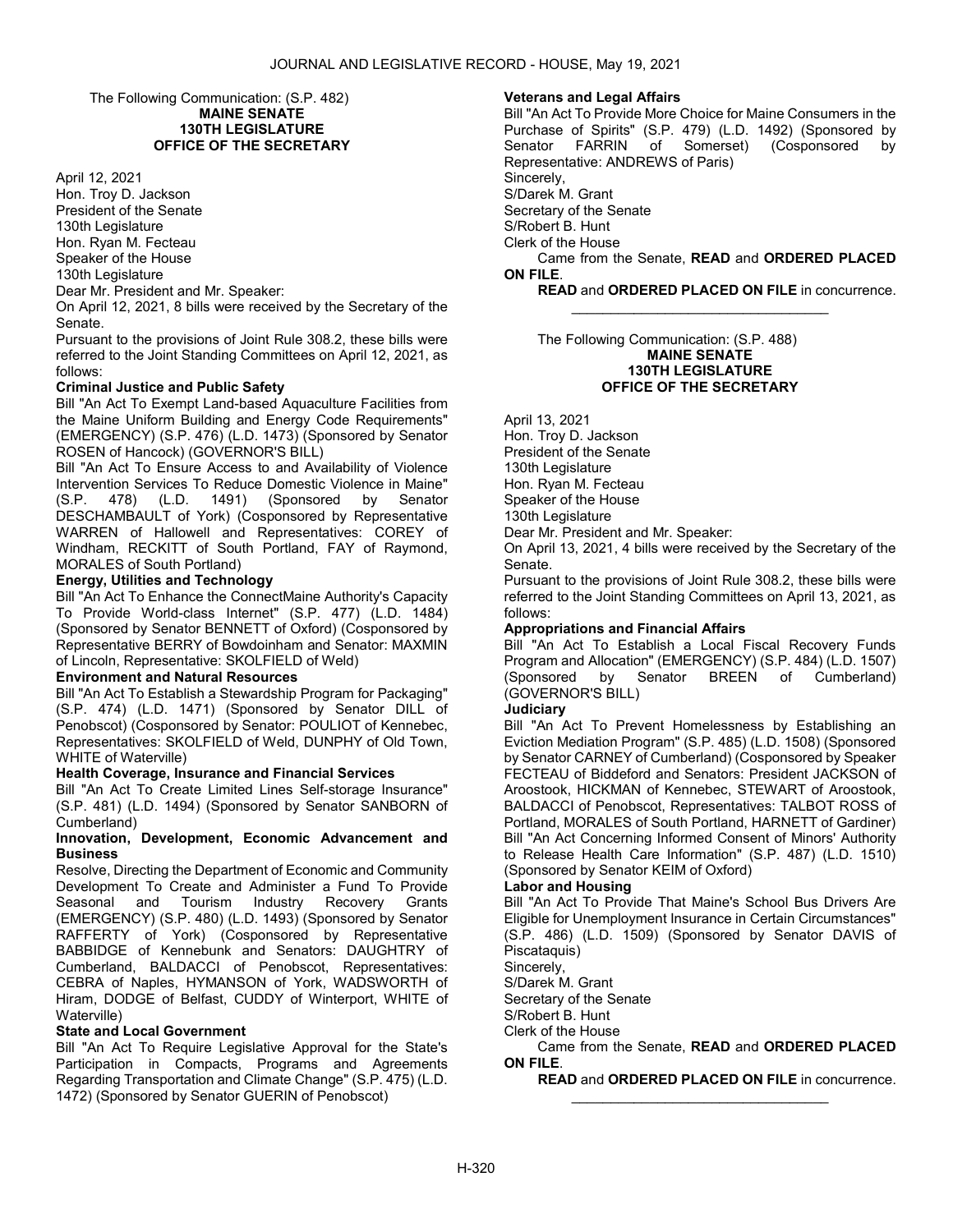The Following Communication: (S.P. 482)

**MAINE SENATE**
**130TH LEGISLATURE**
**OFFICE OF THE SECRETARY**

April 12, 2021
Hon. Troy D. Jackson
President of the Senate
130th Legislature
Hon. Ryan M. Fecteau
Speaker of the House
130th Legislature

Dear Mr. President and Mr. Speaker:

On April 12, 2021, 8 bills were received by the Secretary of the Senate.

Pursuant to the provisions of Joint Rule 308.2, these bills were referred to the Joint Standing Committees on April 12, 2021, as follows:

**Criminal Justice and Public Safety**

Bill "An Act To Exempt Land-based Aquaculture Facilities from the Maine Uniform Building and Energy Code Requirements" (EMERGENCY) (S.P. 476) (L.D. 1473) (Sponsored by Senator ROSEN of Hancock) (GOVERNOR'S BILL)

Bill "An Act To Ensure Access to and Availability of Violence Intervention Services To Reduce Domestic Violence in Maine" (S.P. 478) (L.D. 1491) (Sponsored by Senator DESCHAMBAULT of York) (Cosponsored by Representative WARREN of Hallowell and Representatives: COREY of Windham, RECKITT of South Portland, FAY of Raymond, MORALES of South Portland)

**Energy, Utilities and Technology**

Bill "An Act To Enhance the ConnectMaine Authority's Capacity To Provide World-class Internet" (S.P. 477) (L.D. 1484) (Sponsored by Senator BENNETT of Oxford) (Cosponsored by Representative BERRY of Bowdoinham and Senator: MAXMIN of Lincoln, Representative: SKOLFIELD of Weld)

**Environment and Natural Resources**

Bill "An Act To Establish a Stewardship Program for Packaging" (S.P. 474) (L.D. 1471) (Sponsored by Senator DILL of Penobscot) (Cosponsored by Senator: POULIOT of Kennebec, Representatives: SKOLFIELD of Weld, DUNPHY of Old Town, WHITE of Waterville)

**Health Coverage, Insurance and Financial Services**

Bill "An Act To Create Limited Lines Self-storage Insurance" (S.P. 481) (L.D. 1494) (Sponsored by Senator SANBORN of Cumberland)

**Innovation, Development, Economic Advancement and Business**

Resolve, Directing the Department of Economic and Community Development To Create and Administer a Fund To Provide Seasonal and Tourism Industry Recovery Grants (EMERGENCY) (S.P. 480) (L.D. 1493) (Sponsored by Senator RAFFERTY of York) (Cosponsored by Representative BABBIDGE of Kennebunk and Senators: DAUGHTRY of Cumberland, BALDACCI of Penobscot, Representatives: CEBRA of Naples, HYMANSON of York, WADSWORTH of Hiram, DODGE of Belfast, CUDDY of Winterport, WHITE of Waterville)

**State and Local Government**

Bill "An Act To Require Legislative Approval for the State's Participation in Compacts, Programs and Agreements Regarding Transportation and Climate Change" (S.P. 475) (L.D. 1472) (Sponsored by Senator GUERIN of Penobscot)

**Veterans and Legal Affairs**

Bill "An Act To Provide More Choice for Maine Consumers in the Purchase of Spirits" (S.P. 479) (L.D. 1492) (Sponsored by Senator FARRIN of Somerset) (Cosponsored by Representative: ANDREWS of Paris)

Sincerely,
S/Darek M. Grant
Secretary of the Senate
S/Robert B. Hunt
Clerk of the House

Came from the Senate, **READ** and **ORDERED PLACED ON FILE**.

**READ** and **ORDERED PLACED ON FILE** in concurrence.

_________________________________

The Following Communication: (S.P. 488)

**MAINE SENATE**
**130TH LEGISLATURE**
**OFFICE OF THE SECRETARY**

April 13, 2021
Hon. Troy D. Jackson
President of the Senate
130th Legislature
Hon. Ryan M. Fecteau
Speaker of the House
130th Legislature

Dear Mr. President and Mr. Speaker:

On April 13, 2021, 4 bills were received by the Secretary of the Senate.

Pursuant to the provisions of Joint Rule 308.2, these bills were referred to the Joint Standing Committees on April 13, 2021, as follows:

**Appropriations and Financial Affairs**

Bill "An Act To Establish a Local Fiscal Recovery Funds Program and Allocation" (EMERGENCY) (S.P. 484) (L.D. 1507) (Sponsored by Senator BREEN of Cumberland) (GOVERNOR'S BILL)

**Judiciary**

Bill "An Act To Prevent Homelessness by Establishing an Eviction Mediation Program" (S.P. 485) (L.D. 1508) (Sponsored by Senator CARNEY of Cumberland) (Cosponsored by Speaker FECTEAU of Biddeford and Senators: President JACKSON of Aroostook, HICKMAN of Kennebec, STEWART of Aroostook, BALDACCI of Penobscot, Representatives: TALBOT ROSS of Portland, MORALES of South Portland, HARNETT of Gardiner)

Bill "An Act Concerning Informed Consent of Minors' Authority to Release Health Care Information" (S.P. 487) (L.D. 1510) (Sponsored by Senator KEIM of Oxford)

**Labor and Housing**

Bill "An Act To Provide That Maine's School Bus Drivers Are Eligible for Unemployment Insurance in Certain Circumstances" (S.P. 486) (L.D. 1509) (Sponsored by Senator DAVIS of Piscataquis)

Sincerely,
S/Darek M. Grant
Secretary of the Senate
S/Robert B. Hunt
Clerk of the House

Came from the Senate, **READ** and **ORDERED PLACED ON FILE**.

**READ** and **ORDERED PLACED ON FILE** in concurrence.

_________________________________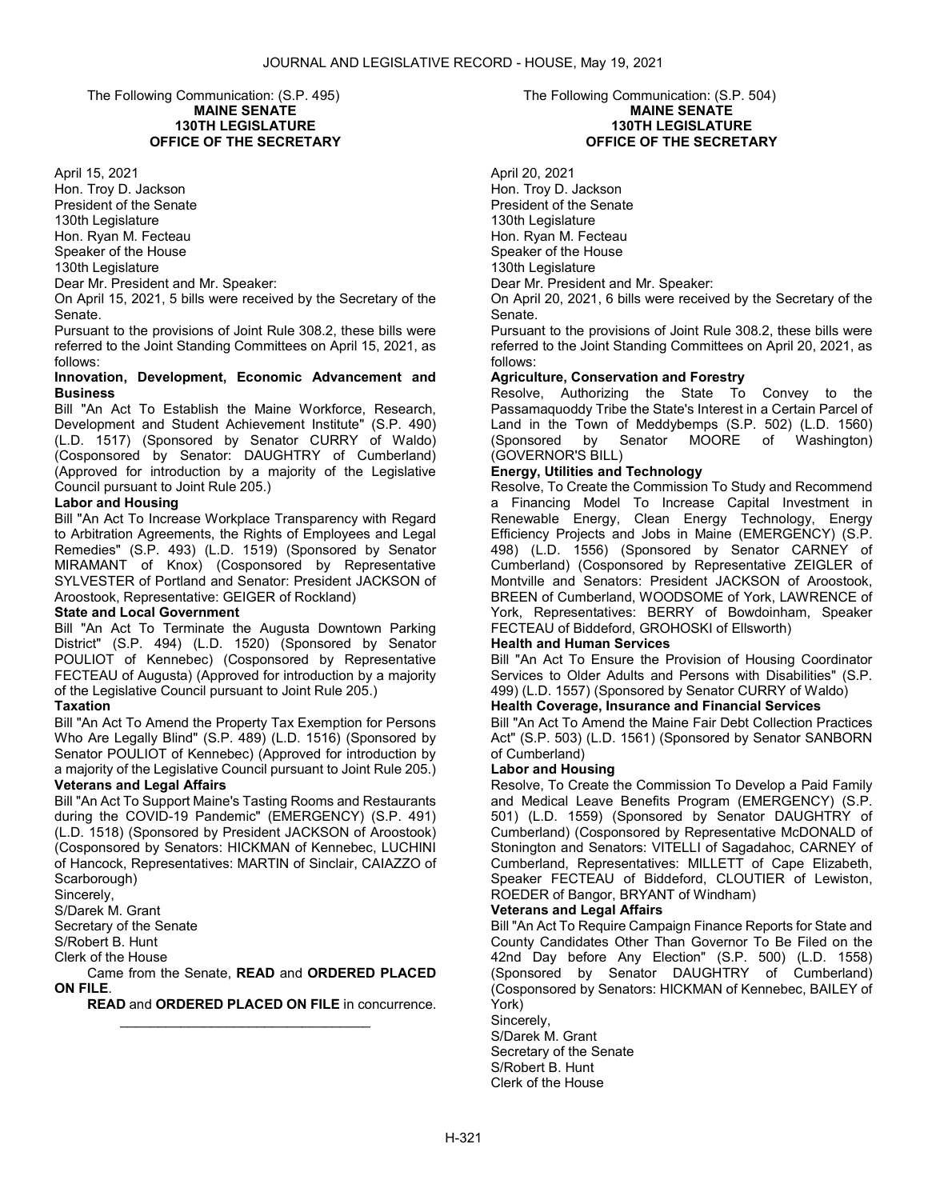The Following Communication: (S.P. 495)

**MAINE SENATE**
**130TH LEGISLATURE**
**OFFICE OF THE SECRETARY**

April 15, 2021
Hon. Troy D. Jackson
President of the Senate
130th Legislature
Hon. Ryan M. Fecteau
Speaker of the House
130th Legislature

Dear Mr. President and Mr. Speaker:

On April 15, 2021, 5 bills were received by the Secretary of the Senate.

Pursuant to the provisions of Joint Rule 308.2, these bills were referred to the Joint Standing Committees on April 15, 2021, as follows:

**Innovation, Development, Economic Advancement and Business**

Bill "An Act To Establish the Maine Workforce, Research, Development and Student Achievement Institute" (S.P. 490) (L.D. 1517) (Sponsored by Senator CURRY of Waldo) (Cosponsored by Senator: DAUGHTRY of Cumberland) (Approved for introduction by a majority of the Legislative Council pursuant to Joint Rule 205.)

**Labor and Housing**

Bill "An Act To Increase Workplace Transparency with Regard to Arbitration Agreements, the Rights of Employees and Legal Remedies" (S.P. 493) (L.D. 1519) (Sponsored by Senator MIRAMANT of Knox) (Cosponsored by Representative SYLVESTER of Portland and Senator: President JACKSON of Aroostook, Representative: GEIGER of Rockland)

**State and Local Government**

Bill "An Act To Terminate the Augusta Downtown Parking District" (S.P. 494) (L.D. 1520) (Sponsored by Senator POULIOT of Kennebec) (Cosponsored by Representative FECTEAU of Augusta) (Approved for introduction by a majority of the Legislative Council pursuant to Joint Rule 205.)

**Taxation**

Bill "An Act To Amend the Property Tax Exemption for Persons Who Are Legally Blind" (S.P. 489) (L.D. 1516) (Sponsored by Senator POULIOT of Kennebec) (Approved for introduction by a majority of the Legislative Council pursuant to Joint Rule 205.)

**Veterans and Legal Affairs**

Bill "An Act To Support Maine's Tasting Rooms and Restaurants during the COVID-19 Pandemic" (EMERGENCY) (S.P. 491) (L.D. 1518) (Sponsored by President JACKSON of Aroostook) (Cosponsored by Senators: HICKMAN of Kennebec, LUCHINI of Hancock, Representatives: MARTIN of Sinclair, CAIAZZO of Scarborough)

Sincerely,
S/Darek M. Grant
Secretary of the Senate
S/Robert B. Hunt
Clerk of the House

Came from the Senate, **READ** and **ORDERED PLACED ON FILE**.

**READ** and **ORDERED PLACED ON FILE** in concurrence.

_________________________________

The Following Communication: (S.P. 504)

**MAINE SENATE**
**130TH LEGISLATURE**
**OFFICE OF THE SECRETARY**

April 20, 2021
Hon. Troy D. Jackson
President of the Senate
130th Legislature
Hon. Ryan M. Fecteau
Speaker of the House
130th Legislature

Dear Mr. President and Mr. Speaker:

On April 20, 2021, 6 bills were received by the Secretary of the Senate.

Pursuant to the provisions of Joint Rule 308.2, these bills were referred to the Joint Standing Committees on April 20, 2021, as follows:

**Agriculture, Conservation and Forestry**

Resolve, Authorizing the State To Convey to the Passamaquoddy Tribe the State's Interest in a Certain Parcel of Land in the Town of Meddybemps (S.P. 502) (L.D. 1560) (Sponsored by Senator MOORE of Washington) (GOVERNOR'S BILL)

**Energy, Utilities and Technology**

Resolve, To Create the Commission To Study and Recommend a Financing Model To Increase Capital Investment in Renewable Energy, Clean Energy Technology, Energy Efficiency Projects and Jobs in Maine (EMERGENCY) (S.P. 498) (L.D. 1556) (Sponsored by Senator CARNEY of Cumberland) (Cosponsored by Representative ZEIGLER of Montville and Senators: President JACKSON of Aroostook, BREEN of Cumberland, WOODSOME of York, LAWRENCE of York, Representatives: BERRY of Bowdoinham, Speaker FECTEAU of Biddeford, GROHOSKI of Ellsworth)

**Health and Human Services**

Bill "An Act To Ensure the Provision of Housing Coordinator Services to Older Adults and Persons with Disabilities" (S.P. 499) (L.D. 1557) (Sponsored by Senator CURRY of Waldo)

**Health Coverage, Insurance and Financial Services**

Bill "An Act To Amend the Maine Fair Debt Collection Practices Act" (S.P. 503) (L.D. 1561) (Sponsored by Senator SANBORN of Cumberland)

**Labor and Housing**

Resolve, To Create the Commission To Develop a Paid Family and Medical Leave Benefits Program (EMERGENCY) (S.P. 501) (L.D. 1559) (Sponsored by Senator DAUGHTRY of Cumberland) (Cosponsored by Representative McDONALD of Stonington and Senators: VITELLI of Sagadahoc, CARNEY of Cumberland, Representatives: MILLETT of Cape Elizabeth, Speaker FECTEAU of Biddeford, CLOUTIER of Lewiston, ROEDER of Bangor, BRYANT of Windham)

**Veterans and Legal Affairs**

Bill "An Act To Require Campaign Finance Reports for State and County Candidates Other Than Governor To Be Filed on the 42nd Day before Any Election" (S.P. 500) (L.D. 1558) (Sponsored by Senator DAUGHTRY of Cumberland) (Cosponsored by Senators: HICKMAN of Kennebec, BAILEY of York)

Sincerely,
S/Darek M. Grant
Secretary of the Senate
S/Robert B. Hunt
Clerk of the House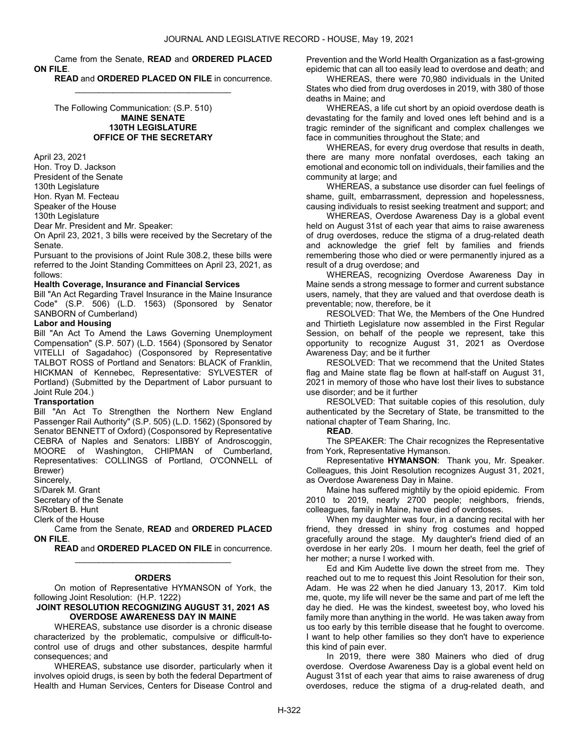Came from the Senate, **READ** and **ORDERED PLACED ON FILE**.

**READ** and **ORDERED PLACED ON FILE** in concurrence.

________________________________

The Following Communication: (S.P. 510)

**MAINE SENATE**
**130TH LEGISLATURE**
**OFFICE OF THE SECRETARY**

April 23, 2021
Hon. Troy D. Jackson
President of the Senate
130th Legislature
Hon. Ryan M. Fecteau
Speaker of the House
130th Legislature
Dear Mr. President and Mr. Speaker:

On April 23, 2021, 3 bills were received by the Secretary of the Senate.

Pursuant to the provisions of Joint Rule 308.2, these bills were referred to the Joint Standing Committees on April 23, 2021, as follows:

**Health Coverage, Insurance and Financial Services**

Bill "An Act Regarding Travel Insurance in the Maine Insurance Code" (S.P. 506) (L.D. 1563) (Sponsored by Senator SANBORN of Cumberland)

**Labor and Housing**

Bill "An Act To Amend the Laws Governing Unemployment Compensation" (S.P. 507) (L.D. 1564) (Sponsored by Senator VITELLI of Sagadahoc) (Cosponsored by Representative TALBOT ROSS of Portland and Senators: BLACK of Franklin, HICKMAN of Kennebec, Representative: SYLVESTER of Portland) (Submitted by the Department of Labor pursuant to Joint Rule 204.)

**Transportation**

Bill "An Act To Strengthen the Northern New England Passenger Rail Authority" (S.P. 505) (L.D. 1562) (Sponsored by Senator BENNETT of Oxford) (Cosponsored by Representative CEBRA of Naples and Senators: LIBBY of Androscoggin, MOORE of Washington, CHIPMAN of Cumberland, Representatives: COLLINGS of Portland, O'CONNELL of Brewer)

Sincerely,
S/Darek M. Grant
Secretary of the Senate
S/Robert B. Hunt
Clerk of the House

Came from the Senate, **READ** and **ORDERED PLACED ON FILE**.

**READ** and **ORDERED PLACED ON FILE** in concurrence.

________________________________

**ORDERS**

On motion of Representative HYMANSON of York, the following Joint Resolution: (H.P. 1222)

**JOINT RESOLUTION RECOGNIZING AUGUST 31, 2021 AS OVERDOSE AWARENESS DAY IN MAINE**

WHEREAS, substance use disorder is a chronic disease characterized by the problematic, compulsive or difficult-to-control use of drugs and other substances, despite harmful consequences; and

WHEREAS, substance use disorder, particularly when it involves opioid drugs, is seen by both the federal Department of Health and Human Services, Centers for Disease Control and Prevention and the World Health Organization as a fast-growing epidemic that can all too easily lead to overdose and death; and

WHEREAS, there were 70,980 individuals in the United States who died from drug overdoses in 2019, with 380 of those deaths in Maine; and

WHEREAS, a life cut short by an opioid overdose death is devastating for the family and loved ones left behind and is a tragic reminder of the significant and complex challenges we face in communities throughout the State; and

WHEREAS, for every drug overdose that results in death, there are many more nonfatal overdoses, each taking an emotional and economic toll on individuals, their families and the community at large; and

WHEREAS, a substance use disorder can fuel feelings of shame, guilt, embarrassment, depression and hopelessness, causing individuals to resist seeking treatment and support; and

WHEREAS, Overdose Awareness Day is a global event held on August 31st of each year that aims to raise awareness of drug overdoses, reduce the stigma of a drug-related death and acknowledge the grief felt by families and friends remembering those who died or were permanently injured as a result of a drug overdose; and

WHEREAS, recognizing Overdose Awareness Day in Maine sends a strong message to former and current substance users, namely, that they are valued and that overdose death is preventable; now, therefore, be it

RESOLVED: That We, the Members of the One Hundred and Thirtieth Legislature now assembled in the First Regular Session, on behalf of the people we represent, take this opportunity to recognize August 31, 2021 as Overdose Awareness Day; and be it further

RESOLVED: That we recommend that the United States flag and Maine state flag be flown at half-staff on August 31, 2021 in memory of those who have lost their lives to substance use disorder; and be it further

RESOLVED: That suitable copies of this resolution, duly authenticated by the Secretary of State, be transmitted to the national chapter of Team Sharing, Inc.

**READ**.

The SPEAKER: The Chair recognizes the Representative from York, Representative Hymanson.

Representative **HYMANSON**: Thank you, Mr. Speaker. Colleagues, this Joint Resolution recognizes August 31, 2021, as Overdose Awareness Day in Maine.

Maine has suffered mightily by the opioid epidemic. From 2010 to 2019, nearly 2700 people; neighbors, friends, colleagues, family in Maine, have died of overdoses.

When my daughter was four, in a dancing recital with her friend, they dressed in shiny frog costumes and hopped gracefully around the stage. My daughter's friend died of an overdose in her early 20s. I mourn her death, feel the grief of her mother; a nurse I worked with.

Ed and Kim Audette live down the street from me. They reached out to me to request this Joint Resolution for their son, Adam. He was 22 when he died January 13, 2017. Kim told me, quote, my life will never be the same and part of me left the day he died. He was the kindest, sweetest boy, who loved his family more than anything in the world. He was taken away from us too early by this terrible disease that he fought to overcome. I want to help other families so they don't have to experience this kind of pain ever.

In 2019, there were 380 Mainers who died of drug overdose. Overdose Awareness Day is a global event held on August 31st of each year that aims to raise awareness of drug overdoses, reduce the stigma of a drug-related death, and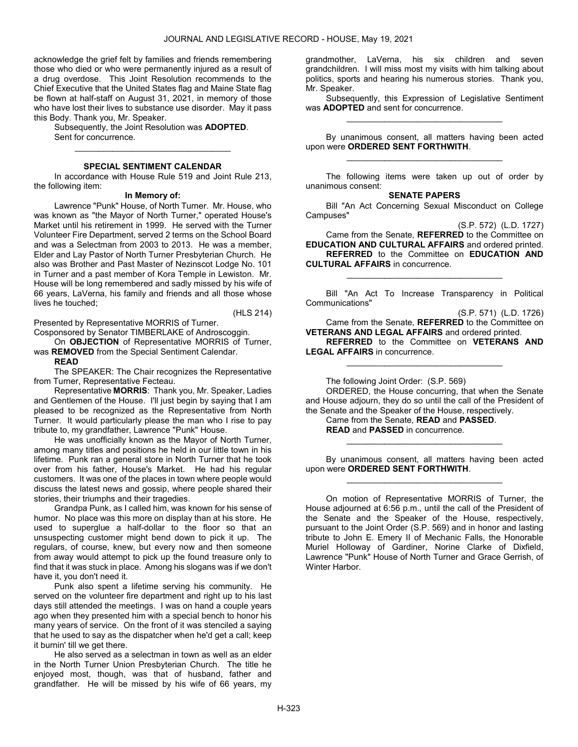acknowledge the grief felt by families and friends remembering those who died or who were permanently injured as a result of a drug overdose. This Joint Resolution recommends to the Chief Executive that the United States flag and Maine State flag be flown at half-staff on August 31, 2021, in memory of those who have lost their lives to substance use disorder. May it pass this Body. Thank you, Mr. Speaker.

Subsequently, the Joint Resolution was **ADOPTED**.

Sent for concurrence.

---

**SPECIAL SENTIMENT CALENDAR**

In accordance with House Rule 519 and Joint Rule 213, the following item:

**In Memory of:**

Lawrence "Punk" House, of North Turner. Mr. House, who was known as "the Mayor of North Turner," operated House's Market until his retirement in 1999. He served with the Turner Volunteer Fire Department, served 2 terms on the School Board and was a Selectman from 2003 to 2013. He was a member, Elder and Lay Pastor of North Turner Presbyterian Church. He also was Brother and Past Master of Nezinscot Lodge No. 101 in Turner and a past member of Kora Temple in Lewiston. Mr. House will be long remembered and sadly missed by his wife of 66 years, LaVerna, his family and friends and all those whose lives he touched;

(HLS 214)

Presented by Representative MORRIS of Turner.

Cosponsored by Senator TIMBERLAKE of Androscoggin.

On **OBJECTION** of Representative MORRIS of Turner, was **REMOVED** from the Special Sentiment Calendar.

**READ**

The SPEAKER: The Chair recognizes the Representative from Turner, Representative Fecteau.

Representative **MORRIS**: Thank you, Mr. Speaker, Ladies and Gentlemen of the House. I'll just begin by saying that I am pleased to be recognized as the Representative from North Turner. It would particularly please the man who I rise to pay tribute to, my grandfather, Lawrence "Punk" House.

He was unofficially known as the Mayor of North Turner, among many titles and positions he held in our little town in his lifetime. Punk ran a general store in North Turner that he took over from his father, House's Market. He had his regular customers. It was one of the places in town where people would discuss the latest news and gossip, where people shared their stories, their triumphs and their tragedies.

Grandpa Punk, as I called him, was known for his sense of humor. No place was this more on display than at his store. He used to superglue a half-dollar to the floor so that an unsuspecting customer might bend down to pick it up. The regulars, of course, knew, but every now and then someone from away would attempt to pick up the found treasure only to find that it was stuck in place. Among his slogans was if we don't have it, you don't need it.

Punk also spent a lifetime serving his community. He served on the volunteer fire department and right up to his last days still attended the meetings. I was on hand a couple years ago when they presented him with a special bench to honor his many years of service. On the front of it was stenciled a saying that he used to say as the dispatcher when he'd get a call; keep it burnin' till we get there.

He also served as a selectman in town as well as an elder in the North Turner Union Presbyterian Church. The title he enjoyed most, though, was that of husband, father and grandfather. He will be missed by his wife of 66 years, my grandmother, LaVerna, his six children and seven grandchildren. I will miss most my visits with him talking about politics, sports and hearing his numerous stories. Thank you, Mr. Speaker.

Subsequently, this Expression of Legislative Sentiment was **ADOPTED** and sent for concurrence.

---

By unanimous consent, all matters having been acted upon were **ORDERED SENT FORTHWITH**.

---

The following items were taken up out of order by unanimous consent:

**SENATE PAPERS**

Bill "An Act Concerning Sexual Misconduct on College Campuses"

(S.P. 572) (L.D. 1727)

Came from the Senate, **REFERRED** to the Committee on **EDUCATION AND CULTURAL AFFAIRS** and ordered printed.

**REFERRED** to the Committee on **EDUCATION AND CULTURAL AFFAIRS** in concurrence.

---

Bill "An Act To Increase Transparency in Political Communications"

(S.P. 571) (L.D. 1726)

Came from the Senate, **REFERRED** to the Committee on **VETERANS AND LEGAL AFFAIRS** and ordered printed.

**REFERRED** to the Committee on **VETERANS AND LEGAL AFFAIRS** in concurrence.

---

The following Joint Order: (S.P. 569)

ORDERED, the House concurring, that when the Senate and House adjourn, they do so until the call of the President of the Senate and the Speaker of the House, respectively.

Came from the Senate, **READ** and **PASSED**.

**READ** and **PASSED** in concurrence.

---

By unanimous consent, all matters having been acted upon were **ORDERED SENT FORTHWITH**.

---

On motion of Representative MORRIS of Turner, the House adjourned at 6:56 p.m., until the call of the President of the Senate and the Speaker of the House, respectively, pursuant to the Joint Order (S.P. 569) and in honor and lasting tribute to John E. Emery II of Mechanic Falls, the Honorable Muriel Holloway of Gardiner, Norine Clarke of Dixfield, Lawrence "Punk" House of North Turner and Grace Gerrish, of Winter Harbor.